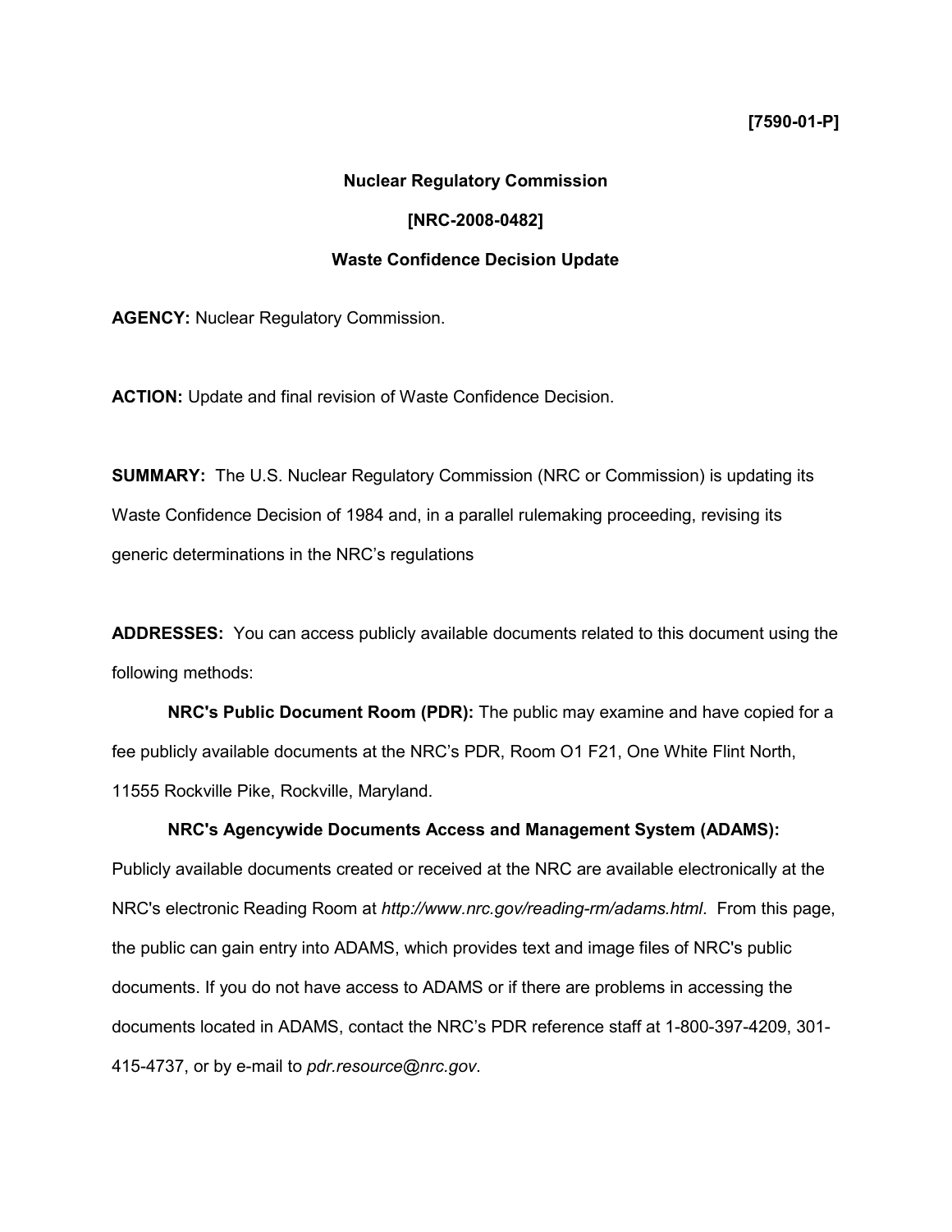**[7590-01-P]**

**Nuclear Regulatory Commission**

**[NRC-2008-0482]**

**Waste Confidence Decision Update**

**AGENCY:** Nuclear Regulatory Commission.

**ACTION:** Update and final revision of Waste Confidence Decision.

**SUMMARY:** The U.S. Nuclear Regulatory Commission (NRC or Commission) is updating its Waste Confidence Decision of 1984 and, in a parallel rulemaking proceeding, revising its generic determinations in the NRC's regulations

**ADDRESSES:** You can access publicly available documents related to this document using the following methods:

**NRC's Public Document Room (PDR):** The public may examine and have copied for a fee publicly available documents at the NRC's PDR, Room O1 F21, One White Flint North, 11555 Rockville Pike, Rockville, Maryland.

**NRC's Agencywide Documents Access and Management System (ADAMS):** Publicly available documents created or received at the NRC are available electronically at the NRC's electronic Reading Room at *http://www.nrc.gov/reading-rm/adams.html*. From this page, the public can gain entry into ADAMS, which provides text and image files of NRC's public documents. If you do not have access to ADAMS or if there are problems in accessing the documents located in ADAMS, contact the NRC's PDR reference staff at 1-800-397-4209, 301-415-4737, or by e-mail to *pdr.resource@nrc.gov*.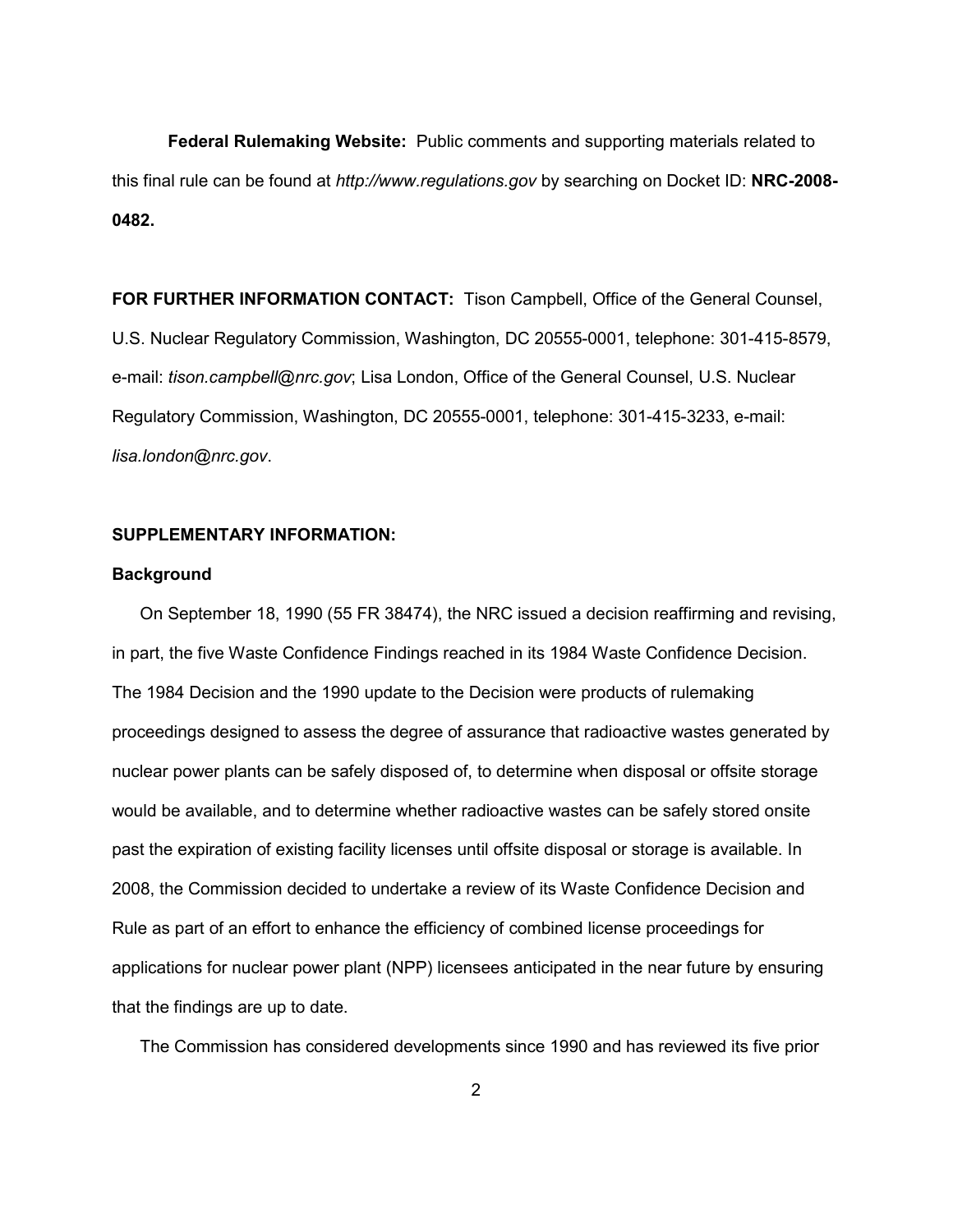**Federal Rulemaking Website:** Public comments and supporting materials related to this final rule can be found at *http://www.regulations.gov* by searching on Docket ID: **NRC-2008-0482.**

**FOR FURTHER INFORMATION CONTACT:** Tison Campbell, Office of the General Counsel, U.S. Nuclear Regulatory Commission, Washington, DC 20555-0001, telephone: 301-415-8579, e-mail: *tison.campbell@nrc.gov*; Lisa London, Office of the General Counsel, U.S. Nuclear Regulatory Commission, Washington, DC 20555-0001, telephone: 301-415-3233, e-mail: *lisa.london@nrc.gov*.

**SUPPLEMENTARY INFORMATION:**

**Background**

On September 18, 1990 (55 FR 38474), the NRC issued a decision reaffirming and revising, in part, the five Waste Confidence Findings reached in its 1984 Waste Confidence Decision. The 1984 Decision and the 1990 update to the Decision were products of rulemaking proceedings designed to assess the degree of assurance that radioactive wastes generated by nuclear power plants can be safely disposed of, to determine when disposal or offsite storage would be available, and to determine whether radioactive wastes can be safely stored onsite past the expiration of existing facility licenses until offsite disposal or storage is available. In 2008, the Commission decided to undertake a review of its Waste Confidence Decision and Rule as part of an effort to enhance the efficiency of combined license proceedings for applications for nuclear power plant (NPP) licensees anticipated in the near future by ensuring that the findings are up to date.

The Commission has considered developments since 1990 and has reviewed its five prior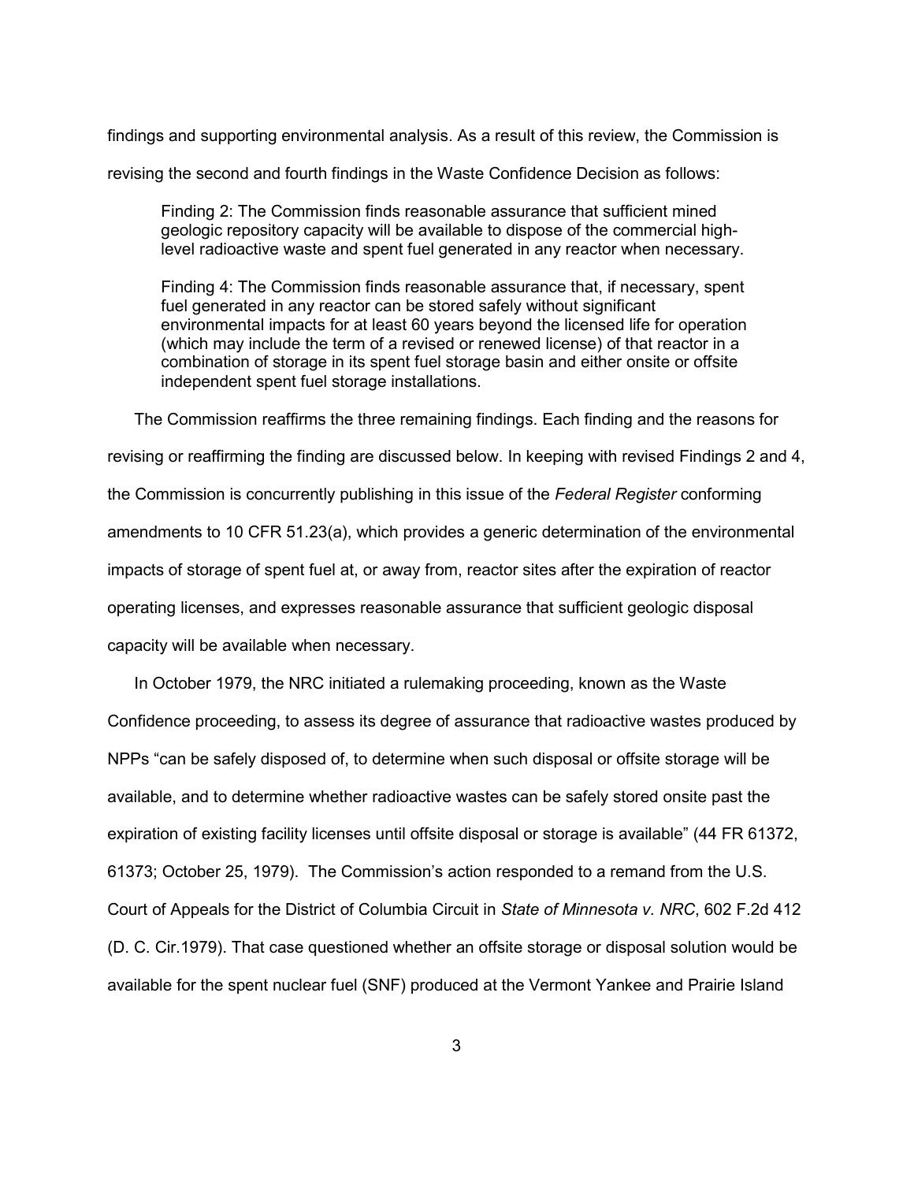findings and supporting environmental analysis. As a result of this review, the Commission is revising the second and fourth findings in the Waste Confidence Decision as follows:

> Finding 2: The Commission finds reasonable assurance that sufficient mined geologic repository capacity will be available to dispose of the commercial high-level radioactive waste and spent fuel generated in any reactor when necessary.
>
> Finding 4: The Commission finds reasonable assurance that, if necessary, spent fuel generated in any reactor can be stored safely without significant environmental impacts for at least 60 years beyond the licensed life for operation (which may include the term of a revised or renewed license) of that reactor in a combination of storage in its spent fuel storage basin and either onsite or offsite independent spent fuel storage installations.

The Commission reaffirms the three remaining findings. Each finding and the reasons for revising or reaffirming the finding are discussed below. In keeping with revised Findings 2 and 4, the Commission is concurrently publishing in this issue of the *Federal Register* conforming amendments to 10 CFR 51.23(a), which provides a generic determination of the environmental impacts of storage of spent fuel at, or away from, reactor sites after the expiration of reactor operating licenses, and expresses reasonable assurance that sufficient geologic disposal capacity will be available when necessary.

In October 1979, the NRC initiated a rulemaking proceeding, known as the Waste Confidence proceeding, to assess its degree of assurance that radioactive wastes produced by NPPs "can be safely disposed of, to determine when such disposal or offsite storage will be available, and to determine whether radioactive wastes can be safely stored onsite past the expiration of existing facility licenses until offsite disposal or storage is available" (44 FR 61372, 61373; October 25, 1979). The Commission's action responded to a remand from the U.S. Court of Appeals for the District of Columbia Circuit in *State of Minnesota v. NRC*, 602 F.2d 412 (D. C. Cir.1979). That case questioned whether an offsite storage or disposal solution would be available for the spent nuclear fuel (SNF) produced at the Vermont Yankee and Prairie Island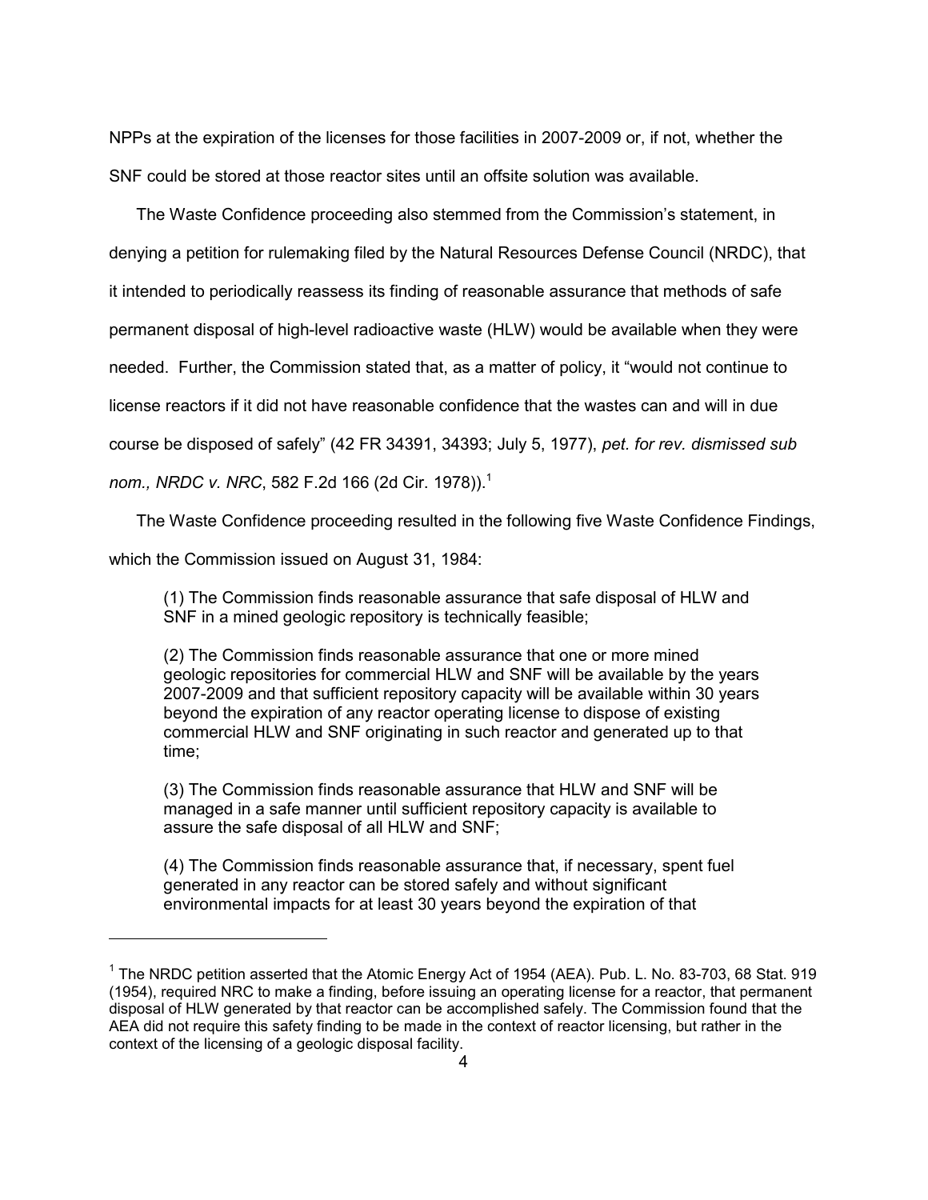NPPs at the expiration of the licenses for those facilities in 2007-2009 or, if not, whether the SNF could be stored at those reactor sites until an offsite solution was available.

The Waste Confidence proceeding also stemmed from the Commission's statement, in denying a petition for rulemaking filed by the Natural Resources Defense Council (NRDC), that it intended to periodically reassess its finding of reasonable assurance that methods of safe permanent disposal of high-level radioactive waste (HLW) would be available when they were needed. Further, the Commission stated that, as a matter of policy, it "would not continue to license reactors if it did not have reasonable confidence that the wastes can and will in due course be disposed of safely" (42 FR 34391, 34393; July 5, 1977), *pet. for rev. dismissed sub nom., NRDC v. NRC*, 582 F.2d 166 (2d Cir. 1978)).[1]

The Waste Confidence proceeding resulted in the following five Waste Confidence Findings, which the Commission issued on August 31, 1984:

> (1) The Commission finds reasonable assurance that safe disposal of HLW and SNF in a mined geologic repository is technically feasible;
>
> (2) The Commission finds reasonable assurance that one or more mined geologic repositories for commercial HLW and SNF will be available by the years 2007-2009 and that sufficient repository capacity will be available within 30 years beyond the expiration of any reactor operating license to dispose of existing commercial HLW and SNF originating in such reactor and generated up to that time;
>
> (3) The Commission finds reasonable assurance that HLW and SNF will be managed in a safe manner until sufficient repository capacity is available to assure the safe disposal of all HLW and SNF;
>
> (4) The Commission finds reasonable assurance that, if necessary, spent fuel generated in any reactor can be stored safely and without significant environmental impacts for at least 30 years beyond the expiration of that

---

[1] The NRDC petition asserted that the Atomic Energy Act of 1954 (AEA). Pub. L. No. 83-703, 68 Stat. 919 (1954), required NRC to make a finding, before issuing an operating license for a reactor, that permanent disposal of HLW generated by that reactor can be accomplished safely. The Commission found that the AEA did not require this safety finding to be made in the context of reactor licensing, but rather in the context of the licensing of a geologic disposal facility.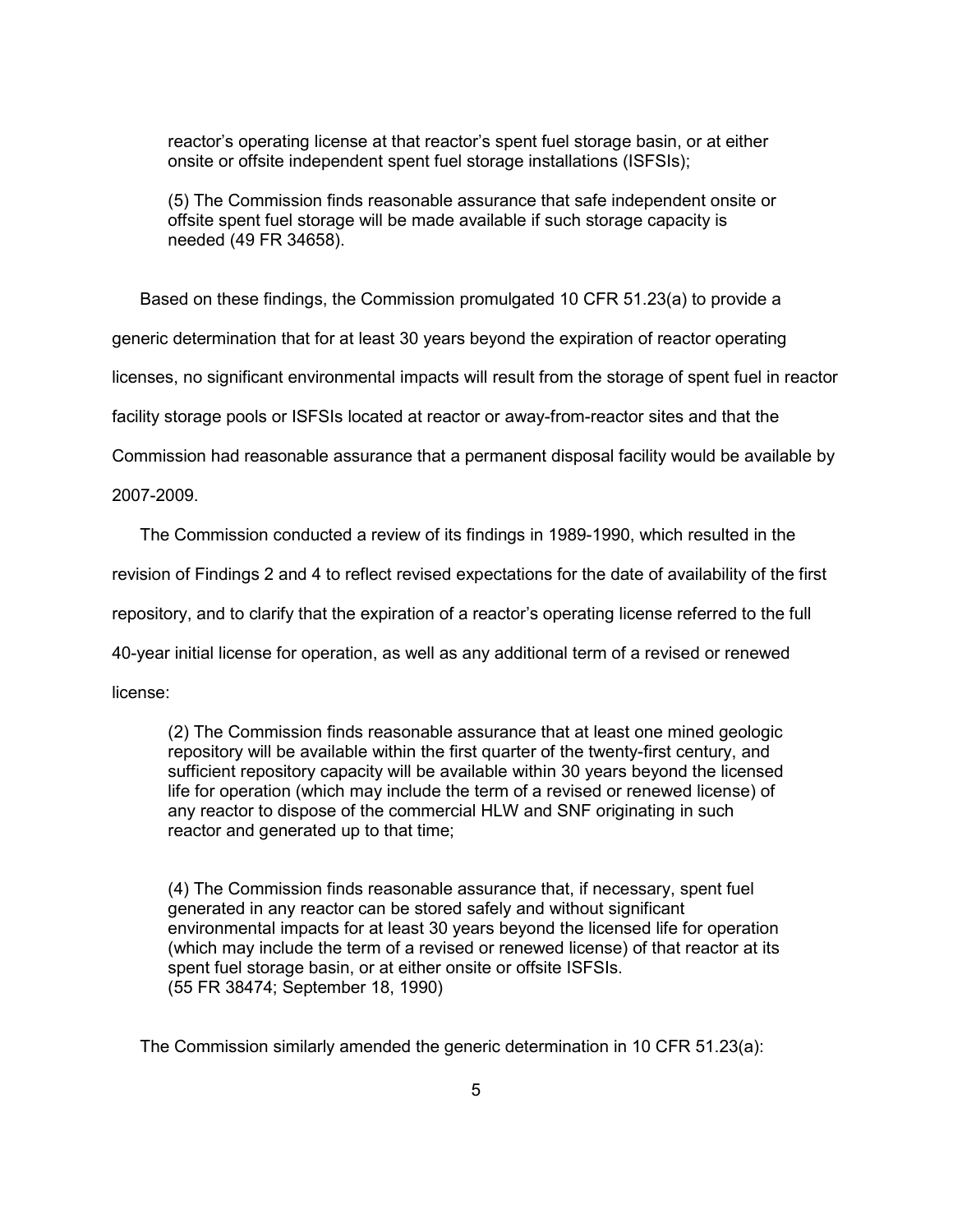> reactor's operating license at that reactor's spent fuel storage basin, or at either onsite or offsite independent spent fuel storage installations (ISFSIs);
>
> (5) The Commission finds reasonable assurance that safe independent onsite or offsite spent fuel storage will be made available if such storage capacity is needed (49 FR 34658).

Based on these findings, the Commission promulgated 10 CFR 51.23(a) to provide a generic determination that for at least 30 years beyond the expiration of reactor operating licenses, no significant environmental impacts will result from the storage of spent fuel in reactor facility storage pools or ISFSIs located at reactor or away-from-reactor sites and that the Commission had reasonable assurance that a permanent disposal facility would be available by 2007-2009.

The Commission conducted a review of its findings in 1989-1990, which resulted in the revision of Findings 2 and 4 to reflect revised expectations for the date of availability of the first repository, and to clarify that the expiration of a reactor's operating license referred to the full 40-year initial license for operation, as well as any additional term of a revised or renewed license:

> (2) The Commission finds reasonable assurance that at least one mined geologic repository will be available within the first quarter of the twenty-first century, and sufficient repository capacity will be available within 30 years beyond the licensed life for operation (which may include the term of a revised or renewed license) of any reactor to dispose of the commercial HLW and SNF originating in such reactor and generated up to that time;
>
> (4) The Commission finds reasonable assurance that, if necessary, spent fuel generated in any reactor can be stored safely and without significant environmental impacts for at least 30 years beyond the licensed life for operation (which may include the term of a revised or renewed license) of that reactor at its spent fuel storage basin, or at either onsite or offsite ISFSIs.
> (55 FR 38474; September 18, 1990)

The Commission similarly amended the generic determination in 10 CFR 51.23(a):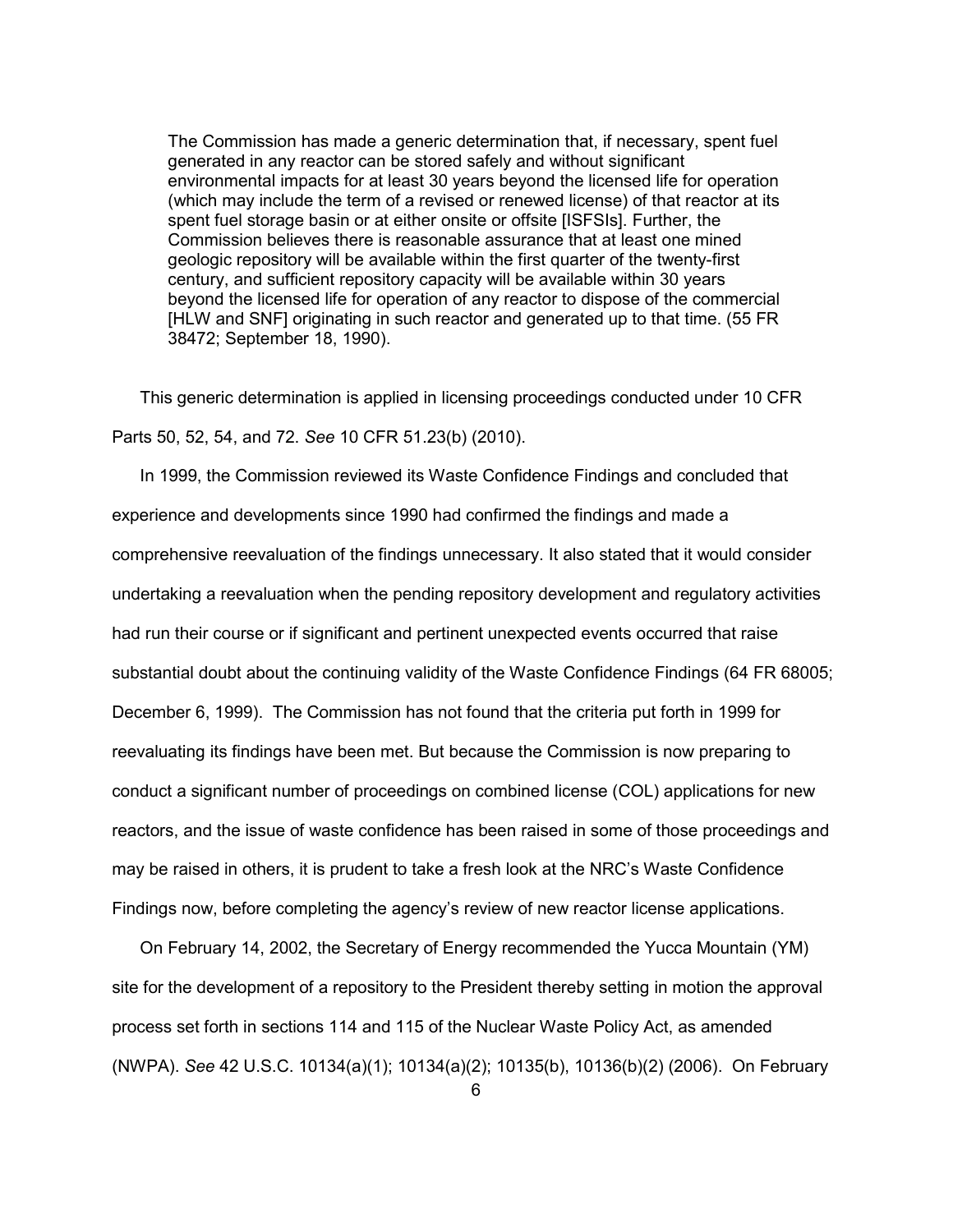> The Commission has made a generic determination that, if necessary, spent fuel generated in any reactor can be stored safely and without significant environmental impacts for at least 30 years beyond the licensed life for operation (which may include the term of a revised or renewed license) of that reactor at its spent fuel storage basin or at either onsite or offsite [ISFSIs]. Further, the Commission believes there is reasonable assurance that at least one mined geologic repository will be available within the first quarter of the twenty-first century, and sufficient repository capacity will be available within 30 years beyond the licensed life for operation of any reactor to dispose of the commercial [HLW and SNF] originating in such reactor and generated up to that time. (55 FR 38472; September 18, 1990).

This generic determination is applied in licensing proceedings conducted under 10 CFR Parts 50, 52, 54, and 72. *See* 10 CFR 51.23(b) (2010).

In 1999, the Commission reviewed its Waste Confidence Findings and concluded that experience and developments since 1990 had confirmed the findings and made a comprehensive reevaluation of the findings unnecessary. It also stated that it would consider undertaking a reevaluation when the pending repository development and regulatory activities had run their course or if significant and pertinent unexpected events occurred that raise substantial doubt about the continuing validity of the Waste Confidence Findings (64 FR 68005; December 6, 1999). The Commission has not found that the criteria put forth in 1999 for reevaluating its findings have been met. But because the Commission is now preparing to conduct a significant number of proceedings on combined license (COL) applications for new reactors, and the issue of waste confidence has been raised in some of those proceedings and may be raised in others, it is prudent to take a fresh look at the NRC's Waste Confidence Findings now, before completing the agency's review of new reactor license applications.

On February 14, 2002, the Secretary of Energy recommended the Yucca Mountain (YM) site for the development of a repository to the President thereby setting in motion the approval process set forth in sections 114 and 115 of the Nuclear Waste Policy Act, as amended (NWPA). *See* 42 U.S.C. 10134(a)(1); 10134(a)(2); 10135(b), 10136(b)(2) (2006). On February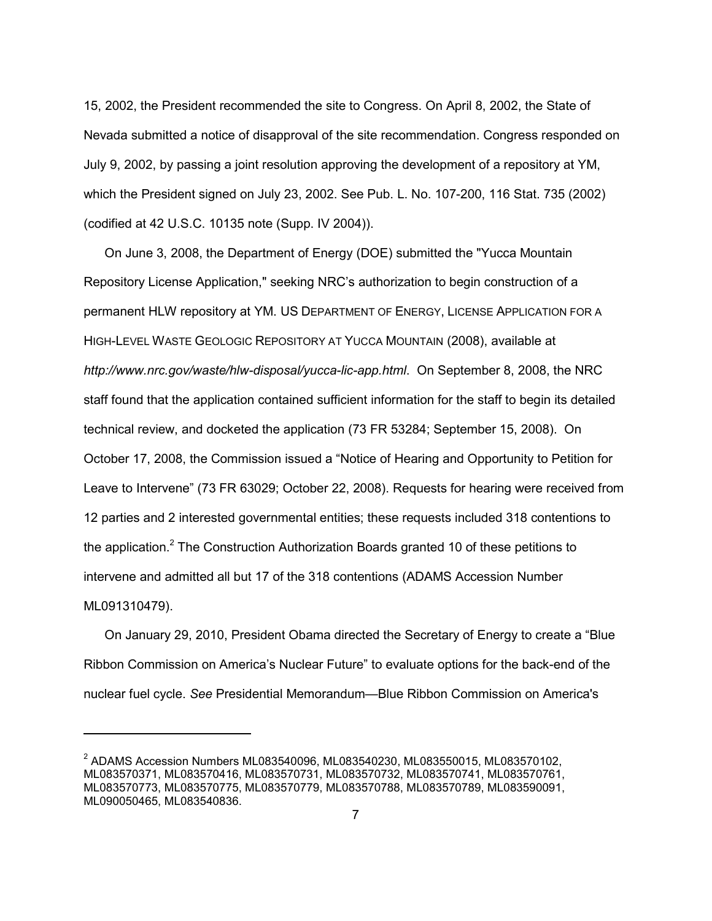15, 2002, the President recommended the site to Congress. On April 8, 2002, the State of Nevada submitted a notice of disapproval of the site recommendation. Congress responded on July 9, 2002, by passing a joint resolution approving the development of a repository at YM, which the President signed on July 23, 2002. See Pub. L. No. 107-200, 116 Stat. 735 (2002) (codified at 42 U.S.C. 10135 note (Supp. IV 2004)).

On June 3, 2008, the Department of Energy (DOE) submitted the "Yucca Mountain Repository License Application," seeking NRC's authorization to begin construction of a permanent HLW repository at YM. US DEPARTMENT OF ENERGY, LICENSE APPLICATION FOR A HIGH-LEVEL WASTE GEOLOGIC REPOSITORY AT YUCCA MOUNTAIN (2008), available at *http://www.nrc.gov/waste/hlw-disposal/yucca-lic-app.html*. On September 8, 2008, the NRC staff found that the application contained sufficient information for the staff to begin its detailed technical review, and docketed the application (73 FR 53284; September 15, 2008). On October 17, 2008, the Commission issued a "Notice of Hearing and Opportunity to Petition for Leave to Intervene" (73 FR 63029; October 22, 2008). Requests for hearing were received from 12 parties and 2 interested governmental entities; these requests included 318 contentions to the application.[2] The Construction Authorization Boards granted 10 of these petitions to intervene and admitted all but 17 of the 318 contentions (ADAMS Accession Number ML091310479).

On January 29, 2010, President Obama directed the Secretary of Energy to create a "Blue Ribbon Commission on America's Nuclear Future" to evaluate options for the back-end of the nuclear fuel cycle. *See* Presidential Memorandum—Blue Ribbon Commission on America's

---

[2] ADAMS Accession Numbers ML083540096, ML083540230, ML083550015, ML083570102, ML083570371, ML083570416, ML083570731, ML083570732, ML083570741, ML083570761, ML083570773, ML083570775, ML083570779, ML083570788, ML083570789, ML083590091, ML090050465, ML083540836.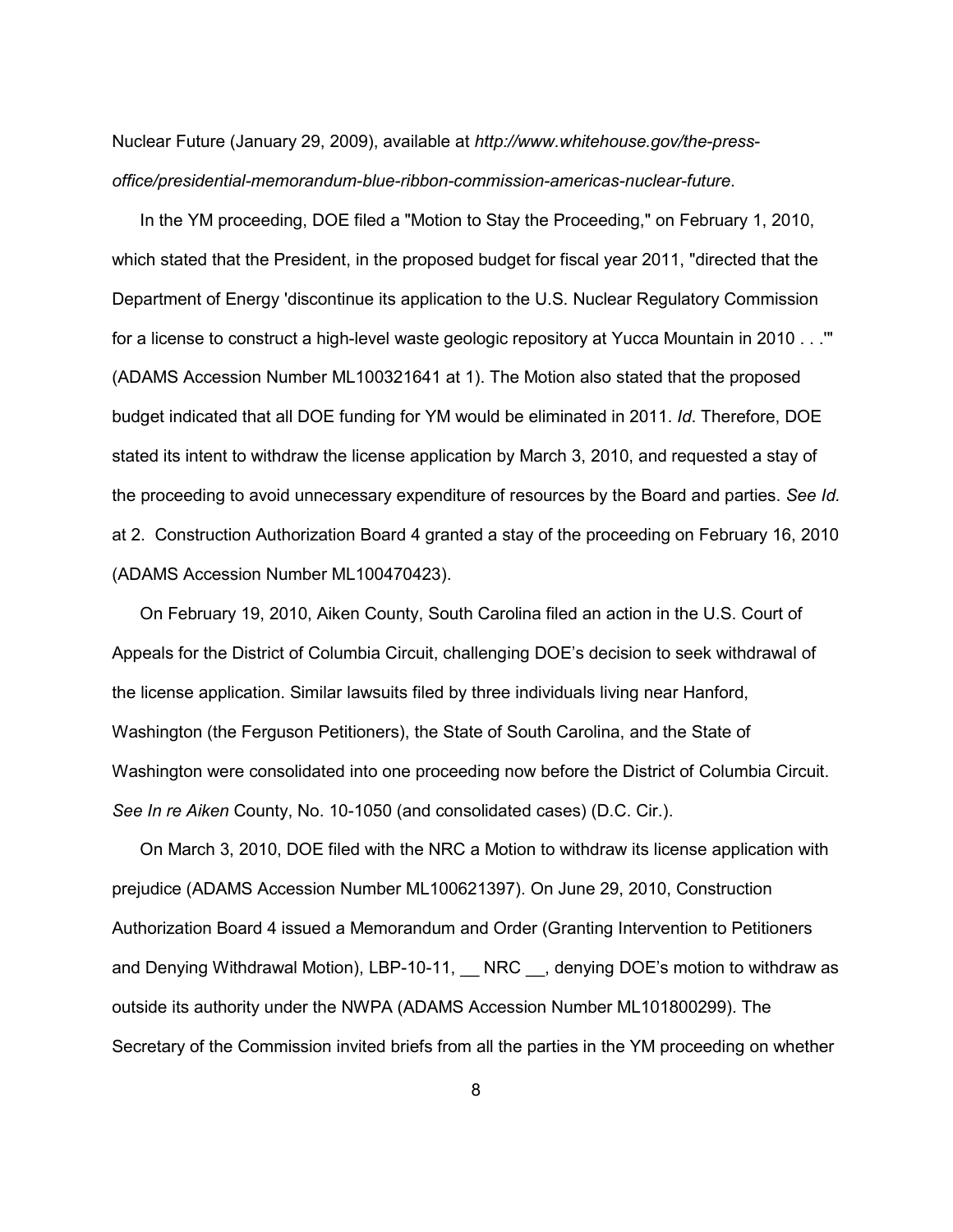Nuclear Future (January 29, 2009), available at *http://www.whitehouse.gov/the-press-office/presidential-memorandum-blue-ribbon-commission-americas-nuclear-future*.

In the YM proceeding, DOE filed a "Motion to Stay the Proceeding," on February 1, 2010, which stated that the President, in the proposed budget for fiscal year 2011, "directed that the Department of Energy 'discontinue its application to the U.S. Nuclear Regulatory Commission for a license to construct a high-level waste geologic repository at Yucca Mountain in 2010 . . .'" (ADAMS Accession Number ML100321641 at 1). The Motion also stated that the proposed budget indicated that all DOE funding for YM would be eliminated in 2011. *Id*. Therefore, DOE stated its intent to withdraw the license application by March 3, 2010, and requested a stay of the proceeding to avoid unnecessary expenditure of resources by the Board and parties. *See Id.* at 2. Construction Authorization Board 4 granted a stay of the proceeding on February 16, 2010 (ADAMS Accession Number ML100470423).

On February 19, 2010, Aiken County, South Carolina filed an action in the U.S. Court of Appeals for the District of Columbia Circuit, challenging DOE's decision to seek withdrawal of the license application. Similar lawsuits filed by three individuals living near Hanford, Washington (the Ferguson Petitioners), the State of South Carolina, and the State of Washington were consolidated into one proceeding now before the District of Columbia Circuit. *See In re Aiken* County, No. 10-1050 (and consolidated cases) (D.C. Cir.).

On March 3, 2010, DOE filed with the NRC a Motion to withdraw its license application with prejudice (ADAMS Accession Number ML100621397). On June 29, 2010, Construction Authorization Board 4 issued a Memorandum and Order (Granting Intervention to Petitioners and Denying Withdrawal Motion), LBP-10-11, __ NRC __, denying DOE's motion to withdraw as outside its authority under the NWPA (ADAMS Accession Number ML101800299). The Secretary of the Commission invited briefs from all the parties in the YM proceeding on whether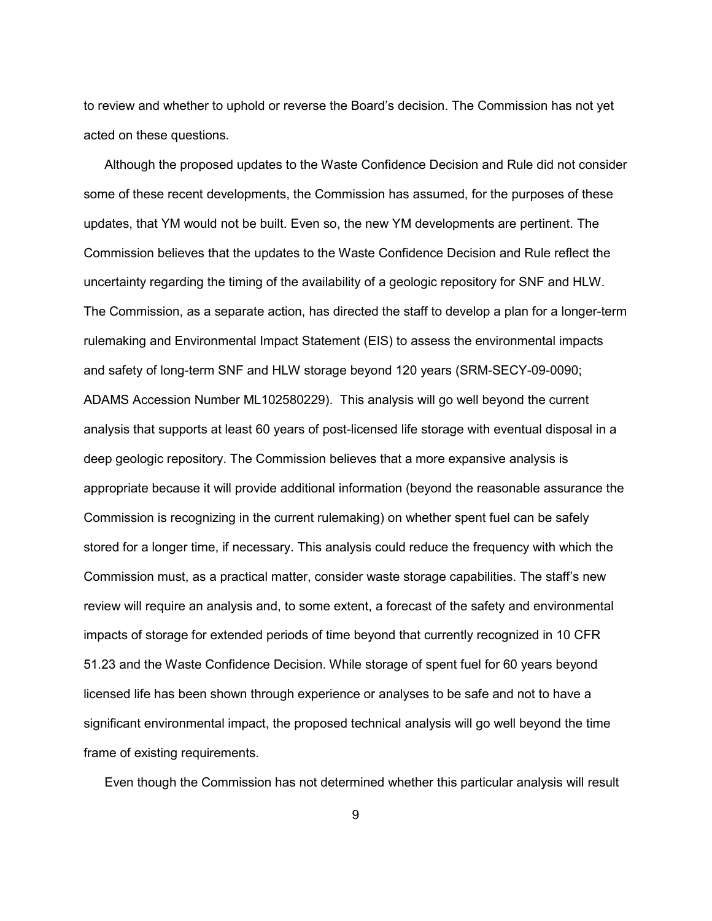to review and whether to uphold or reverse the Board's decision. The Commission has not yet acted on these questions.

Although the proposed updates to the Waste Confidence Decision and Rule did not consider some of these recent developments, the Commission has assumed, for the purposes of these updates, that YM would not be built. Even so, the new YM developments are pertinent. The Commission believes that the updates to the Waste Confidence Decision and Rule reflect the uncertainty regarding the timing of the availability of a geologic repository for SNF and HLW. The Commission, as a separate action, has directed the staff to develop a plan for a longer-term rulemaking and Environmental Impact Statement (EIS) to assess the environmental impacts and safety of long-term SNF and HLW storage beyond 120 years (SRM-SECY-09-0090; ADAMS Accession Number ML102580229). This analysis will go well beyond the current analysis that supports at least 60 years of post-licensed life storage with eventual disposal in a deep geologic repository. The Commission believes that a more expansive analysis is appropriate because it will provide additional information (beyond the reasonable assurance the Commission is recognizing in the current rulemaking) on whether spent fuel can be safely stored for a longer time, if necessary. This analysis could reduce the frequency with which the Commission must, as a practical matter, consider waste storage capabilities. The staff's new review will require an analysis and, to some extent, a forecast of the safety and environmental impacts of storage for extended periods of time beyond that currently recognized in 10 CFR 51.23 and the Waste Confidence Decision. While storage of spent fuel for 60 years beyond licensed life has been shown through experience or analyses to be safe and not to have a significant environmental impact, the proposed technical analysis will go well beyond the time frame of existing requirements.

Even though the Commission has not determined whether this particular analysis will result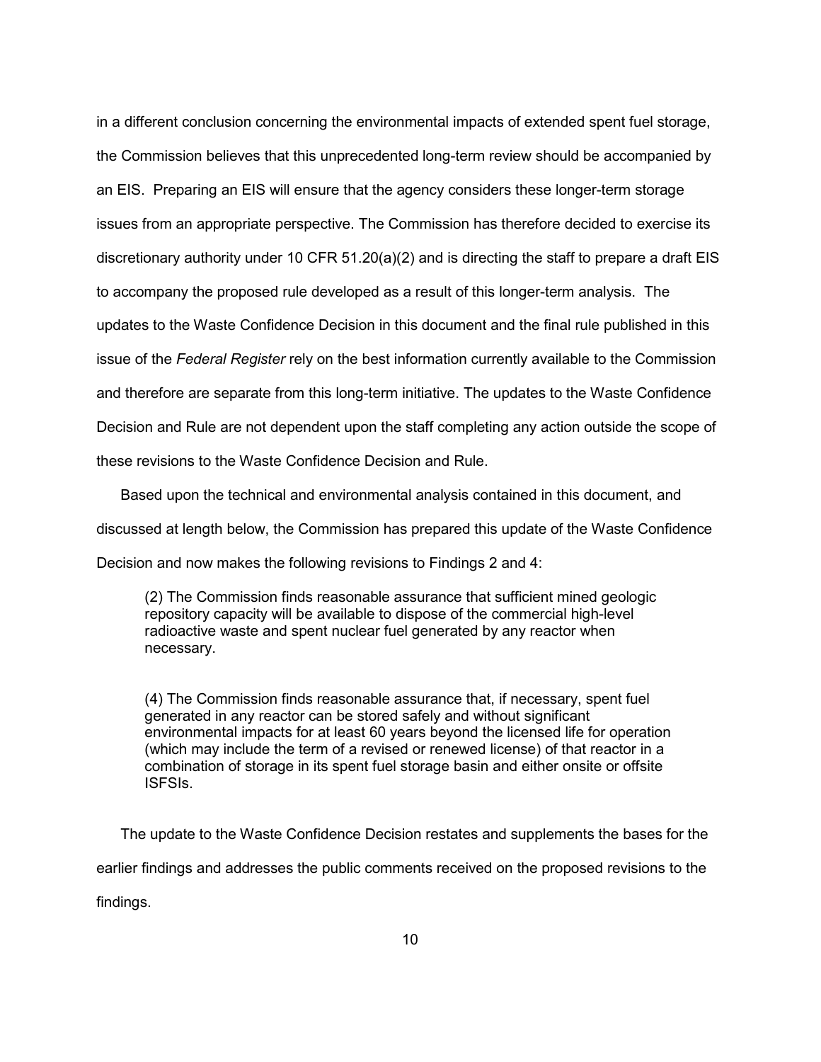in a different conclusion concerning the environmental impacts of extended spent fuel storage, the Commission believes that this unprecedented long-term review should be accompanied by an EIS. Preparing an EIS will ensure that the agency considers these longer-term storage issues from an appropriate perspective. The Commission has therefore decided to exercise its discretionary authority under 10 CFR 51.20(a)(2) and is directing the staff to prepare a draft EIS to accompany the proposed rule developed as a result of this longer-term analysis. The updates to the Waste Confidence Decision in this document and the final rule published in this issue of the *Federal Register* rely on the best information currently available to the Commission and therefore are separate from this long-term initiative. The updates to the Waste Confidence Decision and Rule are not dependent upon the staff completing any action outside the scope of these revisions to the Waste Confidence Decision and Rule.

Based upon the technical and environmental analysis contained in this document, and discussed at length below, the Commission has prepared this update of the Waste Confidence Decision and now makes the following revisions to Findings 2 and 4:

> (2) The Commission finds reasonable assurance that sufficient mined geologic repository capacity will be available to dispose of the commercial high-level radioactive waste and spent nuclear fuel generated by any reactor when necessary.
>
> (4) The Commission finds reasonable assurance that, if necessary, spent fuel generated in any reactor can be stored safely and without significant environmental impacts for at least 60 years beyond the licensed life for operation (which may include the term of a revised or renewed license) of that reactor in a combination of storage in its spent fuel storage basin and either onsite or offsite ISFSIs.

The update to the Waste Confidence Decision restates and supplements the bases for the earlier findings and addresses the public comments received on the proposed revisions to the findings.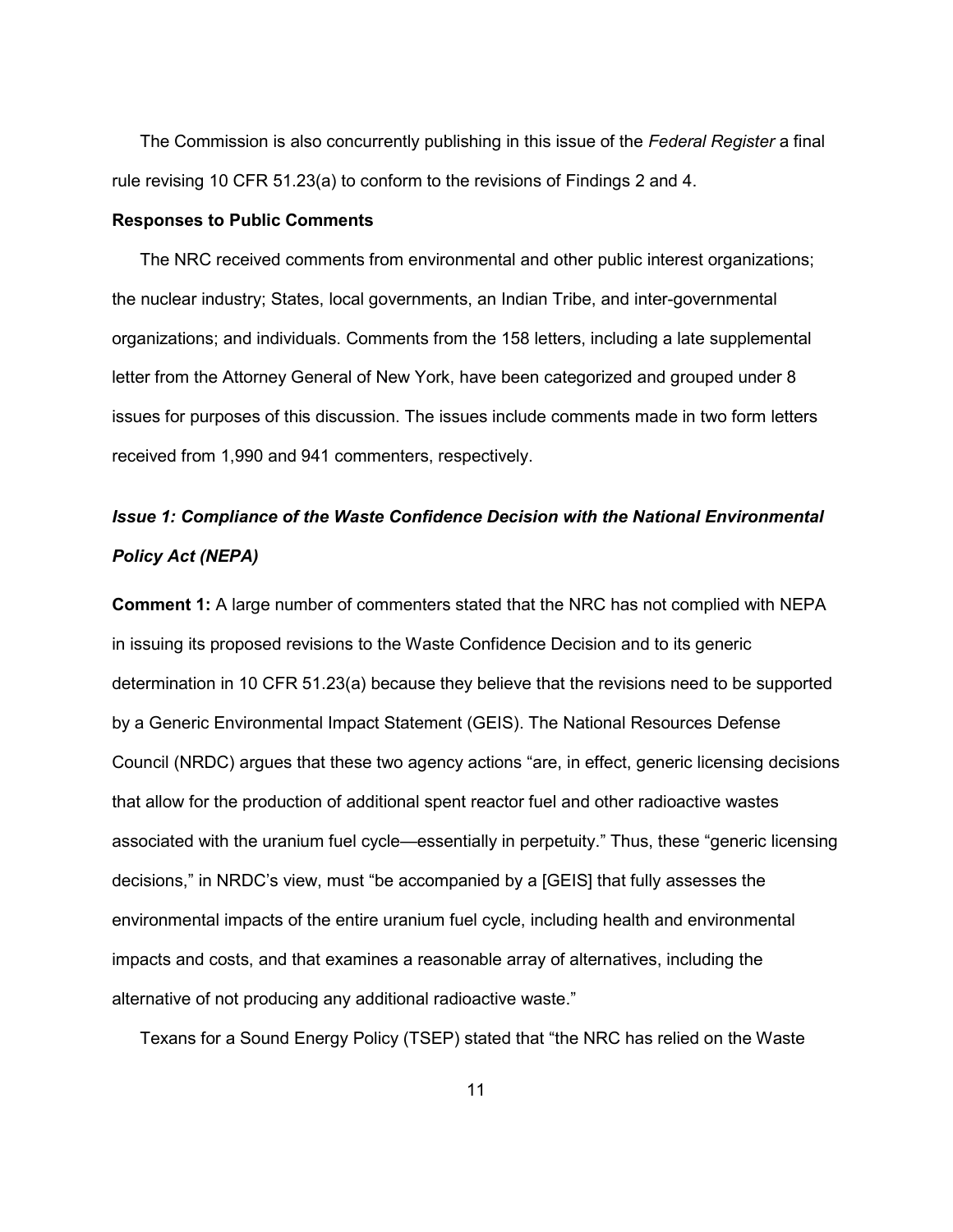The Commission is also concurrently publishing in this issue of the *Federal Register* a final rule revising 10 CFR 51.23(a) to conform to the revisions of Findings 2 and 4.

**Responses to Public Comments**

The NRC received comments from environmental and other public interest organizations; the nuclear industry; States, local governments, an Indian Tribe, and inter-governmental organizations; and individuals. Comments from the 158 letters, including a late supplemental letter from the Attorney General of New York, have been categorized and grouped under 8 issues for purposes of this discussion. The issues include comments made in two form letters received from 1,990 and 941 commenters, respectively.

### *Issue 1: Compliance of the Waste Confidence Decision with the National Environmental Policy Act (NEPA)*

**Comment 1:** A large number of commenters stated that the NRC has not complied with NEPA in issuing its proposed revisions to the Waste Confidence Decision and to its generic determination in 10 CFR 51.23(a) because they believe that the revisions need to be supported by a Generic Environmental Impact Statement (GEIS). The National Resources Defense Council (NRDC) argues that these two agency actions "are, in effect, generic licensing decisions that allow for the production of additional spent reactor fuel and other radioactive wastes associated with the uranium fuel cycle—essentially in perpetuity." Thus, these "generic licensing decisions," in NRDC's view, must "be accompanied by a [GEIS] that fully assesses the environmental impacts of the entire uranium fuel cycle, including health and environmental impacts and costs, and that examines a reasonable array of alternatives, including the alternative of not producing any additional radioactive waste."

Texans for a Sound Energy Policy (TSEP) stated that "the NRC has relied on the Waste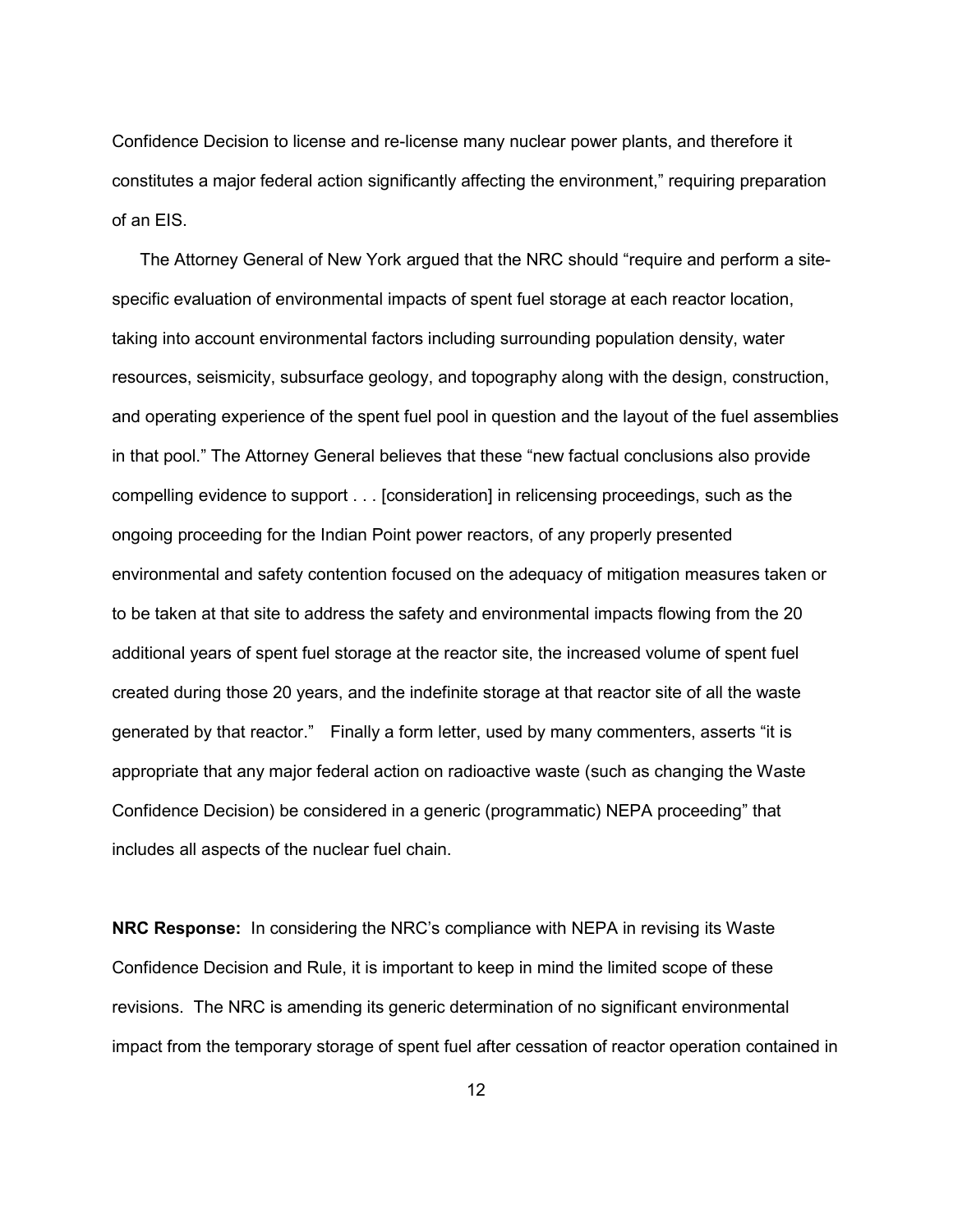Confidence Decision to license and re-license many nuclear power plants, and therefore it constitutes a major federal action significantly affecting the environment," requiring preparation of an EIS.

The Attorney General of New York argued that the NRC should "require and perform a site-specific evaluation of environmental impacts of spent fuel storage at each reactor location, taking into account environmental factors including surrounding population density, water resources, seismicity, subsurface geology, and topography along with the design, construction, and operating experience of the spent fuel pool in question and the layout of the fuel assemblies in that pool." The Attorney General believes that these "new factual conclusions also provide compelling evidence to support . . . [consideration] in relicensing proceedings, such as the ongoing proceeding for the Indian Point power reactors, of any properly presented environmental and safety contention focused on the adequacy of mitigation measures taken or to be taken at that site to address the safety and environmental impacts flowing from the 20 additional years of spent fuel storage at the reactor site, the increased volume of spent fuel created during those 20 years, and the indefinite storage at that reactor site of all the waste generated by that reactor." Finally a form letter, used by many commenters, asserts "it is appropriate that any major federal action on radioactive waste (such as changing the Waste Confidence Decision) be considered in a generic (programmatic) NEPA proceeding" that includes all aspects of the nuclear fuel chain.

**NRC Response:** In considering the NRC's compliance with NEPA in revising its Waste Confidence Decision and Rule, it is important to keep in mind the limited scope of these revisions. The NRC is amending its generic determination of no significant environmental impact from the temporary storage of spent fuel after cessation of reactor operation contained in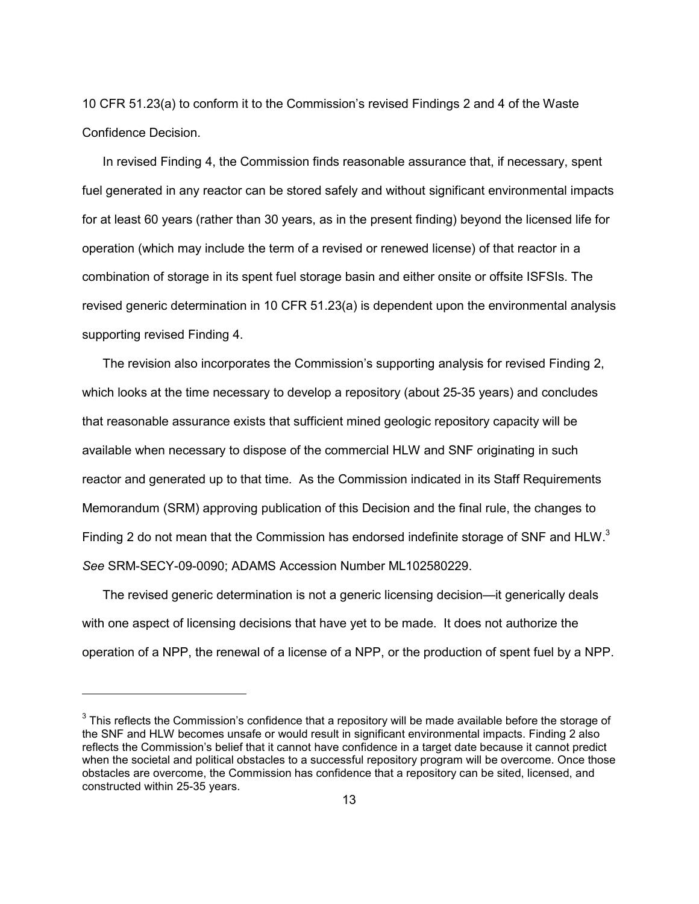10 CFR 51.23(a) to conform it to the Commission's revised Findings 2 and 4 of the Waste Confidence Decision.

In revised Finding 4, the Commission finds reasonable assurance that, if necessary, spent fuel generated in any reactor can be stored safely and without significant environmental impacts for at least 60 years (rather than 30 years, as in the present finding) beyond the licensed life for operation (which may include the term of a revised or renewed license) of that reactor in a combination of storage in its spent fuel storage basin and either onsite or offsite ISFSIs. The revised generic determination in 10 CFR 51.23(a) is dependent upon the environmental analysis supporting revised Finding 4.

The revision also incorporates the Commission's supporting analysis for revised Finding 2, which looks at the time necessary to develop a repository (about 25-35 years) and concludes that reasonable assurance exists that sufficient mined geologic repository capacity will be available when necessary to dispose of the commercial HLW and SNF originating in such reactor and generated up to that time. As the Commission indicated in its Staff Requirements Memorandum (SRM) approving publication of this Decision and the final rule, the changes to Finding 2 do not mean that the Commission has endorsed indefinite storage of SNF and HLW.[3] *See* SRM-SECY-09-0090; ADAMS Accession Number ML102580229.

The revised generic determination is not a generic licensing decision—it generically deals with one aspect of licensing decisions that have yet to be made. It does not authorize the operation of a NPP, the renewal of a license of a NPP, or the production of spent fuel by a NPP.

---

[3] This reflects the Commission's confidence that a repository will be made available before the storage of the SNF and HLW becomes unsafe or would result in significant environmental impacts. Finding 2 also reflects the Commission's belief that it cannot have confidence in a target date because it cannot predict when the societal and political obstacles to a successful repository program will be overcome. Once those obstacles are overcome, the Commission has confidence that a repository can be sited, licensed, and constructed within 25-35 years.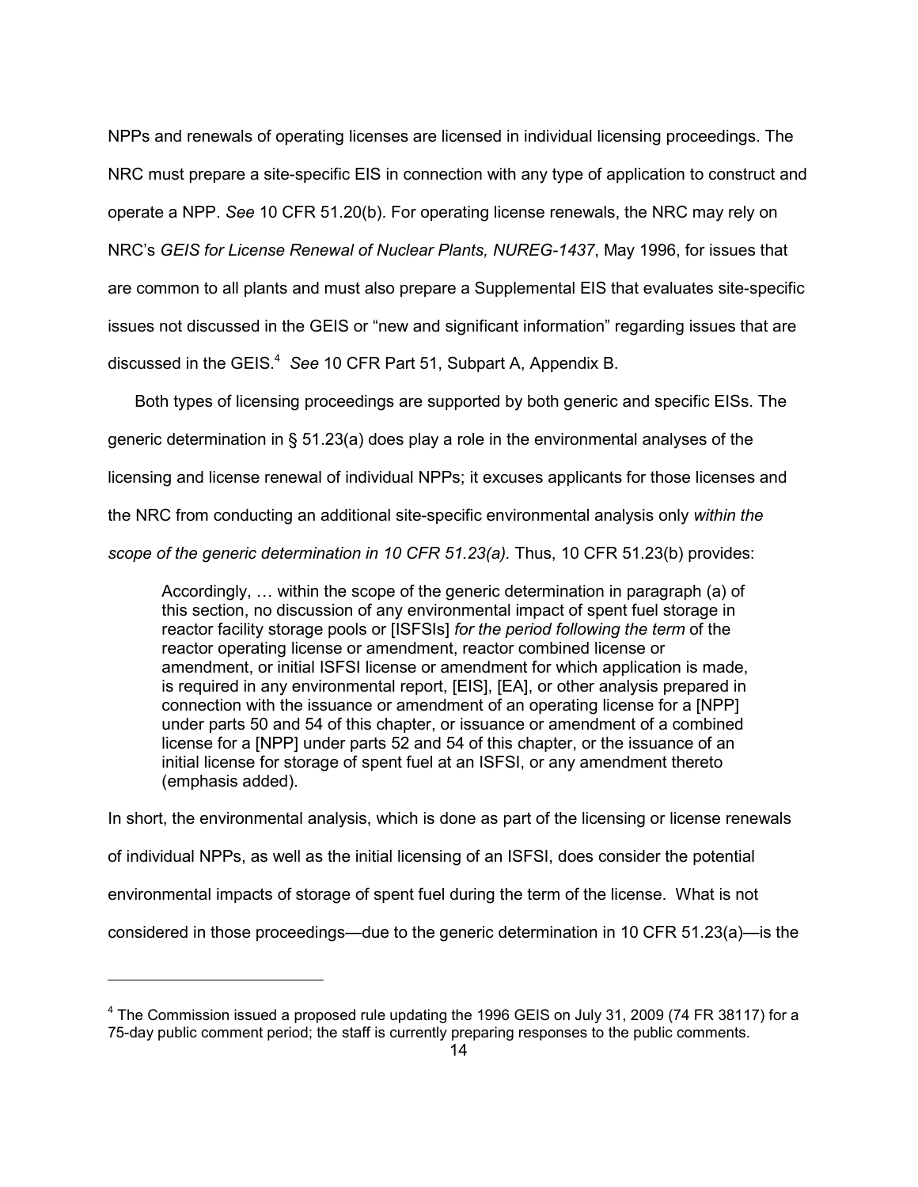NPPs and renewals of operating licenses are licensed in individual licensing proceedings. The NRC must prepare a site-specific EIS in connection with any type of application to construct and operate a NPP. *See* 10 CFR 51.20(b). For operating license renewals, the NRC may rely on NRC's *GEIS for License Renewal of Nuclear Plants, NUREG-1437*, May 1996, for issues that are common to all plants and must also prepare a Supplemental EIS that evaluates site-specific issues not discussed in the GEIS or "new and significant information" regarding issues that are discussed in the GEIS.[4] *See* 10 CFR Part 51, Subpart A, Appendix B.

Both types of licensing proceedings are supported by both generic and specific EISs. The generic determination in § 51.23(a) does play a role in the environmental analyses of the licensing and license renewal of individual NPPs; it excuses applicants for those licenses and the NRC from conducting an additional site-specific environmental analysis only *within the scope of the generic determination in 10 CFR 51.23(a).* Thus, 10 CFR 51.23(b) provides:

> Accordingly, … within the scope of the generic determination in paragraph (a) of this section, no discussion of any environmental impact of spent fuel storage in reactor facility storage pools or [ISFSIs] *for the period following the term* of the reactor operating license or amendment, reactor combined license or amendment, or initial ISFSI license or amendment for which application is made, is required in any environmental report, [EIS], [EA], or other analysis prepared in connection with the issuance or amendment of an operating license for a [NPP] under parts 50 and 54 of this chapter, or issuance or amendment of a combined license for a [NPP] under parts 52 and 54 of this chapter, or the issuance of an initial license for storage of spent fuel at an ISFSI, or any amendment thereto (emphasis added).

In short, the environmental analysis, which is done as part of the licensing or license renewals of individual NPPs, as well as the initial licensing of an ISFSI, does consider the potential environmental impacts of storage of spent fuel during the term of the license. What is not considered in those proceedings—due to the generic determination in 10 CFR 51.23(a)—is the

---

[4] The Commission issued a proposed rule updating the 1996 GEIS on July 31, 2009 (74 FR 38117) for a 75-day public comment period; the staff is currently preparing responses to the public comments.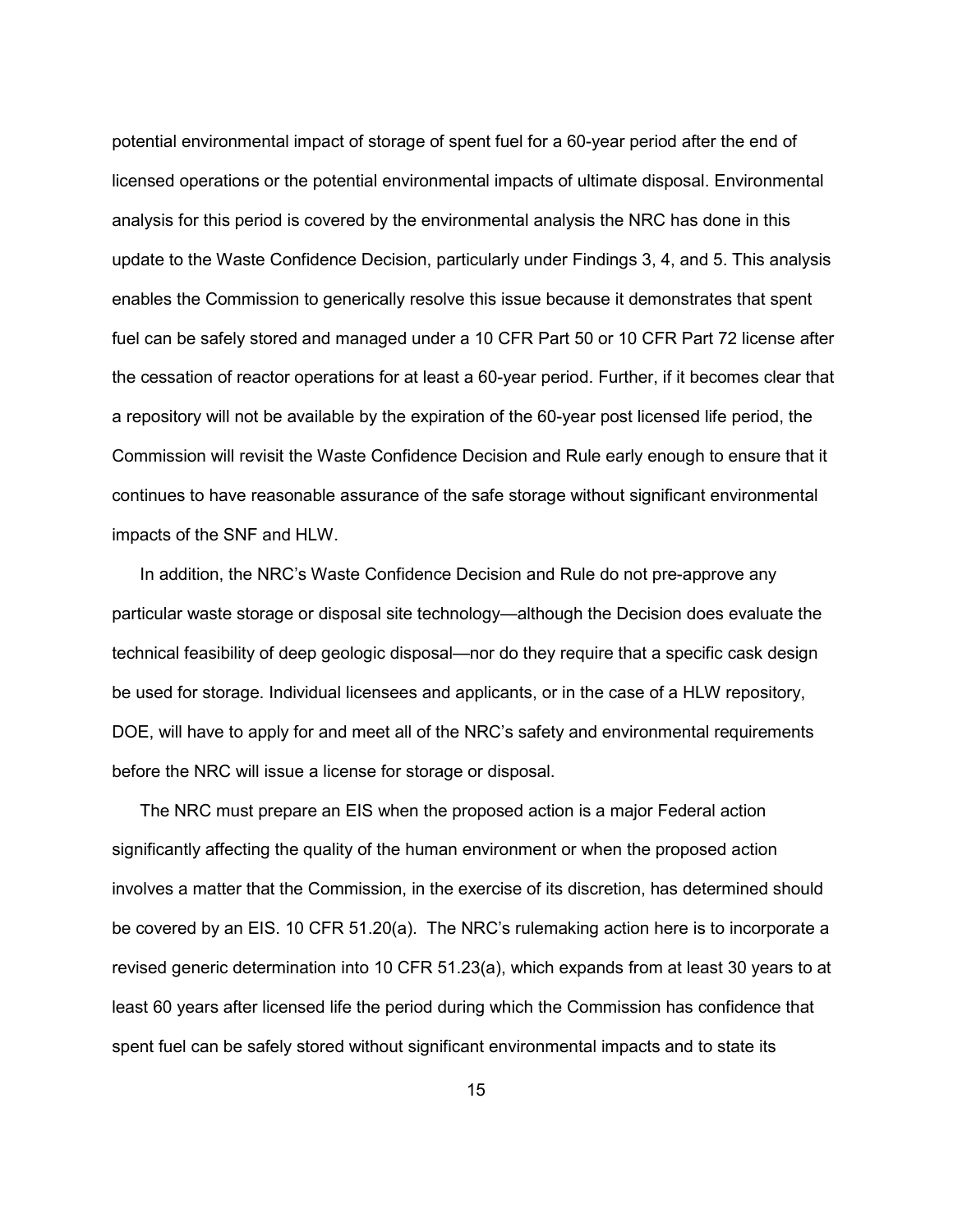potential environmental impact of storage of spent fuel for a 60-year period after the end of licensed operations or the potential environmental impacts of ultimate disposal. Environmental analysis for this period is covered by the environmental analysis the NRC has done in this update to the Waste Confidence Decision, particularly under Findings 3, 4, and 5. This analysis enables the Commission to generically resolve this issue because it demonstrates that spent fuel can be safely stored and managed under a 10 CFR Part 50 or 10 CFR Part 72 license after the cessation of reactor operations for at least a 60-year period. Further, if it becomes clear that a repository will not be available by the expiration of the 60-year post licensed life period, the Commission will revisit the Waste Confidence Decision and Rule early enough to ensure that it continues to have reasonable assurance of the safe storage without significant environmental impacts of the SNF and HLW.

In addition, the NRC's Waste Confidence Decision and Rule do not pre-approve any particular waste storage or disposal site technology—although the Decision does evaluate the technical feasibility of deep geologic disposal—nor do they require that a specific cask design be used for storage. Individual licensees and applicants, or in the case of a HLW repository, DOE, will have to apply for and meet all of the NRC's safety and environmental requirements before the NRC will issue a license for storage or disposal.

The NRC must prepare an EIS when the proposed action is a major Federal action significantly affecting the quality of the human environment or when the proposed action involves a matter that the Commission, in the exercise of its discretion, has determined should be covered by an EIS. 10 CFR 51.20(a). The NRC's rulemaking action here is to incorporate a revised generic determination into 10 CFR 51.23(a), which expands from at least 30 years to at least 60 years after licensed life the period during which the Commission has confidence that spent fuel can be safely stored without significant environmental impacts and to state its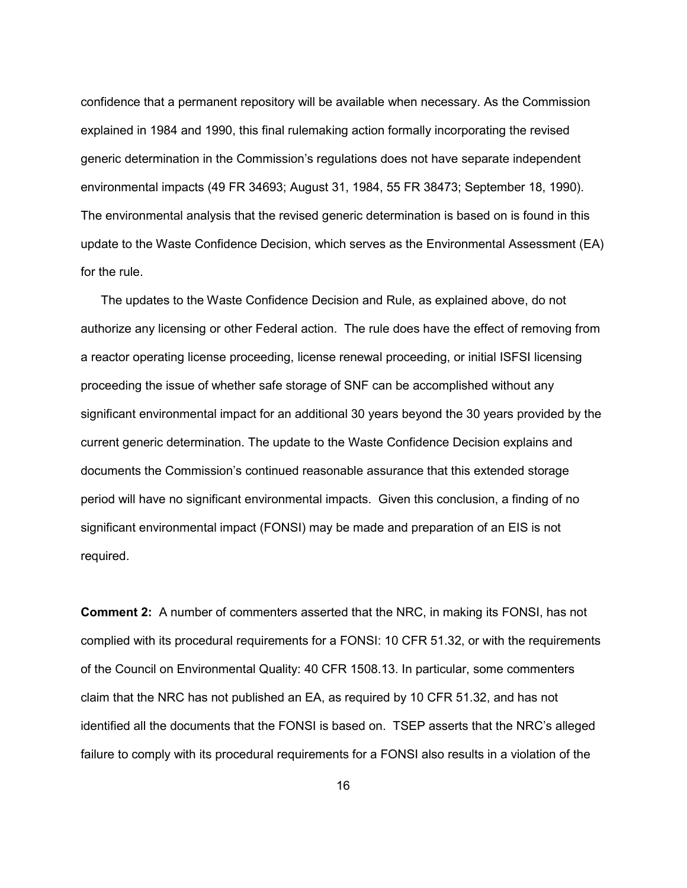confidence that a permanent repository will be available when necessary. As the Commission explained in 1984 and 1990, this final rulemaking action formally incorporating the revised generic determination in the Commission's regulations does not have separate independent environmental impacts (49 FR 34693; August 31, 1984, 55 FR 38473; September 18, 1990). The environmental analysis that the revised generic determination is based on is found in this update to the Waste Confidence Decision, which serves as the Environmental Assessment (EA) for the rule.

The updates to the Waste Confidence Decision and Rule, as explained above, do not authorize any licensing or other Federal action. The rule does have the effect of removing from a reactor operating license proceeding, license renewal proceeding, or initial ISFSI licensing proceeding the issue of whether safe storage of SNF can be accomplished without any significant environmental impact for an additional 30 years beyond the 30 years provided by the current generic determination. The update to the Waste Confidence Decision explains and documents the Commission's continued reasonable assurance that this extended storage period will have no significant environmental impacts. Given this conclusion, a finding of no significant environmental impact (FONSI) may be made and preparation of an EIS is not required.

**Comment 2:** A number of commenters asserted that the NRC, in making its FONSI, has not complied with its procedural requirements for a FONSI: 10 CFR 51.32, or with the requirements of the Council on Environmental Quality: 40 CFR 1508.13. In particular, some commenters claim that the NRC has not published an EA, as required by 10 CFR 51.32, and has not identified all the documents that the FONSI is based on. TSEP asserts that the NRC's alleged failure to comply with its procedural requirements for a FONSI also results in a violation of the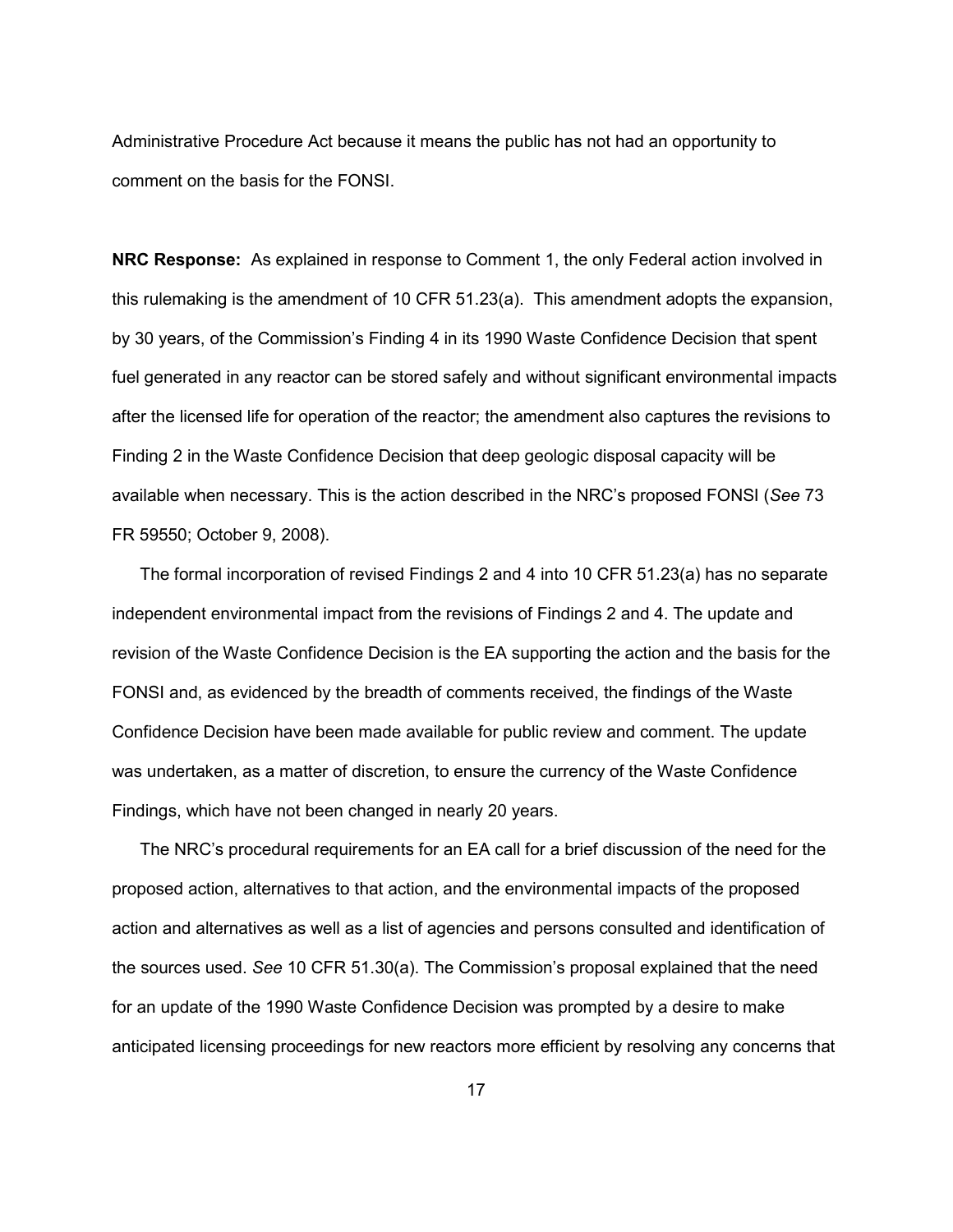Administrative Procedure Act because it means the public has not had an opportunity to comment on the basis for the FONSI.

**NRC Response:** As explained in response to Comment 1, the only Federal action involved in this rulemaking is the amendment of 10 CFR 51.23(a). This amendment adopts the expansion, by 30 years, of the Commission's Finding 4 in its 1990 Waste Confidence Decision that spent fuel generated in any reactor can be stored safely and without significant environmental impacts after the licensed life for operation of the reactor; the amendment also captures the revisions to Finding 2 in the Waste Confidence Decision that deep geologic disposal capacity will be available when necessary. This is the action described in the NRC's proposed FONSI (*See* 73 FR 59550; October 9, 2008).

The formal incorporation of revised Findings 2 and 4 into 10 CFR 51.23(a) has no separate independent environmental impact from the revisions of Findings 2 and 4. The update and revision of the Waste Confidence Decision is the EA supporting the action and the basis for the FONSI and, as evidenced by the breadth of comments received, the findings of the Waste Confidence Decision have been made available for public review and comment. The update was undertaken, as a matter of discretion, to ensure the currency of the Waste Confidence Findings, which have not been changed in nearly 20 years.

The NRC's procedural requirements for an EA call for a brief discussion of the need for the proposed action, alternatives to that action, and the environmental impacts of the proposed action and alternatives as well as a list of agencies and persons consulted and identification of the sources used. *See* 10 CFR 51.30(a). The Commission's proposal explained that the need for an update of the 1990 Waste Confidence Decision was prompted by a desire to make anticipated licensing proceedings for new reactors more efficient by resolving any concerns that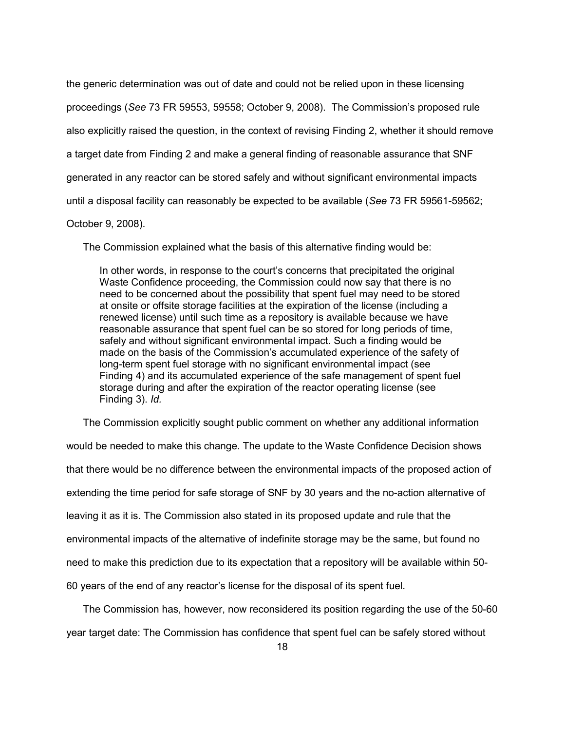the generic determination was out of date and could not be relied upon in these licensing proceedings (*See* 73 FR 59553, 59558; October 9, 2008). The Commission's proposed rule also explicitly raised the question, in the context of revising Finding 2, whether it should remove a target date from Finding 2 and make a general finding of reasonable assurance that SNF generated in any reactor can be stored safely and without significant environmental impacts until a disposal facility can reasonably be expected to be available (*See* 73 FR 59561-59562; October 9, 2008).

The Commission explained what the basis of this alternative finding would be:

> In other words, in response to the court's concerns that precipitated the original Waste Confidence proceeding, the Commission could now say that there is no need to be concerned about the possibility that spent fuel may need to be stored at onsite or offsite storage facilities at the expiration of the license (including a renewed license) until such time as a repository is available because we have reasonable assurance that spent fuel can be so stored for long periods of time, safely and without significant environmental impact. Such a finding would be made on the basis of the Commission's accumulated experience of the safety of long-term spent fuel storage with no significant environmental impact (see Finding 4) and its accumulated experience of the safe management of spent fuel storage during and after the expiration of the reactor operating license (see Finding 3). *Id.*

The Commission explicitly sought public comment on whether any additional information would be needed to make this change. The update to the Waste Confidence Decision shows that there would be no difference between the environmental impacts of the proposed action of extending the time period for safe storage of SNF by 30 years and the no-action alternative of leaving it as it is. The Commission also stated in its proposed update and rule that the environmental impacts of the alternative of indefinite storage may be the same, but found no need to make this prediction due to its expectation that a repository will be available within 50-60 years of the end of any reactor's license for the disposal of its spent fuel.

The Commission has, however, now reconsidered its position regarding the use of the 50-60 year target date: The Commission has confidence that spent fuel can be safely stored without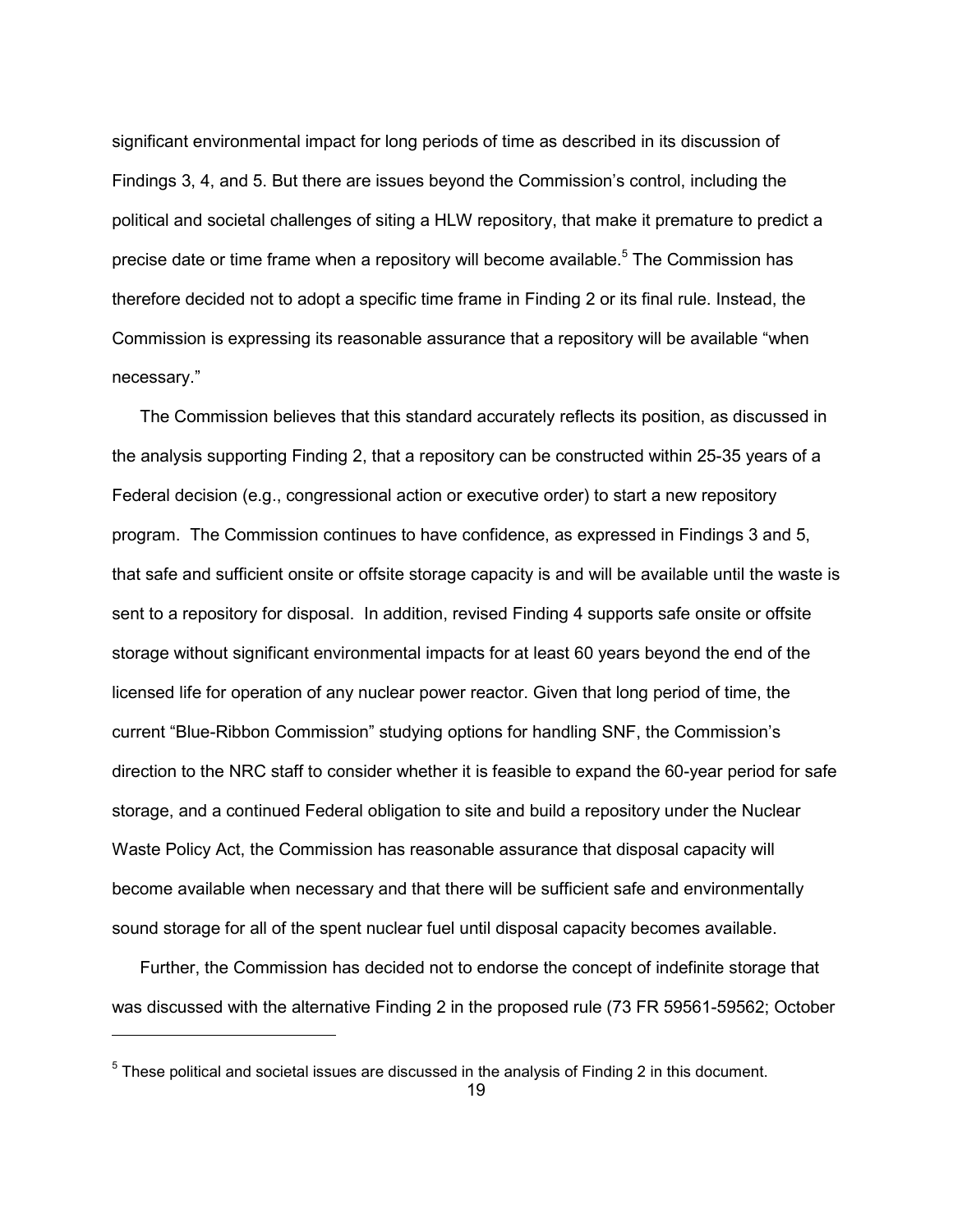significant environmental impact for long periods of time as described in its discussion of Findings 3, 4, and 5. But there are issues beyond the Commission's control, including the political and societal challenges of siting a HLW repository, that make it premature to predict a precise date or time frame when a repository will become available.[5] The Commission has therefore decided not to adopt a specific time frame in Finding 2 or its final rule. Instead, the Commission is expressing its reasonable assurance that a repository will be available "when necessary."

The Commission believes that this standard accurately reflects its position, as discussed in the analysis supporting Finding 2, that a repository can be constructed within 25-35 years of a Federal decision (e.g., congressional action or executive order) to start a new repository program. The Commission continues to have confidence, as expressed in Findings 3 and 5, that safe and sufficient onsite or offsite storage capacity is and will be available until the waste is sent to a repository for disposal. In addition, revised Finding 4 supports safe onsite or offsite storage without significant environmental impacts for at least 60 years beyond the end of the licensed life for operation of any nuclear power reactor. Given that long period of time, the current "Blue-Ribbon Commission" studying options for handling SNF, the Commission's direction to the NRC staff to consider whether it is feasible to expand the 60-year period for safe storage, and a continued Federal obligation to site and build a repository under the Nuclear Waste Policy Act, the Commission has reasonable assurance that disposal capacity will become available when necessary and that there will be sufficient safe and environmentally sound storage for all of the spent nuclear fuel until disposal capacity becomes available.

Further, the Commission has decided not to endorse the concept of indefinite storage that was discussed with the alternative Finding 2 in the proposed rule (73 FR 59561-59562; October

[5] These political and societal issues are discussed in the analysis of Finding 2 in this document.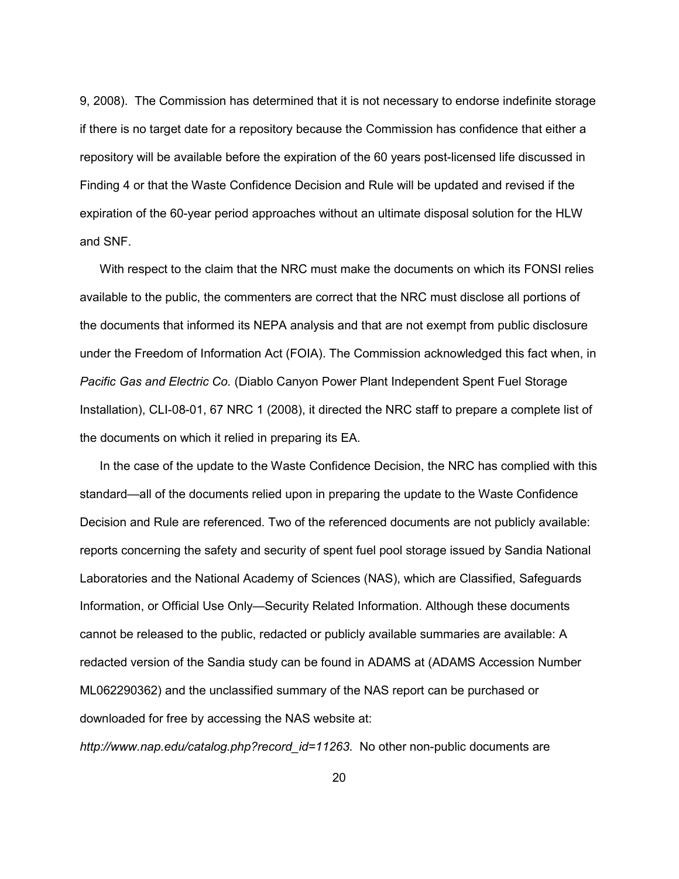9, 2008). The Commission has determined that it is not necessary to endorse indefinite storage if there is no target date for a repository because the Commission has confidence that either a repository will be available before the expiration of the 60 years post-licensed life discussed in Finding 4 or that the Waste Confidence Decision and Rule will be updated and revised if the expiration of the 60-year period approaches without an ultimate disposal solution for the HLW and SNF.

With respect to the claim that the NRC must make the documents on which its FONSI relies available to the public, the commenters are correct that the NRC must disclose all portions of the documents that informed its NEPA analysis and that are not exempt from public disclosure under the Freedom of Information Act (FOIA). The Commission acknowledged this fact when, in *Pacific Gas and Electric Co.* (Diablo Canyon Power Plant Independent Spent Fuel Storage Installation), CLI-08-01, 67 NRC 1 (2008), it directed the NRC staff to prepare a complete list of the documents on which it relied in preparing its EA.

In the case of the update to the Waste Confidence Decision, the NRC has complied with this standard—all of the documents relied upon in preparing the update to the Waste Confidence Decision and Rule are referenced. Two of the referenced documents are not publicly available: reports concerning the safety and security of spent fuel pool storage issued by Sandia National Laboratories and the National Academy of Sciences (NAS), which are Classified, Safeguards Information, or Official Use Only—Security Related Information. Although these documents cannot be released to the public, redacted or publicly available summaries are available: A redacted version of the Sandia study can be found in ADAMS at (ADAMS Accession Number ML062290362) and the unclassified summary of the NAS report can be purchased or downloaded for free by accessing the NAS website at: *http://www.nap.edu/catalog.php?record_id=11263*. No other non-public documents are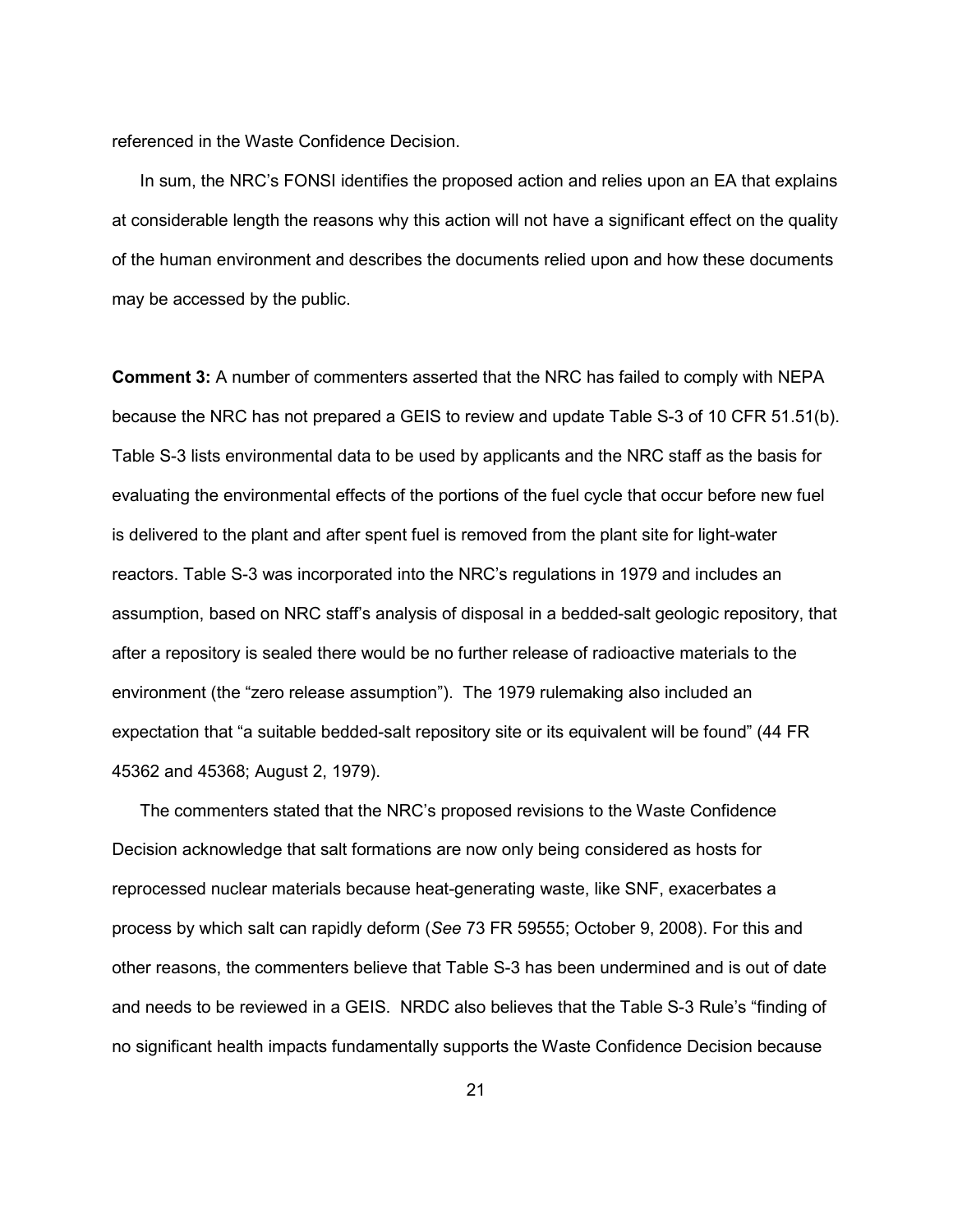referenced in the Waste Confidence Decision.

In sum, the NRC's FONSI identifies the proposed action and relies upon an EA that explains at considerable length the reasons why this action will not have a significant effect on the quality of the human environment and describes the documents relied upon and how these documents may be accessed by the public.

**Comment 3:** A number of commenters asserted that the NRC has failed to comply with NEPA because the NRC has not prepared a GEIS to review and update Table S-3 of 10 CFR 51.51(b). Table S-3 lists environmental data to be used by applicants and the NRC staff as the basis for evaluating the environmental effects of the portions of the fuel cycle that occur before new fuel is delivered to the plant and after spent fuel is removed from the plant site for light-water reactors. Table S-3 was incorporated into the NRC's regulations in 1979 and includes an assumption, based on NRC staff's analysis of disposal in a bedded-salt geologic repository, that after a repository is sealed there would be no further release of radioactive materials to the environment (the "zero release assumption"). The 1979 rulemaking also included an expectation that "a suitable bedded-salt repository site or its equivalent will be found" (44 FR 45362 and 45368; August 2, 1979).

The commenters stated that the NRC's proposed revisions to the Waste Confidence Decision acknowledge that salt formations are now only being considered as hosts for reprocessed nuclear materials because heat-generating waste, like SNF, exacerbates a process by which salt can rapidly deform (*See* 73 FR 59555; October 9, 2008). For this and other reasons, the commenters believe that Table S-3 has been undermined and is out of date and needs to be reviewed in a GEIS. NRDC also believes that the Table S-3 Rule's "finding of no significant health impacts fundamentally supports the Waste Confidence Decision because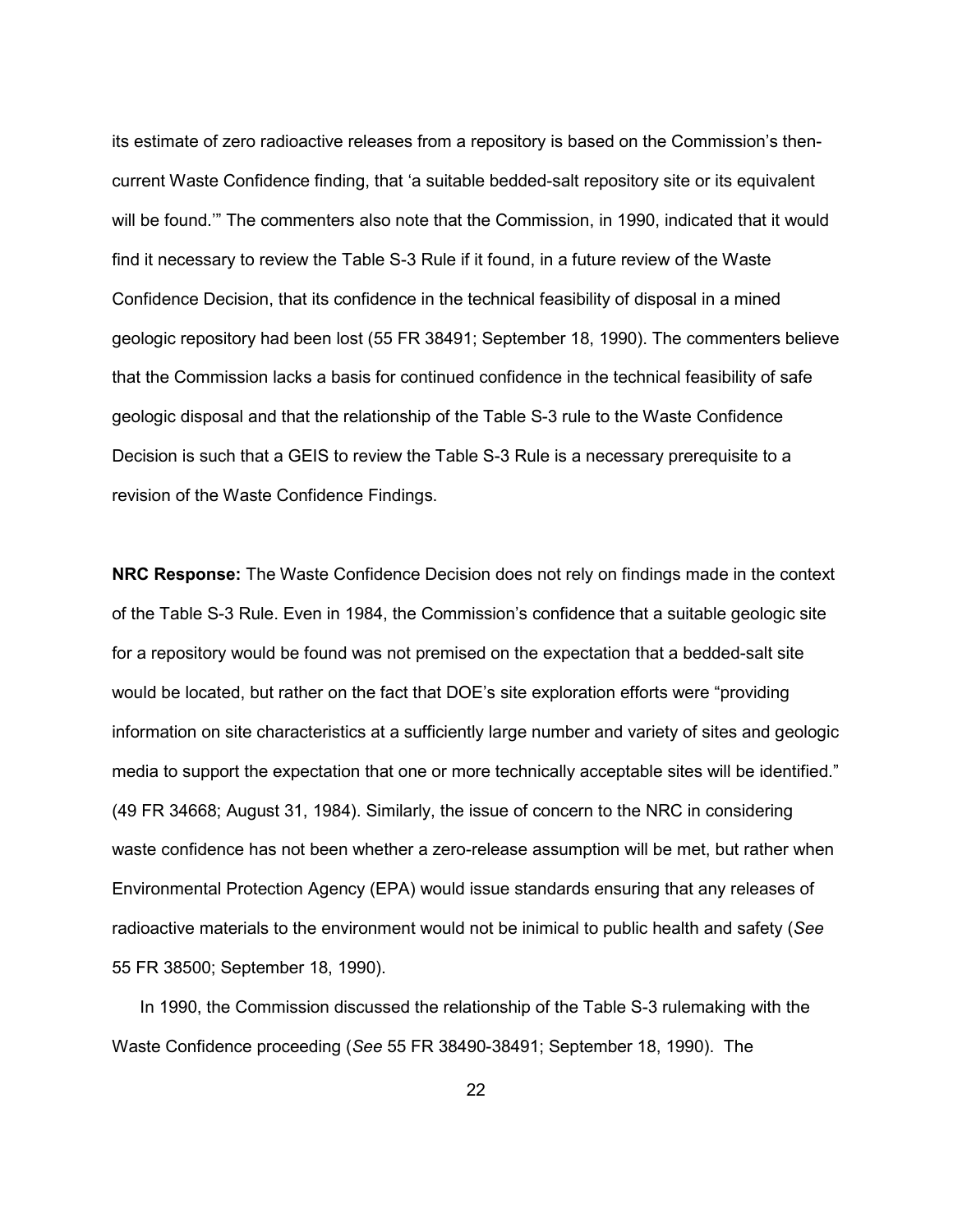its estimate of zero radioactive releases from a repository is based on the Commission's then-current Waste Confidence finding, that 'a suitable bedded-salt repository site or its equivalent will be found.'" The commenters also note that the Commission, in 1990, indicated that it would find it necessary to review the Table S-3 Rule if it found, in a future review of the Waste Confidence Decision, that its confidence in the technical feasibility of disposal in a mined geologic repository had been lost (55 FR 38491; September 18, 1990). The commenters believe that the Commission lacks a basis for continued confidence in the technical feasibility of safe geologic disposal and that the relationship of the Table S-3 rule to the Waste Confidence Decision is such that a GEIS to review the Table S-3 Rule is a necessary prerequisite to a revision of the Waste Confidence Findings.

**NRC Response:** The Waste Confidence Decision does not rely on findings made in the context of the Table S-3 Rule. Even in 1984, the Commission's confidence that a suitable geologic site for a repository would be found was not premised on the expectation that a bedded-salt site would be located, but rather on the fact that DOE's site exploration efforts were "providing information on site characteristics at a sufficiently large number and variety of sites and geologic media to support the expectation that one or more technically acceptable sites will be identified." (49 FR 34668; August 31, 1984). Similarly, the issue of concern to the NRC in considering waste confidence has not been whether a zero-release assumption will be met, but rather when Environmental Protection Agency (EPA) would issue standards ensuring that any releases of radioactive materials to the environment would not be inimical to public health and safety (*See* 55 FR 38500; September 18, 1990).

In 1990, the Commission discussed the relationship of the Table S-3 rulemaking with the Waste Confidence proceeding (*See* 55 FR 38490-38491; September 18, 1990). The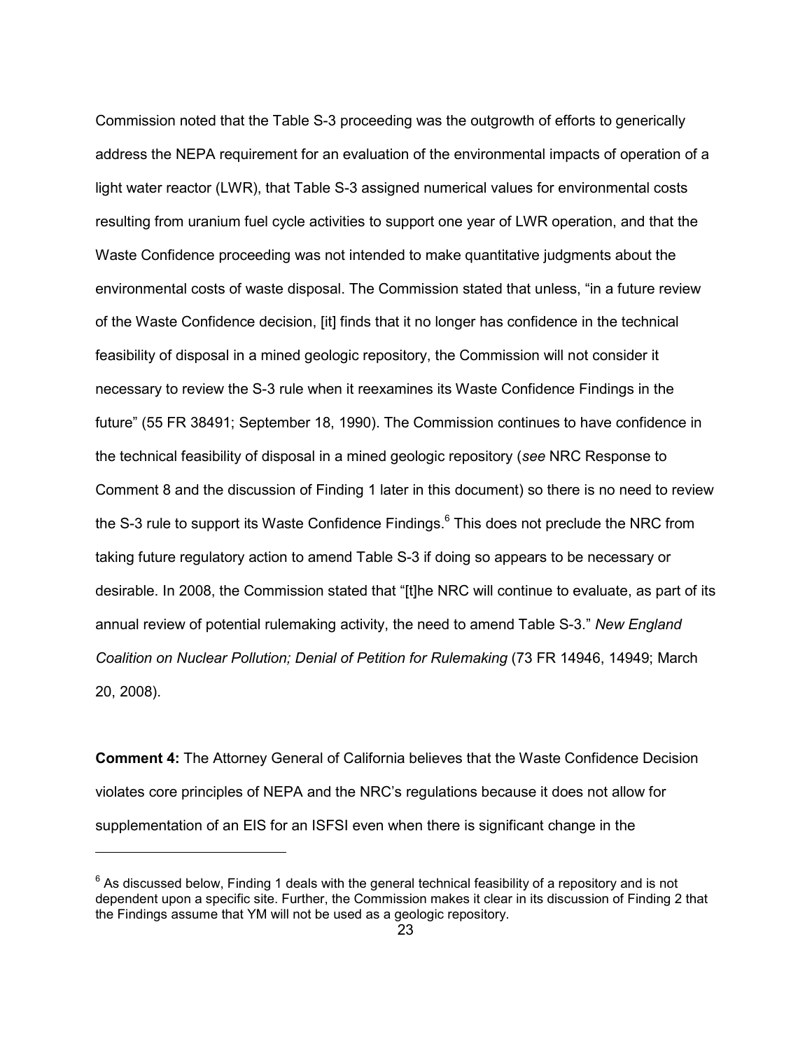Commission noted that the Table S-3 proceeding was the outgrowth of efforts to generically address the NEPA requirement for an evaluation of the environmental impacts of operation of a light water reactor (LWR), that Table S-3 assigned numerical values for environmental costs resulting from uranium fuel cycle activities to support one year of LWR operation, and that the Waste Confidence proceeding was not intended to make quantitative judgments about the environmental costs of waste disposal. The Commission stated that unless, "in a future review of the Waste Confidence decision, [it] finds that it no longer has confidence in the technical feasibility of disposal in a mined geologic repository, the Commission will not consider it necessary to review the S-3 rule when it reexamines its Waste Confidence Findings in the future" (55 FR 38491; September 18, 1990). The Commission continues to have confidence in the technical feasibility of disposal in a mined geologic repository (*see* NRC Response to Comment 8 and the discussion of Finding 1 later in this document) so there is no need to review the S-3 rule to support its Waste Confidence Findings.[6] This does not preclude the NRC from taking future regulatory action to amend Table S-3 if doing so appears to be necessary or desirable. In 2008, the Commission stated that "[t]he NRC will continue to evaluate, as part of its annual review of potential rulemaking activity, the need to amend Table S-3." *New England Coalition on Nuclear Pollution; Denial of Petition for Rulemaking* (73 FR 14946, 14949; March 20, 2008).

**Comment 4:** The Attorney General of California believes that the Waste Confidence Decision violates core principles of NEPA and the NRC's regulations because it does not allow for supplementation of an EIS for an ISFSI even when there is significant change in the

[6] As discussed below, Finding 1 deals with the general technical feasibility of a repository and is not dependent upon a specific site. Further, the Commission makes it clear in its discussion of Finding 2 that the Findings assume that YM will not be used as a geologic repository.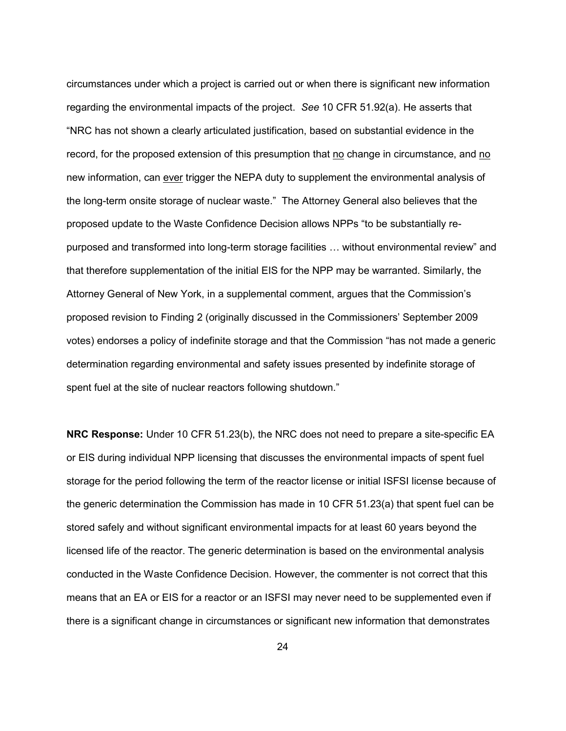circumstances under which a project is carried out or when there is significant new information regarding the environmental impacts of the project. *See* 10 CFR 51.92(a). He asserts that "NRC has not shown a clearly articulated justification, based on substantial evidence in the record, for the proposed extension of this presumption that <u>no</u> change in circumstance, and <u>no</u> new information, can <u>ever</u> trigger the NEPA duty to supplement the environmental analysis of the long-term onsite storage of nuclear waste." The Attorney General also believes that the proposed update to the Waste Confidence Decision allows NPPs "to be substantially re-purposed and transformed into long-term storage facilities … without environmental review" and that therefore supplementation of the initial EIS for the NPP may be warranted. Similarly, the Attorney General of New York, in a supplemental comment, argues that the Commission's proposed revision to Finding 2 (originally discussed in the Commissioners' September 2009 votes) endorses a policy of indefinite storage and that the Commission "has not made a generic determination regarding environmental and safety issues presented by indefinite storage of spent fuel at the site of nuclear reactors following shutdown."

**NRC Response:** Under 10 CFR 51.23(b), the NRC does not need to prepare a site-specific EA or EIS during individual NPP licensing that discusses the environmental impacts of spent fuel storage for the period following the term of the reactor license or initial ISFSI license because of the generic determination the Commission has made in 10 CFR 51.23(a) that spent fuel can be stored safely and without significant environmental impacts for at least 60 years beyond the licensed life of the reactor. The generic determination is based on the environmental analysis conducted in the Waste Confidence Decision. However, the commenter is not correct that this means that an EA or EIS for a reactor or an ISFSI may never need to be supplemented even if there is a significant change in circumstances or significant new information that demonstrates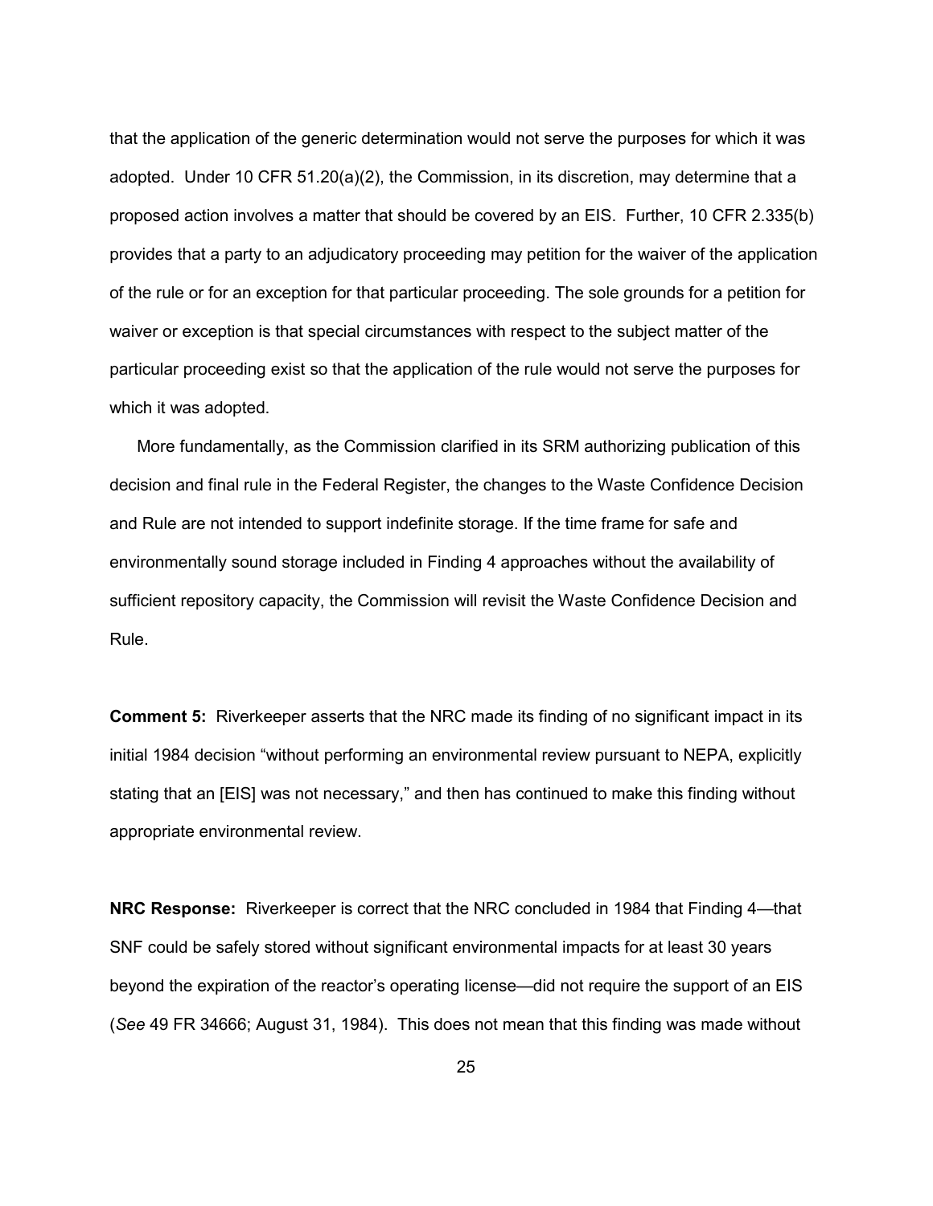that the application of the generic determination would not serve the purposes for which it was adopted. Under 10 CFR 51.20(a)(2), the Commission, in its discretion, may determine that a proposed action involves a matter that should be covered by an EIS. Further, 10 CFR 2.335(b) provides that a party to an adjudicatory proceeding may petition for the waiver of the application of the rule or for an exception for that particular proceeding. The sole grounds for a petition for waiver or exception is that special circumstances with respect to the subject matter of the particular proceeding exist so that the application of the rule would not serve the purposes for which it was adopted.

More fundamentally, as the Commission clarified in its SRM authorizing publication of this decision and final rule in the Federal Register, the changes to the Waste Confidence Decision and Rule are not intended to support indefinite storage. If the time frame for safe and environmentally sound storage included in Finding 4 approaches without the availability of sufficient repository capacity, the Commission will revisit the Waste Confidence Decision and Rule.

**Comment 5:** Riverkeeper asserts that the NRC made its finding of no significant impact in its initial 1984 decision "without performing an environmental review pursuant to NEPA, explicitly stating that an [EIS] was not necessary," and then has continued to make this finding without appropriate environmental review.

**NRC Response:** Riverkeeper is correct that the NRC concluded in 1984 that Finding 4—that SNF could be safely stored without significant environmental impacts for at least 30 years beyond the expiration of the reactor's operating license—did not require the support of an EIS (*See* 49 FR 34666; August 31, 1984). This does not mean that this finding was made without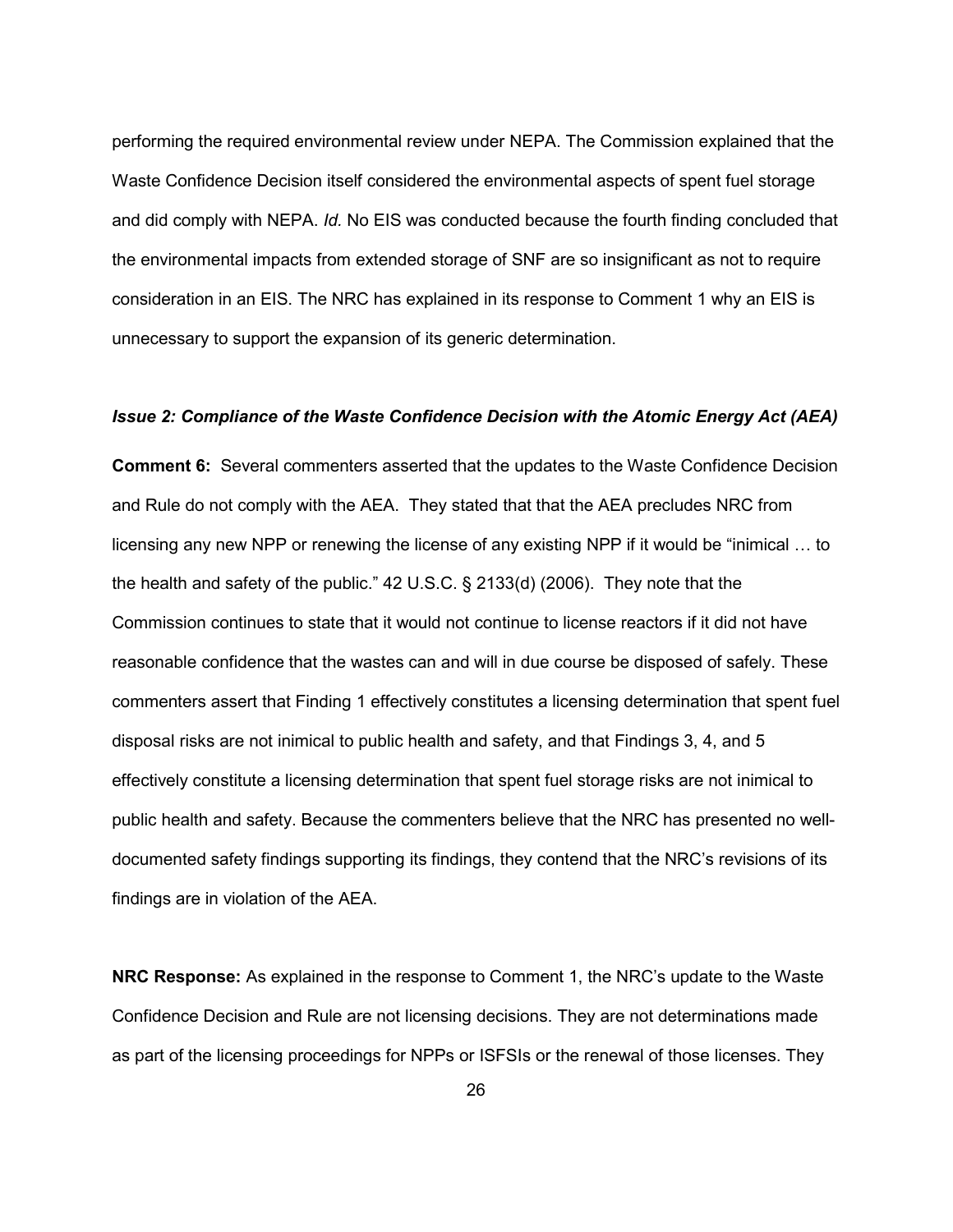performing the required environmental review under NEPA. The Commission explained that the Waste Confidence Decision itself considered the environmental aspects of spent fuel storage and did comply with NEPA. *Id.* No EIS was conducted because the fourth finding concluded that the environmental impacts from extended storage of SNF are so insignificant as not to require consideration in an EIS. The NRC has explained in its response to Comment 1 why an EIS is unnecessary to support the expansion of its generic determination.

***Issue 2: Compliance of the Waste Confidence Decision with the Atomic Energy Act (AEA)***

**Comment 6:** Several commenters asserted that the updates to the Waste Confidence Decision and Rule do not comply with the AEA. They stated that that the AEA precludes NRC from licensing any new NPP or renewing the license of any existing NPP if it would be "inimical … to the health and safety of the public." 42 U.S.C. § 2133(d) (2006). They note that the Commission continues to state that it would not continue to license reactors if it did not have reasonable confidence that the wastes can and will in due course be disposed of safely. These commenters assert that Finding 1 effectively constitutes a licensing determination that spent fuel disposal risks are not inimical to public health and safety, and that Findings 3, 4, and 5 effectively constitute a licensing determination that spent fuel storage risks are not inimical to public health and safety. Because the commenters believe that the NRC has presented no well-documented safety findings supporting its findings, they contend that the NRC's revisions of its findings are in violation of the AEA.

**NRC Response:** As explained in the response to Comment 1, the NRC's update to the Waste Confidence Decision and Rule are not licensing decisions. They are not determinations made as part of the licensing proceedings for NPPs or ISFSIs or the renewal of those licenses. They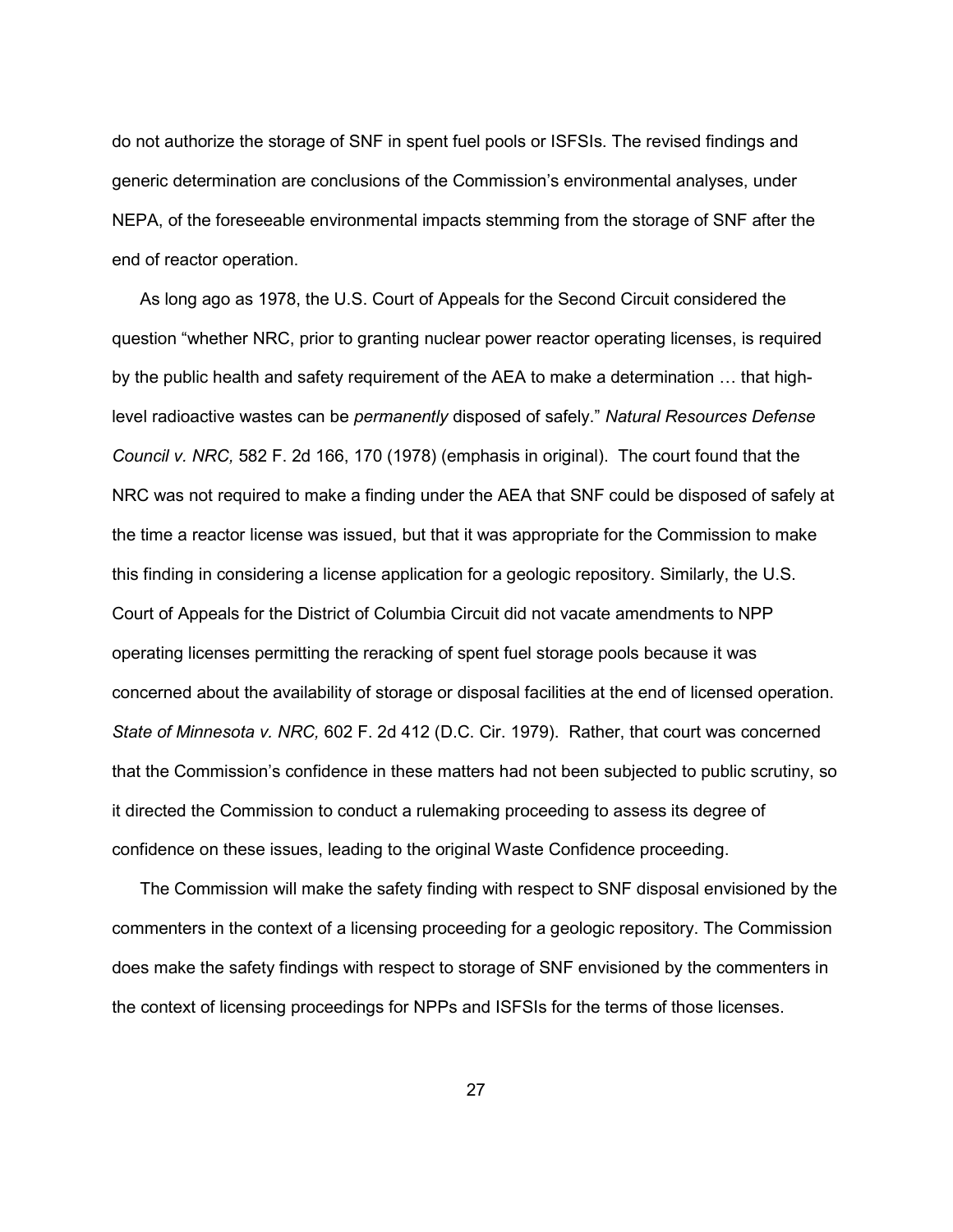do not authorize the storage of SNF in spent fuel pools or ISFSIs. The revised findings and generic determination are conclusions of the Commission's environmental analyses, under NEPA, of the foreseeable environmental impacts stemming from the storage of SNF after the end of reactor operation.

As long ago as 1978, the U.S. Court of Appeals for the Second Circuit considered the question "whether NRC, prior to granting nuclear power reactor operating licenses, is required by the public health and safety requirement of the AEA to make a determination … that high-level radioactive wastes can be *permanently* disposed of safely." *Natural Resources Defense Council v. NRC,* 582 F. 2d 166, 170 (1978) (emphasis in original). The court found that the NRC was not required to make a finding under the AEA that SNF could be disposed of safely at the time a reactor license was issued, but that it was appropriate for the Commission to make this finding in considering a license application for a geologic repository. Similarly, the U.S. Court of Appeals for the District of Columbia Circuit did not vacate amendments to NPP operating licenses permitting the reracking of spent fuel storage pools because it was concerned about the availability of storage or disposal facilities at the end of licensed operation. *State of Minnesota v. NRC,* 602 F. 2d 412 (D.C. Cir. 1979). Rather, that court was concerned that the Commission's confidence in these matters had not been subjected to public scrutiny, so it directed the Commission to conduct a rulemaking proceeding to assess its degree of confidence on these issues, leading to the original Waste Confidence proceeding.

The Commission will make the safety finding with respect to SNF disposal envisioned by the commenters in the context of a licensing proceeding for a geologic repository. The Commission does make the safety findings with respect to storage of SNF envisioned by the commenters in the context of licensing proceedings for NPPs and ISFSIs for the terms of those licenses.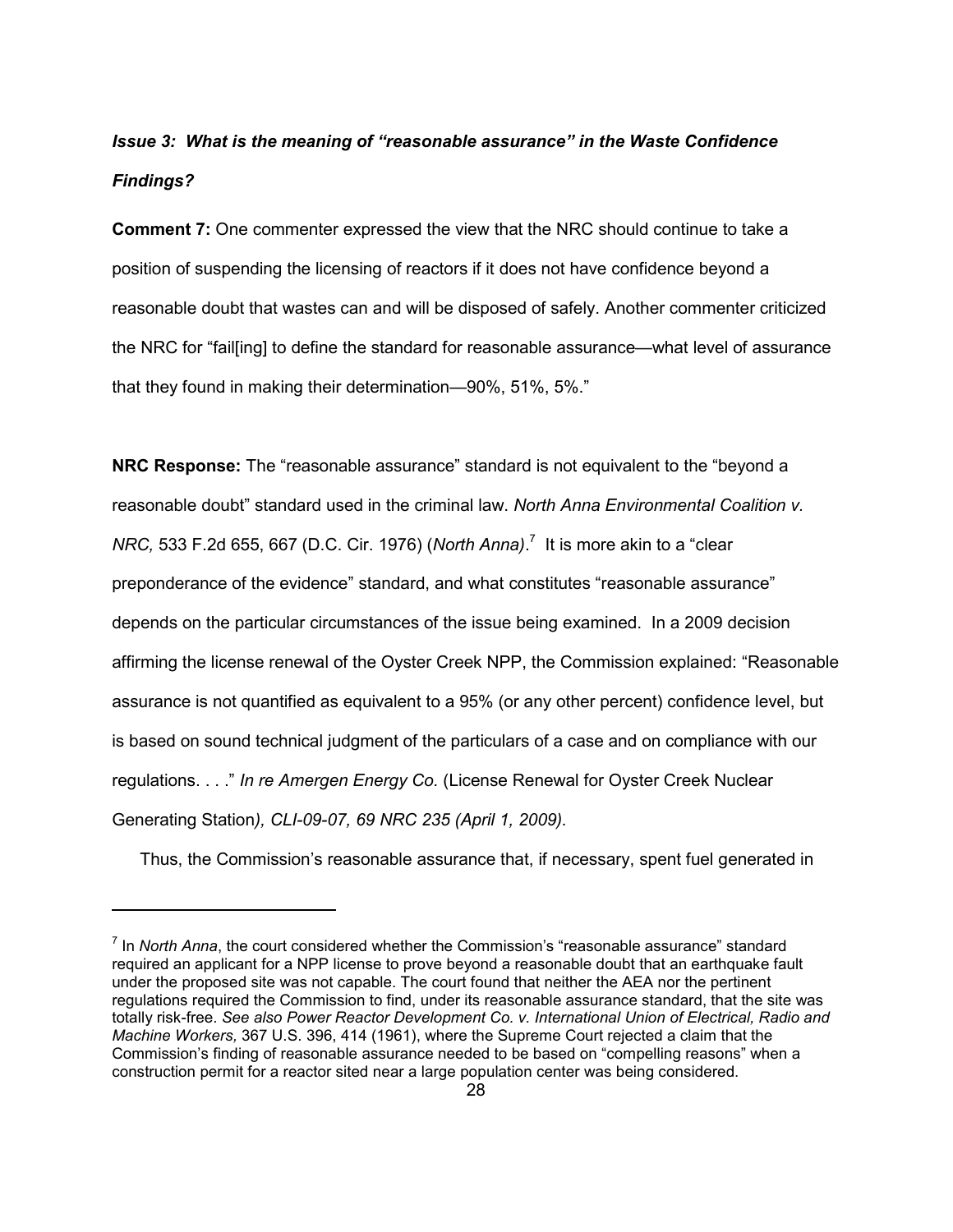***Issue 3: What is the meaning of "reasonable assurance" in the Waste Confidence Findings?***

**Comment 7:** One commenter expressed the view that the NRC should continue to take a position of suspending the licensing of reactors if it does not have confidence beyond a reasonable doubt that wastes can and will be disposed of safely. Another commenter criticized the NRC for "fail[ing] to define the standard for reasonable assurance—what level of assurance that they found in making their determination—90%, 51%, 5%."

**NRC Response:** The "reasonable assurance" standard is not equivalent to the "beyond a reasonable doubt" standard used in the criminal law. *North Anna Environmental Coalition v. NRC,* 533 F.2d 655, 667 (D.C. Cir. 1976) (*North Anna)*.[7] It is more akin to a "clear preponderance of the evidence" standard, and what constitutes "reasonable assurance" depends on the particular circumstances of the issue being examined. In a 2009 decision affirming the license renewal of the Oyster Creek NPP, the Commission explained: "Reasonable assurance is not quantified as equivalent to a 95% (or any other percent) confidence level, but is based on sound technical judgment of the particulars of a case and on compliance with our regulations. . . ." *In re Amergen Energy Co.* (License Renewal for Oyster Creek Nuclear Generating Station*), CLI-09-07, 69 NRC 235 (April 1, 2009).*

Thus, the Commission's reasonable assurance that, if necessary, spent fuel generated in

---

[7] In *North Anna*, the court considered whether the Commission's "reasonable assurance" standard required an applicant for a NPP license to prove beyond a reasonable doubt that an earthquake fault under the proposed site was not capable. The court found that neither the AEA nor the pertinent regulations required the Commission to find, under its reasonable assurance standard, that the site was totally risk-free. *See also Power Reactor Development Co. v. International Union of Electrical, Radio and Machine Workers,* 367 U.S. 396, 414 (1961), where the Supreme Court rejected a claim that the Commission's finding of reasonable assurance needed to be based on "compelling reasons" when a construction permit for a reactor sited near a large population center was being considered.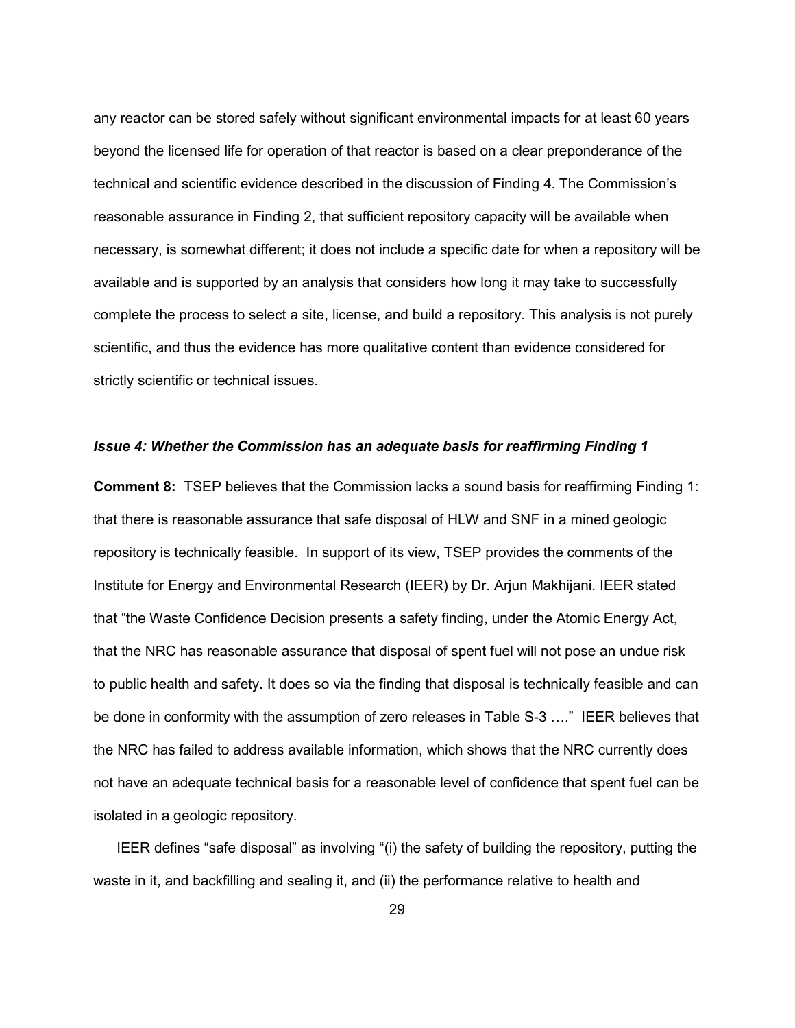any reactor can be stored safely without significant environmental impacts for at least 60 years beyond the licensed life for operation of that reactor is based on a clear preponderance of the technical and scientific evidence described in the discussion of Finding 4. The Commission's reasonable assurance in Finding 2, that sufficient repository capacity will be available when necessary, is somewhat different; it does not include a specific date for when a repository will be available and is supported by an analysis that considers how long it may take to successfully complete the process to select a site, license, and build a repository. This analysis is not purely scientific, and thus the evidence has more qualitative content than evidence considered for strictly scientific or technical issues.

***Issue 4: Whether the Commission has an adequate basis for reaffirming Finding 1***

**Comment 8:** TSEP believes that the Commission lacks a sound basis for reaffirming Finding 1: that there is reasonable assurance that safe disposal of HLW and SNF in a mined geologic repository is technically feasible. In support of its view, TSEP provides the comments of the Institute for Energy and Environmental Research (IEER) by Dr. Arjun Makhijani. IEER stated that "the Waste Confidence Decision presents a safety finding, under the Atomic Energy Act, that the NRC has reasonable assurance that disposal of spent fuel will not pose an undue risk to public health and safety. It does so via the finding that disposal is technically feasible and can be done in conformity with the assumption of zero releases in Table S-3 …." IEER believes that the NRC has failed to address available information, which shows that the NRC currently does not have an adequate technical basis for a reasonable level of confidence that spent fuel can be isolated in a geologic repository.

IEER defines "safe disposal" as involving "(i) the safety of building the repository, putting the waste in it, and backfilling and sealing it, and (ii) the performance relative to health and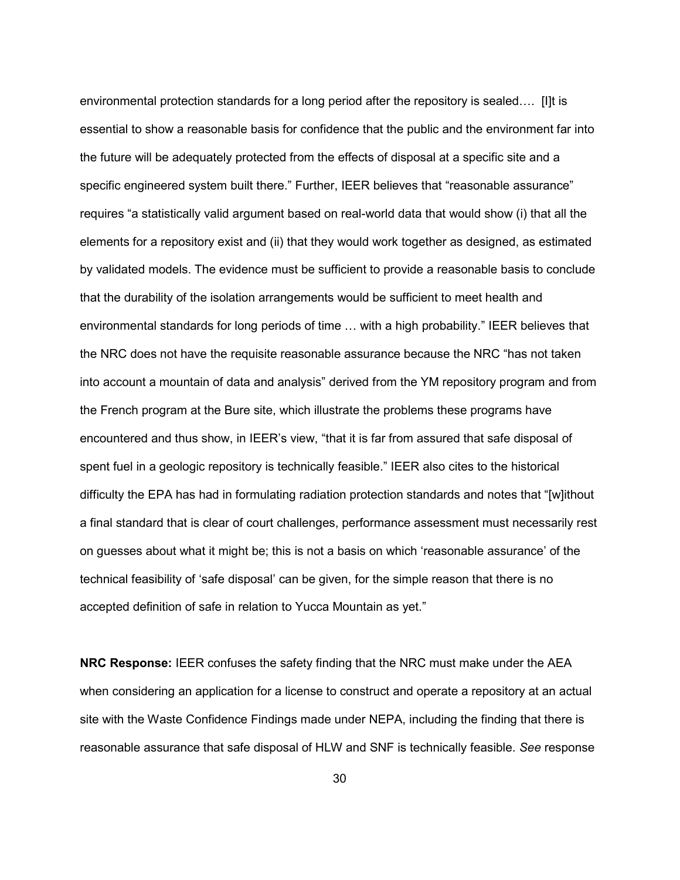environmental protection standards for a long period after the repository is sealed…. [I]t is essential to show a reasonable basis for confidence that the public and the environment far into the future will be adequately protected from the effects of disposal at a specific site and a specific engineered system built there." Further, IEER believes that "reasonable assurance" requires "a statistically valid argument based on real-world data that would show (i) that all the elements for a repository exist and (ii) that they would work together as designed, as estimated by validated models. The evidence must be sufficient to provide a reasonable basis to conclude that the durability of the isolation arrangements would be sufficient to meet health and environmental standards for long periods of time … with a high probability." IEER believes that the NRC does not have the requisite reasonable assurance because the NRC "has not taken into account a mountain of data and analysis" derived from the YM repository program and from the French program at the Bure site, which illustrate the problems these programs have encountered and thus show, in IEER's view, "that it is far from assured that safe disposal of spent fuel in a geologic repository is technically feasible." IEER also cites to the historical difficulty the EPA has had in formulating radiation protection standards and notes that "[w]ithout a final standard that is clear of court challenges, performance assessment must necessarily rest on guesses about what it might be; this is not a basis on which 'reasonable assurance' of the technical feasibility of 'safe disposal' can be given, for the simple reason that there is no accepted definition of safe in relation to Yucca Mountain as yet."

**NRC Response:** IEER confuses the safety finding that the NRC must make under the AEA when considering an application for a license to construct and operate a repository at an actual site with the Waste Confidence Findings made under NEPA, including the finding that there is reasonable assurance that safe disposal of HLW and SNF is technically feasible. *See* response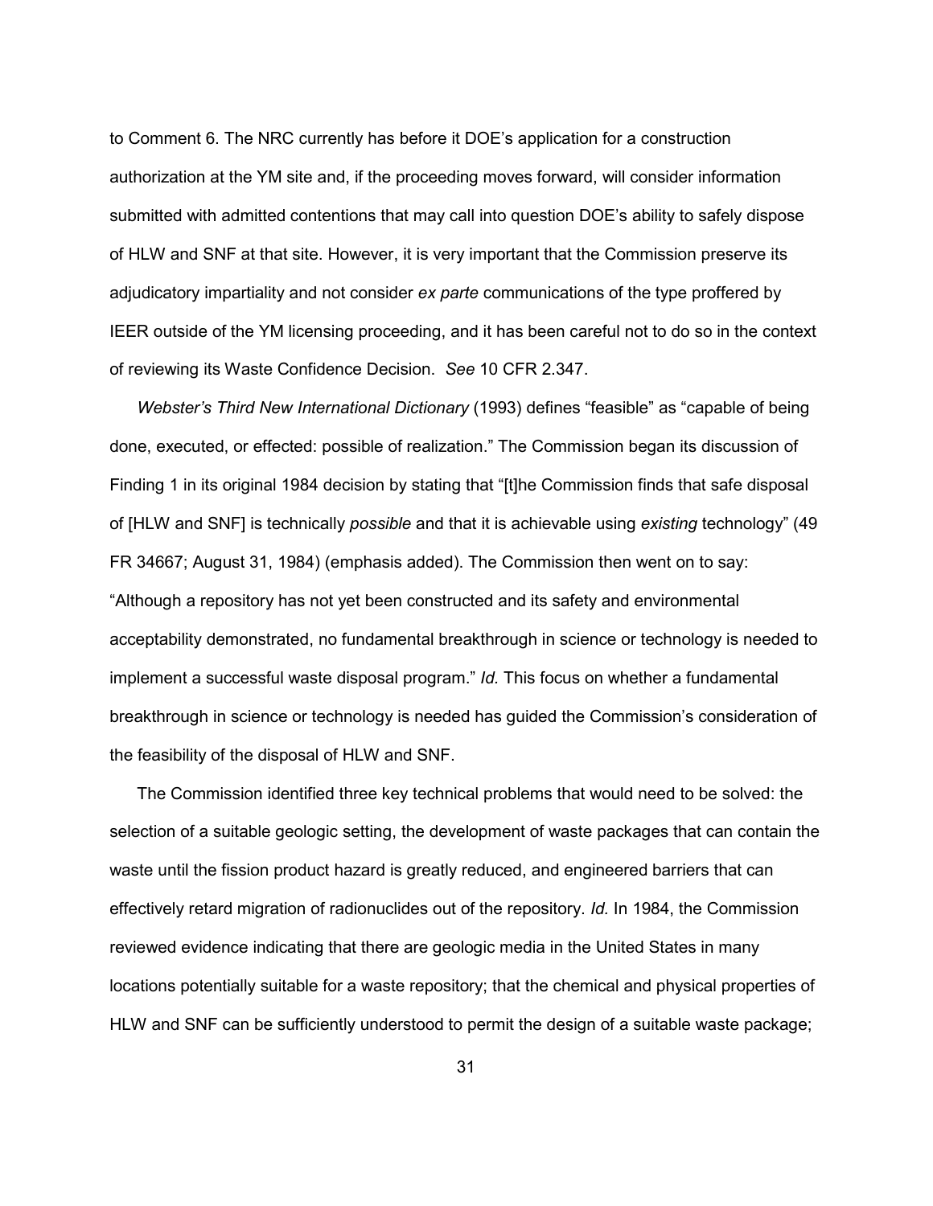to Comment 6. The NRC currently has before it DOE's application for a construction authorization at the YM site and, if the proceeding moves forward, will consider information submitted with admitted contentions that may call into question DOE's ability to safely dispose of HLW and SNF at that site. However, it is very important that the Commission preserve its adjudicatory impartiality and not consider *ex parte* communications of the type proffered by IEER outside of the YM licensing proceeding, and it has been careful not to do so in the context of reviewing its Waste Confidence Decision. *See* 10 CFR 2.347.

*Webster's Third New International Dictionary* (1993) defines "feasible" as "capable of being done, executed, or effected: possible of realization." The Commission began its discussion of Finding 1 in its original 1984 decision by stating that "[t]he Commission finds that safe disposal of [HLW and SNF] is technically *possible* and that it is achievable using *existing* technology" (49 FR 34667; August 31, 1984) (emphasis added). The Commission then went on to say: "Although a repository has not yet been constructed and its safety and environmental acceptability demonstrated, no fundamental breakthrough in science or technology is needed to implement a successful waste disposal program." *Id.* This focus on whether a fundamental breakthrough in science or technology is needed has guided the Commission's consideration of the feasibility of the disposal of HLW and SNF.

The Commission identified three key technical problems that would need to be solved: the selection of a suitable geologic setting, the development of waste packages that can contain the waste until the fission product hazard is greatly reduced, and engineered barriers that can effectively retard migration of radionuclides out of the repository. *Id.* In 1984, the Commission reviewed evidence indicating that there are geologic media in the United States in many locations potentially suitable for a waste repository; that the chemical and physical properties of HLW and SNF can be sufficiently understood to permit the design of a suitable waste package;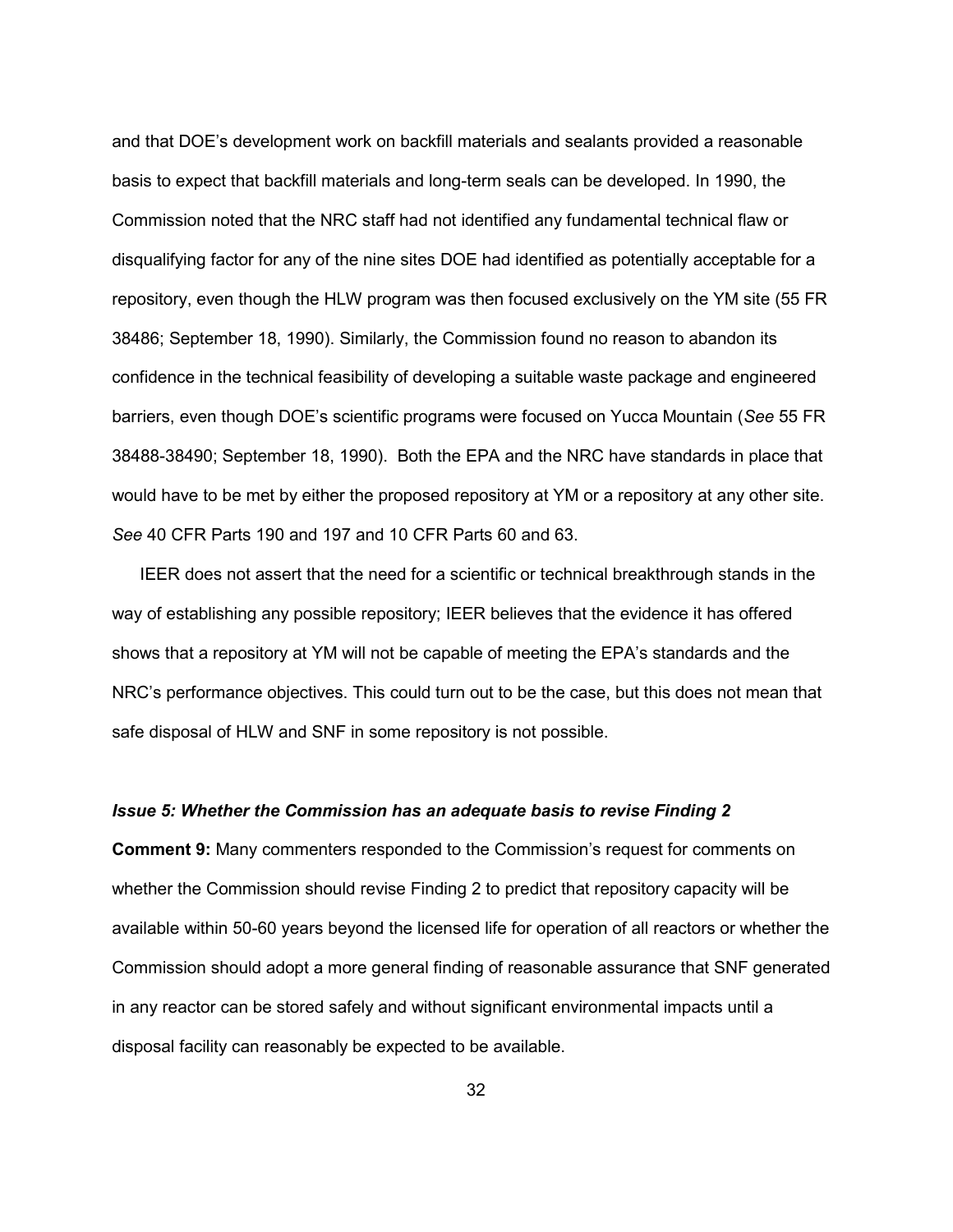and that DOE's development work on backfill materials and sealants provided a reasonable basis to expect that backfill materials and long-term seals can be developed. In 1990, the Commission noted that the NRC staff had not identified any fundamental technical flaw or disqualifying factor for any of the nine sites DOE had identified as potentially acceptable for a repository, even though the HLW program was then focused exclusively on the YM site (55 FR 38486; September 18, 1990). Similarly, the Commission found no reason to abandon its confidence in the technical feasibility of developing a suitable waste package and engineered barriers, even though DOE's scientific programs were focused on Yucca Mountain (*See* 55 FR 38488-38490; September 18, 1990). Both the EPA and the NRC have standards in place that would have to be met by either the proposed repository at YM or a repository at any other site. *See* 40 CFR Parts 190 and 197 and 10 CFR Parts 60 and 63.

IEER does not assert that the need for a scientific or technical breakthrough stands in the way of establishing any possible repository; IEER believes that the evidence it has offered shows that a repository at YM will not be capable of meeting the EPA's standards and the NRC's performance objectives. This could turn out to be the case, but this does not mean that safe disposal of HLW and SNF in some repository is not possible.

***Issue 5: Whether the Commission has an adequate basis to revise Finding 2***

**Comment 9:** Many commenters responded to the Commission's request for comments on whether the Commission should revise Finding 2 to predict that repository capacity will be available within 50-60 years beyond the licensed life for operation of all reactors or whether the Commission should adopt a more general finding of reasonable assurance that SNF generated in any reactor can be stored safely and without significant environmental impacts until a disposal facility can reasonably be expected to be available.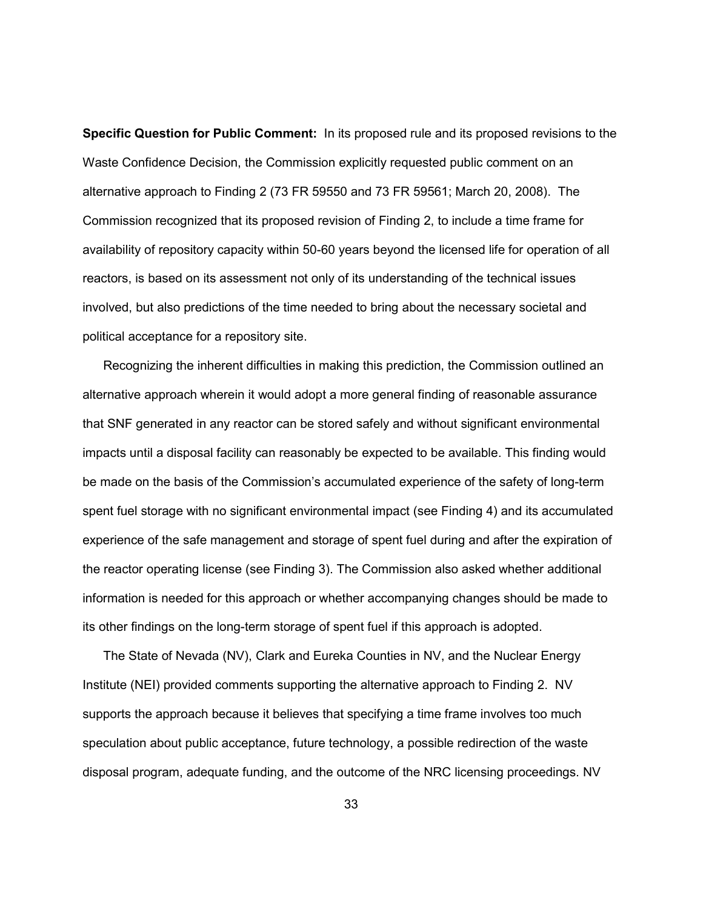**Specific Question for Public Comment:** In its proposed rule and its proposed revisions to the Waste Confidence Decision, the Commission explicitly requested public comment on an alternative approach to Finding 2 (73 FR 59550 and 73 FR 59561; March 20, 2008). The Commission recognized that its proposed revision of Finding 2, to include a time frame for availability of repository capacity within 50-60 years beyond the licensed life for operation of all reactors, is based on its assessment not only of its understanding of the technical issues involved, but also predictions of the time needed to bring about the necessary societal and political acceptance for a repository site.

Recognizing the inherent difficulties in making this prediction, the Commission outlined an alternative approach wherein it would adopt a more general finding of reasonable assurance that SNF generated in any reactor can be stored safely and without significant environmental impacts until a disposal facility can reasonably be expected to be available. This finding would be made on the basis of the Commission's accumulated experience of the safety of long-term spent fuel storage with no significant environmental impact (see Finding 4) and its accumulated experience of the safe management and storage of spent fuel during and after the expiration of the reactor operating license (see Finding 3). The Commission also asked whether additional information is needed for this approach or whether accompanying changes should be made to its other findings on the long-term storage of spent fuel if this approach is adopted.

The State of Nevada (NV), Clark and Eureka Counties in NV, and the Nuclear Energy Institute (NEI) provided comments supporting the alternative approach to Finding 2. NV supports the approach because it believes that specifying a time frame involves too much speculation about public acceptance, future technology, a possible redirection of the waste disposal program, adequate funding, and the outcome of the NRC licensing proceedings. NV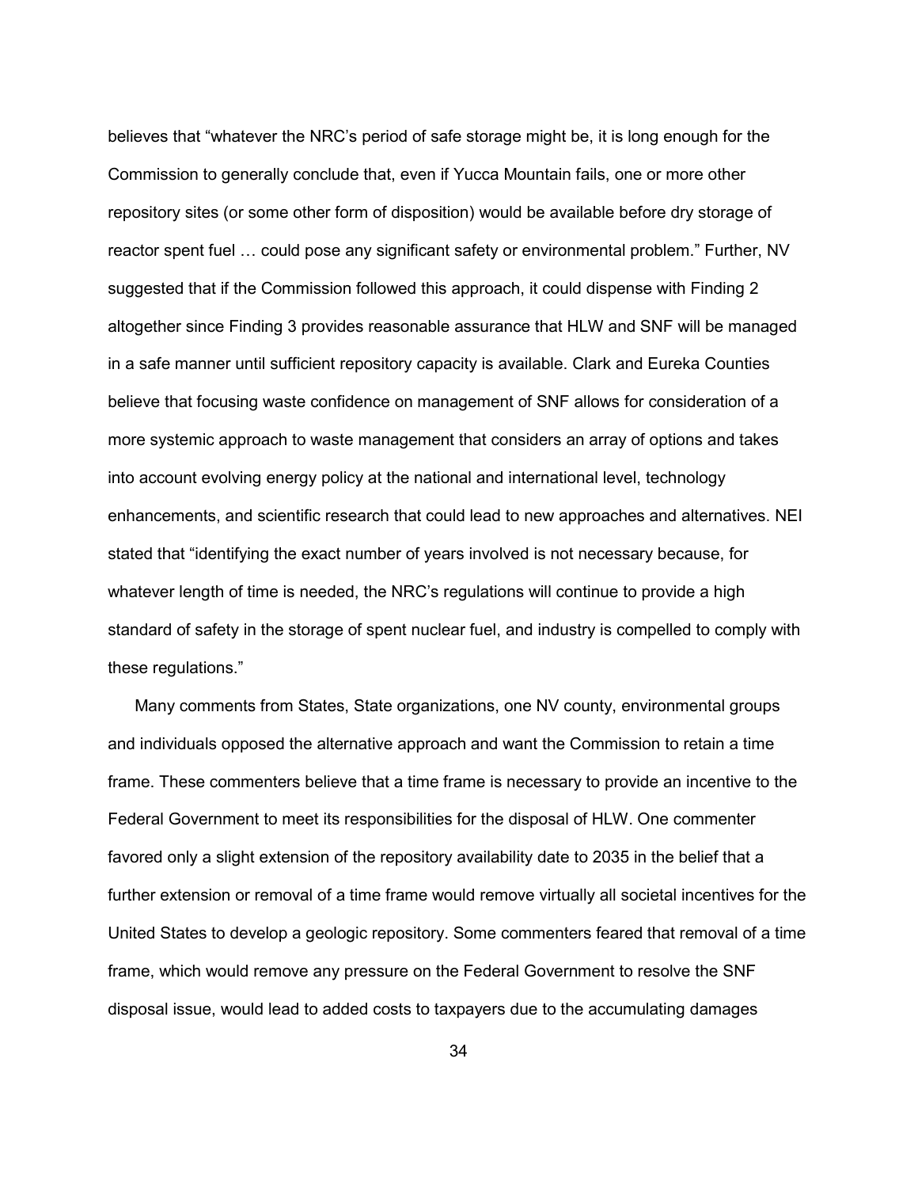believes that "whatever the NRC's period of safe storage might be, it is long enough for the Commission to generally conclude that, even if Yucca Mountain fails, one or more other repository sites (or some other form of disposition) would be available before dry storage of reactor spent fuel … could pose any significant safety or environmental problem." Further, NV suggested that if the Commission followed this approach, it could dispense with Finding 2 altogether since Finding 3 provides reasonable assurance that HLW and SNF will be managed in a safe manner until sufficient repository capacity is available. Clark and Eureka Counties believe that focusing waste confidence on management of SNF allows for consideration of a more systemic approach to waste management that considers an array of options and takes into account evolving energy policy at the national and international level, technology enhancements, and scientific research that could lead to new approaches and alternatives. NEI stated that "identifying the exact number of years involved is not necessary because, for whatever length of time is needed, the NRC's regulations will continue to provide a high standard of safety in the storage of spent nuclear fuel, and industry is compelled to comply with these regulations."

Many comments from States, State organizations, one NV county, environmental groups and individuals opposed the alternative approach and want the Commission to retain a time frame. These commenters believe that a time frame is necessary to provide an incentive to the Federal Government to meet its responsibilities for the disposal of HLW. One commenter favored only a slight extension of the repository availability date to 2035 in the belief that a further extension or removal of a time frame would remove virtually all societal incentives for the United States to develop a geologic repository. Some commenters feared that removal of a time frame, which would remove any pressure on the Federal Government to resolve the SNF disposal issue, would lead to added costs to taxpayers due to the accumulating damages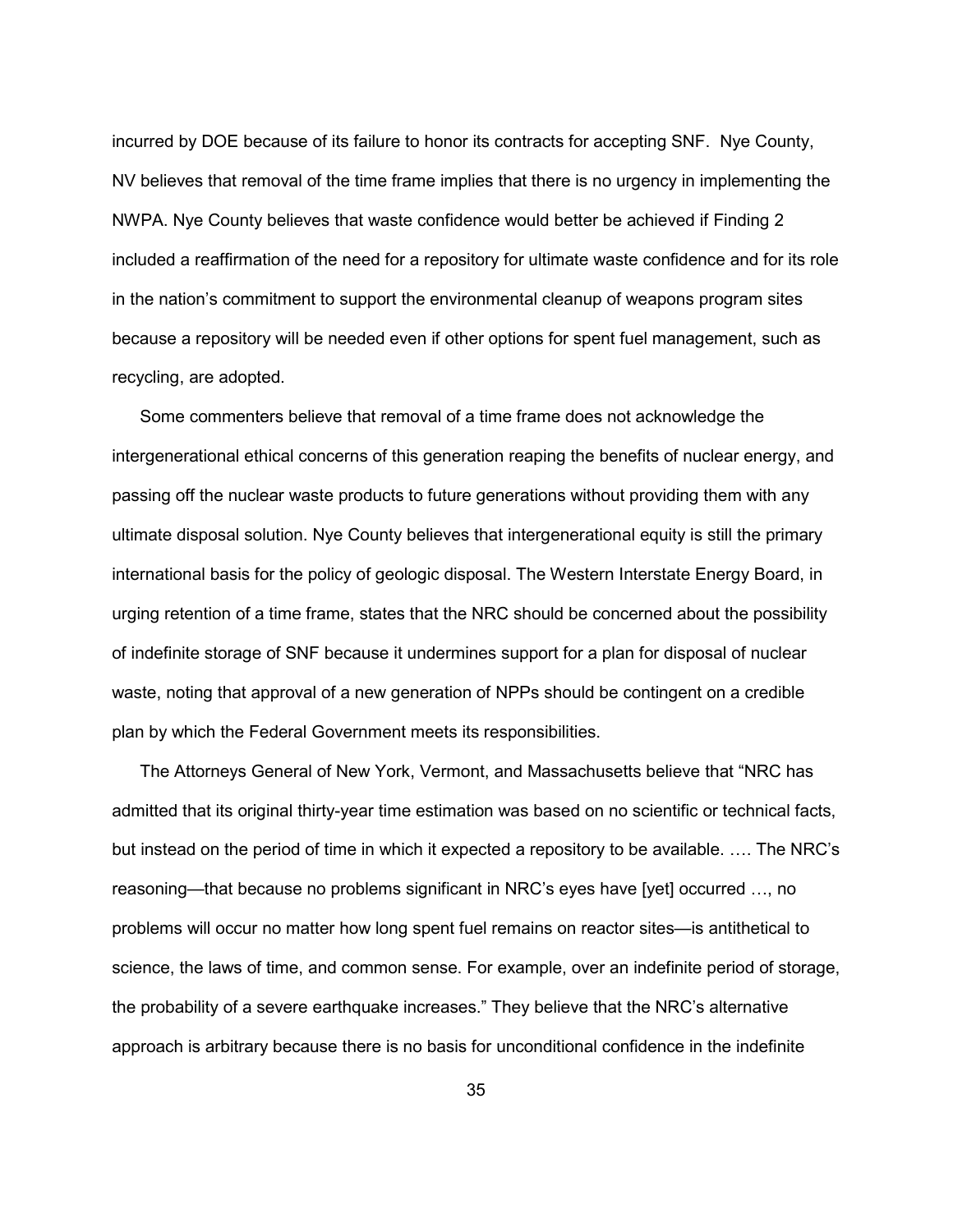incurred by DOE because of its failure to honor its contracts for accepting SNF. Nye County, NV believes that removal of the time frame implies that there is no urgency in implementing the NWPA. Nye County believes that waste confidence would better be achieved if Finding 2 included a reaffirmation of the need for a repository for ultimate waste confidence and for its role in the nation's commitment to support the environmental cleanup of weapons program sites because a repository will be needed even if other options for spent fuel management, such as recycling, are adopted.

Some commenters believe that removal of a time frame does not acknowledge the intergenerational ethical concerns of this generation reaping the benefits of nuclear energy, and passing off the nuclear waste products to future generations without providing them with any ultimate disposal solution. Nye County believes that intergenerational equity is still the primary international basis for the policy of geologic disposal. The Western Interstate Energy Board, in urging retention of a time frame, states that the NRC should be concerned about the possibility of indefinite storage of SNF because it undermines support for a plan for disposal of nuclear waste, noting that approval of a new generation of NPPs should be contingent on a credible plan by which the Federal Government meets its responsibilities.

The Attorneys General of New York, Vermont, and Massachusetts believe that "NRC has admitted that its original thirty-year time estimation was based on no scientific or technical facts, but instead on the period of time in which it expected a repository to be available. …. The NRC's reasoning—that because no problems significant in NRC's eyes have [yet] occurred …, no problems will occur no matter how long spent fuel remains on reactor sites—is antithetical to science, the laws of time, and common sense. For example, over an indefinite period of storage, the probability of a severe earthquake increases." They believe that the NRC's alternative approach is arbitrary because there is no basis for unconditional confidence in the indefinite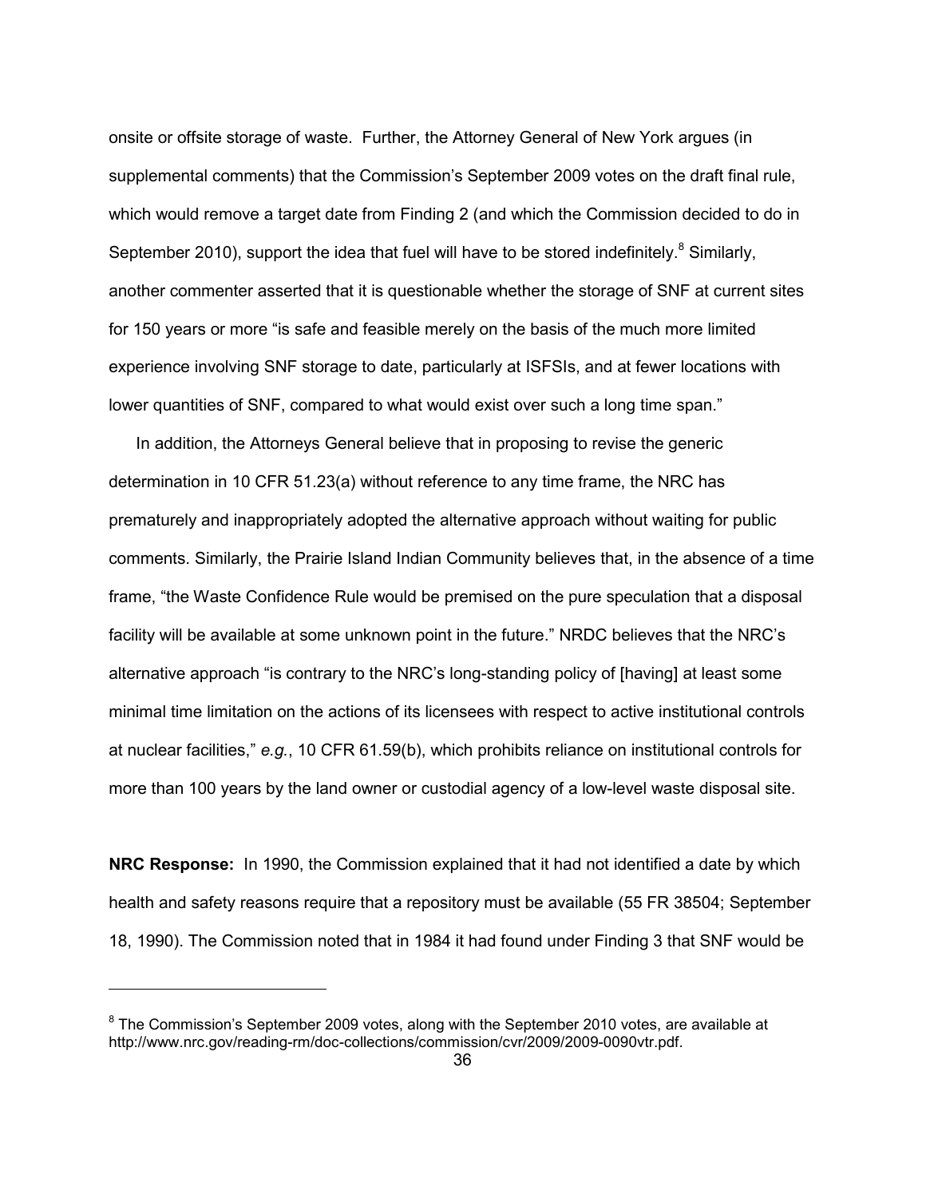onsite or offsite storage of waste. Further, the Attorney General of New York argues (in supplemental comments) that the Commission's September 2009 votes on the draft final rule, which would remove a target date from Finding 2 (and which the Commission decided to do in September 2010), support the idea that fuel will have to be stored indefinitely.[8] Similarly, another commenter asserted that it is questionable whether the storage of SNF at current sites for 150 years or more "is safe and feasible merely on the basis of the much more limited experience involving SNF storage to date, particularly at ISFSIs, and at fewer locations with lower quantities of SNF, compared to what would exist over such a long time span."

In addition, the Attorneys General believe that in proposing to revise the generic determination in 10 CFR 51.23(a) without reference to any time frame, the NRC has prematurely and inappropriately adopted the alternative approach without waiting for public comments. Similarly, the Prairie Island Indian Community believes that, in the absence of a time frame, "the Waste Confidence Rule would be premised on the pure speculation that a disposal facility will be available at some unknown point in the future." NRDC believes that the NRC's alternative approach "is contrary to the NRC's long-standing policy of [having] at least some minimal time limitation on the actions of its licensees with respect to active institutional controls at nuclear facilities," *e.g.*, 10 CFR 61.59(b), which prohibits reliance on institutional controls for more than 100 years by the land owner or custodial agency of a low-level waste disposal site.

**NRC Response:** In 1990, the Commission explained that it had not identified a date by which health and safety reasons require that a repository must be available (55 FR 38504; September 18, 1990). The Commission noted that in 1984 it had found under Finding 3 that SNF would be

[8] The Commission's September 2009 votes, along with the September 2010 votes, are available at http://www.nrc.gov/reading-rm/doc-collections/commission/cvr/2009/2009-0090vtr.pdf.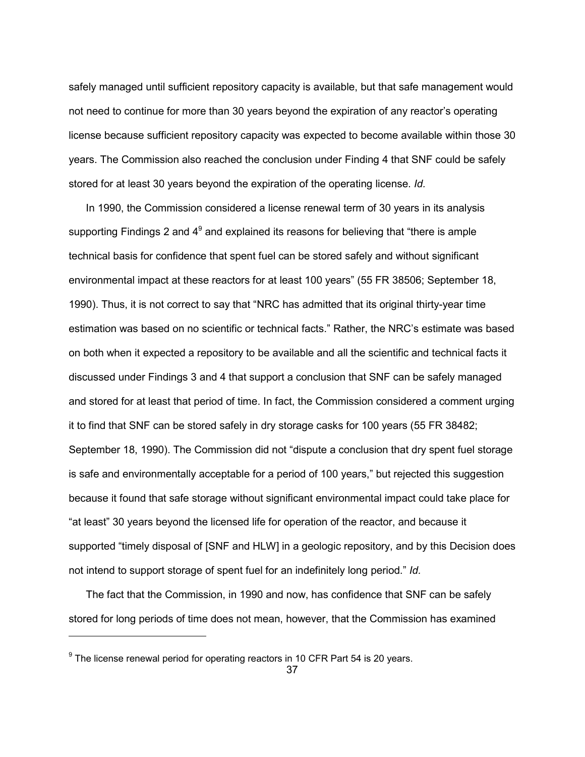safely managed until sufficient repository capacity is available, but that safe management would not need to continue for more than 30 years beyond the expiration of any reactor's operating license because sufficient repository capacity was expected to become available within those 30 years. The Commission also reached the conclusion under Finding 4 that SNF could be safely stored for at least 30 years beyond the expiration of the operating license. *Id.*

In 1990, the Commission considered a license renewal term of 30 years in its analysis supporting Findings 2 and 4[9] and explained its reasons for believing that "there is ample technical basis for confidence that spent fuel can be stored safely and without significant environmental impact at these reactors for at least 100 years" (55 FR 38506; September 18, 1990). Thus, it is not correct to say that "NRC has admitted that its original thirty-year time estimation was based on no scientific or technical facts." Rather, the NRC's estimate was based on both when it expected a repository to be available and all the scientific and technical facts it discussed under Findings 3 and 4 that support a conclusion that SNF can be safely managed and stored for at least that period of time. In fact, the Commission considered a comment urging it to find that SNF can be stored safely in dry storage casks for 100 years (55 FR 38482; September 18, 1990). The Commission did not "dispute a conclusion that dry spent fuel storage is safe and environmentally acceptable for a period of 100 years," but rejected this suggestion because it found that safe storage without significant environmental impact could take place for "at least" 30 years beyond the licensed life for operation of the reactor, and because it supported "timely disposal of [SNF and HLW] in a geologic repository, and by this Decision does not intend to support storage of spent fuel for an indefinitely long period." *Id.*

The fact that the Commission, in 1990 and now, has confidence that SNF can be safely stored for long periods of time does not mean, however, that the Commission has examined

[9] The license renewal period for operating reactors in 10 CFR Part 54 is 20 years.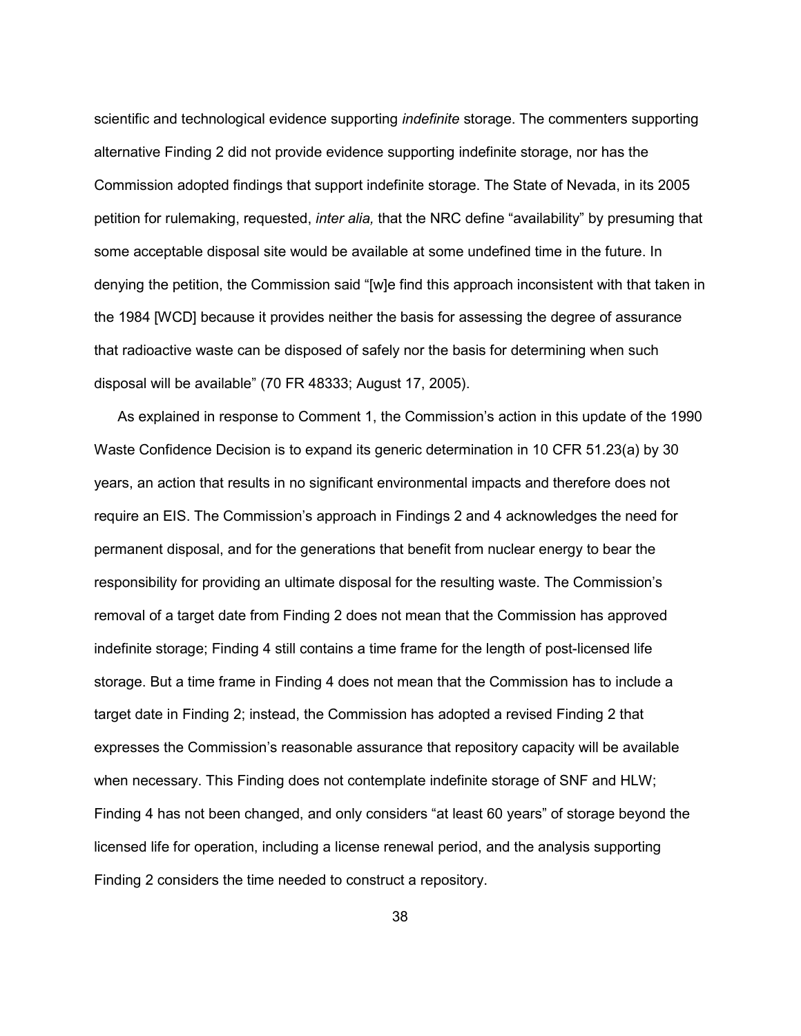scientific and technological evidence supporting *indefinite* storage. The commenters supporting alternative Finding 2 did not provide evidence supporting indefinite storage, nor has the Commission adopted findings that support indefinite storage. The State of Nevada, in its 2005 petition for rulemaking, requested, *inter alia,* that the NRC define "availability" by presuming that some acceptable disposal site would be available at some undefined time in the future. In denying the petition, the Commission said "[w]e find this approach inconsistent with that taken in the 1984 [WCD] because it provides neither the basis for assessing the degree of assurance that radioactive waste can be disposed of safely nor the basis for determining when such disposal will be available" (70 FR 48333; August 17, 2005).

As explained in response to Comment 1, the Commission's action in this update of the 1990 Waste Confidence Decision is to expand its generic determination in 10 CFR 51.23(a) by 30 years, an action that results in no significant environmental impacts and therefore does not require an EIS. The Commission's approach in Findings 2 and 4 acknowledges the need for permanent disposal, and for the generations that benefit from nuclear energy to bear the responsibility for providing an ultimate disposal for the resulting waste. The Commission's removal of a target date from Finding 2 does not mean that the Commission has approved indefinite storage; Finding 4 still contains a time frame for the length of post-licensed life storage. But a time frame in Finding 4 does not mean that the Commission has to include a target date in Finding 2; instead, the Commission has adopted a revised Finding 2 that expresses the Commission's reasonable assurance that repository capacity will be available when necessary. This Finding does not contemplate indefinite storage of SNF and HLW; Finding 4 has not been changed, and only considers "at least 60 years" of storage beyond the licensed life for operation, including a license renewal period, and the analysis supporting Finding 2 considers the time needed to construct a repository.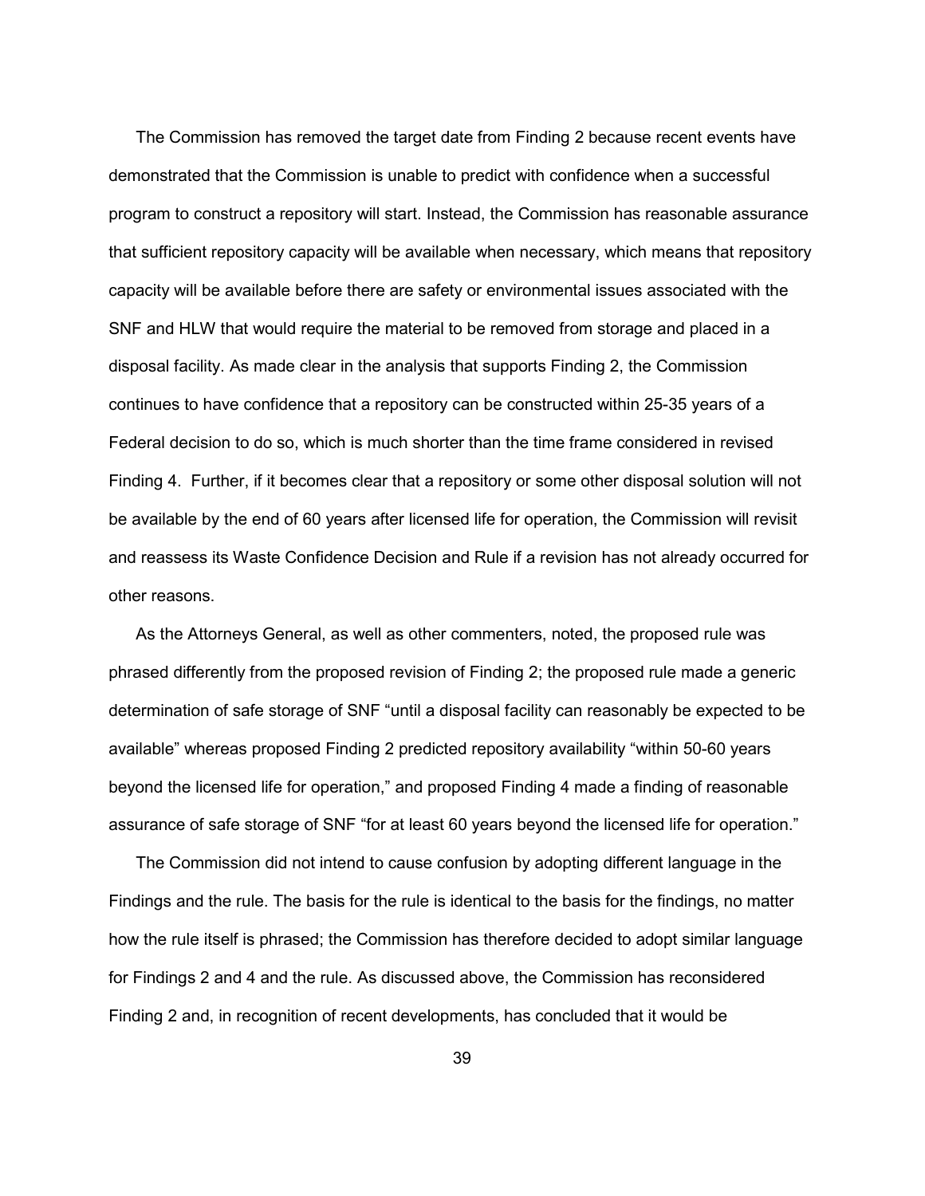The Commission has removed the target date from Finding 2 because recent events have demonstrated that the Commission is unable to predict with confidence when a successful program to construct a repository will start. Instead, the Commission has reasonable assurance that sufficient repository capacity will be available when necessary, which means that repository capacity will be available before there are safety or environmental issues associated with the SNF and HLW that would require the material to be removed from storage and placed in a disposal facility. As made clear in the analysis that supports Finding 2, the Commission continues to have confidence that a repository can be constructed within 25-35 years of a Federal decision to do so, which is much shorter than the time frame considered in revised Finding 4. Further, if it becomes clear that a repository or some other disposal solution will not be available by the end of 60 years after licensed life for operation, the Commission will revisit and reassess its Waste Confidence Decision and Rule if a revision has not already occurred for other reasons.

As the Attorneys General, as well as other commenters, noted, the proposed rule was phrased differently from the proposed revision of Finding 2; the proposed rule made a generic determination of safe storage of SNF "until a disposal facility can reasonably be expected to be available" whereas proposed Finding 2 predicted repository availability "within 50-60 years beyond the licensed life for operation," and proposed Finding 4 made a finding of reasonable assurance of safe storage of SNF "for at least 60 years beyond the licensed life for operation."

The Commission did not intend to cause confusion by adopting different language in the Findings and the rule. The basis for the rule is identical to the basis for the findings, no matter how the rule itself is phrased; the Commission has therefore decided to adopt similar language for Findings 2 and 4 and the rule. As discussed above, the Commission has reconsidered Finding 2 and, in recognition of recent developments, has concluded that it would be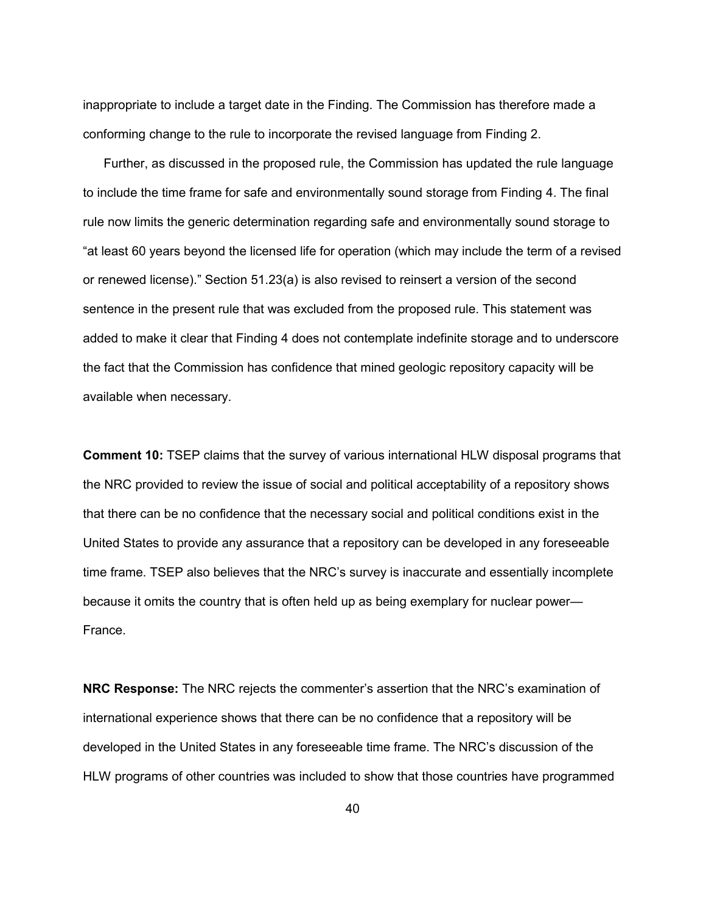inappropriate to include a target date in the Finding. The Commission has therefore made a conforming change to the rule to incorporate the revised language from Finding 2.

Further, as discussed in the proposed rule, the Commission has updated the rule language to include the time frame for safe and environmentally sound storage from Finding 4. The final rule now limits the generic determination regarding safe and environmentally sound storage to "at least 60 years beyond the licensed life for operation (which may include the term of a revised or renewed license)." Section 51.23(a) is also revised to reinsert a version of the second sentence in the present rule that was excluded from the proposed rule. This statement was added to make it clear that Finding 4 does not contemplate indefinite storage and to underscore the fact that the Commission has confidence that mined geologic repository capacity will be available when necessary.

**Comment 10:** TSEP claims that the survey of various international HLW disposal programs that the NRC provided to review the issue of social and political acceptability of a repository shows that there can be no confidence that the necessary social and political conditions exist in the United States to provide any assurance that a repository can be developed in any foreseeable time frame. TSEP also believes that the NRC's survey is inaccurate and essentially incomplete because it omits the country that is often held up as being exemplary for nuclear power—France.

**NRC Response:** The NRC rejects the commenter's assertion that the NRC's examination of international experience shows that there can be no confidence that a repository will be developed in the United States in any foreseeable time frame. The NRC's discussion of the HLW programs of other countries was included to show that those countries have programmed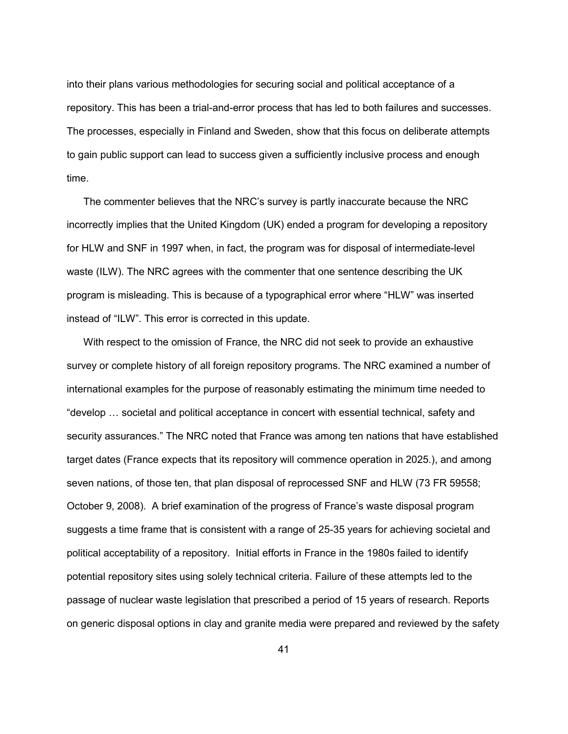into their plans various methodologies for securing social and political acceptance of a repository. This has been a trial-and-error process that has led to both failures and successes. The processes, especially in Finland and Sweden, show that this focus on deliberate attempts to gain public support can lead to success given a sufficiently inclusive process and enough time.

The commenter believes that the NRC's survey is partly inaccurate because the NRC incorrectly implies that the United Kingdom (UK) ended a program for developing a repository for HLW and SNF in 1997 when, in fact, the program was for disposal of intermediate-level waste (ILW). The NRC agrees with the commenter that one sentence describing the UK program is misleading. This is because of a typographical error where "HLW" was inserted instead of "ILW". This error is corrected in this update.

With respect to the omission of France, the NRC did not seek to provide an exhaustive survey or complete history of all foreign repository programs. The NRC examined a number of international examples for the purpose of reasonably estimating the minimum time needed to "develop … societal and political acceptance in concert with essential technical, safety and security assurances." The NRC noted that France was among ten nations that have established target dates (France expects that its repository will commence operation in 2025.), and among seven nations, of those ten, that plan disposal of reprocessed SNF and HLW (73 FR 59558; October 9, 2008). A brief examination of the progress of France's waste disposal program suggests a time frame that is consistent with a range of 25-35 years for achieving societal and political acceptability of a repository. Initial efforts in France in the 1980s failed to identify potential repository sites using solely technical criteria. Failure of these attempts led to the passage of nuclear waste legislation that prescribed a period of 15 years of research. Reports on generic disposal options in clay and granite media were prepared and reviewed by the safety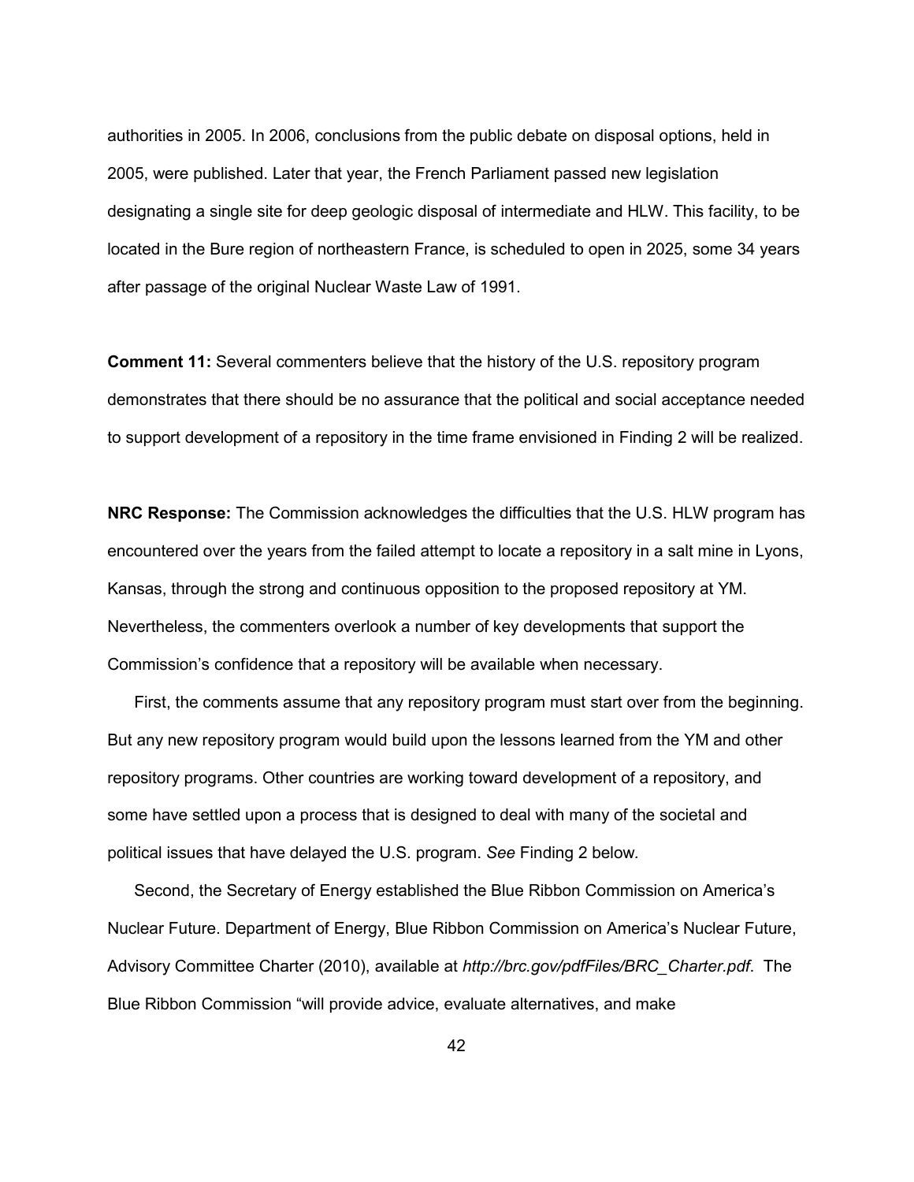authorities in 2005. In 2006, conclusions from the public debate on disposal options, held in 2005, were published. Later that year, the French Parliament passed new legislation designating a single site for deep geologic disposal of intermediate and HLW. This facility, to be located in the Bure region of northeastern France, is scheduled to open in 2025, some 34 years after passage of the original Nuclear Waste Law of 1991.

**Comment 11:** Several commenters believe that the history of the U.S. repository program demonstrates that there should be no assurance that the political and social acceptance needed to support development of a repository in the time frame envisioned in Finding 2 will be realized.

**NRC Response:** The Commission acknowledges the difficulties that the U.S. HLW program has encountered over the years from the failed attempt to locate a repository in a salt mine in Lyons, Kansas, through the strong and continuous opposition to the proposed repository at YM. Nevertheless, the commenters overlook a number of key developments that support the Commission's confidence that a repository will be available when necessary.

First, the comments assume that any repository program must start over from the beginning. But any new repository program would build upon the lessons learned from the YM and other repository programs. Other countries are working toward development of a repository, and some have settled upon a process that is designed to deal with many of the societal and political issues that have delayed the U.S. program. *See* Finding 2 below.

Second, the Secretary of Energy established the Blue Ribbon Commission on America's Nuclear Future. Department of Energy, Blue Ribbon Commission on America's Nuclear Future, Advisory Committee Charter (2010), available at *http://brc.gov/pdfFiles/BRC_Charter.pdf*. The Blue Ribbon Commission "will provide advice, evaluate alternatives, and make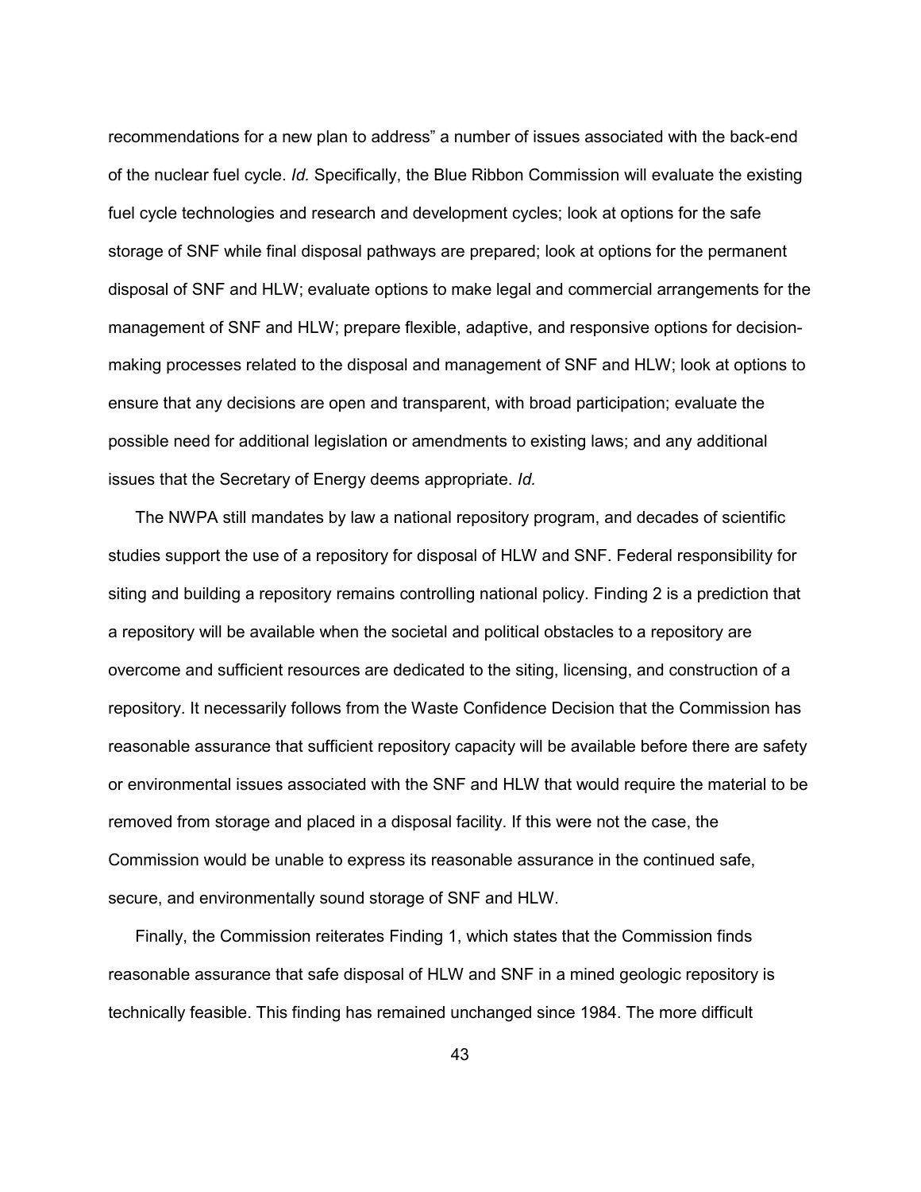recommendations for a new plan to address" a number of issues associated with the back-end of the nuclear fuel cycle. *Id.* Specifically, the Blue Ribbon Commission will evaluate the existing fuel cycle technologies and research and development cycles; look at options for the safe storage of SNF while final disposal pathways are prepared; look at options for the permanent disposal of SNF and HLW; evaluate options to make legal and commercial arrangements for the management of SNF and HLW; prepare flexible, adaptive, and responsive options for decision-making processes related to the disposal and management of SNF and HLW; look at options to ensure that any decisions are open and transparent, with broad participation; evaluate the possible need for additional legislation or amendments to existing laws; and any additional issues that the Secretary of Energy deems appropriate. *Id.*

The NWPA still mandates by law a national repository program, and decades of scientific studies support the use of a repository for disposal of HLW and SNF. Federal responsibility for siting and building a repository remains controlling national policy. Finding 2 is a prediction that a repository will be available when the societal and political obstacles to a repository are overcome and sufficient resources are dedicated to the siting, licensing, and construction of a repository. It necessarily follows from the Waste Confidence Decision that the Commission has reasonable assurance that sufficient repository capacity will be available before there are safety or environmental issues associated with the SNF and HLW that would require the material to be removed from storage and placed in a disposal facility. If this were not the case, the Commission would be unable to express its reasonable assurance in the continued safe, secure, and environmentally sound storage of SNF and HLW.

Finally, the Commission reiterates Finding 1, which states that the Commission finds reasonable assurance that safe disposal of HLW and SNF in a mined geologic repository is technically feasible. This finding has remained unchanged since 1984. The more difficult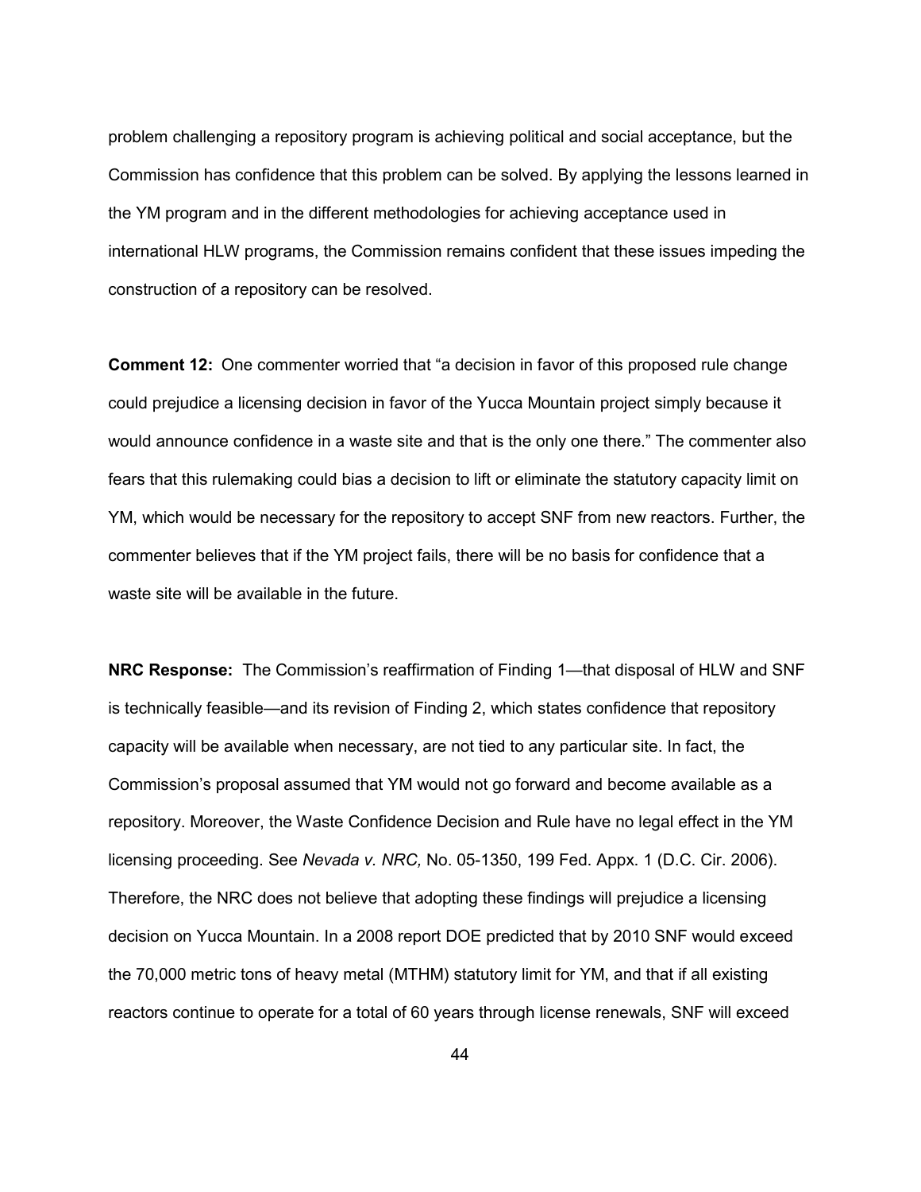problem challenging a repository program is achieving political and social acceptance, but the Commission has confidence that this problem can be solved. By applying the lessons learned in the YM program and in the different methodologies for achieving acceptance used in international HLW programs, the Commission remains confident that these issues impeding the construction of a repository can be resolved.

**Comment 12:** One commenter worried that "a decision in favor of this proposed rule change could prejudice a licensing decision in favor of the Yucca Mountain project simply because it would announce confidence in a waste site and that is the only one there." The commenter also fears that this rulemaking could bias a decision to lift or eliminate the statutory capacity limit on YM, which would be necessary for the repository to accept SNF from new reactors. Further, the commenter believes that if the YM project fails, there will be no basis for confidence that a waste site will be available in the future.

**NRC Response:** The Commission's reaffirmation of Finding 1—that disposal of HLW and SNF is technically feasible—and its revision of Finding 2, which states confidence that repository capacity will be available when necessary, are not tied to any particular site. In fact, the Commission's proposal assumed that YM would not go forward and become available as a repository. Moreover, the Waste Confidence Decision and Rule have no legal effect in the YM licensing proceeding. See *Nevada v. NRC,* No. 05-1350, 199 Fed. Appx. 1 (D.C. Cir. 2006). Therefore, the NRC does not believe that adopting these findings will prejudice a licensing decision on Yucca Mountain. In a 2008 report DOE predicted that by 2010 SNF would exceed the 70,000 metric tons of heavy metal (MTHM) statutory limit for YM, and that if all existing reactors continue to operate for a total of 60 years through license renewals, SNF will exceed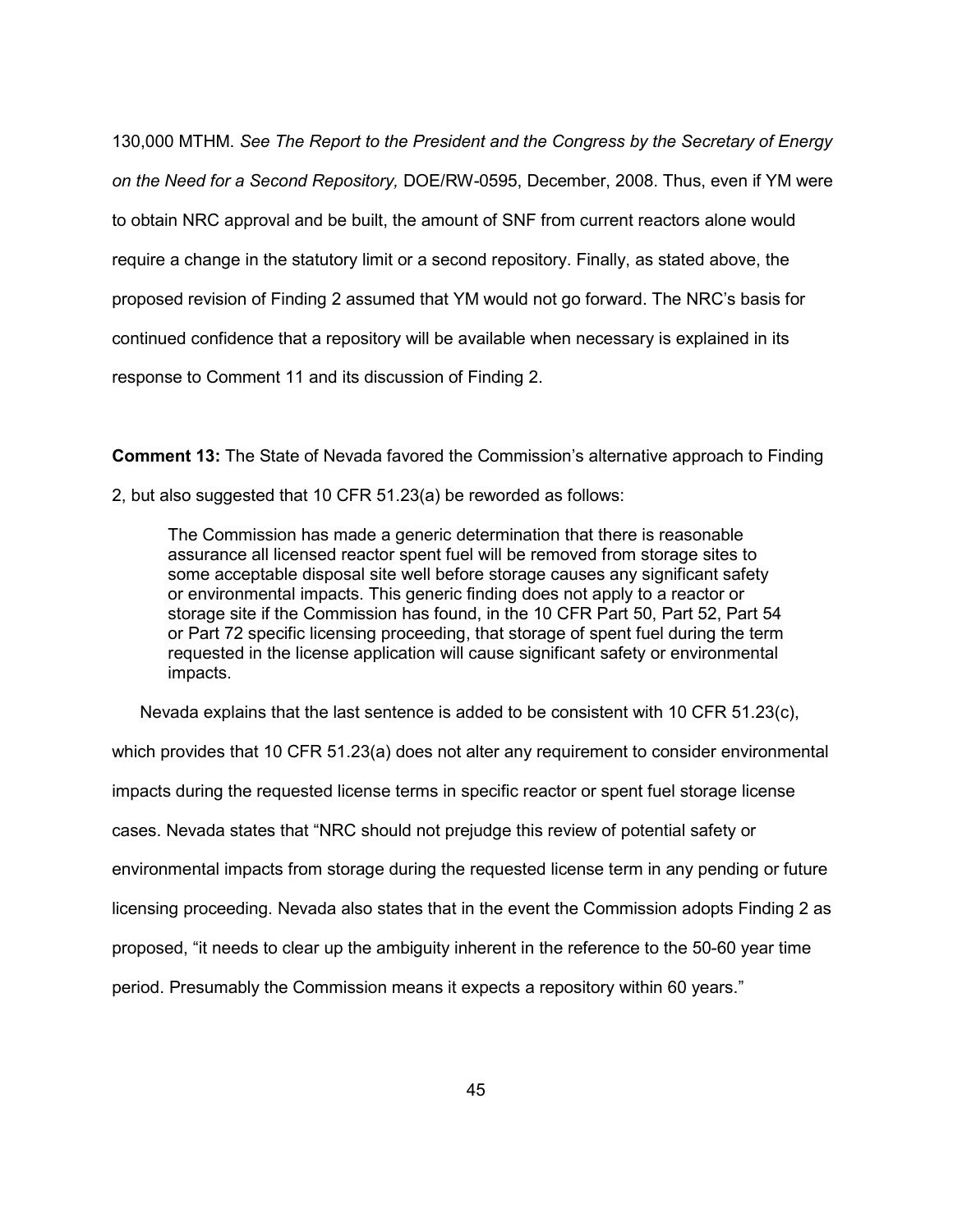130,000 MTHM. *See The Report to the President and the Congress by the Secretary of Energy on the Need for a Second Repository,* DOE/RW-0595, December, 2008. Thus, even if YM were to obtain NRC approval and be built, the amount of SNF from current reactors alone would require a change in the statutory limit or a second repository. Finally, as stated above, the proposed revision of Finding 2 assumed that YM would not go forward. The NRC's basis for continued confidence that a repository will be available when necessary is explained in its response to Comment 11 and its discussion of Finding 2.

**Comment 13:** The State of Nevada favored the Commission's alternative approach to Finding 2, but also suggested that 10 CFR 51.23(a) be reworded as follows:

> The Commission has made a generic determination that there is reasonable assurance all licensed reactor spent fuel will be removed from storage sites to some acceptable disposal site well before storage causes any significant safety or environmental impacts. This generic finding does not apply to a reactor or storage site if the Commission has found, in the 10 CFR Part 50, Part 52, Part 54 or Part 72 specific licensing proceeding, that storage of spent fuel during the term requested in the license application will cause significant safety or environmental impacts.

Nevada explains that the last sentence is added to be consistent with 10 CFR 51.23(c), which provides that 10 CFR 51.23(a) does not alter any requirement to consider environmental impacts during the requested license terms in specific reactor or spent fuel storage license cases. Nevada states that "NRC should not prejudge this review of potential safety or environmental impacts from storage during the requested license term in any pending or future licensing proceeding. Nevada also states that in the event the Commission adopts Finding 2 as proposed, "it needs to clear up the ambiguity inherent in the reference to the 50-60 year time period. Presumably the Commission means it expects a repository within 60 years."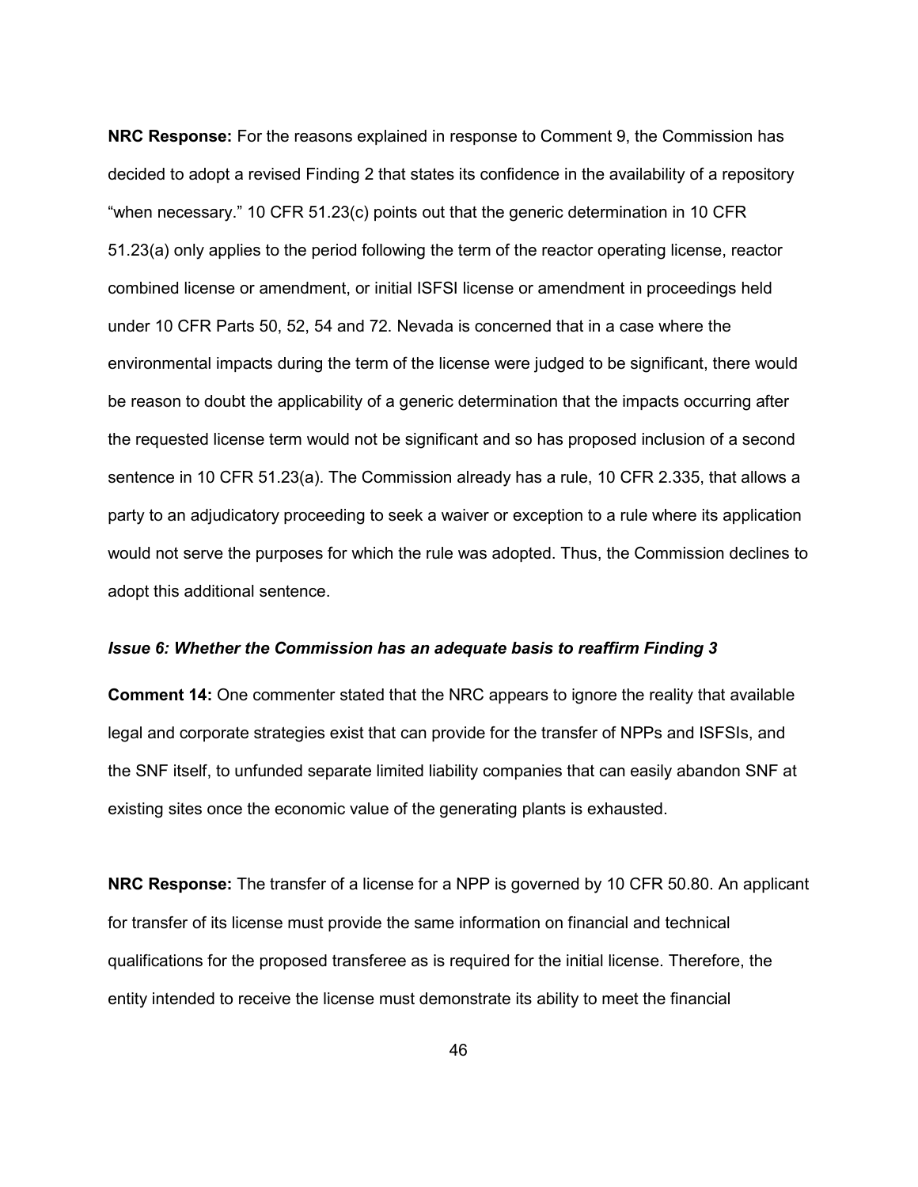**NRC Response:** For the reasons explained in response to Comment 9, the Commission has decided to adopt a revised Finding 2 that states its confidence in the availability of a repository "when necessary." 10 CFR 51.23(c) points out that the generic determination in 10 CFR 51.23(a) only applies to the period following the term of the reactor operating license, reactor combined license or amendment, or initial ISFSI license or amendment in proceedings held under 10 CFR Parts 50, 52, 54 and 72. Nevada is concerned that in a case where the environmental impacts during the term of the license were judged to be significant, there would be reason to doubt the applicability of a generic determination that the impacts occurring after the requested license term would not be significant and so has proposed inclusion of a second sentence in 10 CFR 51.23(a). The Commission already has a rule, 10 CFR 2.335, that allows a party to an adjudicatory proceeding to seek a waiver or exception to a rule where its application would not serve the purposes for which the rule was adopted. Thus, the Commission declines to adopt this additional sentence.

***Issue 6: Whether the Commission has an adequate basis to reaffirm Finding 3***

**Comment 14:** One commenter stated that the NRC appears to ignore the reality that available legal and corporate strategies exist that can provide for the transfer of NPPs and ISFSIs, and the SNF itself, to unfunded separate limited liability companies that can easily abandon SNF at existing sites once the economic value of the generating plants is exhausted.

**NRC Response:** The transfer of a license for a NPP is governed by 10 CFR 50.80. An applicant for transfer of its license must provide the same information on financial and technical qualifications for the proposed transferee as is required for the initial license. Therefore, the entity intended to receive the license must demonstrate its ability to meet the financial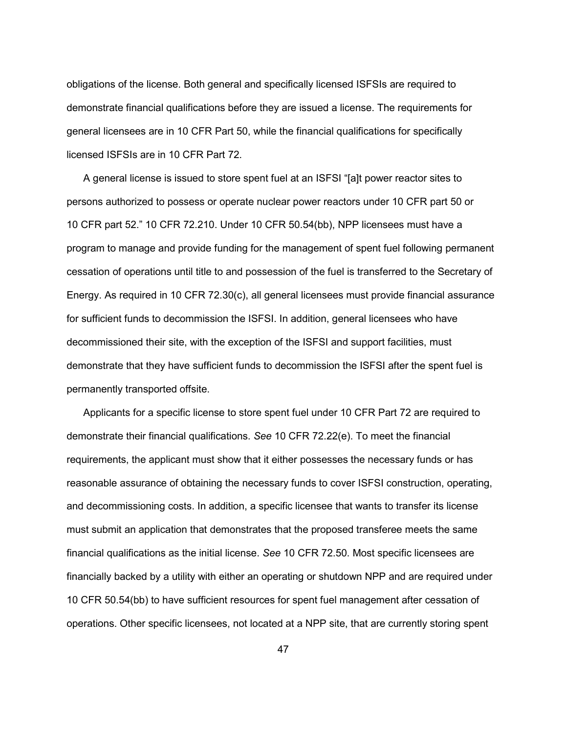obligations of the license. Both general and specifically licensed ISFSIs are required to demonstrate financial qualifications before they are issued a license. The requirements for general licensees are in 10 CFR Part 50, while the financial qualifications for specifically licensed ISFSIs are in 10 CFR Part 72.

A general license is issued to store spent fuel at an ISFSI "[a]t power reactor sites to persons authorized to possess or operate nuclear power reactors under 10 CFR part 50 or 10 CFR part 52." 10 CFR 72.210. Under 10 CFR 50.54(bb), NPP licensees must have a program to manage and provide funding for the management of spent fuel following permanent cessation of operations until title to and possession of the fuel is transferred to the Secretary of Energy. As required in 10 CFR 72.30(c), all general licensees must provide financial assurance for sufficient funds to decommission the ISFSI. In addition, general licensees who have decommissioned their site, with the exception of the ISFSI and support facilities, must demonstrate that they have sufficient funds to decommission the ISFSI after the spent fuel is permanently transported offsite.

Applicants for a specific license to store spent fuel under 10 CFR Part 72 are required to demonstrate their financial qualifications. *See* 10 CFR 72.22(e). To meet the financial requirements, the applicant must show that it either possesses the necessary funds or has reasonable assurance of obtaining the necessary funds to cover ISFSI construction, operating, and decommissioning costs. In addition, a specific licensee that wants to transfer its license must submit an application that demonstrates that the proposed transferee meets the same financial qualifications as the initial license. *See* 10 CFR 72.50. Most specific licensees are financially backed by a utility with either an operating or shutdown NPP and are required under 10 CFR 50.54(bb) to have sufficient resources for spent fuel management after cessation of operations. Other specific licensees, not located at a NPP site, that are currently storing spent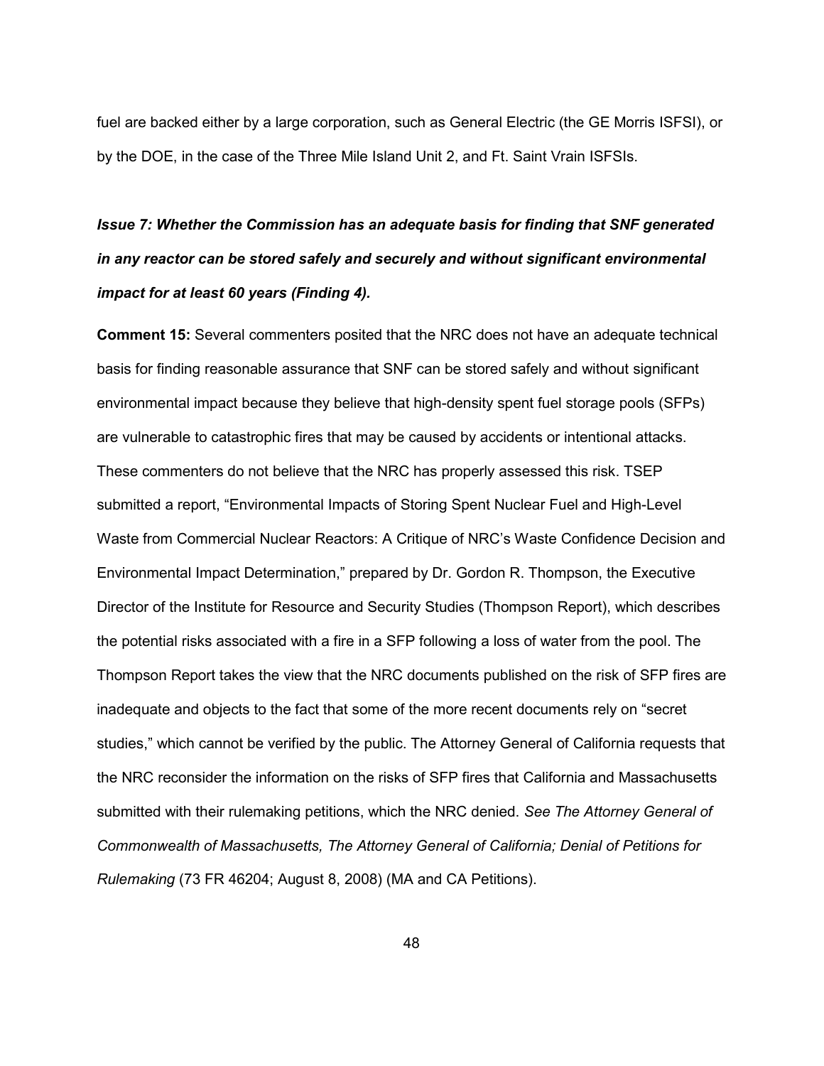fuel are backed either by a large corporation, such as General Electric (the GE Morris ISFSI), or by the DOE, in the case of the Three Mile Island Unit 2, and Ft. Saint Vrain ISFSIs.

***Issue 7: Whether the Commission has an adequate basis for finding that SNF generated in any reactor can be stored safely and securely and without significant environmental impact for at least 60 years (Finding 4).***

**Comment 15:** Several commenters posited that the NRC does not have an adequate technical basis for finding reasonable assurance that SNF can be stored safely and without significant environmental impact because they believe that high-density spent fuel storage pools (SFPs) are vulnerable to catastrophic fires that may be caused by accidents or intentional attacks. These commenters do not believe that the NRC has properly assessed this risk. TSEP submitted a report, "Environmental Impacts of Storing Spent Nuclear Fuel and High-Level Waste from Commercial Nuclear Reactors: A Critique of NRC's Waste Confidence Decision and Environmental Impact Determination," prepared by Dr. Gordon R. Thompson, the Executive Director of the Institute for Resource and Security Studies (Thompson Report), which describes the potential risks associated with a fire in a SFP following a loss of water from the pool. The Thompson Report takes the view that the NRC documents published on the risk of SFP fires are inadequate and objects to the fact that some of the more recent documents rely on "secret studies," which cannot be verified by the public. The Attorney General of California requests that the NRC reconsider the information on the risks of SFP fires that California and Massachusetts submitted with their rulemaking petitions, which the NRC denied. *See The Attorney General of Commonwealth of Massachusetts, The Attorney General of California; Denial of Petitions for Rulemaking* (73 FR 46204; August 8, 2008) (MA and CA Petitions).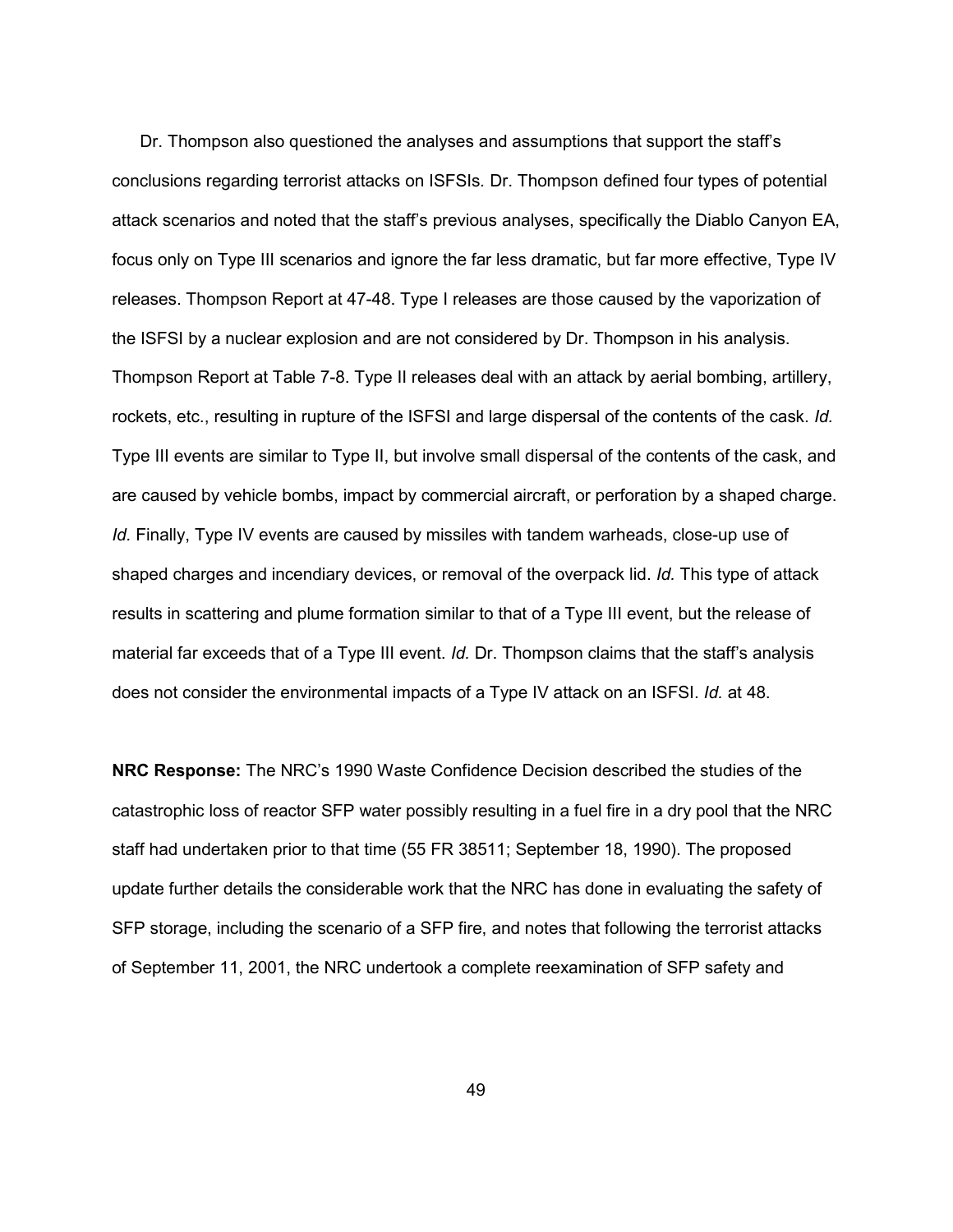Dr. Thompson also questioned the analyses and assumptions that support the staff's conclusions regarding terrorist attacks on ISFSIs. Dr. Thompson defined four types of potential attack scenarios and noted that the staff's previous analyses, specifically the Diablo Canyon EA, focus only on Type III scenarios and ignore the far less dramatic, but far more effective, Type IV releases. Thompson Report at 47-48. Type I releases are those caused by the vaporization of the ISFSI by a nuclear explosion and are not considered by Dr. Thompson in his analysis. Thompson Report at Table 7-8. Type II releases deal with an attack by aerial bombing, artillery, rockets, etc., resulting in rupture of the ISFSI and large dispersal of the contents of the cask. *Id.* Type III events are similar to Type II, but involve small dispersal of the contents of the cask, and are caused by vehicle bombs, impact by commercial aircraft, or perforation by a shaped charge. *Id.* Finally, Type IV events are caused by missiles with tandem warheads, close-up use of shaped charges and incendiary devices, or removal of the overpack lid. *Id.* This type of attack results in scattering and plume formation similar to that of a Type III event, but the release of material far exceeds that of a Type III event. *Id.* Dr. Thompson claims that the staff's analysis does not consider the environmental impacts of a Type IV attack on an ISFSI. *Id.* at 48.

**NRC Response:** The NRC's 1990 Waste Confidence Decision described the studies of the catastrophic loss of reactor SFP water possibly resulting in a fuel fire in a dry pool that the NRC staff had undertaken prior to that time (55 FR 38511; September 18, 1990). The proposed update further details the considerable work that the NRC has done in evaluating the safety of SFP storage, including the scenario of a SFP fire, and notes that following the terrorist attacks of September 11, 2001, the NRC undertook a complete reexamination of SFP safety and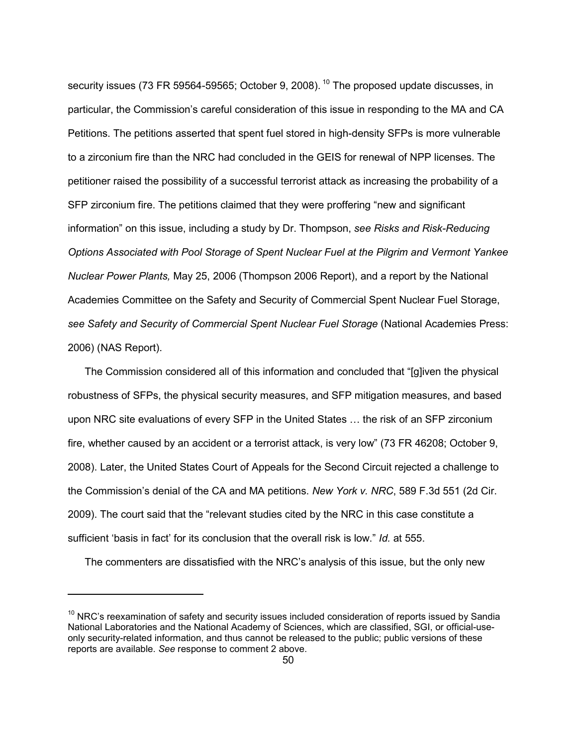security issues (73 FR 59564-59565; October 9, 2008).[10] The proposed update discusses, in particular, the Commission's careful consideration of this issue in responding to the MA and CA Petitions. The petitions asserted that spent fuel stored in high-density SFPs is more vulnerable to a zirconium fire than the NRC had concluded in the GEIS for renewal of NPP licenses. The petitioner raised the possibility of a successful terrorist attack as increasing the probability of a SFP zirconium fire. The petitions claimed that they were proffering "new and significant information" on this issue, including a study by Dr. Thompson, *see Risks and Risk-Reducing Options Associated with Pool Storage of Spent Nuclear Fuel at the Pilgrim and Vermont Yankee Nuclear Power Plants,* May 25, 2006 (Thompson 2006 Report), and a report by the National Academies Committee on the Safety and Security of Commercial Spent Nuclear Fuel Storage, *see Safety and Security of Commercial Spent Nuclear Fuel Storage* (National Academies Press: 2006) (NAS Report).

The Commission considered all of this information and concluded that "[g]iven the physical robustness of SFPs, the physical security measures, and SFP mitigation measures, and based upon NRC site evaluations of every SFP in the United States … the risk of an SFP zirconium fire, whether caused by an accident or a terrorist attack, is very low" (73 FR 46208; October 9, 2008). Later, the United States Court of Appeals for the Second Circuit rejected a challenge to the Commission's denial of the CA and MA petitions. *New York v. NRC*, 589 F.3d 551 (2d Cir. 2009). The court said that the "relevant studies cited by the NRC in this case constitute a sufficient 'basis in fact' for its conclusion that the overall risk is low." *Id.* at 555.

The commenters are dissatisfied with the NRC's analysis of this issue, but the only new

---

[10] NRC's reexamination of safety and security issues included consideration of reports issued by Sandia National Laboratories and the National Academy of Sciences, which are classified, SGI, or official-use-only security-related information, and thus cannot be released to the public; public versions of these reports are available. *See* response to comment 2 above.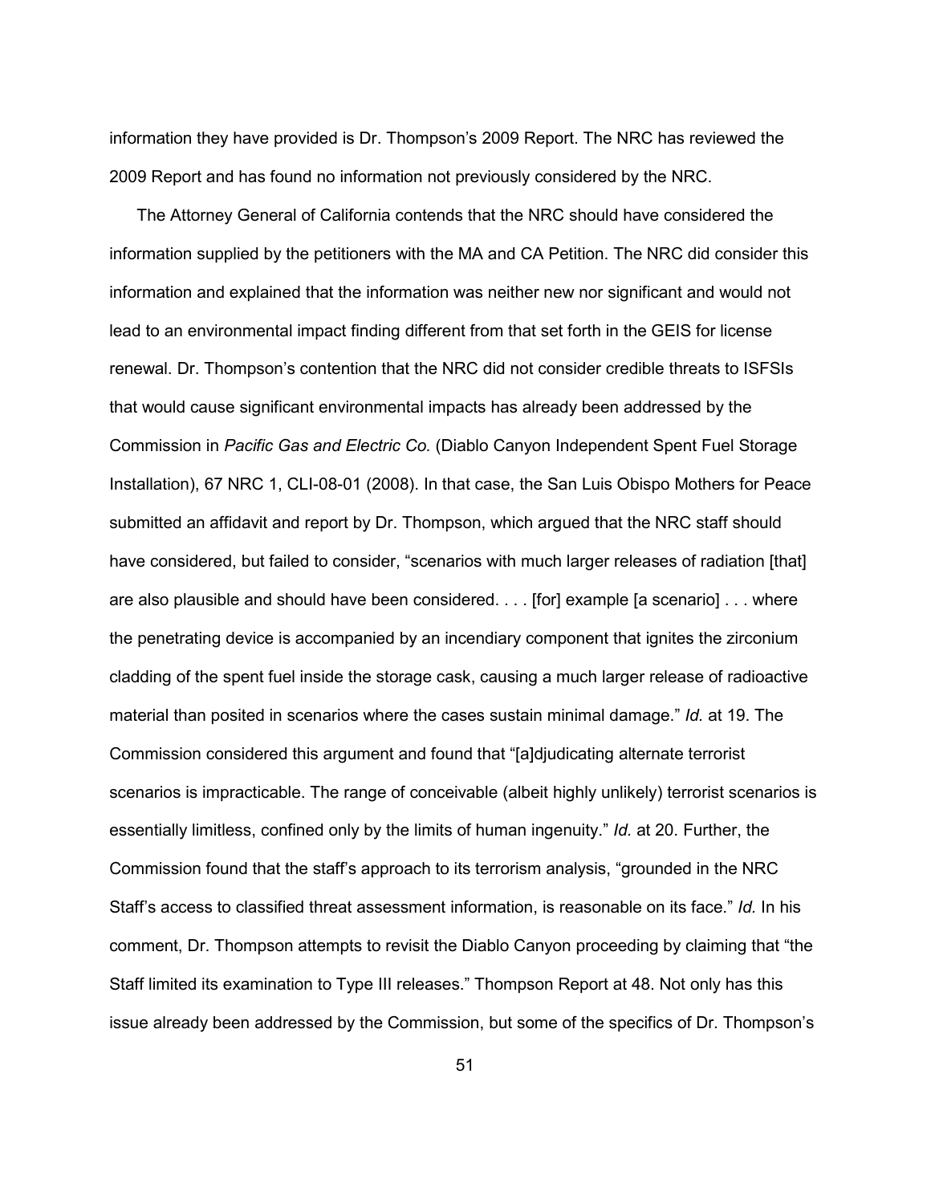information they have provided is Dr. Thompson's 2009 Report. The NRC has reviewed the 2009 Report and has found no information not previously considered by the NRC.

The Attorney General of California contends that the NRC should have considered the information supplied by the petitioners with the MA and CA Petition. The NRC did consider this information and explained that the information was neither new nor significant and would not lead to an environmental impact finding different from that set forth in the GEIS for license renewal. Dr. Thompson's contention that the NRC did not consider credible threats to ISFSIs that would cause significant environmental impacts has already been addressed by the Commission in *Pacific Gas and Electric Co.* (Diablo Canyon Independent Spent Fuel Storage Installation), 67 NRC 1, CLI-08-01 (2008). In that case, the San Luis Obispo Mothers for Peace submitted an affidavit and report by Dr. Thompson, which argued that the NRC staff should have considered, but failed to consider, "scenarios with much larger releases of radiation [that] are also plausible and should have been considered. . . . [for] example [a scenario] . . . where the penetrating device is accompanied by an incendiary component that ignites the zirconium cladding of the spent fuel inside the storage cask, causing a much larger release of radioactive material than posited in scenarios where the cases sustain minimal damage." *Id.* at 19. The Commission considered this argument and found that "[a]djudicating alternate terrorist scenarios is impracticable. The range of conceivable (albeit highly unlikely) terrorist scenarios is essentially limitless, confined only by the limits of human ingenuity." *Id.* at 20. Further, the Commission found that the staff's approach to its terrorism analysis, "grounded in the NRC Staff's access to classified threat assessment information, is reasonable on its face." *Id.* In his comment, Dr. Thompson attempts to revisit the Diablo Canyon proceeding by claiming that "the Staff limited its examination to Type III releases." Thompson Report at 48. Not only has this issue already been addressed by the Commission, but some of the specifics of Dr. Thompson's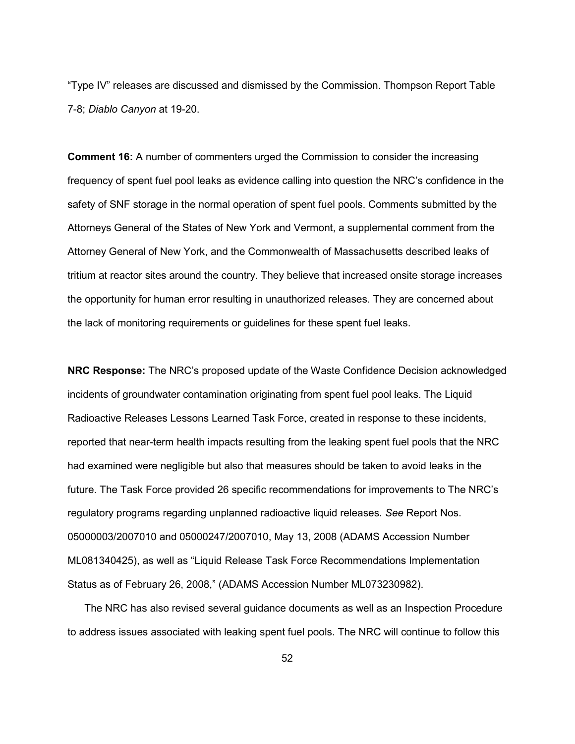"Type IV" releases are discussed and dismissed by the Commission. Thompson Report Table 7-8; *Diablo Canyon* at 19-20.

**Comment 16:** A number of commenters urged the Commission to consider the increasing frequency of spent fuel pool leaks as evidence calling into question the NRC's confidence in the safety of SNF storage in the normal operation of spent fuel pools. Comments submitted by the Attorneys General of the States of New York and Vermont, a supplemental comment from the Attorney General of New York, and the Commonwealth of Massachusetts described leaks of tritium at reactor sites around the country. They believe that increased onsite storage increases the opportunity for human error resulting in unauthorized releases. They are concerned about the lack of monitoring requirements or guidelines for these spent fuel leaks.

**NRC Response:** The NRC's proposed update of the Waste Confidence Decision acknowledged incidents of groundwater contamination originating from spent fuel pool leaks. The Liquid Radioactive Releases Lessons Learned Task Force, created in response to these incidents, reported that near-term health impacts resulting from the leaking spent fuel pools that the NRC had examined were negligible but also that measures should be taken to avoid leaks in the future. The Task Force provided 26 specific recommendations for improvements to The NRC's regulatory programs regarding unplanned radioactive liquid releases. *See* Report Nos. 05000003/2007010 and 05000247/2007010, May 13, 2008 (ADAMS Accession Number ML081340425), as well as "Liquid Release Task Force Recommendations Implementation Status as of February 26, 2008," (ADAMS Accession Number ML073230982).

The NRC has also revised several guidance documents as well as an Inspection Procedure to address issues associated with leaking spent fuel pools. The NRC will continue to follow this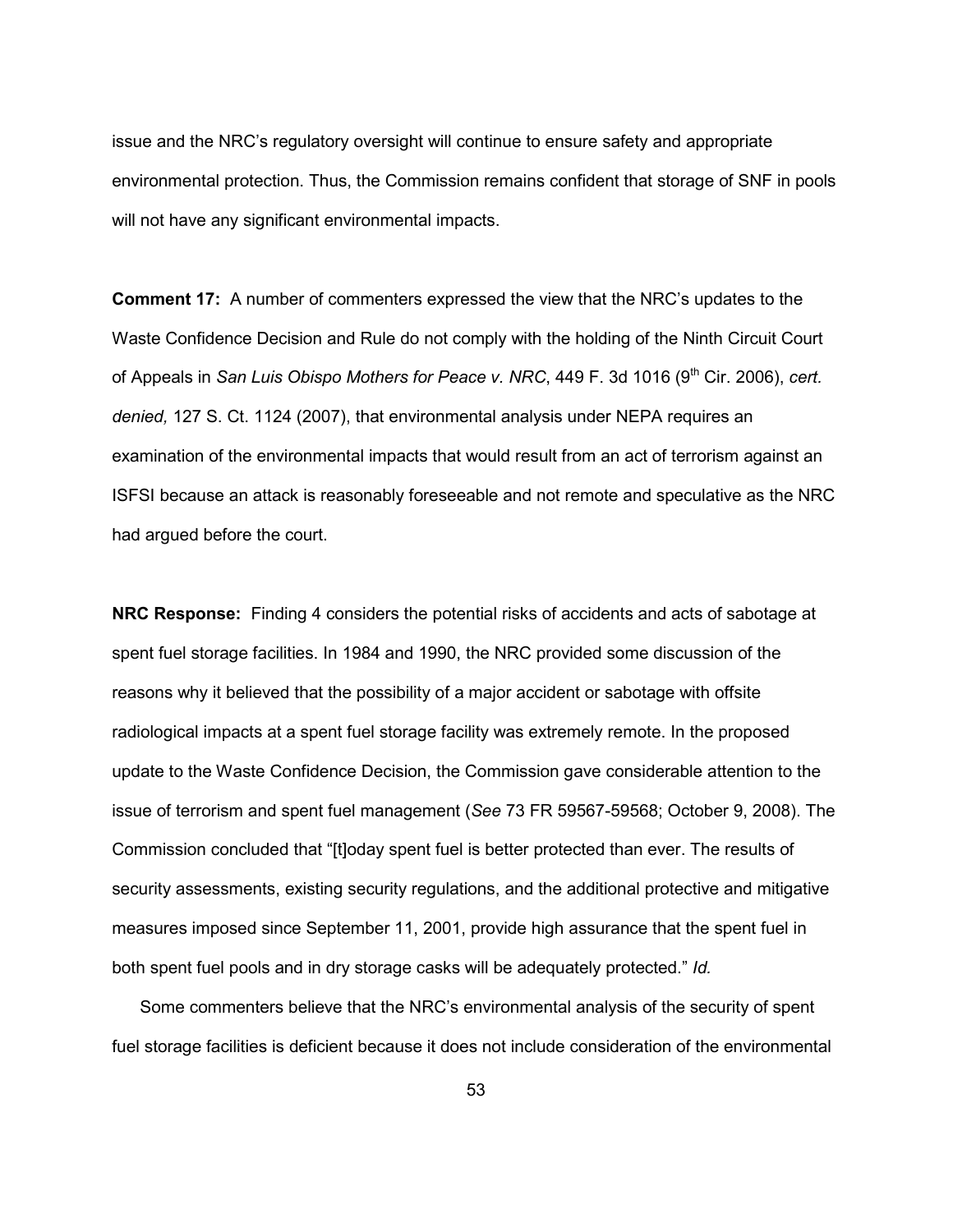issue and the NRC's regulatory oversight will continue to ensure safety and appropriate environmental protection. Thus, the Commission remains confident that storage of SNF in pools will not have any significant environmental impacts.

**Comment 17:** A number of commenters expressed the view that the NRC's updates to the Waste Confidence Decision and Rule do not comply with the holding of the Ninth Circuit Court of Appeals in *San Luis Obispo Mothers for Peace v. NRC*, 449 F. 3d 1016 (9th Cir. 2006), *cert. denied,* 127 S. Ct. 1124 (2007), that environmental analysis under NEPA requires an examination of the environmental impacts that would result from an act of terrorism against an ISFSI because an attack is reasonably foreseeable and not remote and speculative as the NRC had argued before the court.

**NRC Response:** Finding 4 considers the potential risks of accidents and acts of sabotage at spent fuel storage facilities. In 1984 and 1990, the NRC provided some discussion of the reasons why it believed that the possibility of a major accident or sabotage with offsite radiological impacts at a spent fuel storage facility was extremely remote. In the proposed update to the Waste Confidence Decision, the Commission gave considerable attention to the issue of terrorism and spent fuel management (*See* 73 FR 59567-59568; October 9, 2008). The Commission concluded that "[t]oday spent fuel is better protected than ever. The results of security assessments, existing security regulations, and the additional protective and mitigative measures imposed since September 11, 2001, provide high assurance that the spent fuel in both spent fuel pools and in dry storage casks will be adequately protected." *Id.*

Some commenters believe that the NRC's environmental analysis of the security of spent fuel storage facilities is deficient because it does not include consideration of the environmental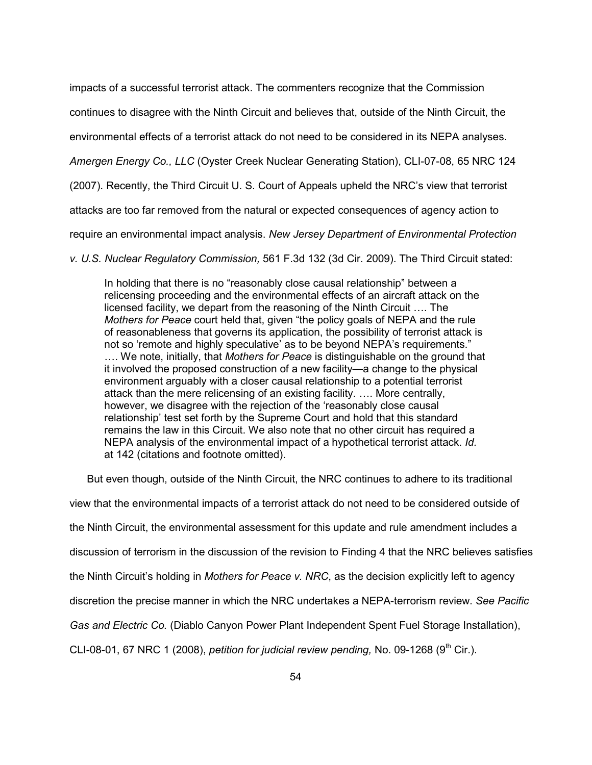impacts of a successful terrorist attack. The commenters recognize that the Commission continues to disagree with the Ninth Circuit and believes that, outside of the Ninth Circuit, the environmental effects of a terrorist attack do not need to be considered in its NEPA analyses. *Amergen Energy Co., LLC* (Oyster Creek Nuclear Generating Station), CLI-07-08, 65 NRC 124 (2007). Recently, the Third Circuit U. S. Court of Appeals upheld the NRC's view that terrorist attacks are too far removed from the natural or expected consequences of agency action to require an environmental impact analysis. *New Jersey Department of Environmental Protection v. U.S. Nuclear Regulatory Commission,* 561 F.3d 132 (3d Cir. 2009). The Third Circuit stated:

> In holding that there is no "reasonably close causal relationship" between a relicensing proceeding and the environmental effects of an aircraft attack on the licensed facility, we depart from the reasoning of the Ninth Circuit …. The *Mothers for Peace* court held that, given "the policy goals of NEPA and the rule of reasonableness that governs its application, the possibility of terrorist attack is not so 'remote and highly speculative' as to be beyond NEPA's requirements." …. We note, initially, that *Mothers for Peace* is distinguishable on the ground that it involved the proposed construction of a new facility—a change to the physical environment arguably with a closer causal relationship to a potential terrorist attack than the mere relicensing of an existing facility. …. More centrally, however, we disagree with the rejection of the 'reasonably close causal relationship' test set forth by the Supreme Court and hold that this standard remains the law in this Circuit. We also note that no other circuit has required a NEPA analysis of the environmental impact of a hypothetical terrorist attack. *Id.* at 142 (citations and footnote omitted).

But even though, outside of the Ninth Circuit, the NRC continues to adhere to its traditional view that the environmental impacts of a terrorist attack do not need to be considered outside of the Ninth Circuit, the environmental assessment for this update and rule amendment includes a discussion of terrorism in the discussion of the revision to Finding 4 that the NRC believes satisfies the Ninth Circuit's holding in *Mothers for Peace v. NRC*, as the decision explicitly left to agency discretion the precise manner in which the NRC undertakes a NEPA-terrorism review. *See Pacific Gas and Electric Co.* (Diablo Canyon Power Plant Independent Spent Fuel Storage Installation), CLI-08-01, 67 NRC 1 (2008), *petition for judicial review pending,* No. 09-1268 (9th Cir.).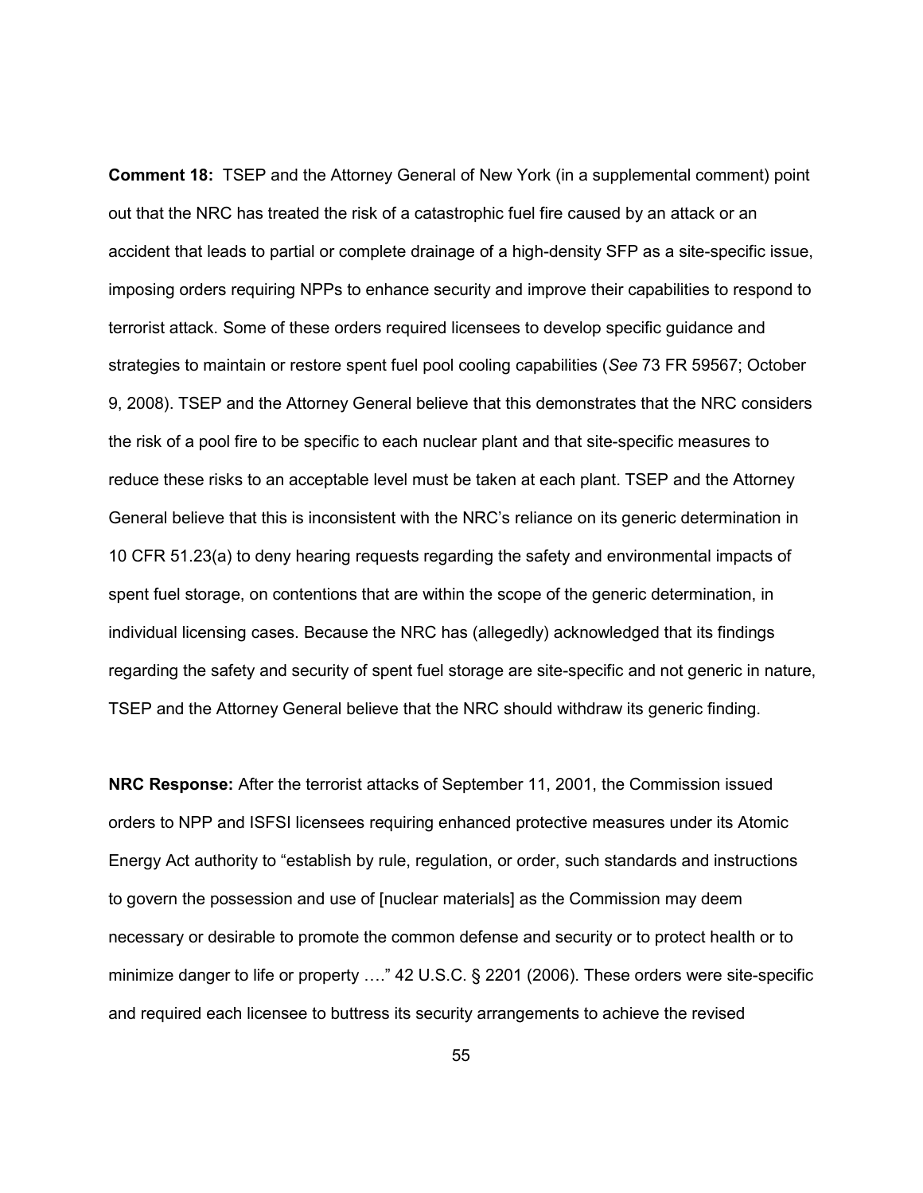**Comment 18:** TSEP and the Attorney General of New York (in a supplemental comment) point out that the NRC has treated the risk of a catastrophic fuel fire caused by an attack or an accident that leads to partial or complete drainage of a high-density SFP as a site-specific issue, imposing orders requiring NPPs to enhance security and improve their capabilities to respond to terrorist attack. Some of these orders required licensees to develop specific guidance and strategies to maintain or restore spent fuel pool cooling capabilities (*See* 73 FR 59567; October 9, 2008). TSEP and the Attorney General believe that this demonstrates that the NRC considers the risk of a pool fire to be specific to each nuclear plant and that site-specific measures to reduce these risks to an acceptable level must be taken at each plant. TSEP and the Attorney General believe that this is inconsistent with the NRC's reliance on its generic determination in 10 CFR 51.23(a) to deny hearing requests regarding the safety and environmental impacts of spent fuel storage, on contentions that are within the scope of the generic determination, in individual licensing cases. Because the NRC has (allegedly) acknowledged that its findings regarding the safety and security of spent fuel storage are site-specific and not generic in nature, TSEP and the Attorney General believe that the NRC should withdraw its generic finding.

**NRC Response:** After the terrorist attacks of September 11, 2001, the Commission issued orders to NPP and ISFSI licensees requiring enhanced protective measures under its Atomic Energy Act authority to "establish by rule, regulation, or order, such standards and instructions to govern the possession and use of [nuclear materials] as the Commission may deem necessary or desirable to promote the common defense and security or to protect health or to minimize danger to life or property …." 42 U.S.C. § 2201 (2006). These orders were site-specific and required each licensee to buttress its security arrangements to achieve the revised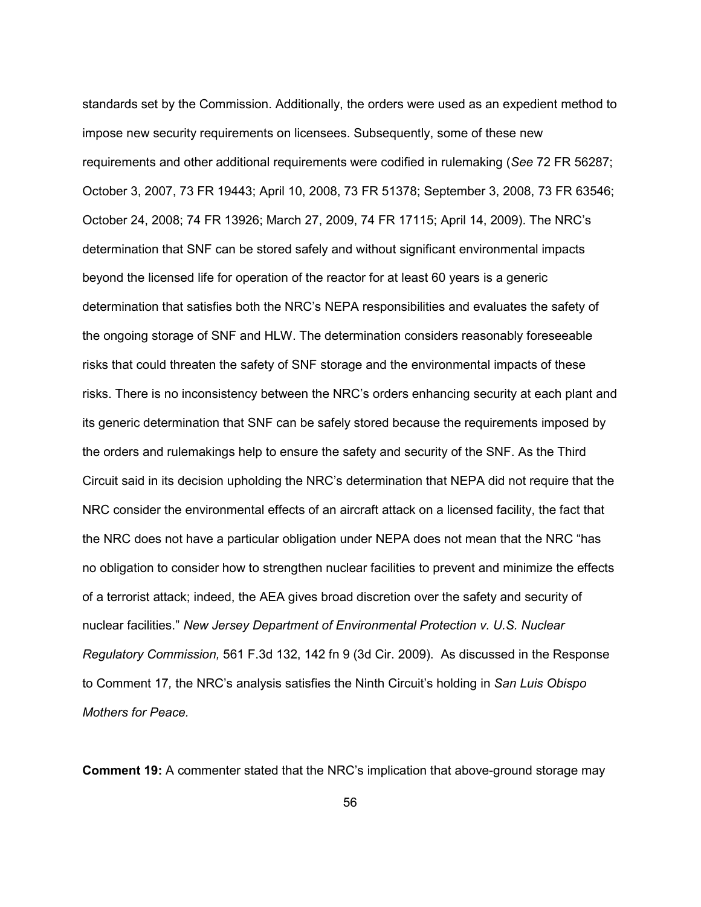standards set by the Commission. Additionally, the orders were used as an expedient method to impose new security requirements on licensees. Subsequently, some of these new requirements and other additional requirements were codified in rulemaking (*See* 72 FR 56287; October 3, 2007, 73 FR 19443; April 10, 2008, 73 FR 51378; September 3, 2008, 73 FR 63546; October 24, 2008; 74 FR 13926; March 27, 2009, 74 FR 17115; April 14, 2009). The NRC's determination that SNF can be stored safely and without significant environmental impacts beyond the licensed life for operation of the reactor for at least 60 years is a generic determination that satisfies both the NRC's NEPA responsibilities and evaluates the safety of the ongoing storage of SNF and HLW. The determination considers reasonably foreseeable risks that could threaten the safety of SNF storage and the environmental impacts of these risks. There is no inconsistency between the NRC's orders enhancing security at each plant and its generic determination that SNF can be safely stored because the requirements imposed by the orders and rulemakings help to ensure the safety and security of the SNF. As the Third Circuit said in its decision upholding the NRC's determination that NEPA did not require that the NRC consider the environmental effects of an aircraft attack on a licensed facility, the fact that the NRC does not have a particular obligation under NEPA does not mean that the NRC "has no obligation to consider how to strengthen nuclear facilities to prevent and minimize the effects of a terrorist attack; indeed, the AEA gives broad discretion over the safety and security of nuclear facilities." *New Jersey Department of Environmental Protection v. U.S. Nuclear Regulatory Commission,* 561 F.3d 132, 142 fn 9 (3d Cir. 2009). As discussed in the Response to Comment 17*,* the NRC's analysis satisfies the Ninth Circuit's holding in *San Luis Obispo Mothers for Peace.*

**Comment 19:** A commenter stated that the NRC's implication that above-ground storage may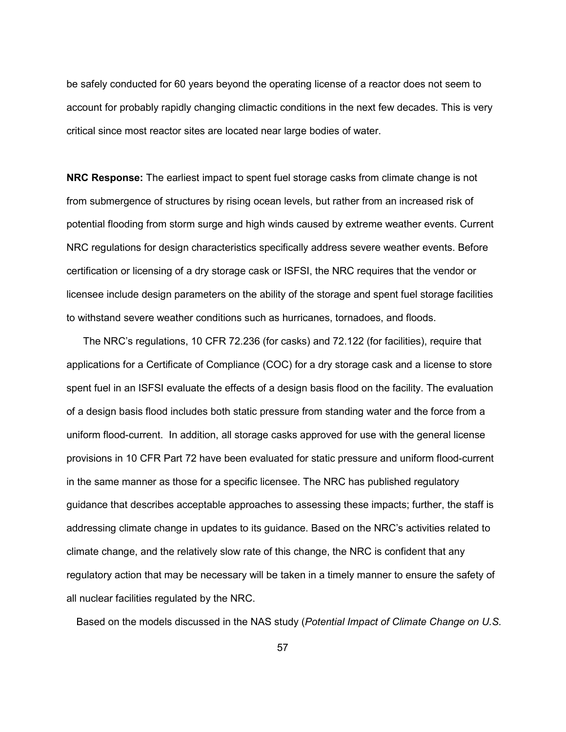be safely conducted for 60 years beyond the operating license of a reactor does not seem to account for probably rapidly changing climactic conditions in the next few decades. This is very critical since most reactor sites are located near large bodies of water.

**NRC Response:** The earliest impact to spent fuel storage casks from climate change is not from submergence of structures by rising ocean levels, but rather from an increased risk of potential flooding from storm surge and high winds caused by extreme weather events. Current NRC regulations for design characteristics specifically address severe weather events. Before certification or licensing of a dry storage cask or ISFSI, the NRC requires that the vendor or licensee include design parameters on the ability of the storage and spent fuel storage facilities to withstand severe weather conditions such as hurricanes, tornadoes, and floods.

The NRC's regulations, 10 CFR 72.236 (for casks) and 72.122 (for facilities), require that applications for a Certificate of Compliance (COC) for a dry storage cask and a license to store spent fuel in an ISFSI evaluate the effects of a design basis flood on the facility. The evaluation of a design basis flood includes both static pressure from standing water and the force from a uniform flood-current. In addition, all storage casks approved for use with the general license provisions in 10 CFR Part 72 have been evaluated for static pressure and uniform flood-current in the same manner as those for a specific licensee. The NRC has published regulatory guidance that describes acceptable approaches to assessing these impacts; further, the staff is addressing climate change in updates to its guidance. Based on the NRC's activities related to climate change, and the relatively slow rate of this change, the NRC is confident that any regulatory action that may be necessary will be taken in a timely manner to ensure the safety of all nuclear facilities regulated by the NRC.

Based on the models discussed in the NAS study (*Potential Impact of Climate Change on U.S.*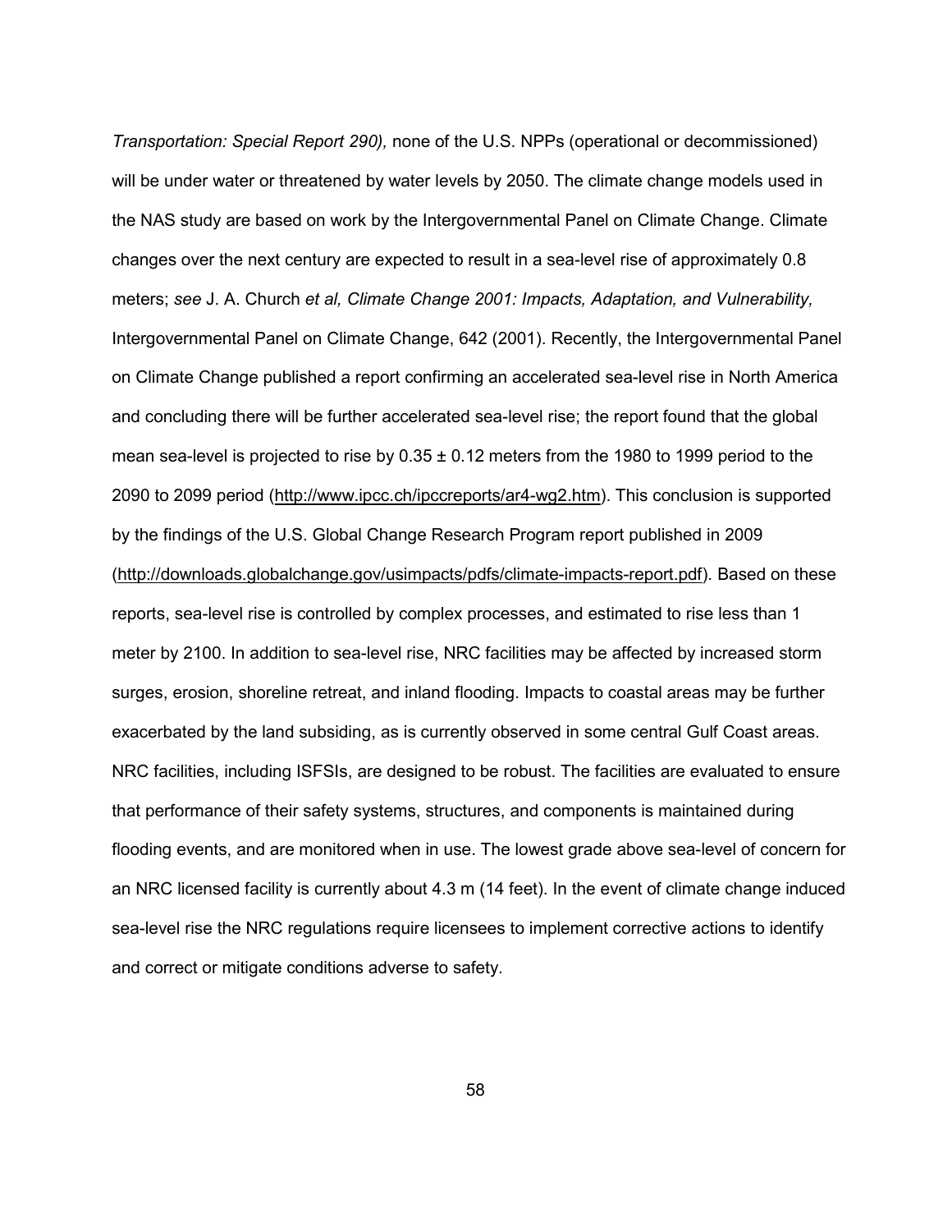*Transportation: Special Report 290),* none of the U.S. NPPs (operational or decommissioned) will be under water or threatened by water levels by 2050. The climate change models used in the NAS study are based on work by the Intergovernmental Panel on Climate Change. Climate changes over the next century are expected to result in a sea-level rise of approximately 0.8 meters; *see* J. A. Church *et al, Climate Change 2001: Impacts, Adaptation, and Vulnerability,* Intergovernmental Panel on Climate Change, 642 (2001). Recently, the Intergovernmental Panel on Climate Change published a report confirming an accelerated sea-level rise in North America and concluding there will be further accelerated sea-level rise; the report found that the global mean sea-level is projected to rise by $0.35 \pm 0.12$ meters from the 1980 to 1999 period to the 2090 to 2099 period (http://www.ipcc.ch/ipccreports/ar4-wg2.htm). This conclusion is supported by the findings of the U.S. Global Change Research Program report published in 2009 (http://downloads.globalchange.gov/usimpacts/pdfs/climate-impacts-report.pdf). Based on these reports, sea-level rise is controlled by complex processes, and estimated to rise less than 1 meter by 2100. In addition to sea-level rise, NRC facilities may be affected by increased storm surges, erosion, shoreline retreat, and inland flooding. Impacts to coastal areas may be further exacerbated by the land subsiding, as is currently observed in some central Gulf Coast areas. NRC facilities, including ISFSIs, are designed to be robust. The facilities are evaluated to ensure that performance of their safety systems, structures, and components is maintained during flooding events, and are monitored when in use. The lowest grade above sea-level of concern for an NRC licensed facility is currently about 4.3 m (14 feet). In the event of climate change induced sea-level rise the NRC regulations require licensees to implement corrective actions to identify and correct or mitigate conditions adverse to safety.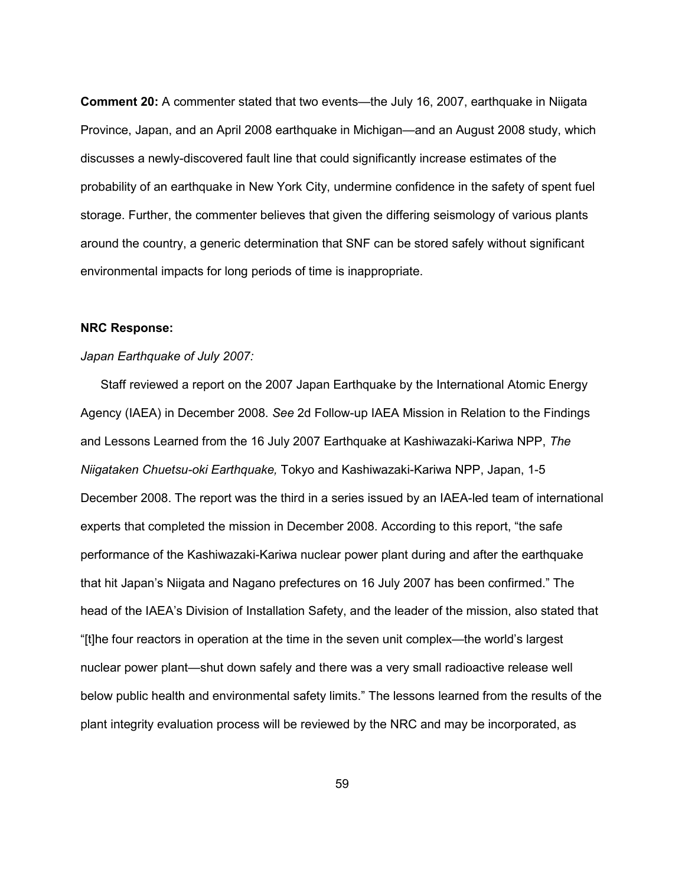**Comment 20:** A commenter stated that two events—the July 16, 2007, earthquake in Niigata Province, Japan, and an April 2008 earthquake in Michigan—and an August 2008 study, which discusses a newly-discovered fault line that could significantly increase estimates of the probability of an earthquake in New York City, undermine confidence in the safety of spent fuel storage. Further, the commenter believes that given the differing seismology of various plants around the country, a generic determination that SNF can be stored safely without significant environmental impacts for long periods of time is inappropriate.

**NRC Response:**

*Japan Earthquake of July 2007:*

Staff reviewed a report on the 2007 Japan Earthquake by the International Atomic Energy Agency (IAEA) in December 2008. *See* 2d Follow-up IAEA Mission in Relation to the Findings and Lessons Learned from the 16 July 2007 Earthquake at Kashiwazaki-Kariwa NPP, *The Niigataken Chuetsu-oki Earthquake,* Tokyo and Kashiwazaki-Kariwa NPP, Japan, 1-5 December 2008. The report was the third in a series issued by an IAEA-led team of international experts that completed the mission in December 2008. According to this report, "the safe performance of the Kashiwazaki-Kariwa nuclear power plant during and after the earthquake that hit Japan's Niigata and Nagano prefectures on 16 July 2007 has been confirmed." The head of the IAEA's Division of Installation Safety, and the leader of the mission, also stated that "[t]he four reactors in operation at the time in the seven unit complex—the world's largest nuclear power plant—shut down safely and there was a very small radioactive release well below public health and environmental safety limits." The lessons learned from the results of the plant integrity evaluation process will be reviewed by the NRC and may be incorporated, as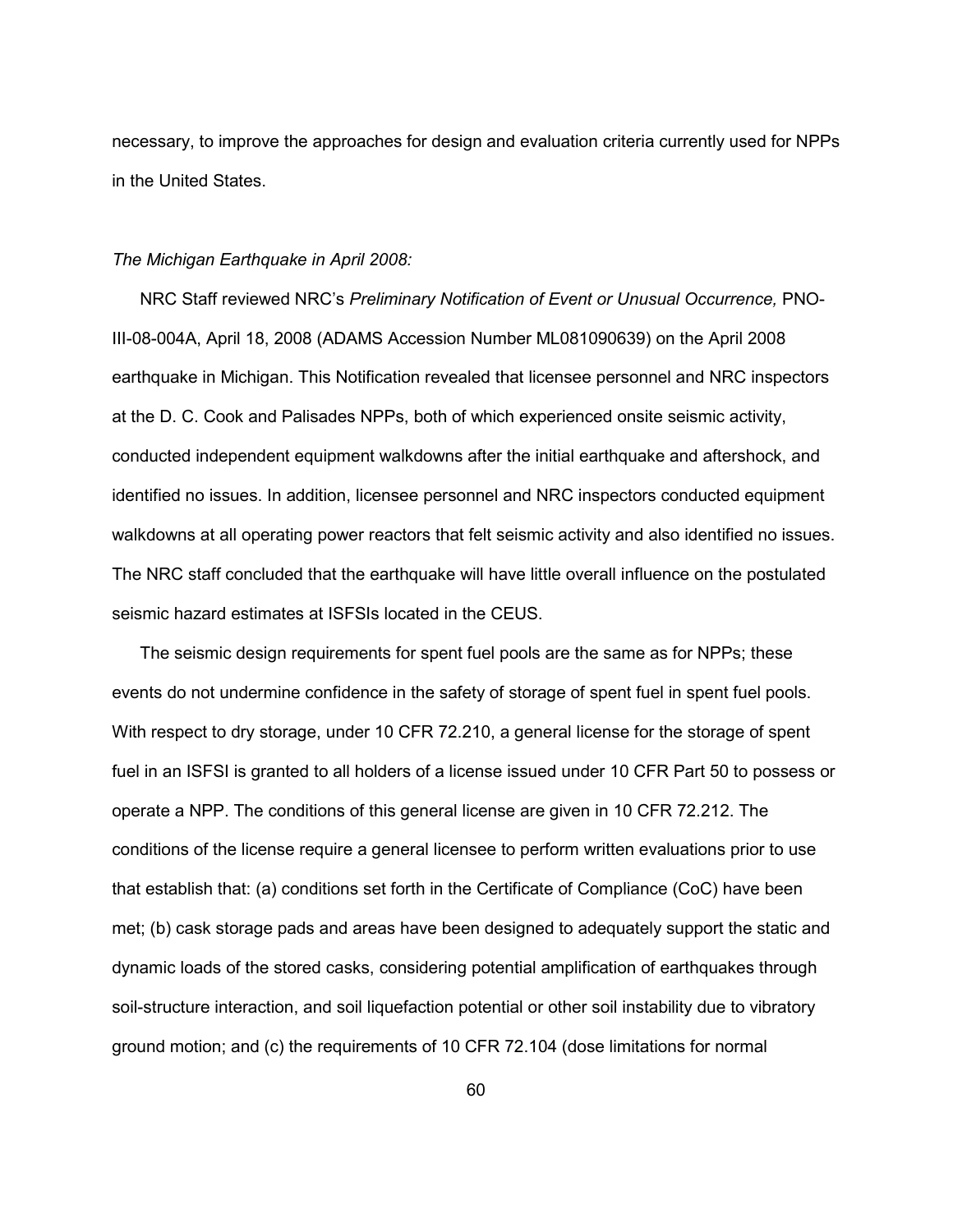necessary, to improve the approaches for design and evaluation criteria currently used for NPPs in the United States.

*The Michigan Earthquake in April 2008:*

NRC Staff reviewed NRC's *Preliminary Notification of Event or Unusual Occurrence,* PNO-III-08-004A, April 18, 2008 (ADAMS Accession Number ML081090639) on the April 2008 earthquake in Michigan. This Notification revealed that licensee personnel and NRC inspectors at the D. C. Cook and Palisades NPPs, both of which experienced onsite seismic activity, conducted independent equipment walkdowns after the initial earthquake and aftershock, and identified no issues. In addition, licensee personnel and NRC inspectors conducted equipment walkdowns at all operating power reactors that felt seismic activity and also identified no issues. The NRC staff concluded that the earthquake will have little overall influence on the postulated seismic hazard estimates at ISFSIs located in the CEUS.

The seismic design requirements for spent fuel pools are the same as for NPPs; these events do not undermine confidence in the safety of storage of spent fuel in spent fuel pools. With respect to dry storage, under 10 CFR 72.210, a general license for the storage of spent fuel in an ISFSI is granted to all holders of a license issued under 10 CFR Part 50 to possess or operate a NPP. The conditions of this general license are given in 10 CFR 72.212. The conditions of the license require a general licensee to perform written evaluations prior to use that establish that: (a) conditions set forth in the Certificate of Compliance (CoC) have been met; (b) cask storage pads and areas have been designed to adequately support the static and dynamic loads of the stored casks, considering potential amplification of earthquakes through soil-structure interaction, and soil liquefaction potential or other soil instability due to vibratory ground motion; and (c) the requirements of 10 CFR 72.104 (dose limitations for normal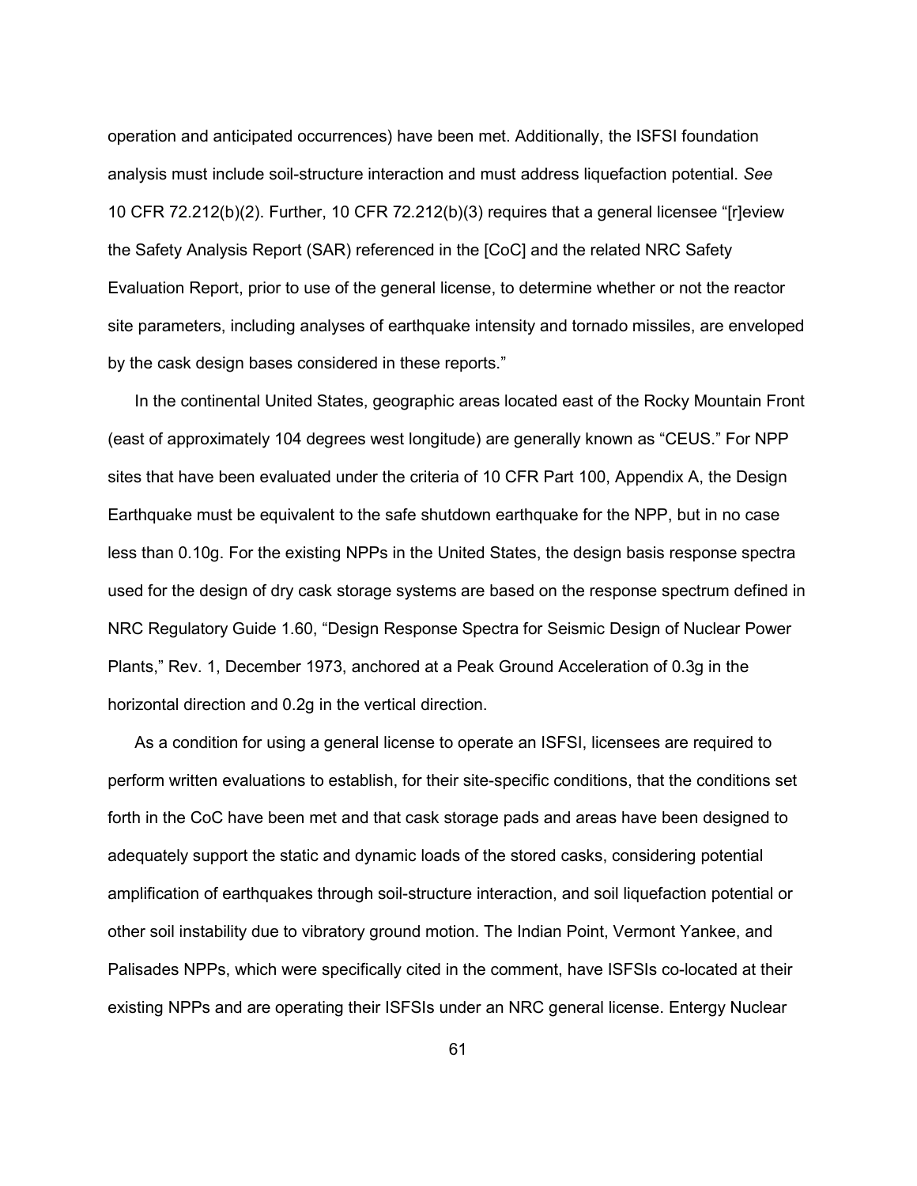operation and anticipated occurrences) have been met. Additionally, the ISFSI foundation analysis must include soil-structure interaction and must address liquefaction potential. *See* 10 CFR 72.212(b)(2). Further, 10 CFR 72.212(b)(3) requires that a general licensee "[r]eview the Safety Analysis Report (SAR) referenced in the [CoC] and the related NRC Safety Evaluation Report, prior to use of the general license, to determine whether or not the reactor site parameters, including analyses of earthquake intensity and tornado missiles, are enveloped by the cask design bases considered in these reports."

In the continental United States, geographic areas located east of the Rocky Mountain Front (east of approximately 104 degrees west longitude) are generally known as "CEUS." For NPP sites that have been evaluated under the criteria of 10 CFR Part 100, Appendix A, the Design Earthquake must be equivalent to the safe shutdown earthquake for the NPP, but in no case less than 0.10g. For the existing NPPs in the United States, the design basis response spectra used for the design of dry cask storage systems are based on the response spectrum defined in NRC Regulatory Guide 1.60, "Design Response Spectra for Seismic Design of Nuclear Power Plants," Rev. 1, December 1973, anchored at a Peak Ground Acceleration of 0.3g in the horizontal direction and 0.2g in the vertical direction.

As a condition for using a general license to operate an ISFSI, licensees are required to perform written evaluations to establish, for their site-specific conditions, that the conditions set forth in the CoC have been met and that cask storage pads and areas have been designed to adequately support the static and dynamic loads of the stored casks, considering potential amplification of earthquakes through soil-structure interaction, and soil liquefaction potential or other soil instability due to vibratory ground motion. The Indian Point, Vermont Yankee, and Palisades NPPs, which were specifically cited in the comment, have ISFSIs co-located at their existing NPPs and are operating their ISFSIs under an NRC general license. Entergy Nuclear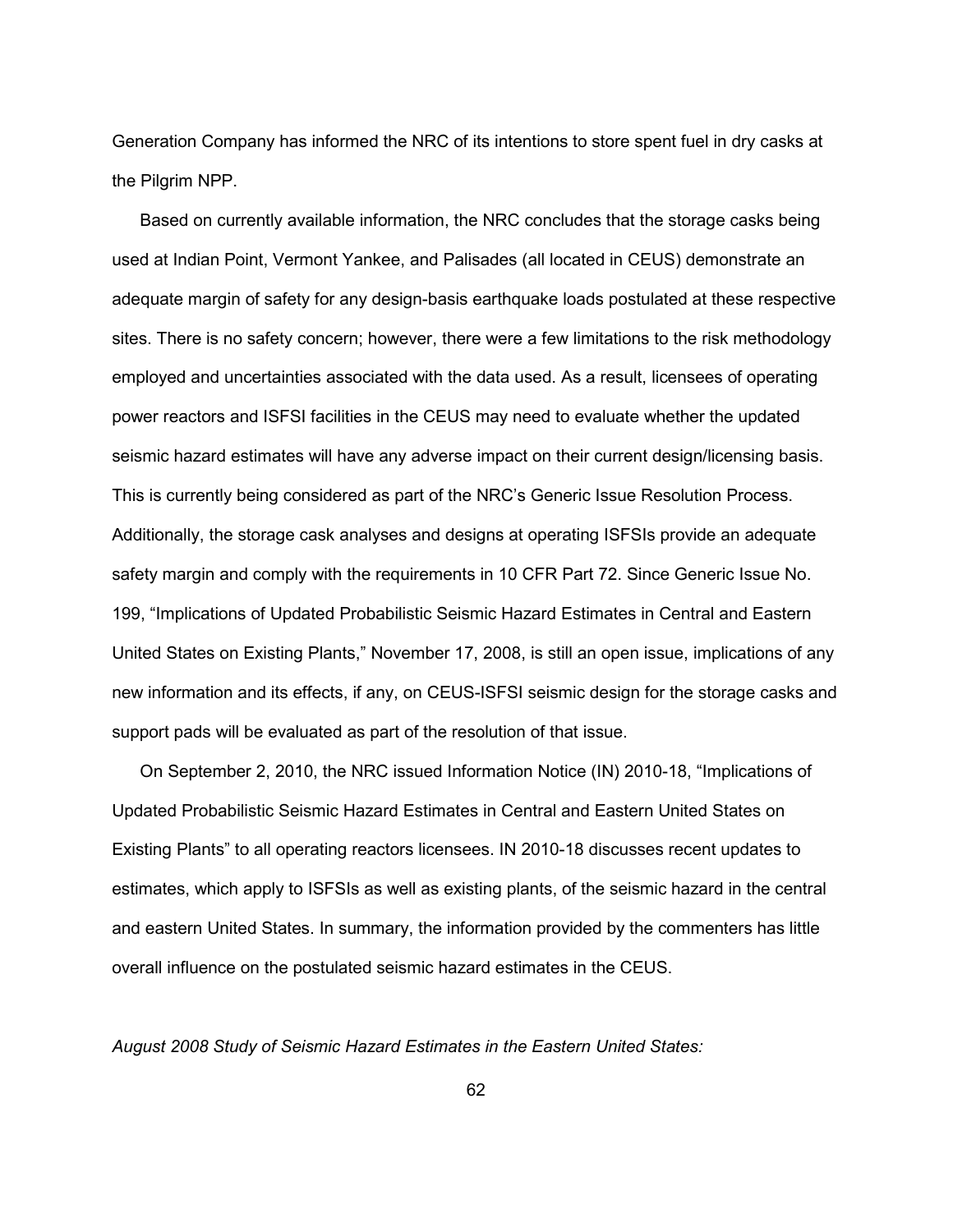Generation Company has informed the NRC of its intentions to store spent fuel in dry casks at the Pilgrim NPP.

Based on currently available information, the NRC concludes that the storage casks being used at Indian Point, Vermont Yankee, and Palisades (all located in CEUS) demonstrate an adequate margin of safety for any design-basis earthquake loads postulated at these respective sites. There is no safety concern; however, there were a few limitations to the risk methodology employed and uncertainties associated with the data used. As a result, licensees of operating power reactors and ISFSI facilities in the CEUS may need to evaluate whether the updated seismic hazard estimates will have any adverse impact on their current design/licensing basis. This is currently being considered as part of the NRC's Generic Issue Resolution Process. Additionally, the storage cask analyses and designs at operating ISFSIs provide an adequate safety margin and comply with the requirements in 10 CFR Part 72. Since Generic Issue No. 199, "Implications of Updated Probabilistic Seismic Hazard Estimates in Central and Eastern United States on Existing Plants," November 17, 2008, is still an open issue, implications of any new information and its effects, if any, on CEUS-ISFSI seismic design for the storage casks and support pads will be evaluated as part of the resolution of that issue.

On September 2, 2010, the NRC issued Information Notice (IN) 2010-18, "Implications of Updated Probabilistic Seismic Hazard Estimates in Central and Eastern United States on Existing Plants" to all operating reactors licensees. IN 2010-18 discusses recent updates to estimates, which apply to ISFSIs as well as existing plants, of the seismic hazard in the central and eastern United States. In summary, the information provided by the commenters has little overall influence on the postulated seismic hazard estimates in the CEUS.

*August 2008 Study of Seismic Hazard Estimates in the Eastern United States:*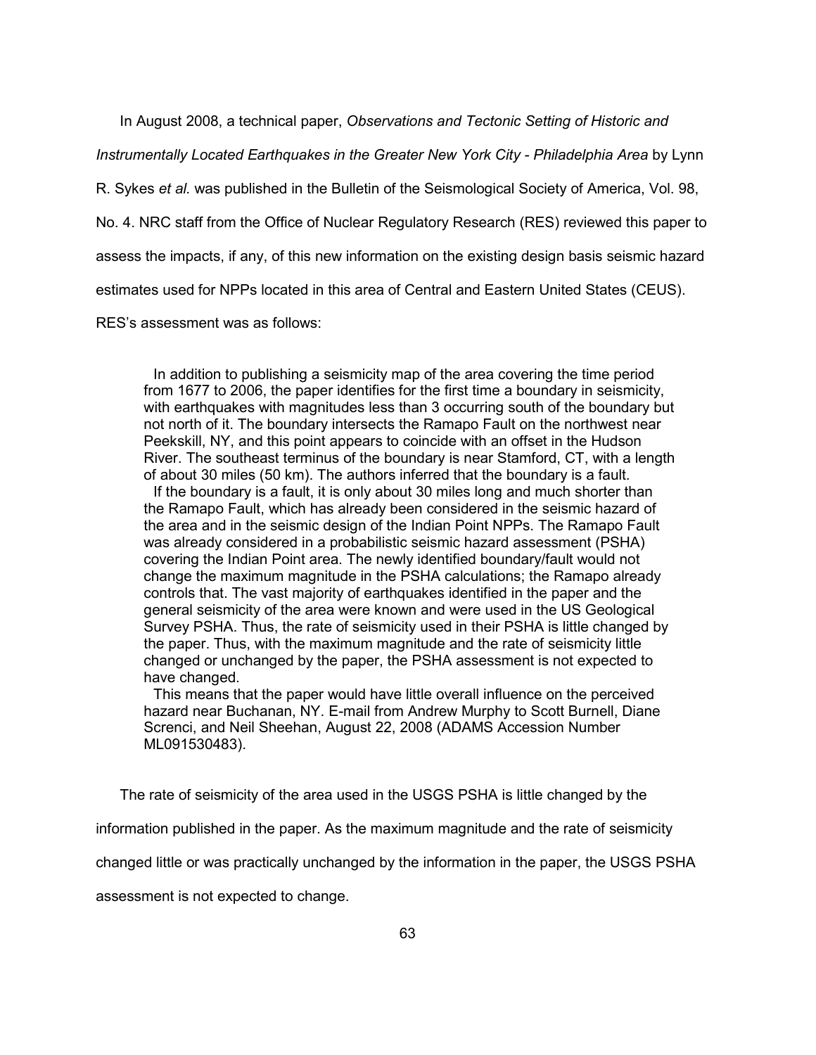In August 2008, a technical paper, *Observations and Tectonic Setting of Historic and Instrumentally Located Earthquakes in the Greater New York City - Philadelphia Area* by Lynn R. Sykes *et al.* was published in the Bulletin of the Seismological Society of America, Vol. 98, No. 4. NRC staff from the Office of Nuclear Regulatory Research (RES) reviewed this paper to assess the impacts, if any, of this new information on the existing design basis seismic hazard estimates used for NPPs located in this area of Central and Eastern United States (CEUS). RES's assessment was as follows:

> In addition to publishing a seismicity map of the area covering the time period from 1677 to 2006, the paper identifies for the first time a boundary in seismicity, with earthquakes with magnitudes less than 3 occurring south of the boundary but not north of it. The boundary intersects the Ramapo Fault on the northwest near Peekskill, NY, and this point appears to coincide with an offset in the Hudson River. The southeast terminus of the boundary is near Stamford, CT, with a length of about 30 miles (50 km). The authors inferred that the boundary is a fault.
>
> If the boundary is a fault, it is only about 30 miles long and much shorter than the Ramapo Fault, which has already been considered in the seismic hazard of the area and in the seismic design of the Indian Point NPPs. The Ramapo Fault was already considered in a probabilistic seismic hazard assessment (PSHA) covering the Indian Point area. The newly identified boundary/fault would not change the maximum magnitude in the PSHA calculations; the Ramapo already controls that. The vast majority of earthquakes identified in the paper and the general seismicity of the area were known and were used in the US Geological Survey PSHA. Thus, the rate of seismicity used in their PSHA is little changed by the paper. Thus, with the maximum magnitude and the rate of seismicity little changed or unchanged by the paper, the PSHA assessment is not expected to have changed.
>
> This means that the paper would have little overall influence on the perceived hazard near Buchanan, NY. E-mail from Andrew Murphy to Scott Burnell, Diane Screnci, and Neil Sheehan, August 22, 2008 (ADAMS Accession Number ML091530483).

The rate of seismicity of the area used in the USGS PSHA is little changed by the information published in the paper. As the maximum magnitude and the rate of seismicity changed little or was practically unchanged by the information in the paper, the USGS PSHA assessment is not expected to change.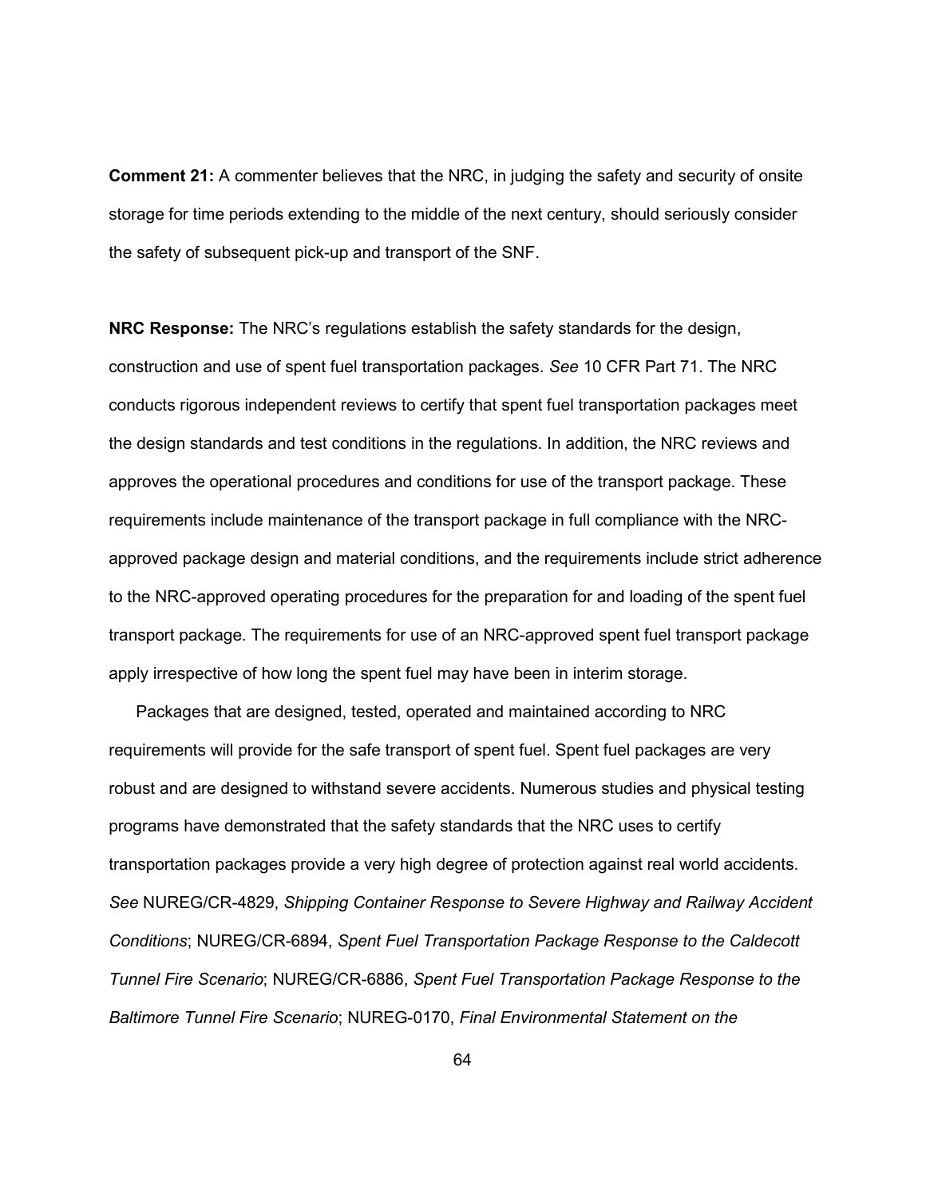**Comment 21:** A commenter believes that the NRC, in judging the safety and security of onsite storage for time periods extending to the middle of the next century, should seriously consider the safety of subsequent pick-up and transport of the SNF.

**NRC Response:** The NRC's regulations establish the safety standards for the design, construction and use of spent fuel transportation packages. *See* 10 CFR Part 71. The NRC conducts rigorous independent reviews to certify that spent fuel transportation packages meet the design standards and test conditions in the regulations. In addition, the NRC reviews and approves the operational procedures and conditions for use of the transport package. These requirements include maintenance of the transport package in full compliance with the NRC-approved package design and material conditions, and the requirements include strict adherence to the NRC-approved operating procedures for the preparation for and loading of the spent fuel transport package. The requirements for use of an NRC-approved spent fuel transport package apply irrespective of how long the spent fuel may have been in interim storage.

Packages that are designed, tested, operated and maintained according to NRC requirements will provide for the safe transport of spent fuel. Spent fuel packages are very robust and are designed to withstand severe accidents. Numerous studies and physical testing programs have demonstrated that the safety standards that the NRC uses to certify transportation packages provide a very high degree of protection against real world accidents. *See* NUREG/CR-4829, *Shipping Container Response to Severe Highway and Railway Accident Conditions*; NUREG/CR-6894, *Spent Fuel Transportation Package Response to the Caldecott Tunnel Fire Scenario*; NUREG/CR-6886, *Spent Fuel Transportation Package Response to the Baltimore Tunnel Fire Scenario*; NUREG-0170, *Final Environmental Statement on the*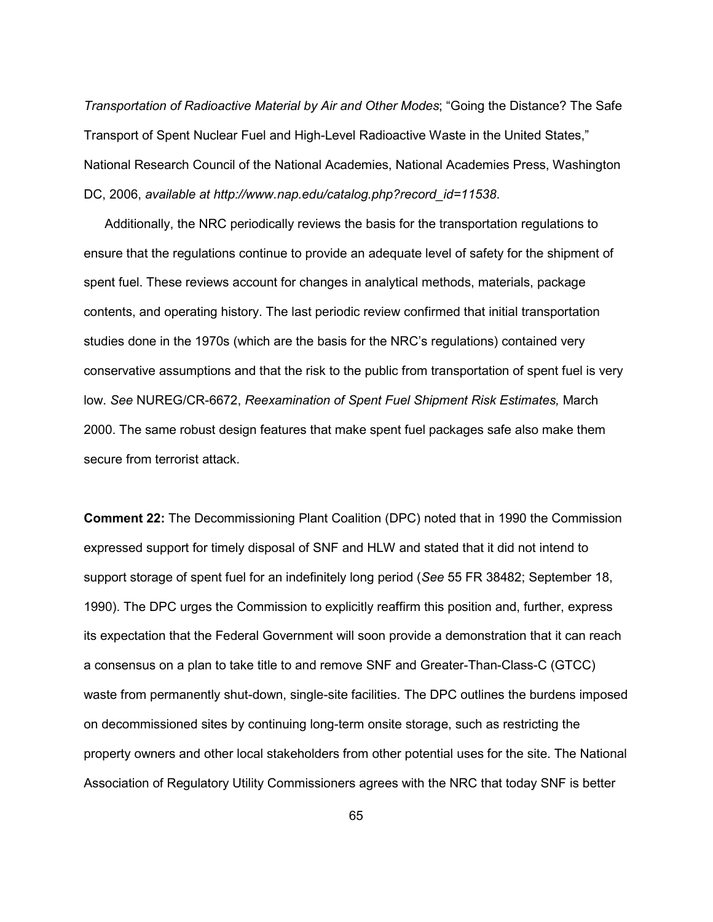*Transportation of Radioactive Material by Air and Other Modes*; “Going the Distance? The Safe Transport of Spent Nuclear Fuel and High-Level Radioactive Waste in the United States,” National Research Council of the National Academies, National Academies Press, Washington DC, 2006, *available at http://www.nap.edu/catalog.php?record_id=11538*.

Additionally, the NRC periodically reviews the basis for the transportation regulations to ensure that the regulations continue to provide an adequate level of safety for the shipment of spent fuel. These reviews account for changes in analytical methods, materials, package contents, and operating history. The last periodic review confirmed that initial transportation studies done in the 1970s (which are the basis for the NRC’s regulations) contained very conservative assumptions and that the risk to the public from transportation of spent fuel is very low. *See* NUREG/CR-6672, *Reexamination of Spent Fuel Shipment Risk Estimates,* March 2000. The same robust design features that make spent fuel packages safe also make them secure from terrorist attack.

**Comment 22:** The Decommissioning Plant Coalition (DPC) noted that in 1990 the Commission expressed support for timely disposal of SNF and HLW and stated that it did not intend to support storage of spent fuel for an indefinitely long period (*See* 55 FR 38482; September 18, 1990). The DPC urges the Commission to explicitly reaffirm this position and, further, express its expectation that the Federal Government will soon provide a demonstration that it can reach a consensus on a plan to take title to and remove SNF and Greater-Than-Class-C (GTCC) waste from permanently shut-down, single-site facilities. The DPC outlines the burdens imposed on decommissioned sites by continuing long-term onsite storage, such as restricting the property owners and other local stakeholders from other potential uses for the site. The National Association of Regulatory Utility Commissioners agrees with the NRC that today SNF is better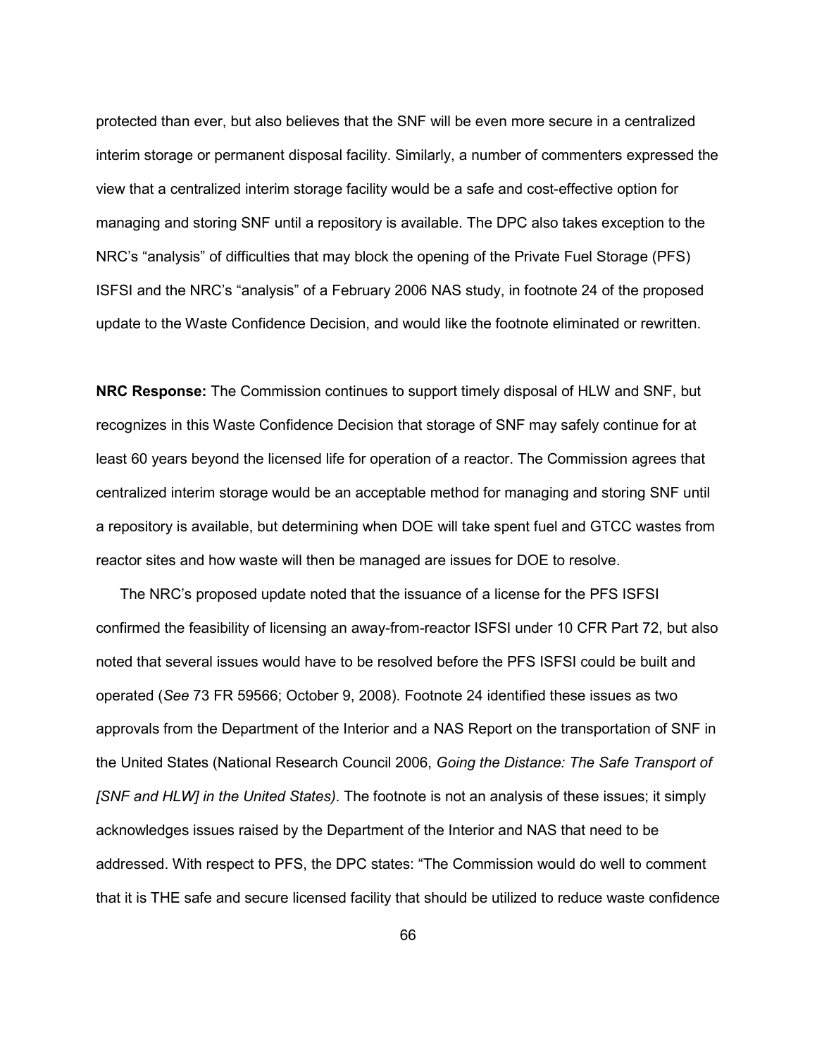protected than ever, but also believes that the SNF will be even more secure in a centralized interim storage or permanent disposal facility. Similarly, a number of commenters expressed the view that a centralized interim storage facility would be a safe and cost-effective option for managing and storing SNF until a repository is available. The DPC also takes exception to the NRC's "analysis" of difficulties that may block the opening of the Private Fuel Storage (PFS) ISFSI and the NRC's "analysis" of a February 2006 NAS study, in footnote 24 of the proposed update to the Waste Confidence Decision, and would like the footnote eliminated or rewritten.

**NRC Response:** The Commission continues to support timely disposal of HLW and SNF, but recognizes in this Waste Confidence Decision that storage of SNF may safely continue for at least 60 years beyond the licensed life for operation of a reactor. The Commission agrees that centralized interim storage would be an acceptable method for managing and storing SNF until a repository is available, but determining when DOE will take spent fuel and GTCC wastes from reactor sites and how waste will then be managed are issues for DOE to resolve.

The NRC's proposed update noted that the issuance of a license for the PFS ISFSI confirmed the feasibility of licensing an away-from-reactor ISFSI under 10 CFR Part 72, but also noted that several issues would have to be resolved before the PFS ISFSI could be built and operated (*See* 73 FR 59566; October 9, 2008). Footnote 24 identified these issues as two approvals from the Department of the Interior and a NAS Report on the transportation of SNF in the United States (National Research Council 2006, *Going the Distance: The Safe Transport of [SNF and HLW] in the United States)*. The footnote is not an analysis of these issues; it simply acknowledges issues raised by the Department of the Interior and NAS that need to be addressed. With respect to PFS, the DPC states: "The Commission would do well to comment that it is THE safe and secure licensed facility that should be utilized to reduce waste confidence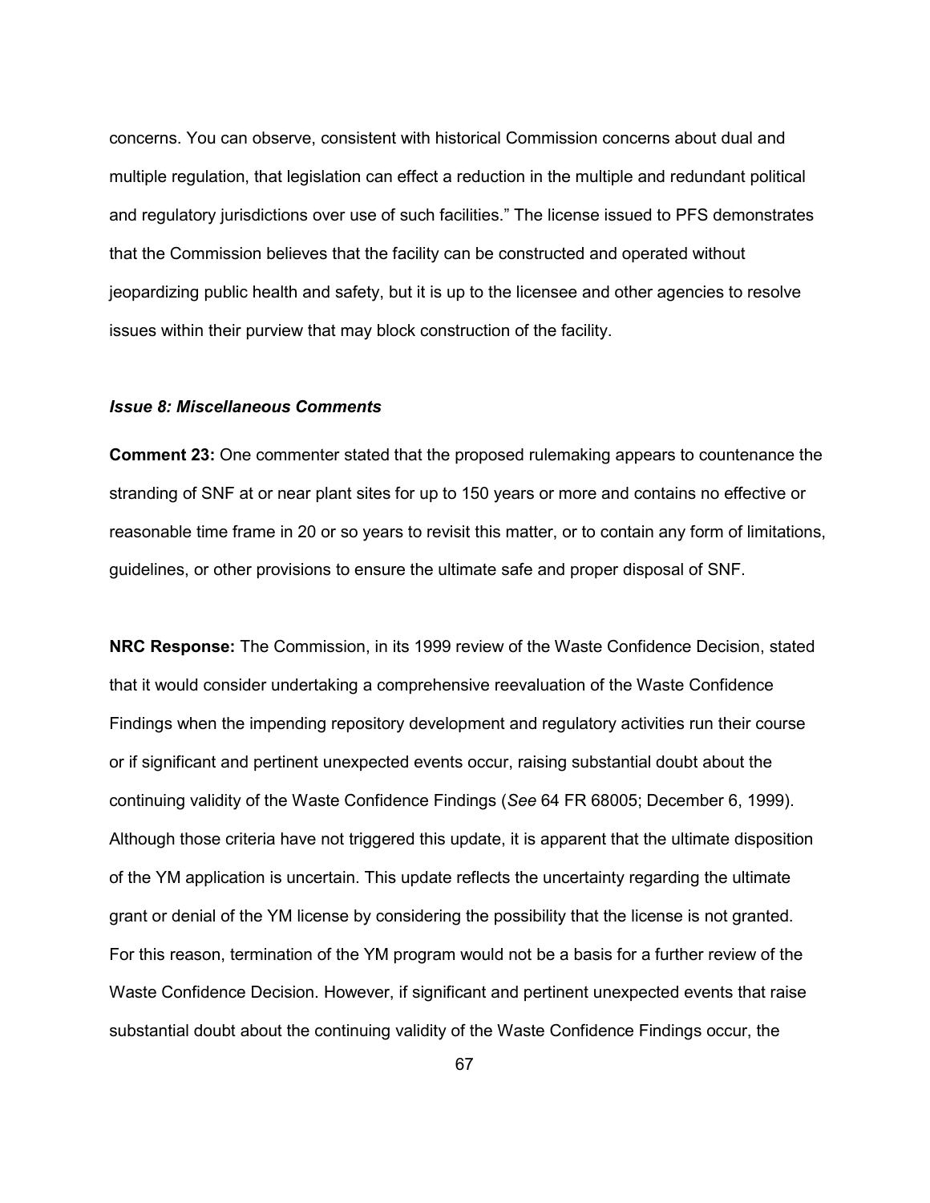concerns. You can observe, consistent with historical Commission concerns about dual and multiple regulation, that legislation can effect a reduction in the multiple and redundant political and regulatory jurisdictions over use of such facilities." The license issued to PFS demonstrates that the Commission believes that the facility can be constructed and operated without jeopardizing public health and safety, but it is up to the licensee and other agencies to resolve issues within their purview that may block construction of the facility.

***Issue 8: Miscellaneous Comments***

**Comment 23:** One commenter stated that the proposed rulemaking appears to countenance the stranding of SNF at or near plant sites for up to 150 years or more and contains no effective or reasonable time frame in 20 or so years to revisit this matter, or to contain any form of limitations, guidelines, or other provisions to ensure the ultimate safe and proper disposal of SNF.

**NRC Response:** The Commission, in its 1999 review of the Waste Confidence Decision, stated that it would consider undertaking a comprehensive reevaluation of the Waste Confidence Findings when the impending repository development and regulatory activities run their course or if significant and pertinent unexpected events occur, raising substantial doubt about the continuing validity of the Waste Confidence Findings (*See* 64 FR 68005; December 6, 1999). Although those criteria have not triggered this update, it is apparent that the ultimate disposition of the YM application is uncertain. This update reflects the uncertainty regarding the ultimate grant or denial of the YM license by considering the possibility that the license is not granted. For this reason, termination of the YM program would not be a basis for a further review of the Waste Confidence Decision. However, if significant and pertinent unexpected events that raise substantial doubt about the continuing validity of the Waste Confidence Findings occur, the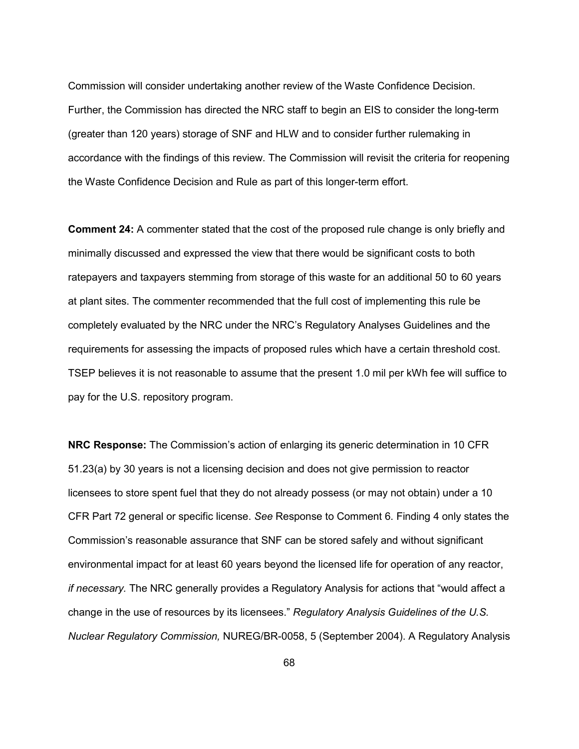Commission will consider undertaking another review of the Waste Confidence Decision. Further, the Commission has directed the NRC staff to begin an EIS to consider the long-term (greater than 120 years) storage of SNF and HLW and to consider further rulemaking in accordance with the findings of this review. The Commission will revisit the criteria for reopening the Waste Confidence Decision and Rule as part of this longer-term effort.

**Comment 24:** A commenter stated that the cost of the proposed rule change is only briefly and minimally discussed and expressed the view that there would be significant costs to both ratepayers and taxpayers stemming from storage of this waste for an additional 50 to 60 years at plant sites. The commenter recommended that the full cost of implementing this rule be completely evaluated by the NRC under the NRC's Regulatory Analyses Guidelines and the requirements for assessing the impacts of proposed rules which have a certain threshold cost. TSEP believes it is not reasonable to assume that the present 1.0 mil per kWh fee will suffice to pay for the U.S. repository program.

**NRC Response:** The Commission's action of enlarging its generic determination in 10 CFR 51.23(a) by 30 years is not a licensing decision and does not give permission to reactor licensees to store spent fuel that they do not already possess (or may not obtain) under a 10 CFR Part 72 general or specific license. *See* Response to Comment 6. Finding 4 only states the Commission's reasonable assurance that SNF can be stored safely and without significant environmental impact for at least 60 years beyond the licensed life for operation of any reactor, *if necessary.* The NRC generally provides a Regulatory Analysis for actions that "would affect a change in the use of resources by its licensees." *Regulatory Analysis Guidelines of the U.S. Nuclear Regulatory Commission,* NUREG/BR-0058, 5 (September 2004). A Regulatory Analysis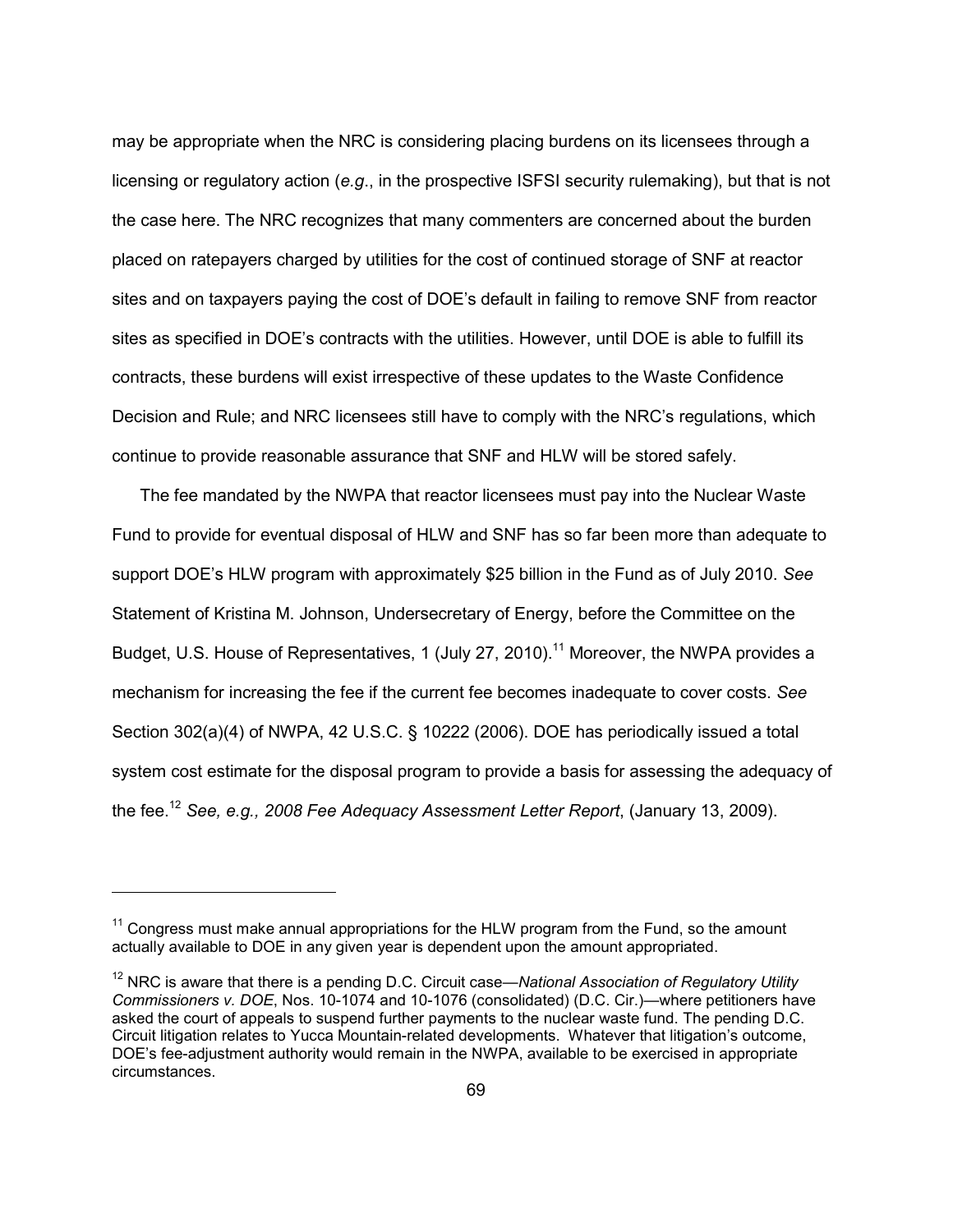may be appropriate when the NRC is considering placing burdens on its licensees through a licensing or regulatory action (*e.g*., in the prospective ISFSI security rulemaking), but that is not the case here. The NRC recognizes that many commenters are concerned about the burden placed on ratepayers charged by utilities for the cost of continued storage of SNF at reactor sites and on taxpayers paying the cost of DOE's default in failing to remove SNF from reactor sites as specified in DOE's contracts with the utilities. However, until DOE is able to fulfill its contracts, these burdens will exist irrespective of these updates to the Waste Confidence Decision and Rule; and NRC licensees still have to comply with the NRC's regulations, which continue to provide reasonable assurance that SNF and HLW will be stored safely.

The fee mandated by the NWPA that reactor licensees must pay into the Nuclear Waste Fund to provide for eventual disposal of HLW and SNF has so far been more than adequate to support DOE's HLW program with approximately $25 billion in the Fund as of July 2010. *See* Statement of Kristina M. Johnson, Undersecretary of Energy, before the Committee on the Budget, U.S. House of Representatives, 1 (July 27, 2010).[11] Moreover, the NWPA provides a mechanism for increasing the fee if the current fee becomes inadequate to cover costs. *See* Section 302(a)(4) of NWPA, 42 U.S.C. § 10222 (2006). DOE has periodically issued a total system cost estimate for the disposal program to provide a basis for assessing the adequacy of the fee.[12] *See, e.g., 2008 Fee Adequacy Assessment Letter Report*, (January 13, 2009).

---

[11] Congress must make annual appropriations for the HLW program from the Fund, so the amount actually available to DOE in any given year is dependent upon the amount appropriated.

[12] NRC is aware that there is a pending D.C. Circuit case—*National Association of Regulatory Utility Commissioners v. DOE*, Nos. 10-1074 and 10-1076 (consolidated) (D.C. Cir.)—where petitioners have asked the court of appeals to suspend further payments to the nuclear waste fund. The pending D.C. Circuit litigation relates to Yucca Mountain-related developments. Whatever that litigation's outcome, DOE's fee-adjustment authority would remain in the NWPA, available to be exercised in appropriate circumstances.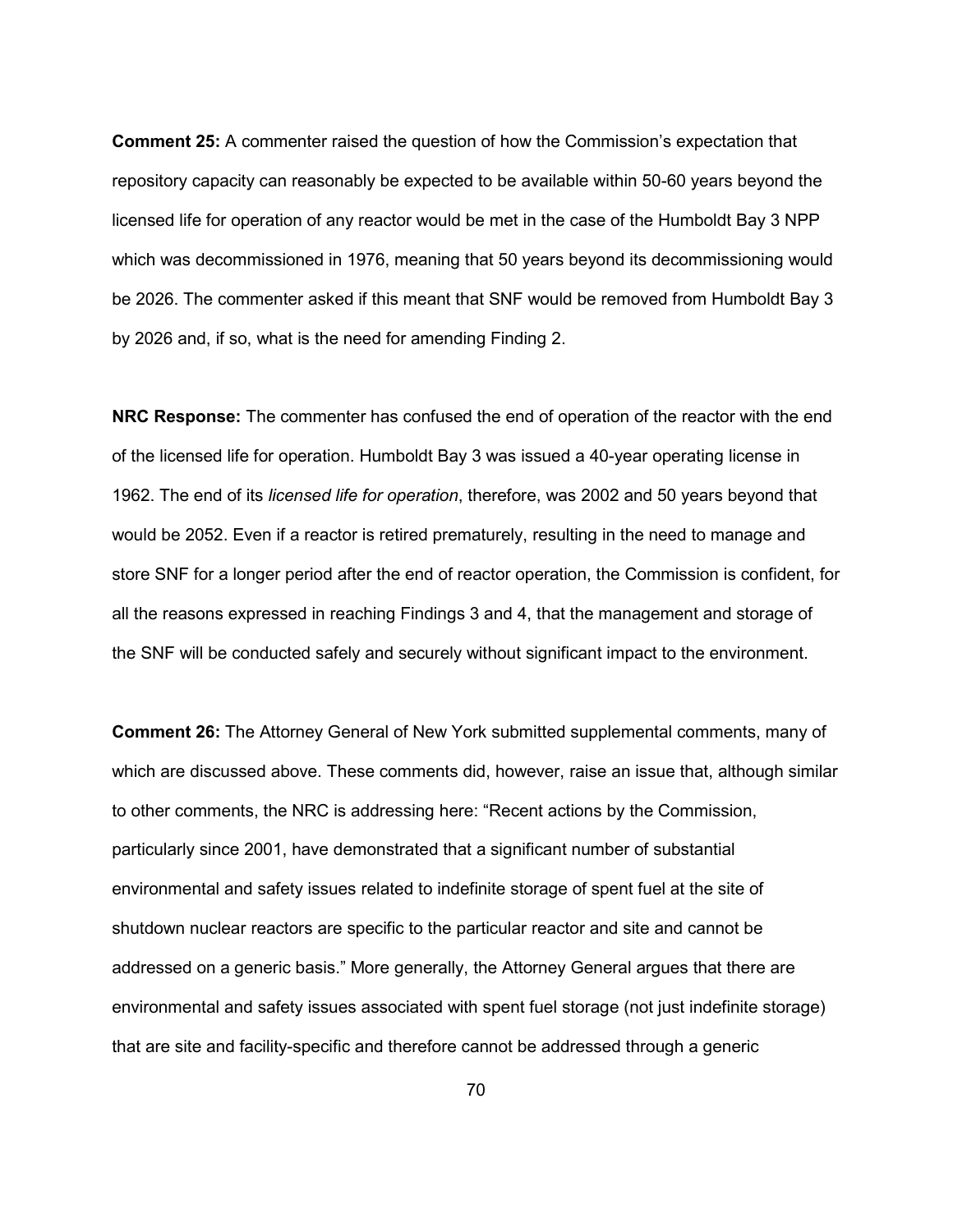**Comment 25:** A commenter raised the question of how the Commission's expectation that repository capacity can reasonably be expected to be available within 50-60 years beyond the licensed life for operation of any reactor would be met in the case of the Humboldt Bay 3 NPP which was decommissioned in 1976, meaning that 50 years beyond its decommissioning would be 2026. The commenter asked if this meant that SNF would be removed from Humboldt Bay 3 by 2026 and, if so, what is the need for amending Finding 2.

**NRC Response:** The commenter has confused the end of operation of the reactor with the end of the licensed life for operation. Humboldt Bay 3 was issued a 40-year operating license in 1962. The end of its *licensed life for operation*, therefore, was 2002 and 50 years beyond that would be 2052. Even if a reactor is retired prematurely, resulting in the need to manage and store SNF for a longer period after the end of reactor operation, the Commission is confident, for all the reasons expressed in reaching Findings 3 and 4, that the management and storage of the SNF will be conducted safely and securely without significant impact to the environment.

**Comment 26:** The Attorney General of New York submitted supplemental comments, many of which are discussed above. These comments did, however, raise an issue that, although similar to other comments, the NRC is addressing here: "Recent actions by the Commission, particularly since 2001, have demonstrated that a significant number of substantial environmental and safety issues related to indefinite storage of spent fuel at the site of shutdown nuclear reactors are specific to the particular reactor and site and cannot be addressed on a generic basis." More generally, the Attorney General argues that there are environmental and safety issues associated with spent fuel storage (not just indefinite storage) that are site and facility-specific and therefore cannot be addressed through a generic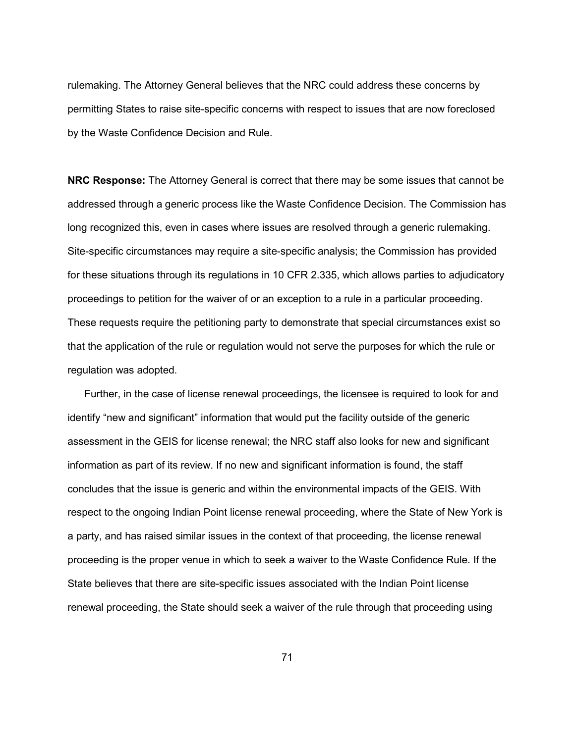rulemaking. The Attorney General believes that the NRC could address these concerns by permitting States to raise site-specific concerns with respect to issues that are now foreclosed by the Waste Confidence Decision and Rule.

**NRC Response:** The Attorney General is correct that there may be some issues that cannot be addressed through a generic process like the Waste Confidence Decision. The Commission has long recognized this, even in cases where issues are resolved through a generic rulemaking. Site-specific circumstances may require a site-specific analysis; the Commission has provided for these situations through its regulations in 10 CFR 2.335, which allows parties to adjudicatory proceedings to petition for the waiver of or an exception to a rule in a particular proceeding. These requests require the petitioning party to demonstrate that special circumstances exist so that the application of the rule or regulation would not serve the purposes for which the rule or regulation was adopted.

Further, in the case of license renewal proceedings, the licensee is required to look for and identify "new and significant" information that would put the facility outside of the generic assessment in the GEIS for license renewal; the NRC staff also looks for new and significant information as part of its review. If no new and significant information is found, the staff concludes that the issue is generic and within the environmental impacts of the GEIS. With respect to the ongoing Indian Point license renewal proceeding, where the State of New York is a party, and has raised similar issues in the context of that proceeding, the license renewal proceeding is the proper venue in which to seek a waiver to the Waste Confidence Rule. If the State believes that there are site-specific issues associated with the Indian Point license renewal proceeding, the State should seek a waiver of the rule through that proceeding using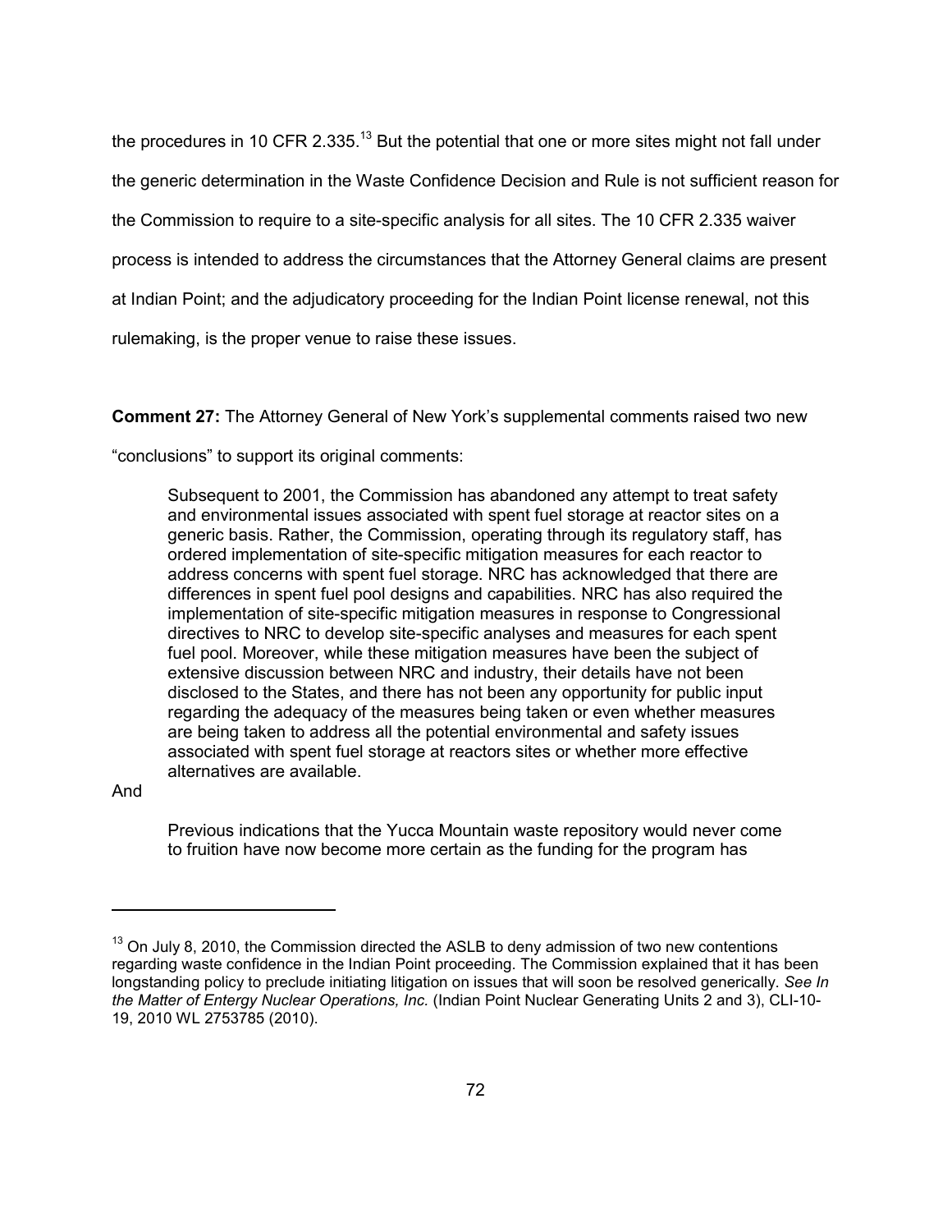the procedures in 10 CFR 2.335.[13] But the potential that one or more sites might not fall under the generic determination in the Waste Confidence Decision and Rule is not sufficient reason for the Commission to require to a site-specific analysis for all sites. The 10 CFR 2.335 waiver process is intended to address the circumstances that the Attorney General claims are present at Indian Point; and the adjudicatory proceeding for the Indian Point license renewal, not this rulemaking, is the proper venue to raise these issues.

**Comment 27:** The Attorney General of New York's supplemental comments raised two new "conclusions" to support its original comments:

> Subsequent to 2001, the Commission has abandoned any attempt to treat safety and environmental issues associated with spent fuel storage at reactor sites on a generic basis. Rather, the Commission, operating through its regulatory staff, has ordered implementation of site-specific mitigation measures for each reactor to address concerns with spent fuel storage. NRC has acknowledged that there are differences in spent fuel pool designs and capabilities. NRC has also required the implementation of site-specific mitigation measures in response to Congressional directives to NRC to develop site-specific analyses and measures for each spent fuel pool. Moreover, while these mitigation measures have been the subject of extensive discussion between NRC and industry, their details have not been disclosed to the States, and there has not been any opportunity for public input regarding the adequacy of the measures being taken or even whether measures are being taken to address all the potential environmental and safety issues associated with spent fuel storage at reactors sites or whether more effective alternatives are available.

And

> Previous indications that the Yucca Mountain waste repository would never come to fruition have now become more certain as the funding for the program has

---

[13] On July 8, 2010, the Commission directed the ASLB to deny admission of two new contentions regarding waste confidence in the Indian Point proceeding. The Commission explained that it has been longstanding policy to preclude initiating litigation on issues that will soon be resolved generically. *See In the Matter of Entergy Nuclear Operations, Inc.* (Indian Point Nuclear Generating Units 2 and 3), CLI-10-19, 2010 WL 2753785 (2010).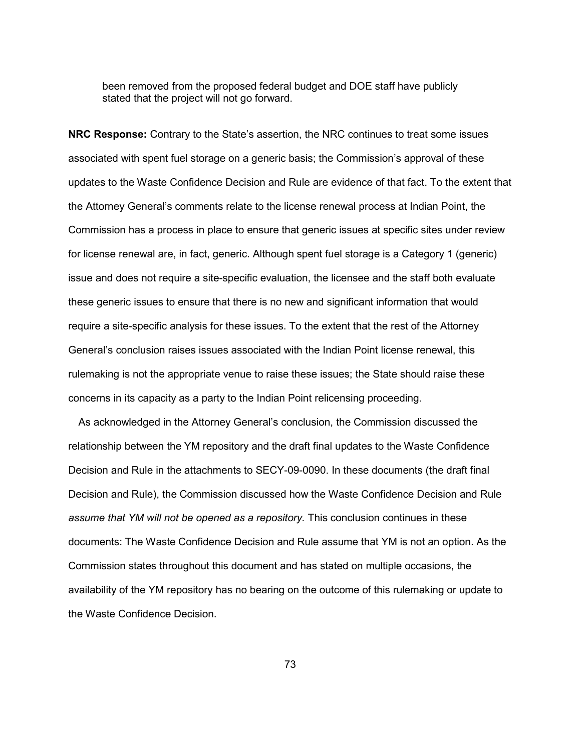> been removed from the proposed federal budget and DOE staff have publicly stated that the project will not go forward.

**NRC Response:** Contrary to the State's assertion, the NRC continues to treat some issues associated with spent fuel storage on a generic basis; the Commission's approval of these updates to the Waste Confidence Decision and Rule are evidence of that fact. To the extent that the Attorney General's comments relate to the license renewal process at Indian Point, the Commission has a process in place to ensure that generic issues at specific sites under review for license renewal are, in fact, generic. Although spent fuel storage is a Category 1 (generic) issue and does not require a site-specific evaluation, the licensee and the staff both evaluate these generic issues to ensure that there is no new and significant information that would require a site-specific analysis for these issues. To the extent that the rest of the Attorney General's conclusion raises issues associated with the Indian Point license renewal, this rulemaking is not the appropriate venue to raise these issues; the State should raise these concerns in its capacity as a party to the Indian Point relicensing proceeding.

As acknowledged in the Attorney General's conclusion, the Commission discussed the relationship between the YM repository and the draft final updates to the Waste Confidence Decision and Rule in the attachments to SECY-09-0090. In these documents (the draft final Decision and Rule), the Commission discussed how the Waste Confidence Decision and Rule *assume that YM will not be opened as a repository.* This conclusion continues in these documents: The Waste Confidence Decision and Rule assume that YM is not an option. As the Commission states throughout this document and has stated on multiple occasions, the availability of the YM repository has no bearing on the outcome of this rulemaking or update to the Waste Confidence Decision.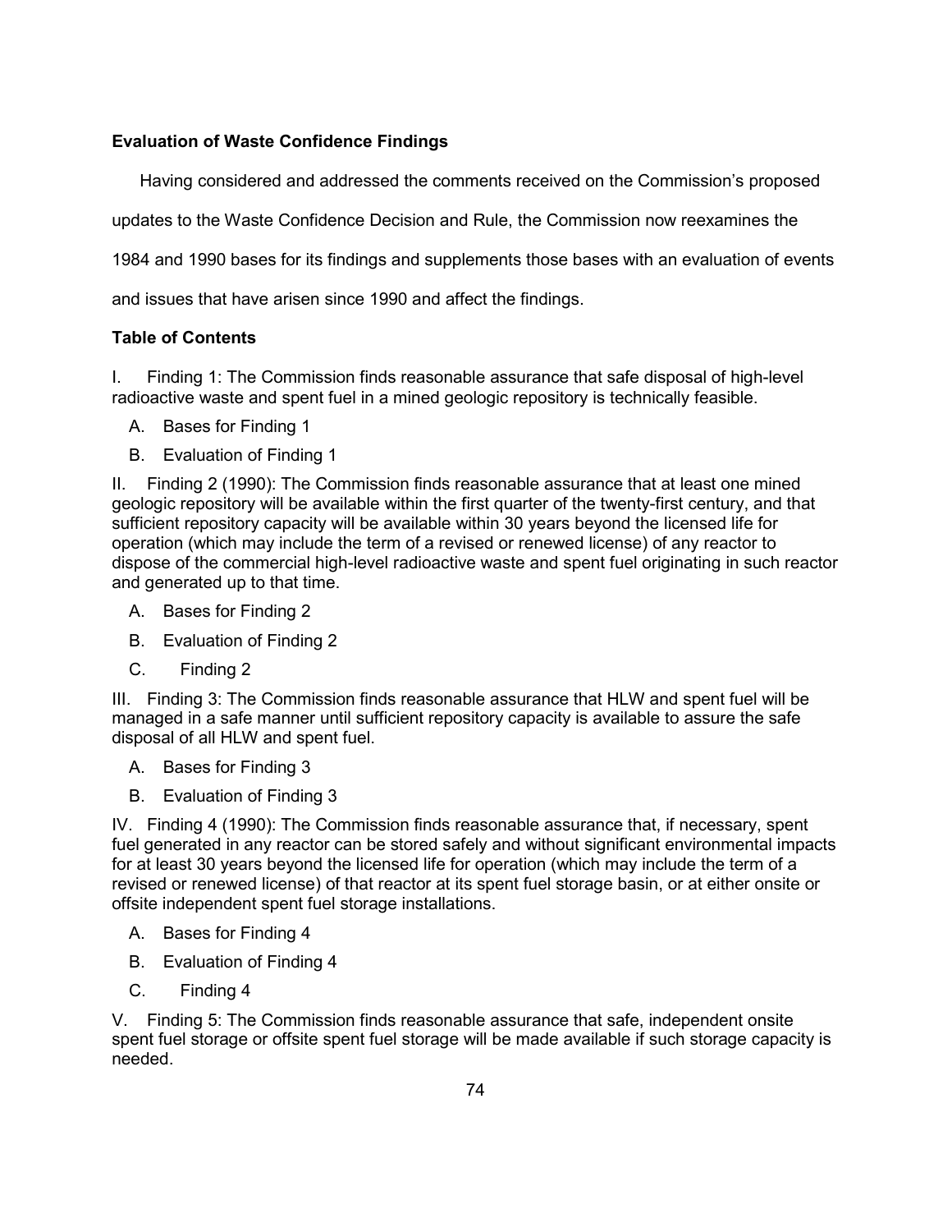**Evaluation of Waste Confidence Findings**

Having considered and addressed the comments received on the Commission's proposed updates to the Waste Confidence Decision and Rule, the Commission now reexamines the 1984 and 1990 bases for its findings and supplements those bases with an evaluation of events and issues that have arisen since 1990 and affect the findings.

**Table of Contents**

I. Finding 1: The Commission finds reasonable assurance that safe disposal of high-level radioactive waste and spent fuel in a mined geologic repository is technically feasible.

- A. Bases for Finding 1
- B. Evaluation of Finding 1

II. Finding 2 (1990): The Commission finds reasonable assurance that at least one mined geologic repository will be available within the first quarter of the twenty-first century, and that sufficient repository capacity will be available within 30 years beyond the licensed life for operation (which may include the term of a revised or renewed license) of any reactor to dispose of the commercial high-level radioactive waste and spent fuel originating in such reactor and generated up to that time.

- A. Bases for Finding 2
- B. Evaluation of Finding 2
- C. Finding 2

III. Finding 3: The Commission finds reasonable assurance that HLW and spent fuel will be managed in a safe manner until sufficient repository capacity is available to assure the safe disposal of all HLW and spent fuel.

- A. Bases for Finding 3
- B. Evaluation of Finding 3

IV. Finding 4 (1990): The Commission finds reasonable assurance that, if necessary, spent fuel generated in any reactor can be stored safely and without significant environmental impacts for at least 30 years beyond the licensed life for operation (which may include the term of a revised or renewed license) of that reactor at its spent fuel storage basin, or at either onsite or offsite independent spent fuel storage installations.

- A. Bases for Finding 4
- B. Evaluation of Finding 4
- C. Finding 4

V. Finding 5: The Commission finds reasonable assurance that safe, independent onsite spent fuel storage or offsite spent fuel storage will be made available if such storage capacity is needed.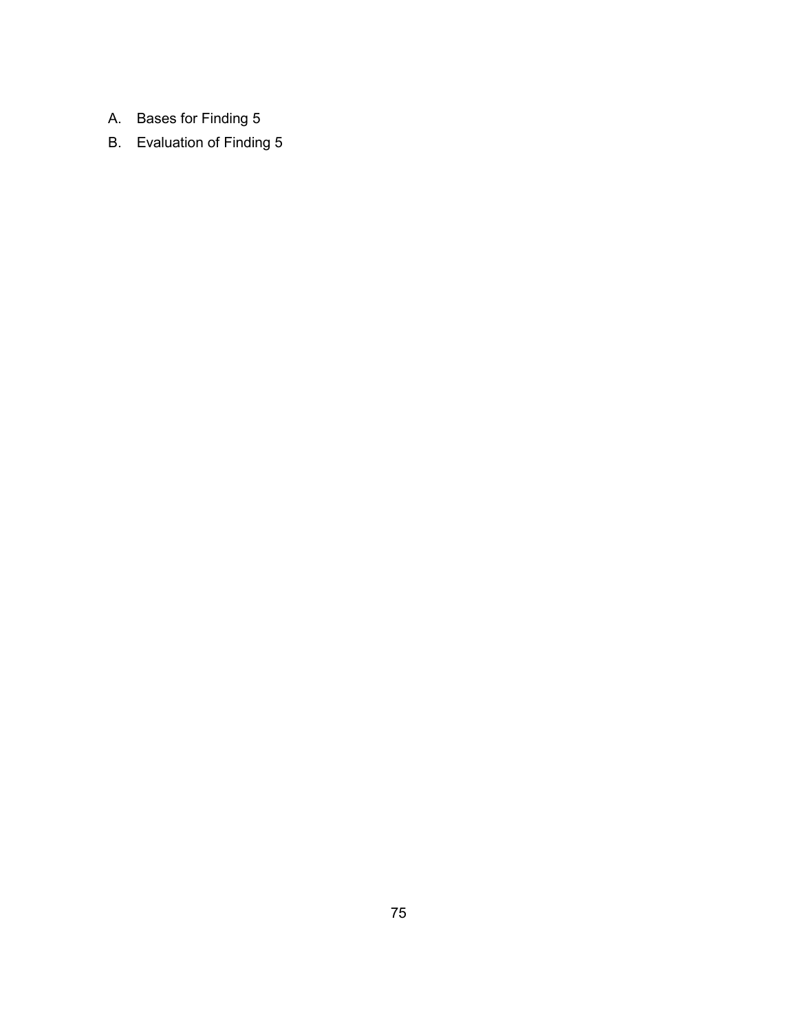A. Bases for Finding 5

B. Evaluation of Finding 5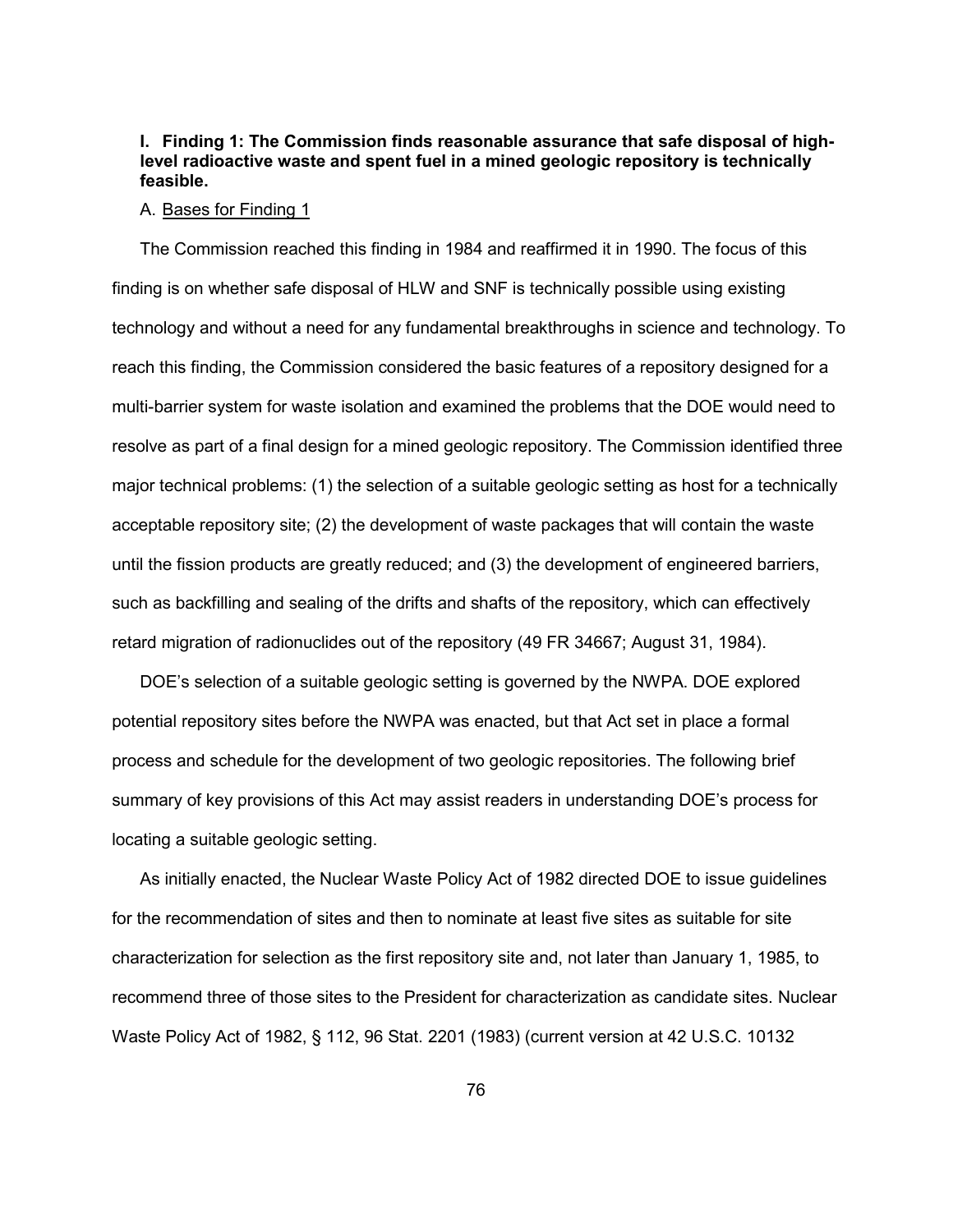## I. Finding 1: The Commission finds reasonable assurance that safe disposal of high-level radioactive waste and spent fuel in a mined geologic repository is technically feasible.

### A. Bases for Finding 1

The Commission reached this finding in 1984 and reaffirmed it in 1990. The focus of this finding is on whether safe disposal of HLW and SNF is technically possible using existing technology and without a need for any fundamental breakthroughs in science and technology. To reach this finding, the Commission considered the basic features of a repository designed for a multi-barrier system for waste isolation and examined the problems that the DOE would need to resolve as part of a final design for a mined geologic repository. The Commission identified three major technical problems: (1) the selection of a suitable geologic setting as host for a technically acceptable repository site; (2) the development of waste packages that will contain the waste until the fission products are greatly reduced; and (3) the development of engineered barriers, such as backfilling and sealing of the drifts and shafts of the repository, which can effectively retard migration of radionuclides out of the repository (49 FR 34667; August 31, 1984).

DOE's selection of a suitable geologic setting is governed by the NWPA. DOE explored potential repository sites before the NWPA was enacted, but that Act set in place a formal process and schedule for the development of two geologic repositories. The following brief summary of key provisions of this Act may assist readers in understanding DOE's process for locating a suitable geologic setting.

As initially enacted, the Nuclear Waste Policy Act of 1982 directed DOE to issue guidelines for the recommendation of sites and then to nominate at least five sites as suitable for site characterization for selection as the first repository site and, not later than January 1, 1985, to recommend three of those sites to the President for characterization as candidate sites. Nuclear Waste Policy Act of 1982, § 112, 96 Stat. 2201 (1983) (current version at 42 U.S.C. 10132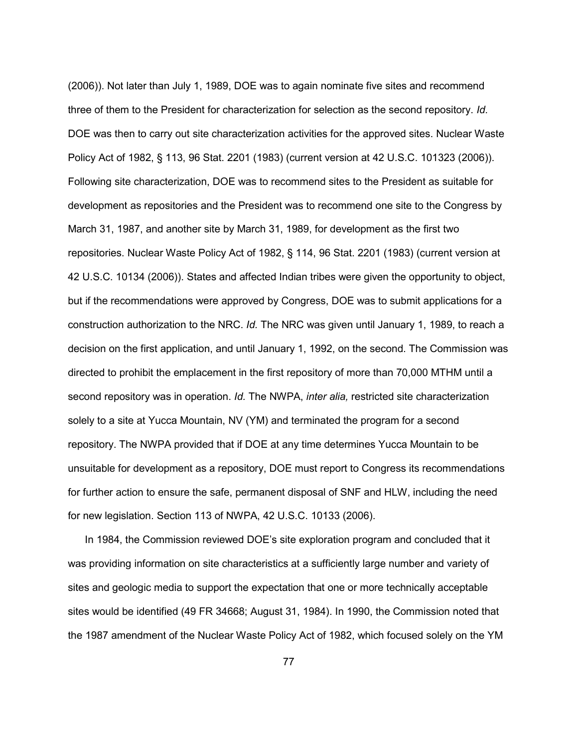(2006)). Not later than July 1, 1989, DOE was to again nominate five sites and recommend three of them to the President for characterization for selection as the second repository. *Id.* DOE was then to carry out site characterization activities for the approved sites. Nuclear Waste Policy Act of 1982, § 113, 96 Stat. 2201 (1983) (current version at 42 U.S.C. 101323 (2006)). Following site characterization, DOE was to recommend sites to the President as suitable for development as repositories and the President was to recommend one site to the Congress by March 31, 1987, and another site by March 31, 1989, for development as the first two repositories. Nuclear Waste Policy Act of 1982, § 114, 96 Stat. 2201 (1983) (current version at 42 U.S.C. 10134 (2006)). States and affected Indian tribes were given the opportunity to object, but if the recommendations were approved by Congress, DOE was to submit applications for a construction authorization to the NRC. *Id.* The NRC was given until January 1, 1989, to reach a decision on the first application, and until January 1, 1992, on the second. The Commission was directed to prohibit the emplacement in the first repository of more than 70,000 MTHM until a second repository was in operation. *Id.* The NWPA, *inter alia,* restricted site characterization solely to a site at Yucca Mountain, NV (YM) and terminated the program for a second repository. The NWPA provided that if DOE at any time determines Yucca Mountain to be unsuitable for development as a repository, DOE must report to Congress its recommendations for further action to ensure the safe, permanent disposal of SNF and HLW, including the need for new legislation. Section 113 of NWPA, 42 U.S.C. 10133 (2006).

In 1984, the Commission reviewed DOE's site exploration program and concluded that it was providing information on site characteristics at a sufficiently large number and variety of sites and geologic media to support the expectation that one or more technically acceptable sites would be identified (49 FR 34668; August 31, 1984). In 1990, the Commission noted that the 1987 amendment of the Nuclear Waste Policy Act of 1982, which focused solely on the YM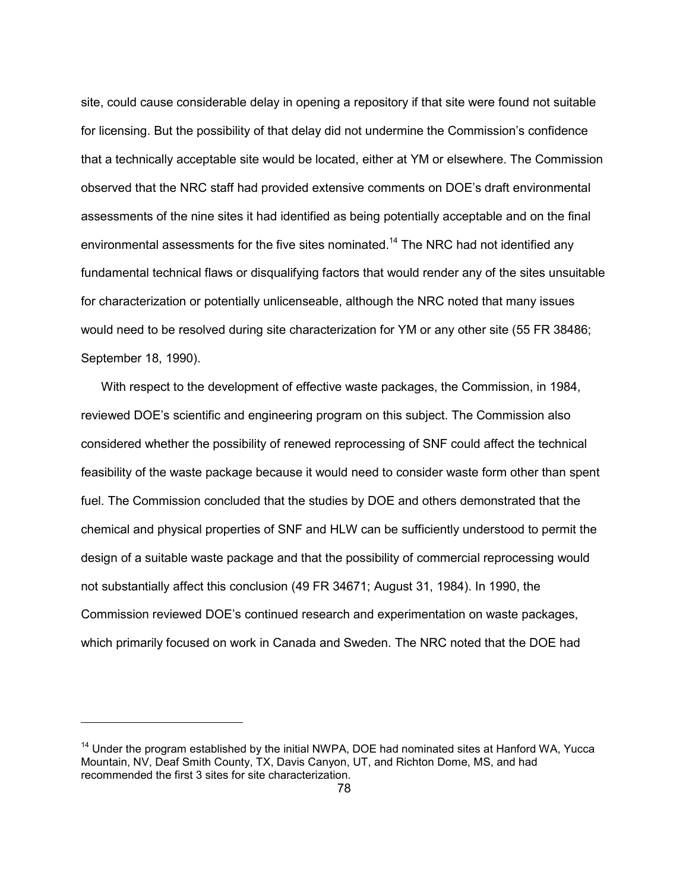site, could cause considerable delay in opening a repository if that site were found not suitable for licensing. But the possibility of that delay did not undermine the Commission's confidence that a technically acceptable site would be located, either at YM or elsewhere. The Commission observed that the NRC staff had provided extensive comments on DOE's draft environmental assessments of the nine sites it had identified as being potentially acceptable and on the final environmental assessments for the five sites nominated.[14] The NRC had not identified any fundamental technical flaws or disqualifying factors that would render any of the sites unsuitable for characterization or potentially unlicenseable, although the NRC noted that many issues would need to be resolved during site characterization for YM or any other site (55 FR 38486; September 18, 1990).

With respect to the development of effective waste packages, the Commission, in 1984, reviewed DOE's scientific and engineering program on this subject. The Commission also considered whether the possibility of renewed reprocessing of SNF could affect the technical feasibility of the waste package because it would need to consider waste form other than spent fuel. The Commission concluded that the studies by DOE and others demonstrated that the chemical and physical properties of SNF and HLW can be sufficiently understood to permit the design of a suitable waste package and that the possibility of commercial reprocessing would not substantially affect this conclusion (49 FR 34671; August 31, 1984). In 1990, the Commission reviewed DOE's continued research and experimentation on waste packages, which primarily focused on work in Canada and Sweden. The NRC noted that the DOE had

---

[14] Under the program established by the initial NWPA, DOE had nominated sites at Hanford WA, Yucca Mountain, NV, Deaf Smith County, TX, Davis Canyon, UT, and Richton Dome, MS, and had recommended the first 3 sites for site characterization.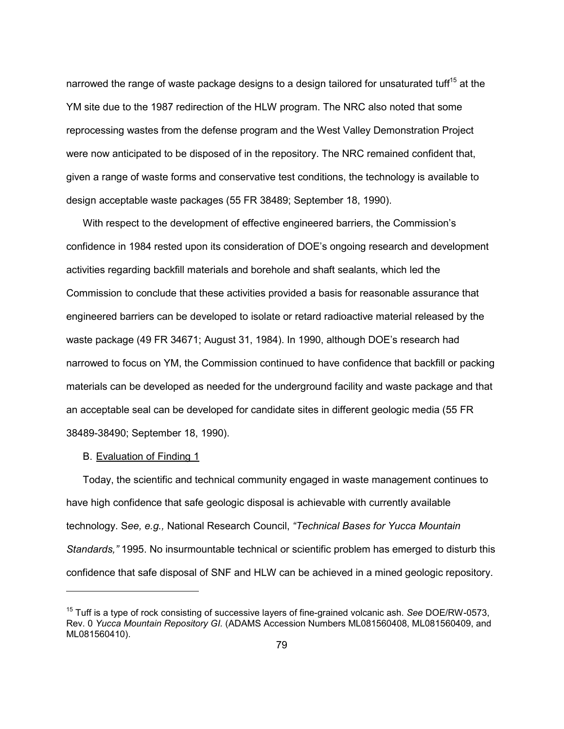narrowed the range of waste package designs to a design tailored for unsaturated tuff[15] at the YM site due to the 1987 redirection of the HLW program. The NRC also noted that some reprocessing wastes from the defense program and the West Valley Demonstration Project were now anticipated to be disposed of in the repository. The NRC remained confident that, given a range of waste forms and conservative test conditions, the technology is available to design acceptable waste packages (55 FR 38489; September 18, 1990).

With respect to the development of effective engineered barriers, the Commission's confidence in 1984 rested upon its consideration of DOE's ongoing research and development activities regarding backfill materials and borehole and shaft sealants, which led the Commission to conclude that these activities provided a basis for reasonable assurance that engineered barriers can be developed to isolate or retard radioactive material released by the waste package (49 FR 34671; August 31, 1984). In 1990, although DOE's research had narrowed to focus on YM, the Commission continued to have confidence that backfill or packing materials can be developed as needed for the underground facility and waste package and that an acceptable seal can be developed for candidate sites in different geologic media (55 FR 38489-38490; September 18, 1990).

B. Evaluation of Finding 1

Today, the scientific and technical community engaged in waste management continues to have high confidence that safe geologic disposal is achievable with currently available technology. S*ee, e.g.,* National Research Council, *"Technical Bases for Yucca Mountain Standards,"* 1995. No insurmountable technical or scientific problem has emerged to disturb this confidence that safe disposal of SNF and HLW can be achieved in a mined geologic repository.

---

[15] Tuff is a type of rock consisting of successive layers of fine-grained volcanic ash. *See* DOE/RW-0573, Rev. 0 *Yucca Mountain Repository GI.* (ADAMS Accession Numbers ML081560408, ML081560409, and ML081560410).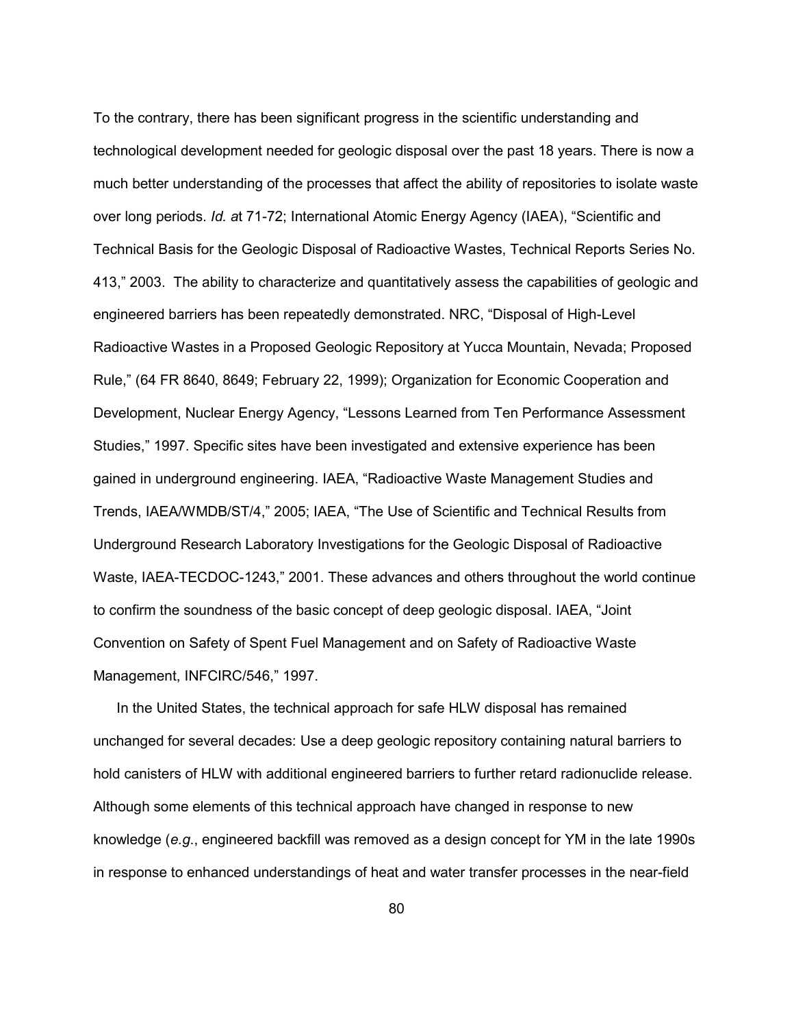To the contrary, there has been significant progress in the scientific understanding and technological development needed for geologic disposal over the past 18 years. There is now a much better understanding of the processes that affect the ability of repositories to isolate waste over long periods. *Id. a*t 71-72; International Atomic Energy Agency (IAEA), "Scientific and Technical Basis for the Geologic Disposal of Radioactive Wastes, Technical Reports Series No. 413," 2003. The ability to characterize and quantitatively assess the capabilities of geologic and engineered barriers has been repeatedly demonstrated. NRC, "Disposal of High-Level Radioactive Wastes in a Proposed Geologic Repository at Yucca Mountain, Nevada; Proposed Rule," (64 FR 8640, 8649; February 22, 1999); Organization for Economic Cooperation and Development, Nuclear Energy Agency, "Lessons Learned from Ten Performance Assessment Studies," 1997. Specific sites have been investigated and extensive experience has been gained in underground engineering. IAEA, "Radioactive Waste Management Studies and Trends, IAEA/WMDB/ST/4," 2005; IAEA, "The Use of Scientific and Technical Results from Underground Research Laboratory Investigations for the Geologic Disposal of Radioactive Waste, IAEA-TECDOC-1243," 2001. These advances and others throughout the world continue to confirm the soundness of the basic concept of deep geologic disposal. IAEA, "Joint Convention on Safety of Spent Fuel Management and on Safety of Radioactive Waste Management, INFCIRC/546," 1997.

In the United States, the technical approach for safe HLW disposal has remained unchanged for several decades: Use a deep geologic repository containing natural barriers to hold canisters of HLW with additional engineered barriers to further retard radionuclide release. Although some elements of this technical approach have changed in response to new knowledge (*e.g.*, engineered backfill was removed as a design concept for YM in the late 1990s in response to enhanced understandings of heat and water transfer processes in the near-field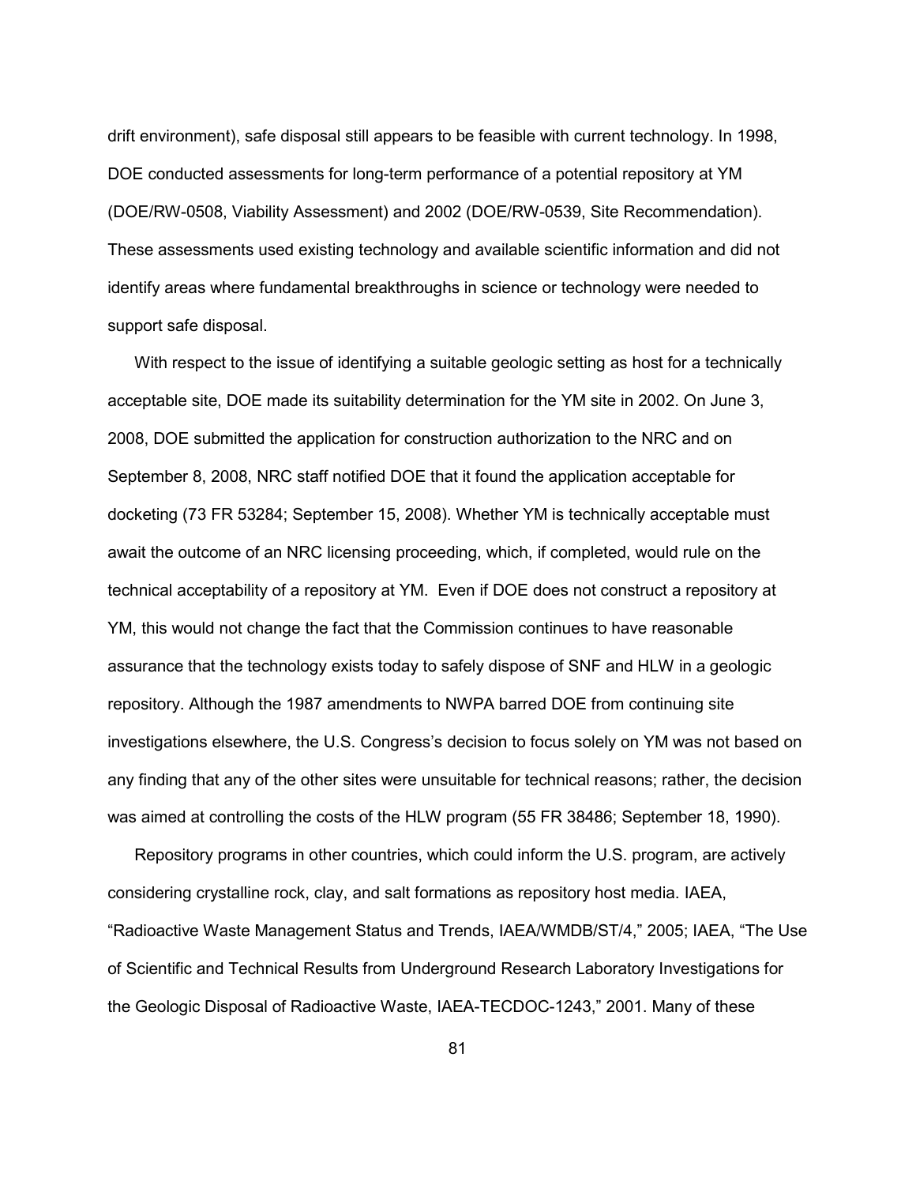drift environment), safe disposal still appears to be feasible with current technology. In 1998, DOE conducted assessments for long-term performance of a potential repository at YM (DOE/RW-0508, Viability Assessment) and 2002 (DOE/RW-0539, Site Recommendation). These assessments used existing technology and available scientific information and did not identify areas where fundamental breakthroughs in science or technology were needed to support safe disposal.

With respect to the issue of identifying a suitable geologic setting as host for a technically acceptable site, DOE made its suitability determination for the YM site in 2002. On June 3, 2008, DOE submitted the application for construction authorization to the NRC and on September 8, 2008, NRC staff notified DOE that it found the application acceptable for docketing (73 FR 53284; September 15, 2008). Whether YM is technically acceptable must await the outcome of an NRC licensing proceeding, which, if completed, would rule on the technical acceptability of a repository at YM. Even if DOE does not construct a repository at YM, this would not change the fact that the Commission continues to have reasonable assurance that the technology exists today to safely dispose of SNF and HLW in a geologic repository. Although the 1987 amendments to NWPA barred DOE from continuing site investigations elsewhere, the U.S. Congress's decision to focus solely on YM was not based on any finding that any of the other sites were unsuitable for technical reasons; rather, the decision was aimed at controlling the costs of the HLW program (55 FR 38486; September 18, 1990).

Repository programs in other countries, which could inform the U.S. program, are actively considering crystalline rock, clay, and salt formations as repository host media. IAEA, "Radioactive Waste Management Status and Trends, IAEA/WMDB/ST/4," 2005; IAEA, "The Use of Scientific and Technical Results from Underground Research Laboratory Investigations for the Geologic Disposal of Radioactive Waste, IAEA-TECDOC-1243," 2001. Many of these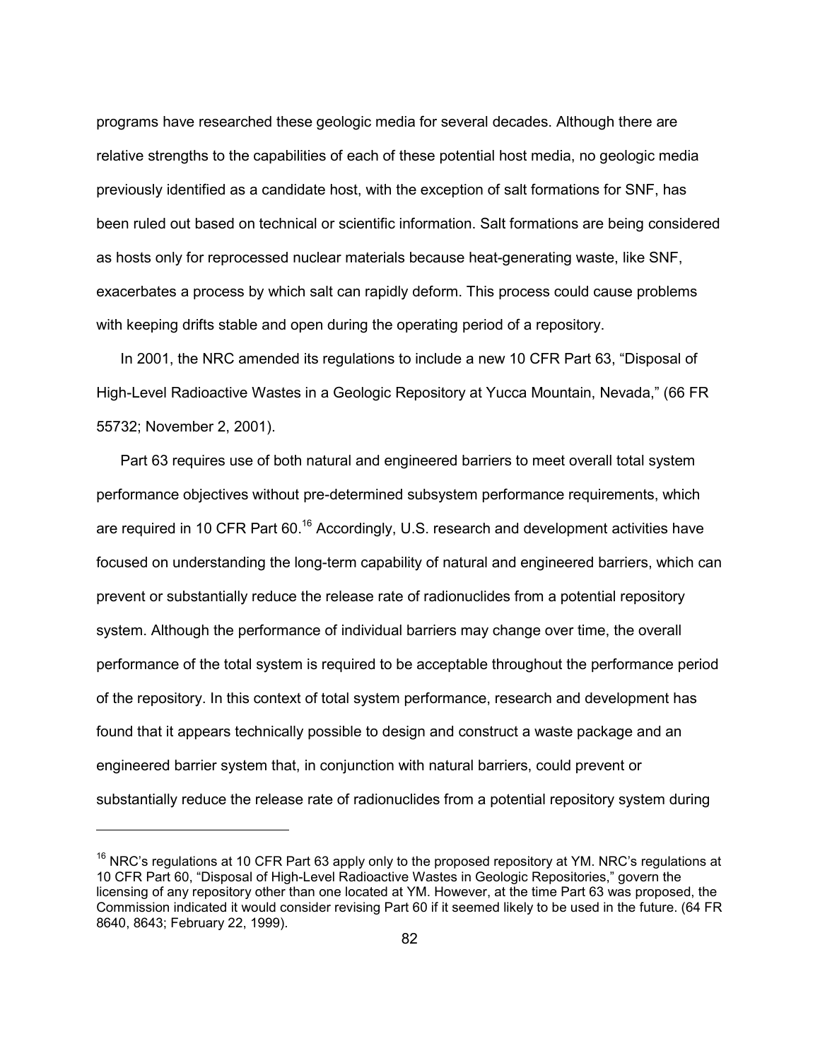programs have researched these geologic media for several decades. Although there are relative strengths to the capabilities of each of these potential host media, no geologic media previously identified as a candidate host, with the exception of salt formations for SNF, has been ruled out based on technical or scientific information. Salt formations are being considered as hosts only for reprocessed nuclear materials because heat-generating waste, like SNF, exacerbates a process by which salt can rapidly deform. This process could cause problems with keeping drifts stable and open during the operating period of a repository.

In 2001, the NRC amended its regulations to include a new 10 CFR Part 63, "Disposal of High-Level Radioactive Wastes in a Geologic Repository at Yucca Mountain, Nevada," (66 FR 55732; November 2, 2001).

Part 63 requires use of both natural and engineered barriers to meet overall total system performance objectives without pre-determined subsystem performance requirements, which are required in 10 CFR Part 60.[16] Accordingly, U.S. research and development activities have focused on understanding the long-term capability of natural and engineered barriers, which can prevent or substantially reduce the release rate of radionuclides from a potential repository system. Although the performance of individual barriers may change over time, the overall performance of the total system is required to be acceptable throughout the performance period of the repository. In this context of total system performance, research and development has found that it appears technically possible to design and construct a waste package and an engineered barrier system that, in conjunction with natural barriers, could prevent or substantially reduce the release rate of radionuclides from a potential repository system during

---

[16] NRC's regulations at 10 CFR Part 63 apply only to the proposed repository at YM. NRC's regulations at 10 CFR Part 60, "Disposal of High-Level Radioactive Wastes in Geologic Repositories," govern the licensing of any repository other than one located at YM. However, at the time Part 63 was proposed, the Commission indicated it would consider revising Part 60 if it seemed likely to be used in the future. (64 FR 8640, 8643; February 22, 1999).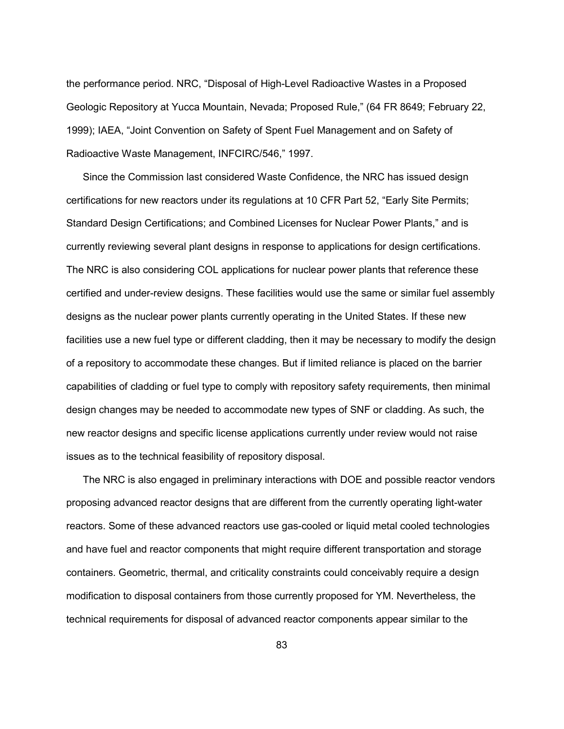the performance period. NRC, "Disposal of High-Level Radioactive Wastes in a Proposed Geologic Repository at Yucca Mountain, Nevada; Proposed Rule," (64 FR 8649; February 22, 1999); IAEA, "Joint Convention on Safety of Spent Fuel Management and on Safety of Radioactive Waste Management, INFCIRC/546," 1997.

Since the Commission last considered Waste Confidence, the NRC has issued design certifications for new reactors under its regulations at 10 CFR Part 52, "Early Site Permits; Standard Design Certifications; and Combined Licenses for Nuclear Power Plants," and is currently reviewing several plant designs in response to applications for design certifications. The NRC is also considering COL applications for nuclear power plants that reference these certified and under-review designs. These facilities would use the same or similar fuel assembly designs as the nuclear power plants currently operating in the United States. If these new facilities use a new fuel type or different cladding, then it may be necessary to modify the design of a repository to accommodate these changes. But if limited reliance is placed on the barrier capabilities of cladding or fuel type to comply with repository safety requirements, then minimal design changes may be needed to accommodate new types of SNF or cladding. As such, the new reactor designs and specific license applications currently under review would not raise issues as to the technical feasibility of repository disposal.

The NRC is also engaged in preliminary interactions with DOE and possible reactor vendors proposing advanced reactor designs that are different from the currently operating light-water reactors. Some of these advanced reactors use gas-cooled or liquid metal cooled technologies and have fuel and reactor components that might require different transportation and storage containers. Geometric, thermal, and criticality constraints could conceivably require a design modification to disposal containers from those currently proposed for YM. Nevertheless, the technical requirements for disposal of advanced reactor components appear similar to the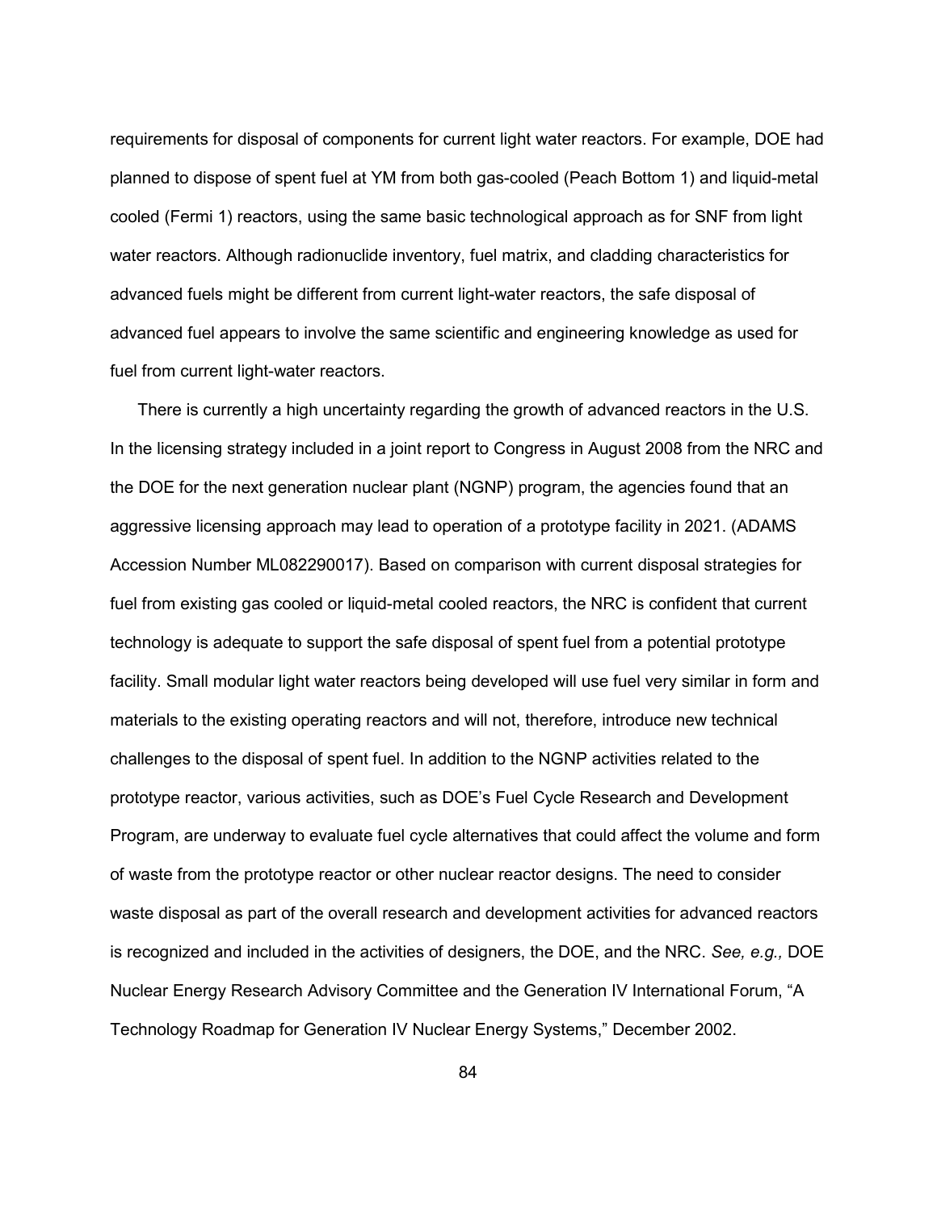requirements for disposal of components for current light water reactors. For example, DOE had planned to dispose of spent fuel at YM from both gas-cooled (Peach Bottom 1) and liquid-metal cooled (Fermi 1) reactors, using the same basic technological approach as for SNF from light water reactors. Although radionuclide inventory, fuel matrix, and cladding characteristics for advanced fuels might be different from current light-water reactors, the safe disposal of advanced fuel appears to involve the same scientific and engineering knowledge as used for fuel from current light-water reactors.

There is currently a high uncertainty regarding the growth of advanced reactors in the U.S. In the licensing strategy included in a joint report to Congress in August 2008 from the NRC and the DOE for the next generation nuclear plant (NGNP) program, the agencies found that an aggressive licensing approach may lead to operation of a prototype facility in 2021. (ADAMS Accession Number ML082290017). Based on comparison with current disposal strategies for fuel from existing gas cooled or liquid-metal cooled reactors, the NRC is confident that current technology is adequate to support the safe disposal of spent fuel from a potential prototype facility. Small modular light water reactors being developed will use fuel very similar in form and materials to the existing operating reactors and will not, therefore, introduce new technical challenges to the disposal of spent fuel. In addition to the NGNP activities related to the prototype reactor, various activities, such as DOE's Fuel Cycle Research and Development Program, are underway to evaluate fuel cycle alternatives that could affect the volume and form of waste from the prototype reactor or other nuclear reactor designs. The need to consider waste disposal as part of the overall research and development activities for advanced reactors is recognized and included in the activities of designers, the DOE, and the NRC. *See, e.g.,* DOE Nuclear Energy Research Advisory Committee and the Generation IV International Forum, "A Technology Roadmap for Generation IV Nuclear Energy Systems," December 2002.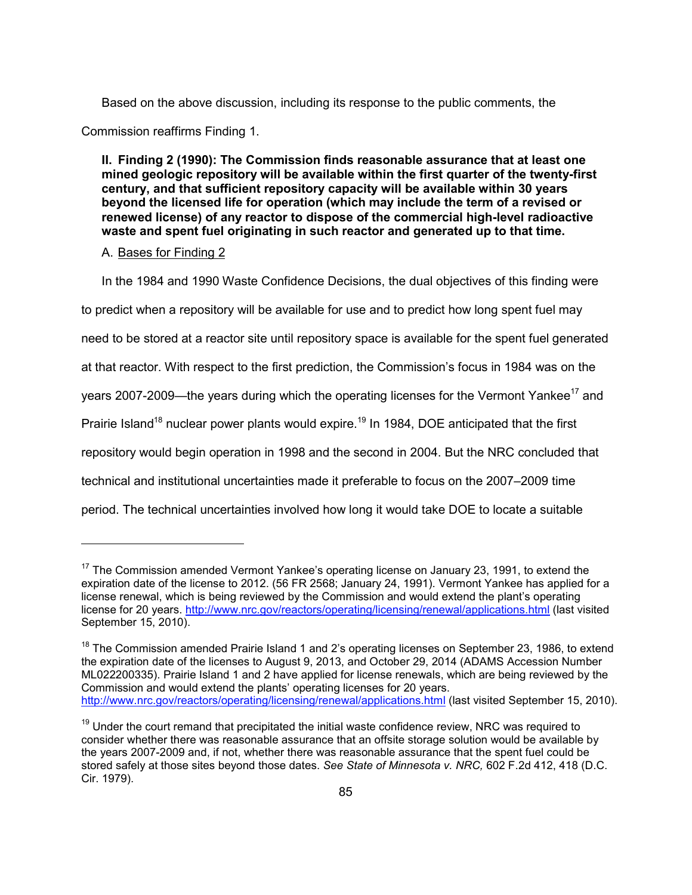Based on the above discussion, including its response to the public comments, the Commission reaffirms Finding 1.

## II. Finding 2 (1990): The Commission finds reasonable assurance that at least one mined geologic repository will be available within the first quarter of the twenty-first century, and that sufficient repository capacity will be available within 30 years beyond the licensed life for operation (which may include the term of a revised or renewed license) of any reactor to dispose of the commercial high-level radioactive waste and spent fuel originating in such reactor and generated up to that time.

### A. Bases for Finding 2

In the 1984 and 1990 Waste Confidence Decisions, the dual objectives of this finding were to predict when a repository will be available for use and to predict how long spent fuel may need to be stored at a reactor site until repository space is available for the spent fuel generated at that reactor. With respect to the first prediction, the Commission's focus in 1984 was on the years 2007-2009—the years during which the operating licenses for the Vermont Yankee[17] and Prairie Island[18] nuclear power plants would expire.[19] In 1984, DOE anticipated that the first repository would begin operation in 1998 and the second in 2004. But the NRC concluded that technical and institutional uncertainties made it preferable to focus on the 2007–2009 time period. The technical uncertainties involved how long it would take DOE to locate a suitable

---

[17] The Commission amended Vermont Yankee's operating license on January 23, 1991, to extend the expiration date of the license to 2012. (56 FR 2568; January 24, 1991). Vermont Yankee has applied for a license renewal, which is being reviewed by the Commission and would extend the plant's operating license for 20 years. http://www.nrc.gov/reactors/operating/licensing/renewal/applications.html (last visited September 15, 2010).

[18] The Commission amended Prairie Island 1 and 2's operating licenses on September 23, 1986, to extend the expiration date of the licenses to August 9, 2013, and October 29, 2014 (ADAMS Accession Number ML022200335). Prairie Island 1 and 2 have applied for license renewals, which are being reviewed by the Commission and would extend the plants' operating licenses for 20 years. http://www.nrc.gov/reactors/operating/licensing/renewal/applications.html (last visited September 15, 2010).

[19] Under the court remand that precipitated the initial waste confidence review, NRC was required to consider whether there was reasonable assurance that an offsite storage solution would be available by the years 2007-2009 and, if not, whether there was reasonable assurance that the spent fuel could be stored safely at those sites beyond those dates. *See State of Minnesota v. NRC,* 602 F.2d 412, 418 (D.C. Cir. 1979).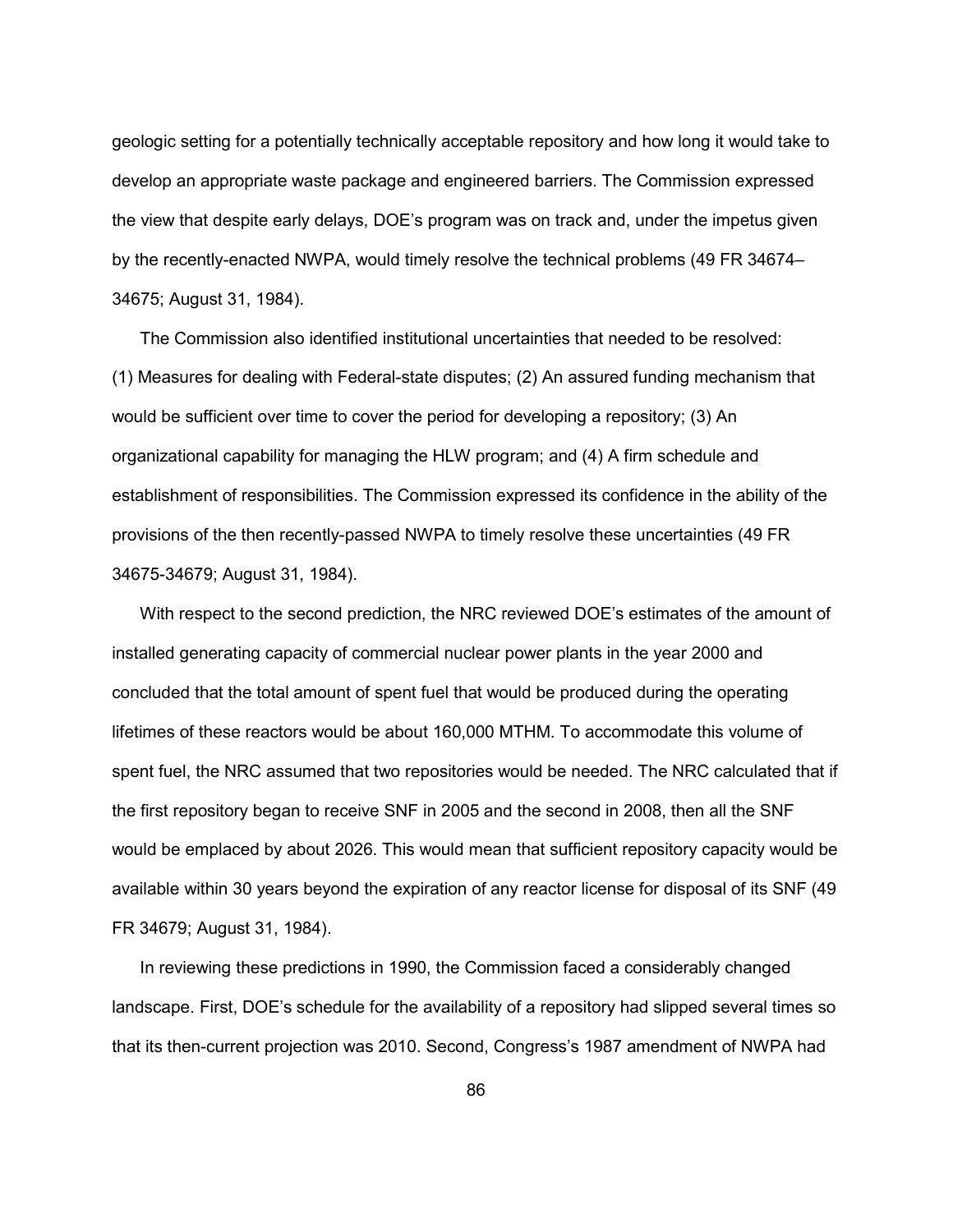geologic setting for a potentially technically acceptable repository and how long it would take to develop an appropriate waste package and engineered barriers. The Commission expressed the view that despite early delays, DOE's program was on track and, under the impetus given by the recently-enacted NWPA, would timely resolve the technical problems (49 FR 34674–34675; August 31, 1984).

The Commission also identified institutional uncertainties that needed to be resolved: (1) Measures for dealing with Federal-state disputes; (2) An assured funding mechanism that would be sufficient over time to cover the period for developing a repository; (3) An organizational capability for managing the HLW program; and (4) A firm schedule and establishment of responsibilities. The Commission expressed its confidence in the ability of the provisions of the then recently-passed NWPA to timely resolve these uncertainties (49 FR 34675-34679; August 31, 1984).

With respect to the second prediction, the NRC reviewed DOE's estimates of the amount of installed generating capacity of commercial nuclear power plants in the year 2000 and concluded that the total amount of spent fuel that would be produced during the operating lifetimes of these reactors would be about 160,000 MTHM. To accommodate this volume of spent fuel, the NRC assumed that two repositories would be needed. The NRC calculated that if the first repository began to receive SNF in 2005 and the second in 2008, then all the SNF would be emplaced by about 2026. This would mean that sufficient repository capacity would be available within 30 years beyond the expiration of any reactor license for disposal of its SNF (49 FR 34679; August 31, 1984).

In reviewing these predictions in 1990, the Commission faced a considerably changed landscape. First, DOE's schedule for the availability of a repository had slipped several times so that its then-current projection was 2010. Second, Congress's 1987 amendment of NWPA had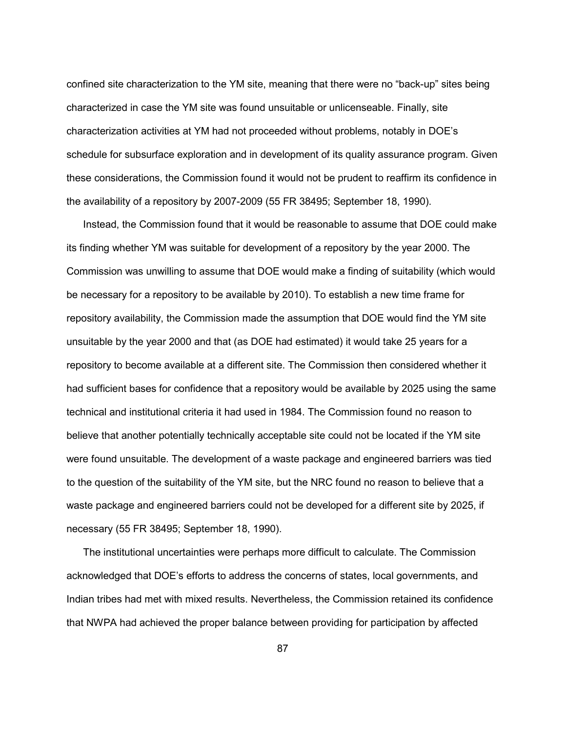confined site characterization to the YM site, meaning that there were no "back-up" sites being characterized in case the YM site was found unsuitable or unlicenseable. Finally, site characterization activities at YM had not proceeded without problems, notably in DOE's schedule for subsurface exploration and in development of its quality assurance program. Given these considerations, the Commission found it would not be prudent to reaffirm its confidence in the availability of a repository by 2007-2009 (55 FR 38495; September 18, 1990).

Instead, the Commission found that it would be reasonable to assume that DOE could make its finding whether YM was suitable for development of a repository by the year 2000. The Commission was unwilling to assume that DOE would make a finding of suitability (which would be necessary for a repository to be available by 2010). To establish a new time frame for repository availability, the Commission made the assumption that DOE would find the YM site unsuitable by the year 2000 and that (as DOE had estimated) it would take 25 years for a repository to become available at a different site. The Commission then considered whether it had sufficient bases for confidence that a repository would be available by 2025 using the same technical and institutional criteria it had used in 1984. The Commission found no reason to believe that another potentially technically acceptable site could not be located if the YM site were found unsuitable. The development of a waste package and engineered barriers was tied to the question of the suitability of the YM site, but the NRC found no reason to believe that a waste package and engineered barriers could not be developed for a different site by 2025, if necessary (55 FR 38495; September 18, 1990).

The institutional uncertainties were perhaps more difficult to calculate. The Commission acknowledged that DOE's efforts to address the concerns of states, local governments, and Indian tribes had met with mixed results. Nevertheless, the Commission retained its confidence that NWPA had achieved the proper balance between providing for participation by affected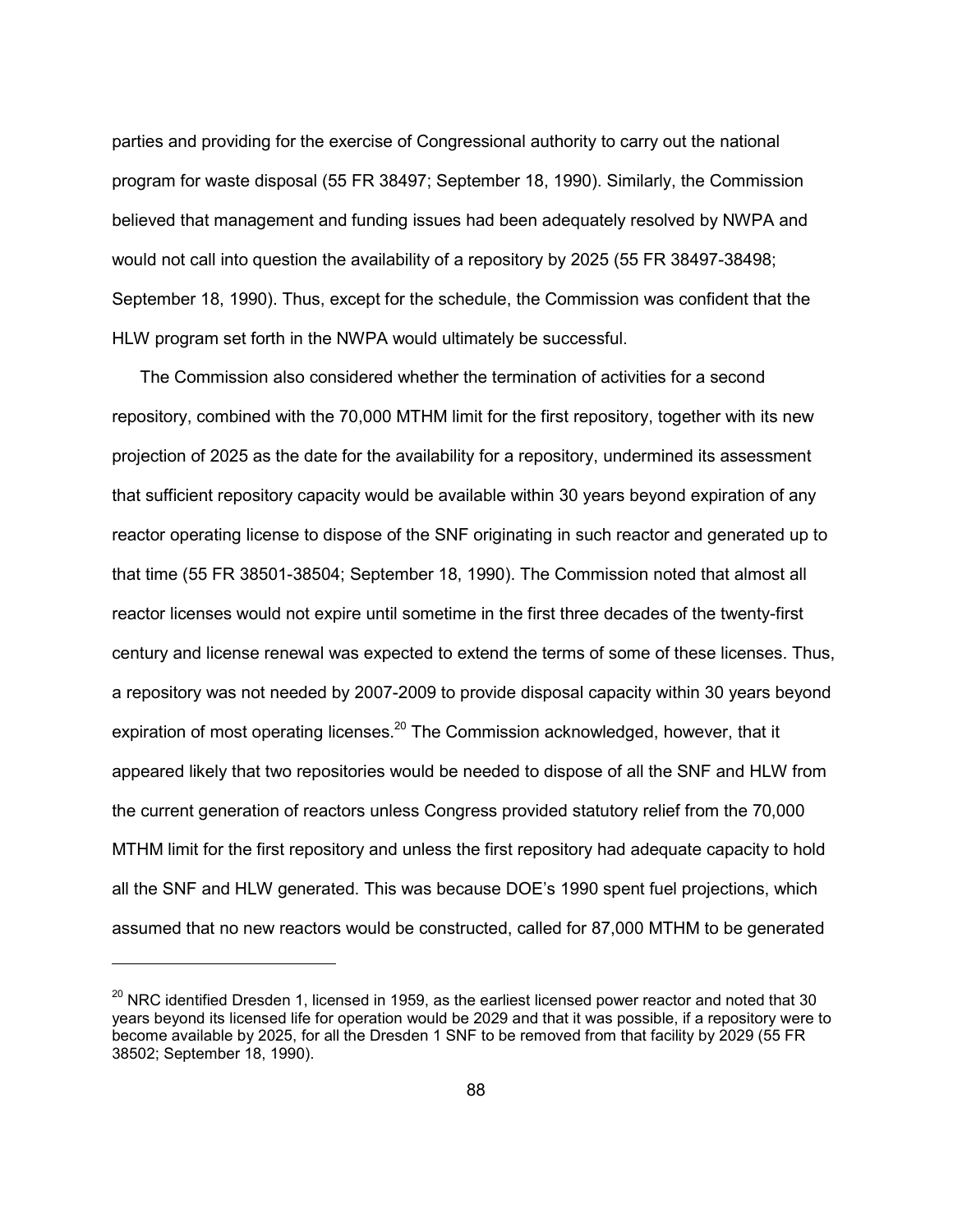parties and providing for the exercise of Congressional authority to carry out the national program for waste disposal (55 FR 38497; September 18, 1990). Similarly, the Commission believed that management and funding issues had been adequately resolved by NWPA and would not call into question the availability of a repository by 2025 (55 FR 38497-38498; September 18, 1990). Thus, except for the schedule, the Commission was confident that the HLW program set forth in the NWPA would ultimately be successful.

The Commission also considered whether the termination of activities for a second repository, combined with the 70,000 MTHM limit for the first repository, together with its new projection of 2025 as the date for the availability for a repository, undermined its assessment that sufficient repository capacity would be available within 30 years beyond expiration of any reactor operating license to dispose of the SNF originating in such reactor and generated up to that time (55 FR 38501-38504; September 18, 1990). The Commission noted that almost all reactor licenses would not expire until sometime in the first three decades of the twenty-first century and license renewal was expected to extend the terms of some of these licenses. Thus, a repository was not needed by 2007-2009 to provide disposal capacity within 30 years beyond expiration of most operating licenses.[20] The Commission acknowledged, however, that it appeared likely that two repositories would be needed to dispose of all the SNF and HLW from the current generation of reactors unless Congress provided statutory relief from the 70,000 MTHM limit for the first repository and unless the first repository had adequate capacity to hold all the SNF and HLW generated. This was because DOE's 1990 spent fuel projections, which assumed that no new reactors would be constructed, called for 87,000 MTHM to be generated

---

[20] NRC identified Dresden 1, licensed in 1959, as the earliest licensed power reactor and noted that 30 years beyond its licensed life for operation would be 2029 and that it was possible, if a repository were to become available by 2025, for all the Dresden 1 SNF to be removed from that facility by 2029 (55 FR 38502; September 18, 1990).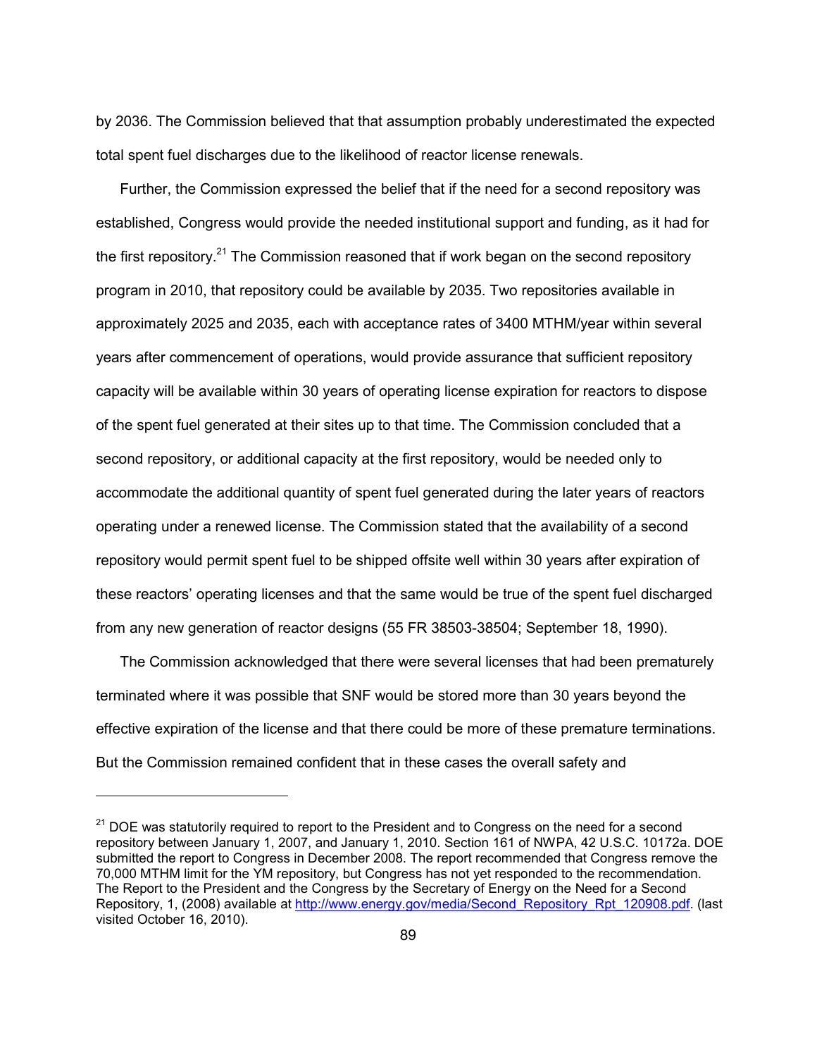by 2036. The Commission believed that that assumption probably underestimated the expected total spent fuel discharges due to the likelihood of reactor license renewals.

Further, the Commission expressed the belief that if the need for a second repository was established, Congress would provide the needed institutional support and funding, as it had for the first repository.[21] The Commission reasoned that if work began on the second repository program in 2010, that repository could be available by 2035. Two repositories available in approximately 2025 and 2035, each with acceptance rates of 3400 MTHM/year within several years after commencement of operations, would provide assurance that sufficient repository capacity will be available within 30 years of operating license expiration for reactors to dispose of the spent fuel generated at their sites up to that time. The Commission concluded that a second repository, or additional capacity at the first repository, would be needed only to accommodate the additional quantity of spent fuel generated during the later years of reactors operating under a renewed license. The Commission stated that the availability of a second repository would permit spent fuel to be shipped offsite well within 30 years after expiration of these reactors' operating licenses and that the same would be true of the spent fuel discharged from any new generation of reactor designs (55 FR 38503-38504; September 18, 1990).

The Commission acknowledged that there were several licenses that had been prematurely terminated where it was possible that SNF would be stored more than 30 years beyond the effective expiration of the license and that there could be more of these premature terminations. But the Commission remained confident that in these cases the overall safety and

---

[21] DOE was statutorily required to report to the President and to Congress on the need for a second repository between January 1, 2007, and January 1, 2010. Section 161 of NWPA, 42 U.S.C. 10172a. DOE submitted the report to Congress in December 2008. The report recommended that Congress remove the 70,000 MTHM limit for the YM repository, but Congress has not yet responded to the recommendation. The Report to the President and the Congress by the Secretary of Energy on the Need for a Second Repository, 1, (2008) available at http://www.energy.gov/media/Second_Repository_Rpt_120908.pdf. (last visited October 16, 2010).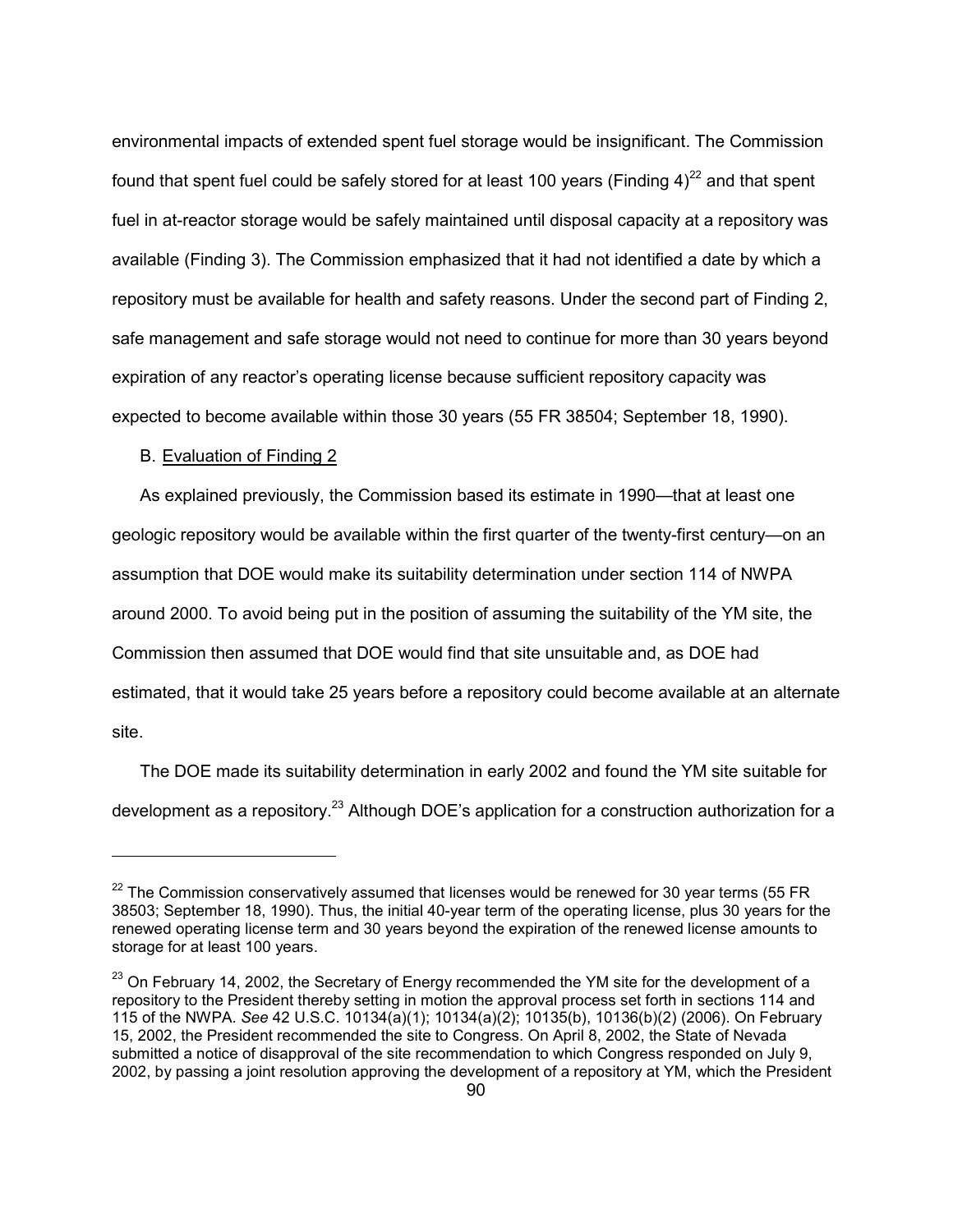environmental impacts of extended spent fuel storage would be insignificant. The Commission found that spent fuel could be safely stored for at least 100 years (Finding 4)[22] and that spent fuel in at-reactor storage would be safely maintained until disposal capacity at a repository was available (Finding 3). The Commission emphasized that it had not identified a date by which a repository must be available for health and safety reasons. Under the second part of Finding 2, safe management and safe storage would not need to continue for more than 30 years beyond expiration of any reactor's operating license because sufficient repository capacity was expected to become available within those 30 years (55 FR 38504; September 18, 1990).

B. Evaluation of Finding 2

As explained previously, the Commission based its estimate in 1990—that at least one geologic repository would be available within the first quarter of the twenty-first century—on an assumption that DOE would make its suitability determination under section 114 of NWPA around 2000. To avoid being put in the position of assuming the suitability of the YM site, the Commission then assumed that DOE would find that site unsuitable and, as DOE had estimated, that it would take 25 years before a repository could become available at an alternate site.

The DOE made its suitability determination in early 2002 and found the YM site suitable for development as a repository.[23] Although DOE's application for a construction authorization for a

---

[22] The Commission conservatively assumed that licenses would be renewed for 30 year terms (55 FR 38503; September 18, 1990). Thus, the initial 40-year term of the operating license, plus 30 years for the renewed operating license term and 30 years beyond the expiration of the renewed license amounts to storage for at least 100 years.

[23] On February 14, 2002, the Secretary of Energy recommended the YM site for the development of a repository to the President thereby setting in motion the approval process set forth in sections 114 and 115 of the NWPA. *See* 42 U.S.C. 10134(a)(1); 10134(a)(2); 10135(b), 10136(b)(2) (2006). On February 15, 2002, the President recommended the site to Congress. On April 8, 2002, the State of Nevada submitted a notice of disapproval of the site recommendation to which Congress responded on July 9, 2002, by passing a joint resolution approving the development of a repository at YM, which the President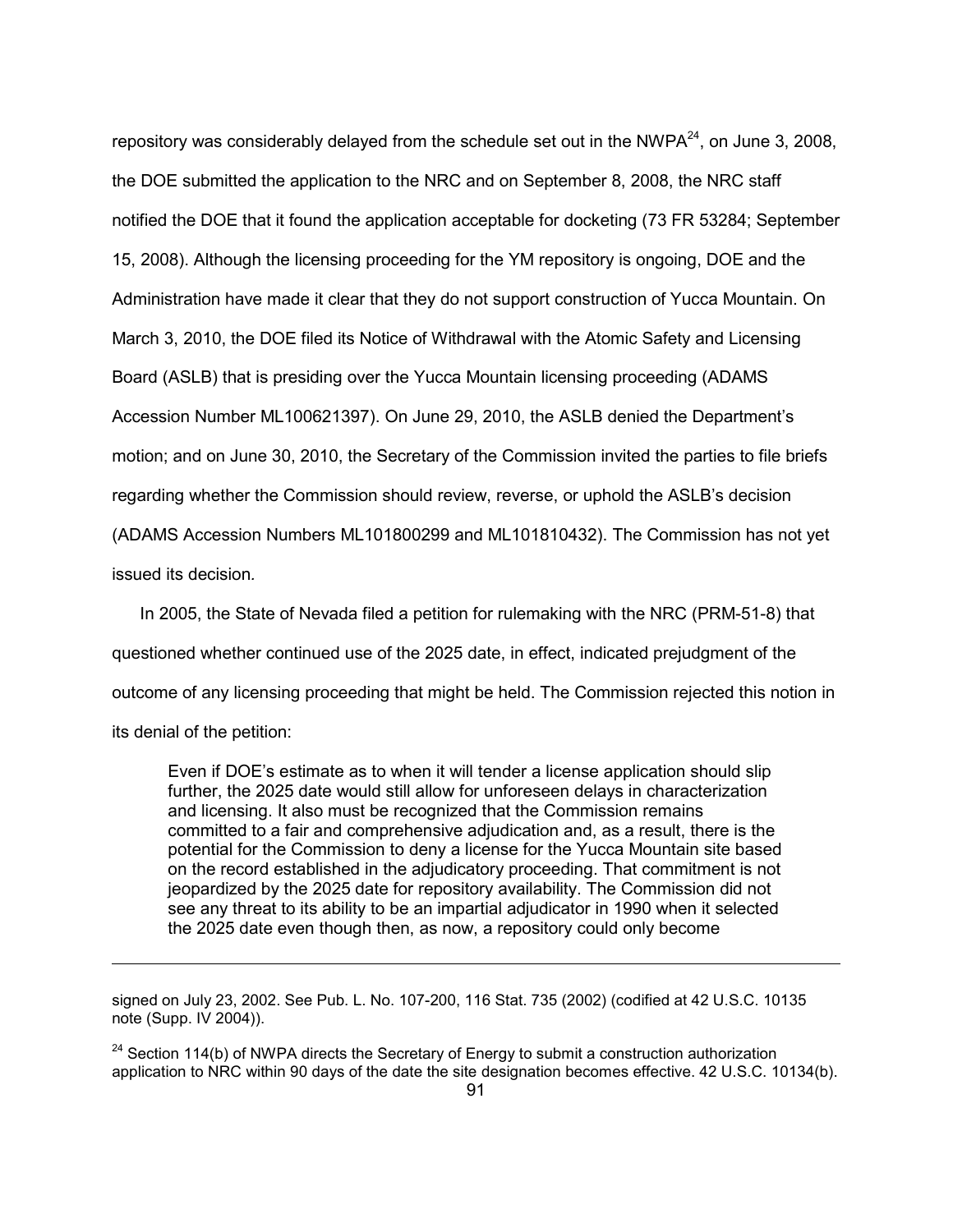repository was considerably delayed from the schedule set out in the NWPA[24], on June 3, 2008, the DOE submitted the application to the NRC and on September 8, 2008, the NRC staff notified the DOE that it found the application acceptable for docketing (73 FR 53284; September 15, 2008). Although the licensing proceeding for the YM repository is ongoing, DOE and the Administration have made it clear that they do not support construction of Yucca Mountain. On March 3, 2010, the DOE filed its Notice of Withdrawal with the Atomic Safety and Licensing Board (ASLB) that is presiding over the Yucca Mountain licensing proceeding (ADAMS Accession Number ML100621397). On June 29, 2010, the ASLB denied the Department's motion; and on June 30, 2010, the Secretary of the Commission invited the parties to file briefs regarding whether the Commission should review, reverse, or uphold the ASLB's decision (ADAMS Accession Numbers ML101800299 and ML101810432). The Commission has not yet issued its decision.

In 2005, the State of Nevada filed a petition for rulemaking with the NRC (PRM-51-8) that questioned whether continued use of the 2025 date, in effect, indicated prejudgment of the outcome of any licensing proceeding that might be held. The Commission rejected this notion in its denial of the petition:

> Even if DOE's estimate as to when it will tender a license application should slip further, the 2025 date would still allow for unforeseen delays in characterization and licensing. It also must be recognized that the Commission remains committed to a fair and comprehensive adjudication and, as a result, there is the potential for the Commission to deny a license for the Yucca Mountain site based on the record established in the adjudicatory proceeding. That commitment is not jeopardized by the 2025 date for repository availability. The Commission did not see any threat to its ability to be an impartial adjudicator in 1990 when it selected the 2025 date even though then, as now, a repository could only become

---

signed on July 23, 2002. See Pub. L. No. 107-200, 116 Stat. 735 (2002) (codified at 42 U.S.C. 10135 note (Supp. IV 2004)).

[24] Section 114(b) of NWPA directs the Secretary of Energy to submit a construction authorization application to NRC within 90 days of the date the site designation becomes effective. 42 U.S.C. 10134(b).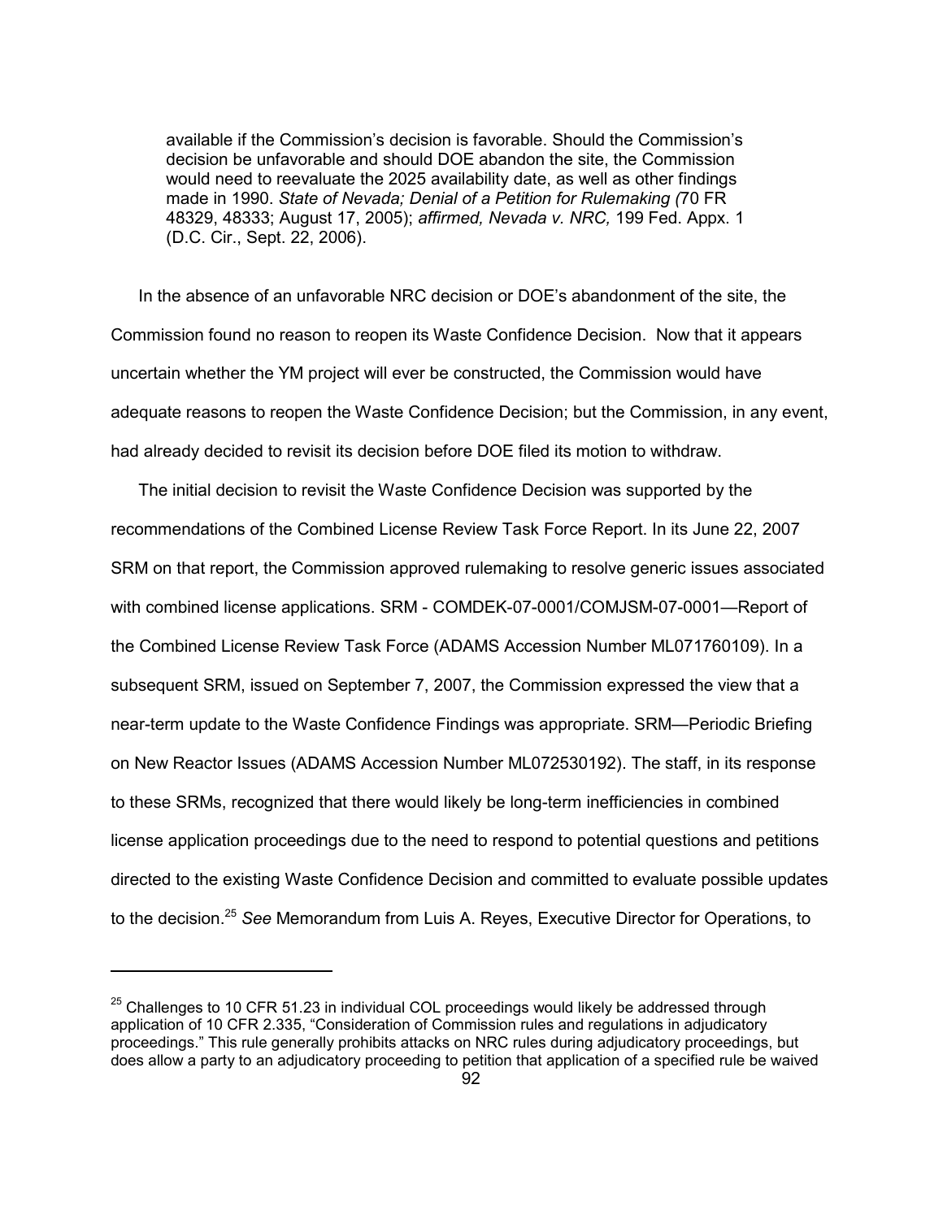> available if the Commission's decision is favorable. Should the Commission's decision be unfavorable and should DOE abandon the site, the Commission would need to reevaluate the 2025 availability date, as well as other findings made in 1990. *State of Nevada; Denial of a Petition for Rulemaking (*70 FR 48329, 48333; August 17, 2005); *affirmed, Nevada v. NRC,* 199 Fed. Appx. 1 (D.C. Cir., Sept. 22, 2006).

In the absence of an unfavorable NRC decision or DOE's abandonment of the site, the Commission found no reason to reopen its Waste Confidence Decision. Now that it appears uncertain whether the YM project will ever be constructed, the Commission would have adequate reasons to reopen the Waste Confidence Decision; but the Commission, in any event, had already decided to revisit its decision before DOE filed its motion to withdraw.

The initial decision to revisit the Waste Confidence Decision was supported by the recommendations of the Combined License Review Task Force Report. In its June 22, 2007 SRM on that report, the Commission approved rulemaking to resolve generic issues associated with combined license applications. SRM - COMDEK-07-0001/COMJSM-07-0001—Report of the Combined License Review Task Force (ADAMS Accession Number ML071760109). In a subsequent SRM, issued on September 7, 2007, the Commission expressed the view that a near-term update to the Waste Confidence Findings was appropriate. SRM—Periodic Briefing on New Reactor Issues (ADAMS Accession Number ML072530192). The staff, in its response to these SRMs, recognized that there would likely be long-term inefficiencies in combined license application proceedings due to the need to respond to potential questions and petitions directed to the existing Waste Confidence Decision and committed to evaluate possible updates to the decision.[25] *See* Memorandum from Luis A. Reyes, Executive Director for Operations, to

---

[25] Challenges to 10 CFR 51.23 in individual COL proceedings would likely be addressed through application of 10 CFR 2.335, "Consideration of Commission rules and regulations in adjudicatory proceedings." This rule generally prohibits attacks on NRC rules during adjudicatory proceedings, but does allow a party to an adjudicatory proceeding to petition that application of a specified rule be waived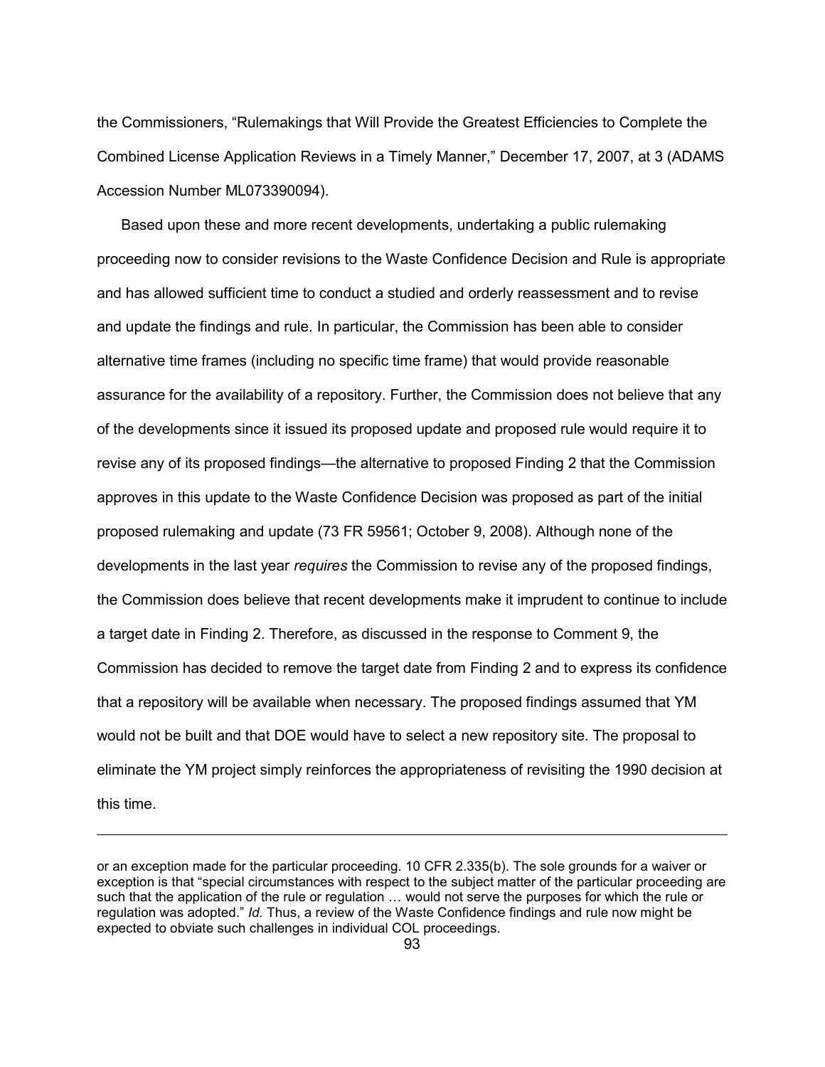the Commissioners, "Rulemakings that Will Provide the Greatest Efficiencies to Complete the Combined License Application Reviews in a Timely Manner," December 17, 2007, at 3 (ADAMS Accession Number ML073390094).

Based upon these and more recent developments, undertaking a public rulemaking proceeding now to consider revisions to the Waste Confidence Decision and Rule is appropriate and has allowed sufficient time to conduct a studied and orderly reassessment and to revise and update the findings and rule. In particular, the Commission has been able to consider alternative time frames (including no specific time frame) that would provide reasonable assurance for the availability of a repository. Further, the Commission does not believe that any of the developments since it issued its proposed update and proposed rule would require it to revise any of its proposed findings—the alternative to proposed Finding 2 that the Commission approves in this update to the Waste Confidence Decision was proposed as part of the initial proposed rulemaking and update (73 FR 59561; October 9, 2008). Although none of the developments in the last year *requires* the Commission to revise any of the proposed findings, the Commission does believe that recent developments make it imprudent to continue to include a target date in Finding 2. Therefore, as discussed in the response to Comment 9, the Commission has decided to remove the target date from Finding 2 and to express its confidence that a repository will be available when necessary. The proposed findings assumed that YM would not be built and that DOE would have to select a new repository site. The proposal to eliminate the YM project simply reinforces the appropriateness of revisiting the 1990 decision at this time.

---

or an exception made for the particular proceeding. 10 CFR 2.335(b). The sole grounds for a waiver or exception is that "special circumstances with respect to the subject matter of the particular proceeding are such that the application of the rule or regulation … would not serve the purposes for which the rule or regulation was adopted." *Id.* Thus, a review of the Waste Confidence findings and rule now might be expected to obviate such challenges in individual COL proceedings.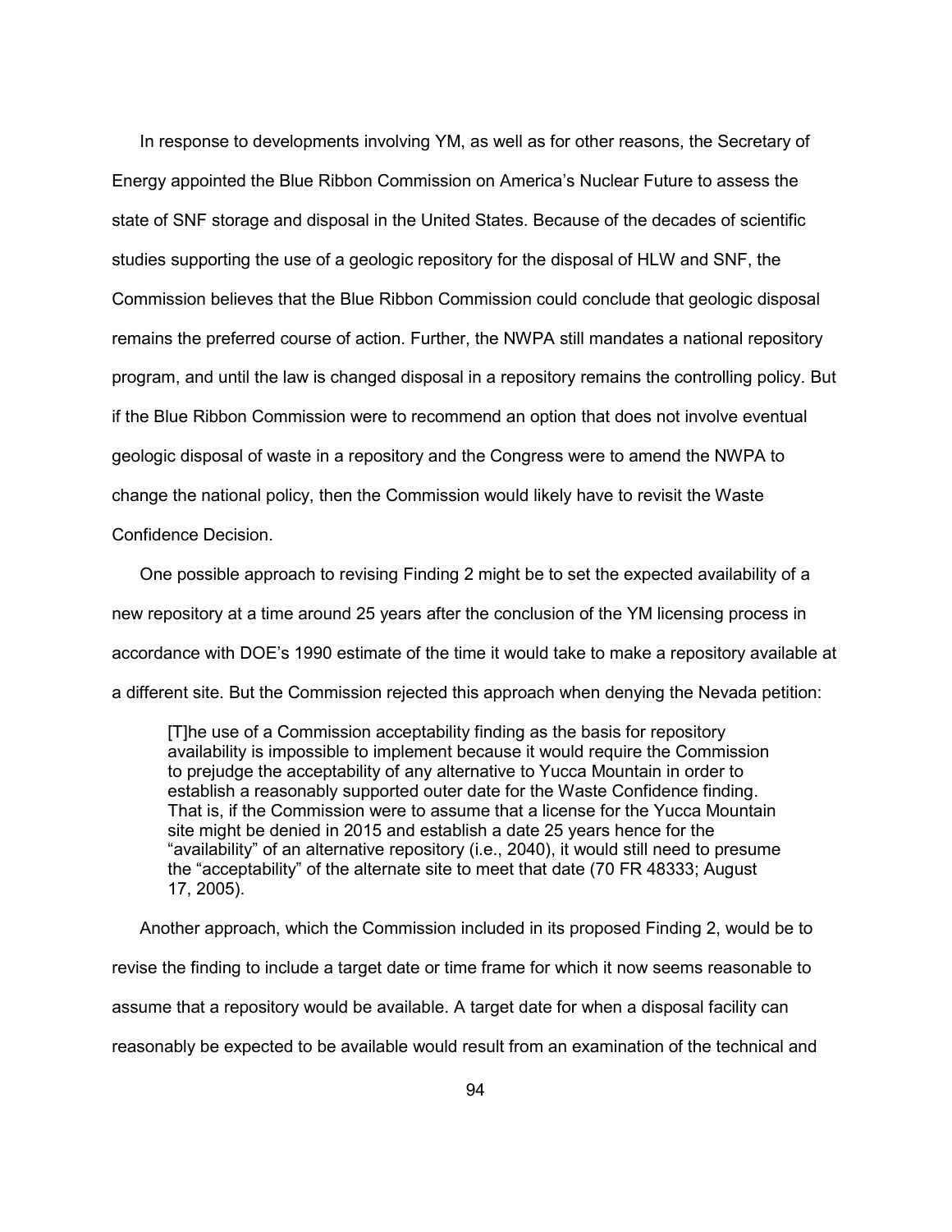In response to developments involving YM, as well as for other reasons, the Secretary of Energy appointed the Blue Ribbon Commission on America's Nuclear Future to assess the state of SNF storage and disposal in the United States. Because of the decades of scientific studies supporting the use of a geologic repository for the disposal of HLW and SNF, the Commission believes that the Blue Ribbon Commission could conclude that geologic disposal remains the preferred course of action. Further, the NWPA still mandates a national repository program, and until the law is changed disposal in a repository remains the controlling policy. But if the Blue Ribbon Commission were to recommend an option that does not involve eventual geologic disposal of waste in a repository and the Congress were to amend the NWPA to change the national policy, then the Commission would likely have to revisit the Waste Confidence Decision.

One possible approach to revising Finding 2 might be to set the expected availability of a new repository at a time around 25 years after the conclusion of the YM licensing process in accordance with DOE's 1990 estimate of the time it would take to make a repository available at a different site. But the Commission rejected this approach when denying the Nevada petition:

> [T]he use of a Commission acceptability finding as the basis for repository availability is impossible to implement because it would require the Commission to prejudge the acceptability of any alternative to Yucca Mountain in order to establish a reasonably supported outer date for the Waste Confidence finding. That is, if the Commission were to assume that a license for the Yucca Mountain site might be denied in 2015 and establish a date 25 years hence for the "availability" of an alternative repository (i.e., 2040), it would still need to presume the "acceptability" of the alternate site to meet that date (70 FR 48333; August 17, 2005).

Another approach, which the Commission included in its proposed Finding 2, would be to revise the finding to include a target date or time frame for which it now seems reasonable to assume that a repository would be available. A target date for when a disposal facility can reasonably be expected to be available would result from an examination of the technical and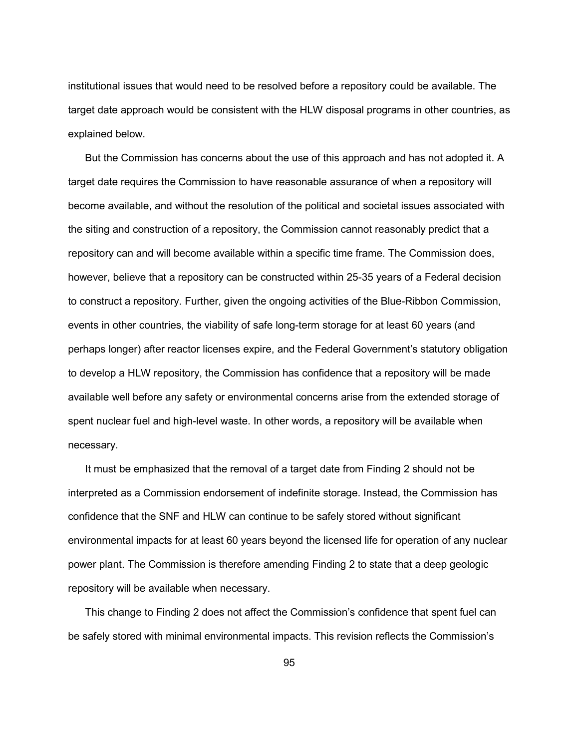institutional issues that would need to be resolved before a repository could be available. The target date approach would be consistent with the HLW disposal programs in other countries, as explained below.

But the Commission has concerns about the use of this approach and has not adopted it. A target date requires the Commission to have reasonable assurance of when a repository will become available, and without the resolution of the political and societal issues associated with the siting and construction of a repository, the Commission cannot reasonably predict that a repository can and will become available within a specific time frame. The Commission does, however, believe that a repository can be constructed within 25-35 years of a Federal decision to construct a repository. Further, given the ongoing activities of the Blue-Ribbon Commission, events in other countries, the viability of safe long-term storage for at least 60 years (and perhaps longer) after reactor licenses expire, and the Federal Government's statutory obligation to develop a HLW repository, the Commission has confidence that a repository will be made available well before any safety or environmental concerns arise from the extended storage of spent nuclear fuel and high-level waste. In other words, a repository will be available when necessary.

It must be emphasized that the removal of a target date from Finding 2 should not be interpreted as a Commission endorsement of indefinite storage. Instead, the Commission has confidence that the SNF and HLW can continue to be safely stored without significant environmental impacts for at least 60 years beyond the licensed life for operation of any nuclear power plant. The Commission is therefore amending Finding 2 to state that a deep geologic repository will be available when necessary.

This change to Finding 2 does not affect the Commission's confidence that spent fuel can be safely stored with minimal environmental impacts. This revision reflects the Commission's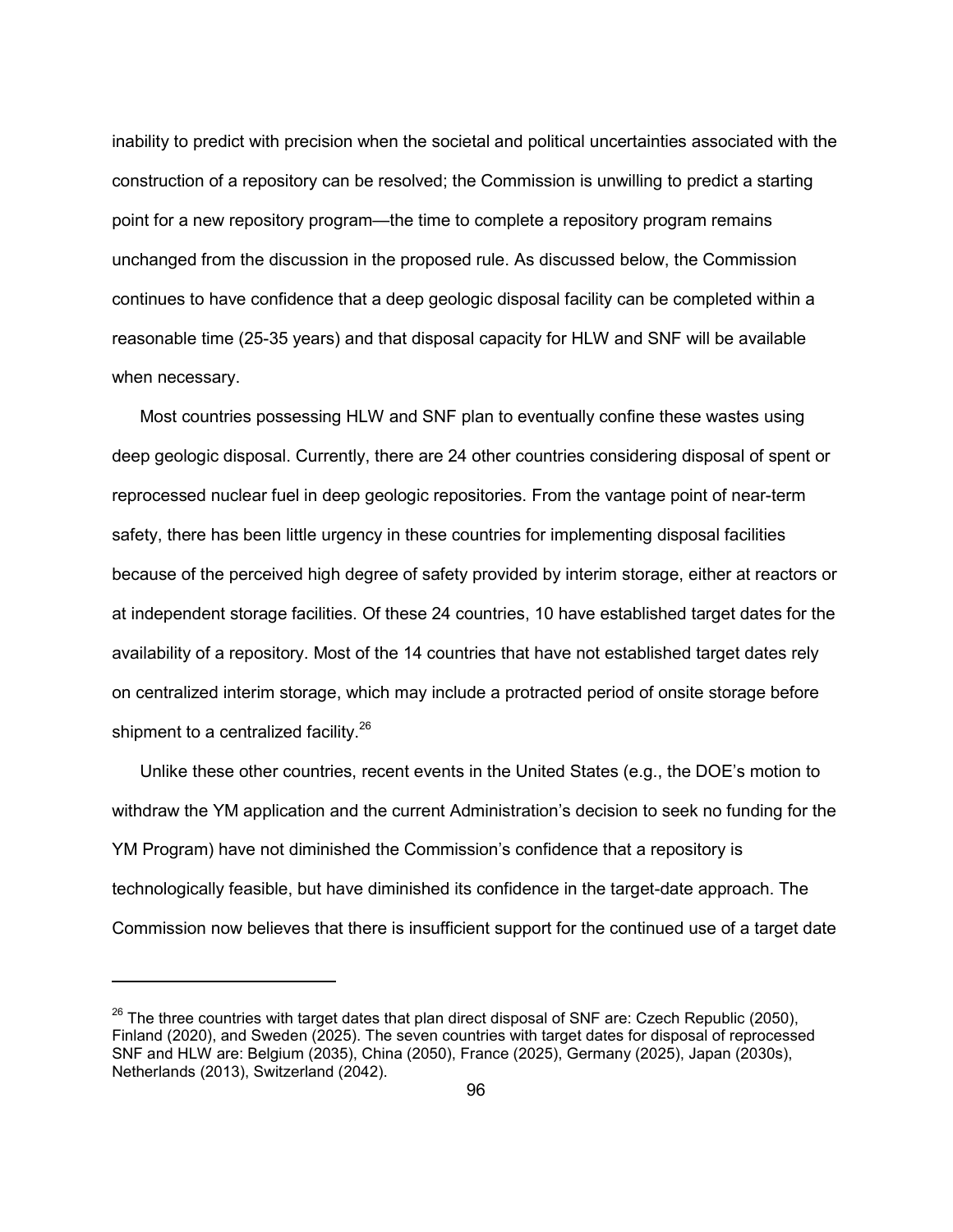inability to predict with precision when the societal and political uncertainties associated with the construction of a repository can be resolved; the Commission is unwilling to predict a starting point for a new repository program—the time to complete a repository program remains unchanged from the discussion in the proposed rule. As discussed below, the Commission continues to have confidence that a deep geologic disposal facility can be completed within a reasonable time (25-35 years) and that disposal capacity for HLW and SNF will be available when necessary.

Most countries possessing HLW and SNF plan to eventually confine these wastes using deep geologic disposal. Currently, there are 24 other countries considering disposal of spent or reprocessed nuclear fuel in deep geologic repositories. From the vantage point of near-term safety, there has been little urgency in these countries for implementing disposal facilities because of the perceived high degree of safety provided by interim storage, either at reactors or at independent storage facilities. Of these 24 countries, 10 have established target dates for the availability of a repository. Most of the 14 countries that have not established target dates rely on centralized interim storage, which may include a protracted period of onsite storage before shipment to a centralized facility.[26]

Unlike these other countries, recent events in the United States (e.g., the DOE's motion to withdraw the YM application and the current Administration's decision to seek no funding for the YM Program) have not diminished the Commission's confidence that a repository is technologically feasible, but have diminished its confidence in the target-date approach. The Commission now believes that there is insufficient support for the continued use of a target date

---

[26] The three countries with target dates that plan direct disposal of SNF are: Czech Republic (2050), Finland (2020), and Sweden (2025). The seven countries with target dates for disposal of reprocessed SNF and HLW are: Belgium (2035), China (2050), France (2025), Germany (2025), Japan (2030s), Netherlands (2013), Switzerland (2042).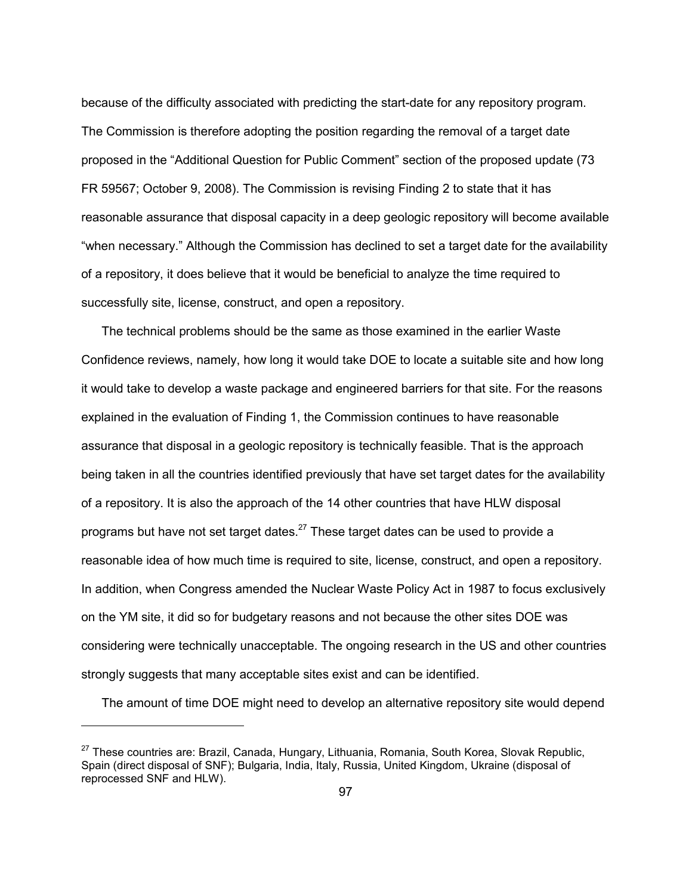because of the difficulty associated with predicting the start-date for any repository program. The Commission is therefore adopting the position regarding the removal of a target date proposed in the "Additional Question for Public Comment" section of the proposed update (73 FR 59567; October 9, 2008). The Commission is revising Finding 2 to state that it has reasonable assurance that disposal capacity in a deep geologic repository will become available "when necessary." Although the Commission has declined to set a target date for the availability of a repository, it does believe that it would be beneficial to analyze the time required to successfully site, license, construct, and open a repository.

The technical problems should be the same as those examined in the earlier Waste Confidence reviews, namely, how long it would take DOE to locate a suitable site and how long it would take to develop a waste package and engineered barriers for that site. For the reasons explained in the evaluation of Finding 1, the Commission continues to have reasonable assurance that disposal in a geologic repository is technically feasible. That is the approach being taken in all the countries identified previously that have set target dates for the availability of a repository. It is also the approach of the 14 other countries that have HLW disposal programs but have not set target dates.[27] These target dates can be used to provide a reasonable idea of how much time is required to site, license, construct, and open a repository. In addition, when Congress amended the Nuclear Waste Policy Act in 1987 to focus exclusively on the YM site, it did so for budgetary reasons and not because the other sites DOE was considering were technically unacceptable. The ongoing research in the US and other countries strongly suggests that many acceptable sites exist and can be identified.

The amount of time DOE might need to develop an alternative repository site would depend

[27] These countries are: Brazil, Canada, Hungary, Lithuania, Romania, South Korea, Slovak Republic, Spain (direct disposal of SNF); Bulgaria, India, Italy, Russia, United Kingdom, Ukraine (disposal of reprocessed SNF and HLW).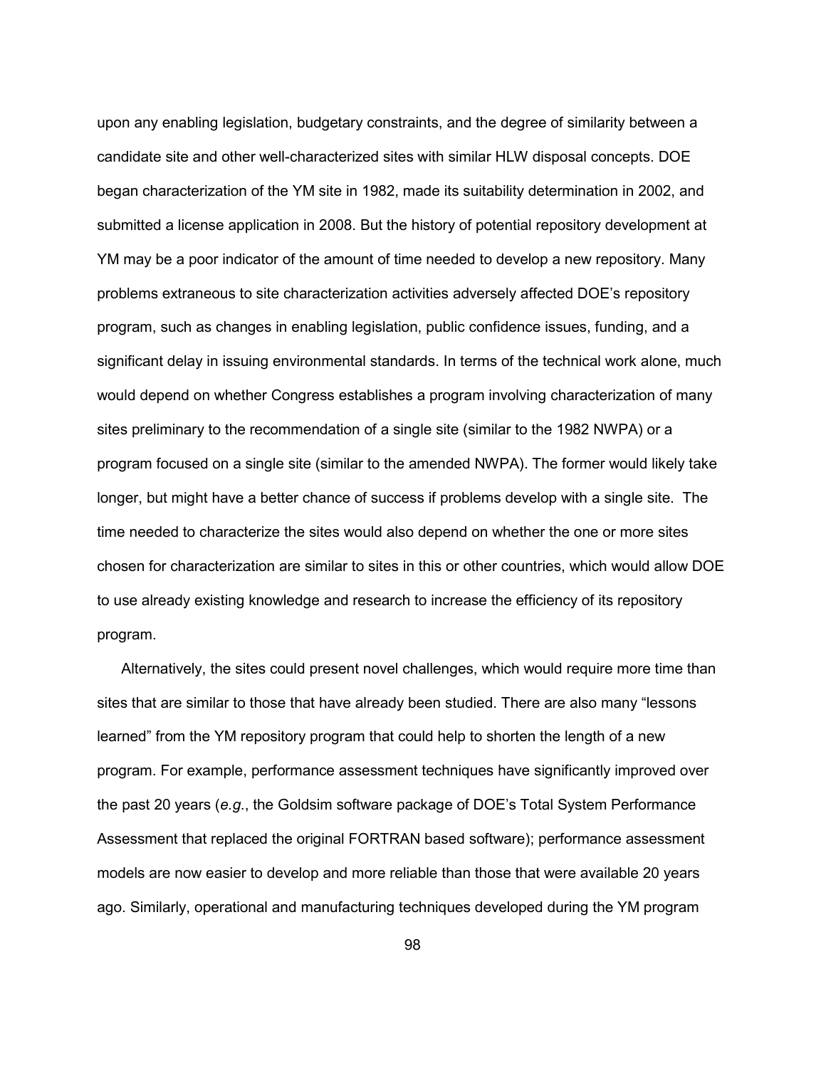upon any enabling legislation, budgetary constraints, and the degree of similarity between a candidate site and other well-characterized sites with similar HLW disposal concepts. DOE began characterization of the YM site in 1982, made its suitability determination in 2002, and submitted a license application in 2008. But the history of potential repository development at YM may be a poor indicator of the amount of time needed to develop a new repository. Many problems extraneous to site characterization activities adversely affected DOE's repository program, such as changes in enabling legislation, public confidence issues, funding, and a significant delay in issuing environmental standards. In terms of the technical work alone, much would depend on whether Congress establishes a program involving characterization of many sites preliminary to the recommendation of a single site (similar to the 1982 NWPA) or a program focused on a single site (similar to the amended NWPA). The former would likely take longer, but might have a better chance of success if problems develop with a single site. The time needed to characterize the sites would also depend on whether the one or more sites chosen for characterization are similar to sites in this or other countries, which would allow DOE to use already existing knowledge and research to increase the efficiency of its repository program.

Alternatively, the sites could present novel challenges, which would require more time than sites that are similar to those that have already been studied. There are also many "lessons learned" from the YM repository program that could help to shorten the length of a new program. For example, performance assessment techniques have significantly improved over the past 20 years (*e.g.*, the Goldsim software package of DOE's Total System Performance Assessment that replaced the original FORTRAN based software); performance assessment models are now easier to develop and more reliable than those that were available 20 years ago. Similarly, operational and manufacturing techniques developed during the YM program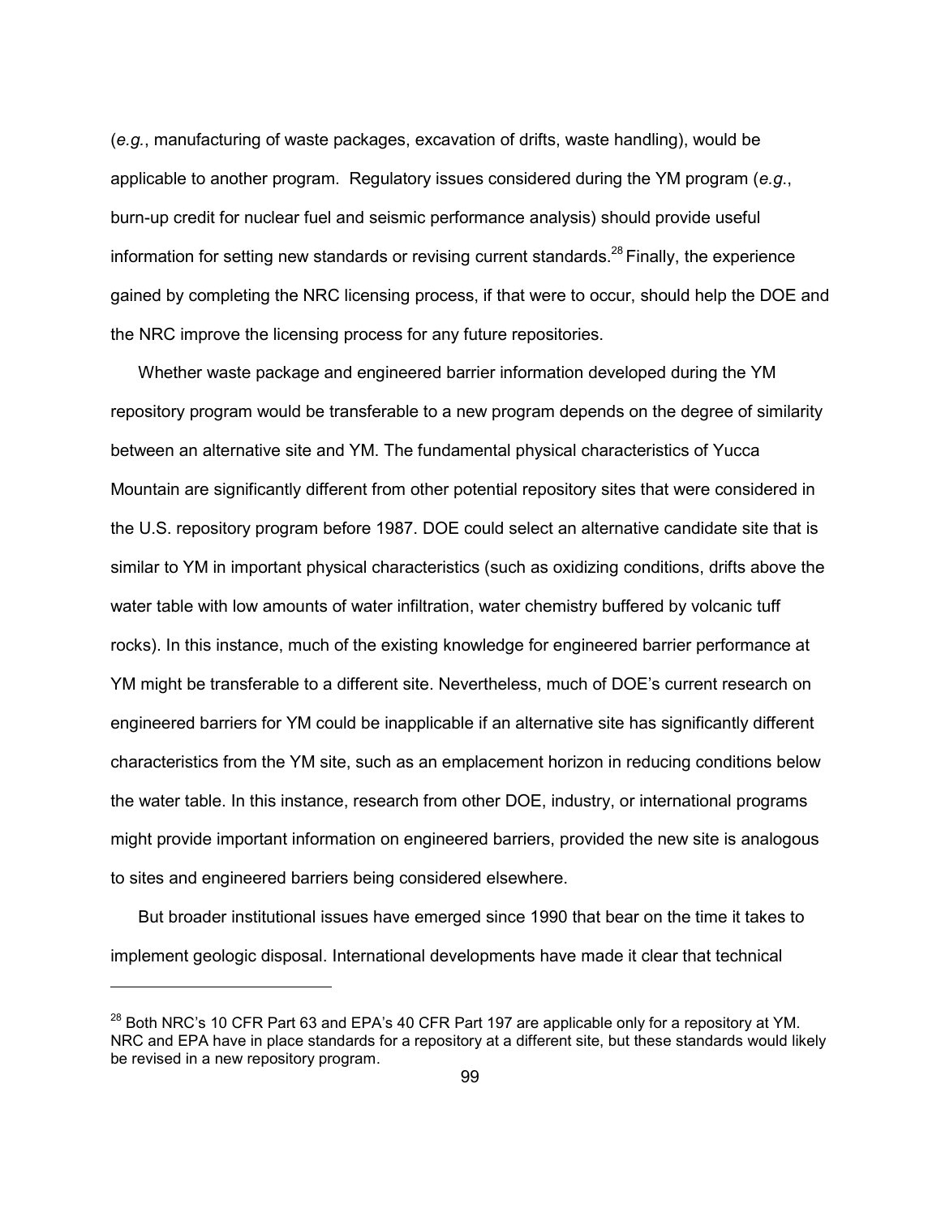(*e.g.*, manufacturing of waste packages, excavation of drifts, waste handling), would be applicable to another program. Regulatory issues considered during the YM program (*e.g.*, burn-up credit for nuclear fuel and seismic performance analysis) should provide useful information for setting new standards or revising current standards.[28] Finally, the experience gained by completing the NRC licensing process, if that were to occur, should help the DOE and the NRC improve the licensing process for any future repositories.

Whether waste package and engineered barrier information developed during the YM repository program would be transferable to a new program depends on the degree of similarity between an alternative site and YM. The fundamental physical characteristics of Yucca Mountain are significantly different from other potential repository sites that were considered in the U.S. repository program before 1987. DOE could select an alternative candidate site that is similar to YM in important physical characteristics (such as oxidizing conditions, drifts above the water table with low amounts of water infiltration, water chemistry buffered by volcanic tuff rocks). In this instance, much of the existing knowledge for engineered barrier performance at YM might be transferable to a different site. Nevertheless, much of DOE's current research on engineered barriers for YM could be inapplicable if an alternative site has significantly different characteristics from the YM site, such as an emplacement horizon in reducing conditions below the water table. In this instance, research from other DOE, industry, or international programs might provide important information on engineered barriers, provided the new site is analogous to sites and engineered barriers being considered elsewhere.

But broader institutional issues have emerged since 1990 that bear on the time it takes to implement geologic disposal. International developments have made it clear that technical

---

[28] Both NRC's 10 CFR Part 63 and EPA's 40 CFR Part 197 are applicable only for a repository at YM. NRC and EPA have in place standards for a repository at a different site, but these standards would likely be revised in a new repository program.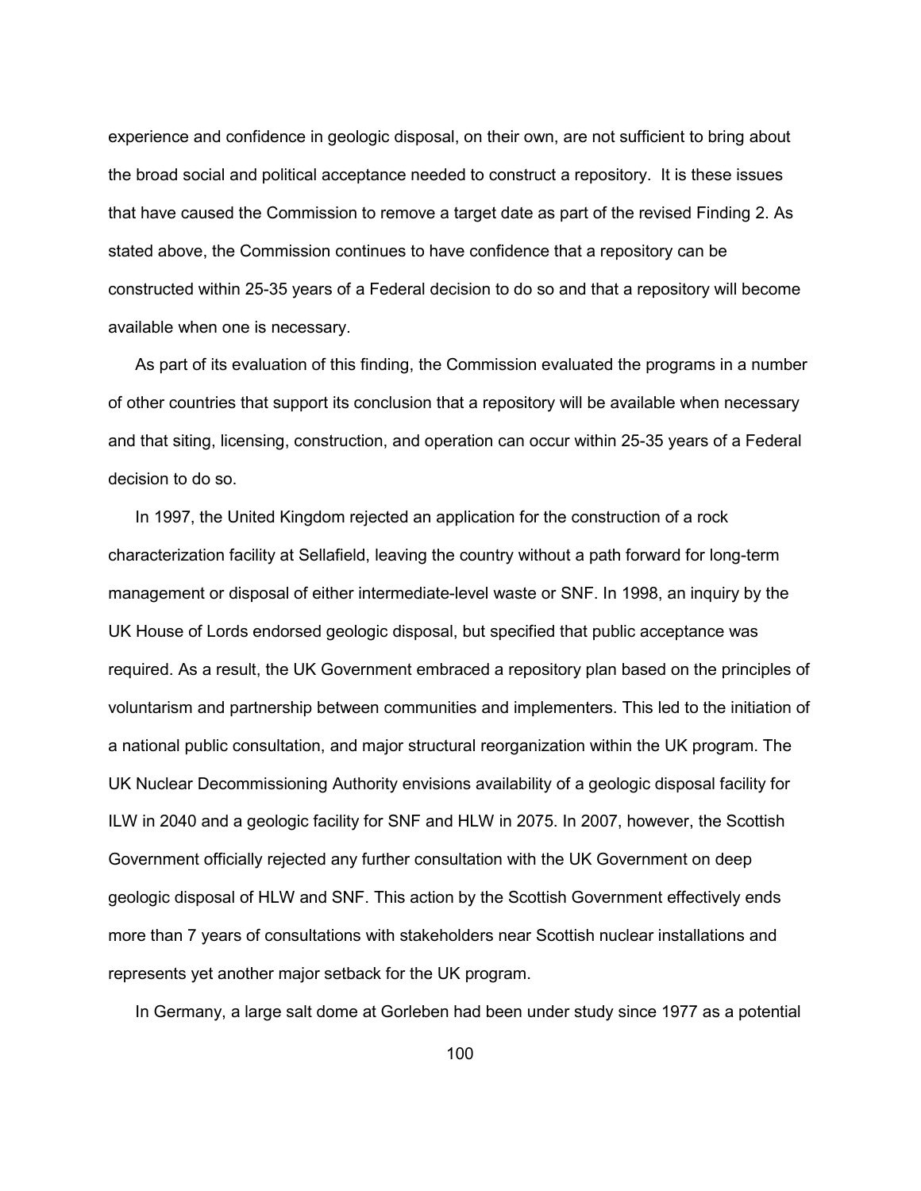experience and confidence in geologic disposal, on their own, are not sufficient to bring about the broad social and political acceptance needed to construct a repository. It is these issues that have caused the Commission to remove a target date as part of the revised Finding 2. As stated above, the Commission continues to have confidence that a repository can be constructed within 25-35 years of a Federal decision to do so and that a repository will become available when one is necessary.

As part of its evaluation of this finding, the Commission evaluated the programs in a number of other countries that support its conclusion that a repository will be available when necessary and that siting, licensing, construction, and operation can occur within 25-35 years of a Federal decision to do so.

In 1997, the United Kingdom rejected an application for the construction of a rock characterization facility at Sellafield, leaving the country without a path forward for long-term management or disposal of either intermediate-level waste or SNF. In 1998, an inquiry by the UK House of Lords endorsed geologic disposal, but specified that public acceptance was required. As a result, the UK Government embraced a repository plan based on the principles of voluntarism and partnership between communities and implementers. This led to the initiation of a national public consultation, and major structural reorganization within the UK program. The UK Nuclear Decommissioning Authority envisions availability of a geologic disposal facility for ILW in 2040 and a geologic facility for SNF and HLW in 2075. In 2007, however, the Scottish Government officially rejected any further consultation with the UK Government on deep geologic disposal of HLW and SNF. This action by the Scottish Government effectively ends more than 7 years of consultations with stakeholders near Scottish nuclear installations and represents yet another major setback for the UK program.

In Germany, a large salt dome at Gorleben had been under study since 1977 as a potential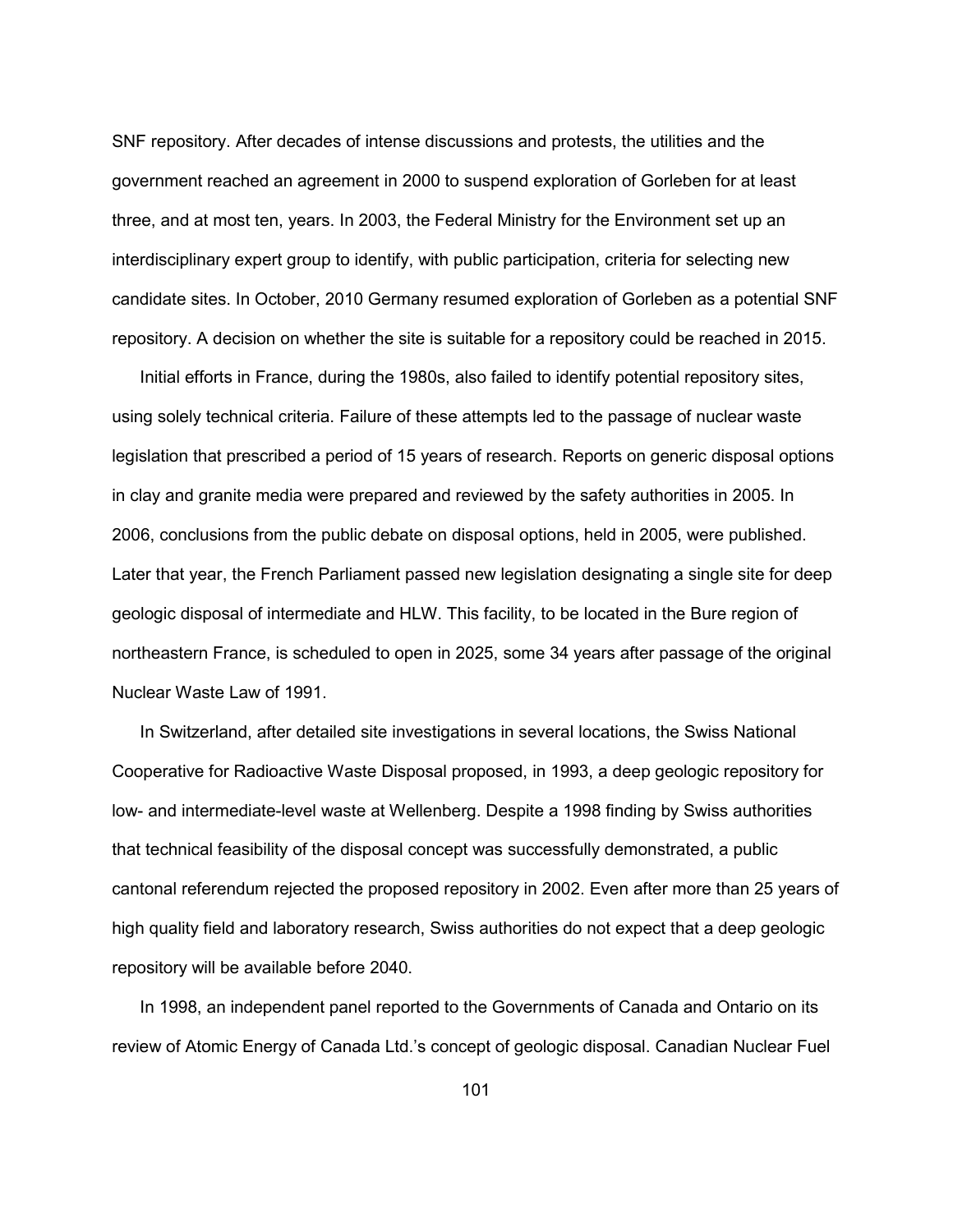SNF repository. After decades of intense discussions and protests, the utilities and the government reached an agreement in 2000 to suspend exploration of Gorleben for at least three, and at most ten, years. In 2003, the Federal Ministry for the Environment set up an interdisciplinary expert group to identify, with public participation, criteria for selecting new candidate sites. In October, 2010 Germany resumed exploration of Gorleben as a potential SNF repository. A decision on whether the site is suitable for a repository could be reached in 2015.

Initial efforts in France, during the 1980s, also failed to identify potential repository sites, using solely technical criteria. Failure of these attempts led to the passage of nuclear waste legislation that prescribed a period of 15 years of research. Reports on generic disposal options in clay and granite media were prepared and reviewed by the safety authorities in 2005. In 2006, conclusions from the public debate on disposal options, held in 2005, were published. Later that year, the French Parliament passed new legislation designating a single site for deep geologic disposal of intermediate and HLW. This facility, to be located in the Bure region of northeastern France, is scheduled to open in 2025, some 34 years after passage of the original Nuclear Waste Law of 1991.

In Switzerland, after detailed site investigations in several locations, the Swiss National Cooperative for Radioactive Waste Disposal proposed, in 1993, a deep geologic repository for low- and intermediate-level waste at Wellenberg. Despite a 1998 finding by Swiss authorities that technical feasibility of the disposal concept was successfully demonstrated, a public cantonal referendum rejected the proposed repository in 2002. Even after more than 25 years of high quality field and laboratory research, Swiss authorities do not expect that a deep geologic repository will be available before 2040.

In 1998, an independent panel reported to the Governments of Canada and Ontario on its review of Atomic Energy of Canada Ltd.'s concept of geologic disposal. Canadian Nuclear Fuel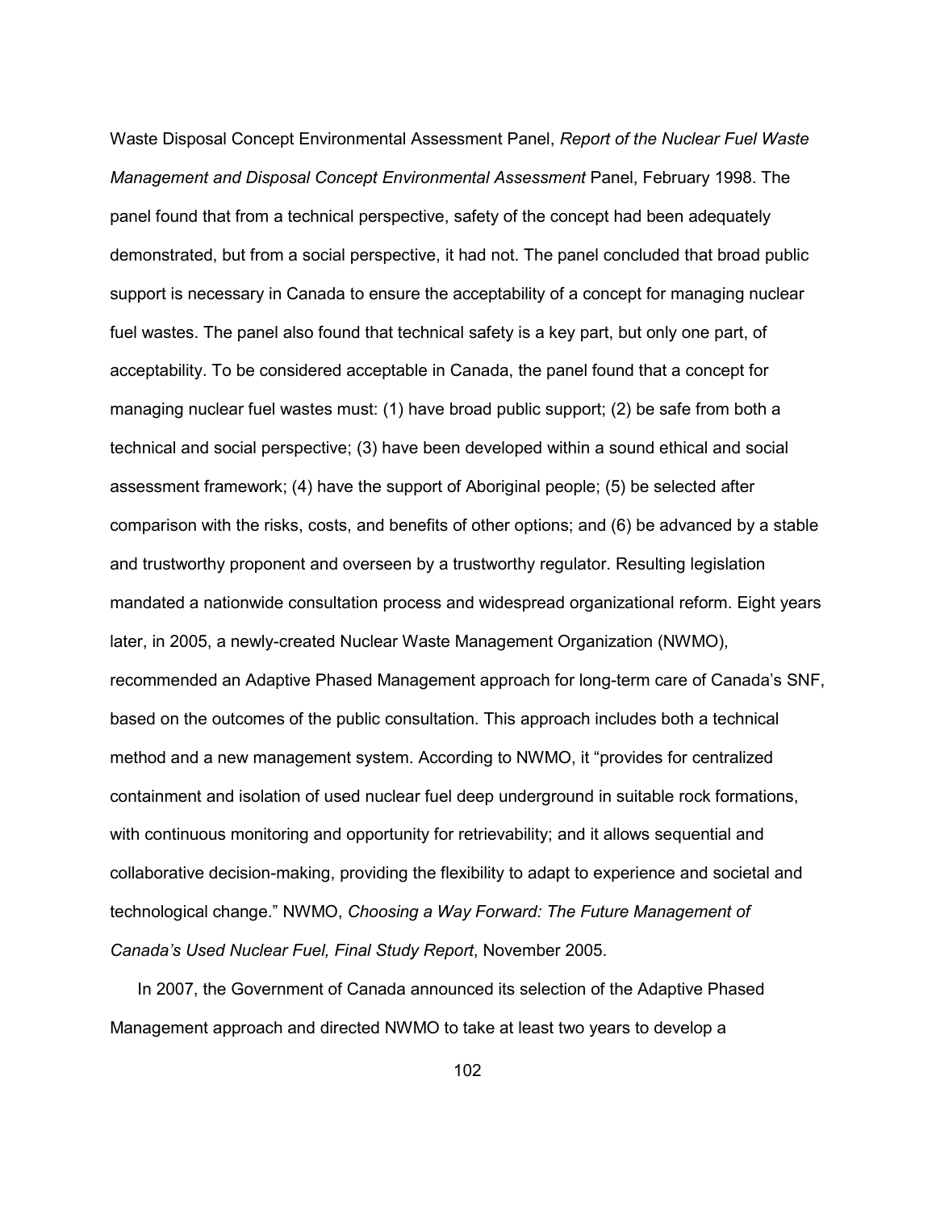Waste Disposal Concept Environmental Assessment Panel, *Report of the Nuclear Fuel Waste Management and Disposal Concept Environmental Assessment* Panel, February 1998. The panel found that from a technical perspective, safety of the concept had been adequately demonstrated, but from a social perspective, it had not. The panel concluded that broad public support is necessary in Canada to ensure the acceptability of a concept for managing nuclear fuel wastes. The panel also found that technical safety is a key part, but only one part, of acceptability. To be considered acceptable in Canada, the panel found that a concept for managing nuclear fuel wastes must: (1) have broad public support; (2) be safe from both a technical and social perspective; (3) have been developed within a sound ethical and social assessment framework; (4) have the support of Aboriginal people; (5) be selected after comparison with the risks, costs, and benefits of other options; and (6) be advanced by a stable and trustworthy proponent and overseen by a trustworthy regulator. Resulting legislation mandated a nationwide consultation process and widespread organizational reform. Eight years later, in 2005, a newly-created Nuclear Waste Management Organization (NWMO), recommended an Adaptive Phased Management approach for long-term care of Canada's SNF, based on the outcomes of the public consultation. This approach includes both a technical method and a new management system. According to NWMO, it "provides for centralized containment and isolation of used nuclear fuel deep underground in suitable rock formations, with continuous monitoring and opportunity for retrievability; and it allows sequential and collaborative decision-making, providing the flexibility to adapt to experience and societal and technological change." NWMO, *Choosing a Way Forward: The Future Management of Canada's Used Nuclear Fuel, Final Study Report*, November 2005.

In 2007, the Government of Canada announced its selection of the Adaptive Phased Management approach and directed NWMO to take at least two years to develop a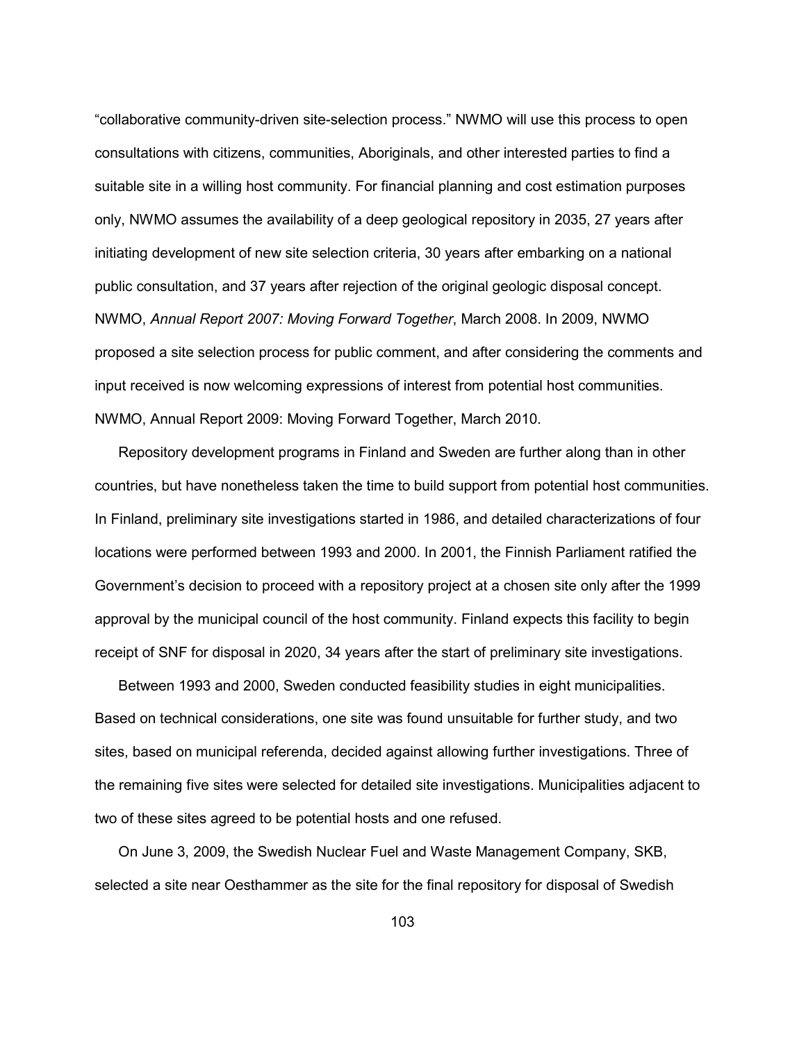“collaborative community-driven site-selection process.” NWMO will use this process to open consultations with citizens, communities, Aboriginals, and other interested parties to find a suitable site in a willing host community. For financial planning and cost estimation purposes only, NWMO assumes the availability of a deep geological repository in 2035, 27 years after initiating development of new site selection criteria, 30 years after embarking on a national public consultation, and 37 years after rejection of the original geologic disposal concept. NWMO, *Annual Report 2007: Moving Forward Together*, March 2008. In 2009, NWMO proposed a site selection process for public comment, and after considering the comments and input received is now welcoming expressions of interest from potential host communities. NWMO, Annual Report 2009: Moving Forward Together, March 2010.

Repository development programs in Finland and Sweden are further along than in other countries, but have nonetheless taken the time to build support from potential host communities. In Finland, preliminary site investigations started in 1986, and detailed characterizations of four locations were performed between 1993 and 2000. In 2001, the Finnish Parliament ratified the Government’s decision to proceed with a repository project at a chosen site only after the 1999 approval by the municipal council of the host community. Finland expects this facility to begin receipt of SNF for disposal in 2020, 34 years after the start of preliminary site investigations.

Between 1993 and 2000, Sweden conducted feasibility studies in eight municipalities. Based on technical considerations, one site was found unsuitable for further study, and two sites, based on municipal referenda, decided against allowing further investigations. Three of the remaining five sites were selected for detailed site investigations. Municipalities adjacent to two of these sites agreed to be potential hosts and one refused.

On June 3, 2009, the Swedish Nuclear Fuel and Waste Management Company, SKB, selected a site near Oesthammer as the site for the final repository for disposal of Swedish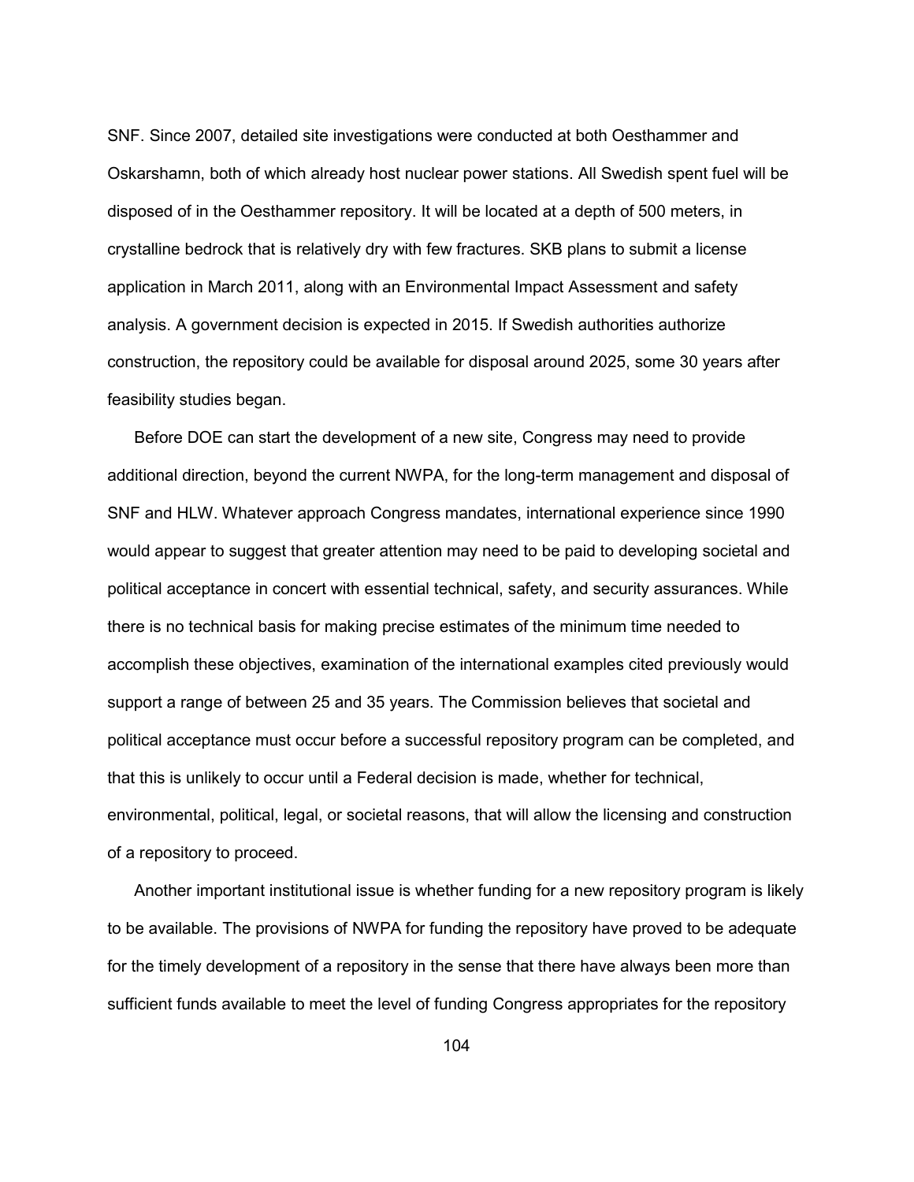SNF. Since 2007, detailed site investigations were conducted at both Oesthammer and Oskarshamn, both of which already host nuclear power stations. All Swedish spent fuel will be disposed of in the Oesthammer repository. It will be located at a depth of 500 meters, in crystalline bedrock that is relatively dry with few fractures. SKB plans to submit a license application in March 2011, along with an Environmental Impact Assessment and safety analysis. A government decision is expected in 2015. If Swedish authorities authorize construction, the repository could be available for disposal around 2025, some 30 years after feasibility studies began.

Before DOE can start the development of a new site, Congress may need to provide additional direction, beyond the current NWPA, for the long-term management and disposal of SNF and HLW. Whatever approach Congress mandates, international experience since 1990 would appear to suggest that greater attention may need to be paid to developing societal and political acceptance in concert with essential technical, safety, and security assurances. While there is no technical basis for making precise estimates of the minimum time needed to accomplish these objectives, examination of the international examples cited previously would support a range of between 25 and 35 years. The Commission believes that societal and political acceptance must occur before a successful repository program can be completed, and that this is unlikely to occur until a Federal decision is made, whether for technical, environmental, political, legal, or societal reasons, that will allow the licensing and construction of a repository to proceed.

Another important institutional issue is whether funding for a new repository program is likely to be available. The provisions of NWPA for funding the repository have proved to be adequate for the timely development of a repository in the sense that there have always been more than sufficient funds available to meet the level of funding Congress appropriates for the repository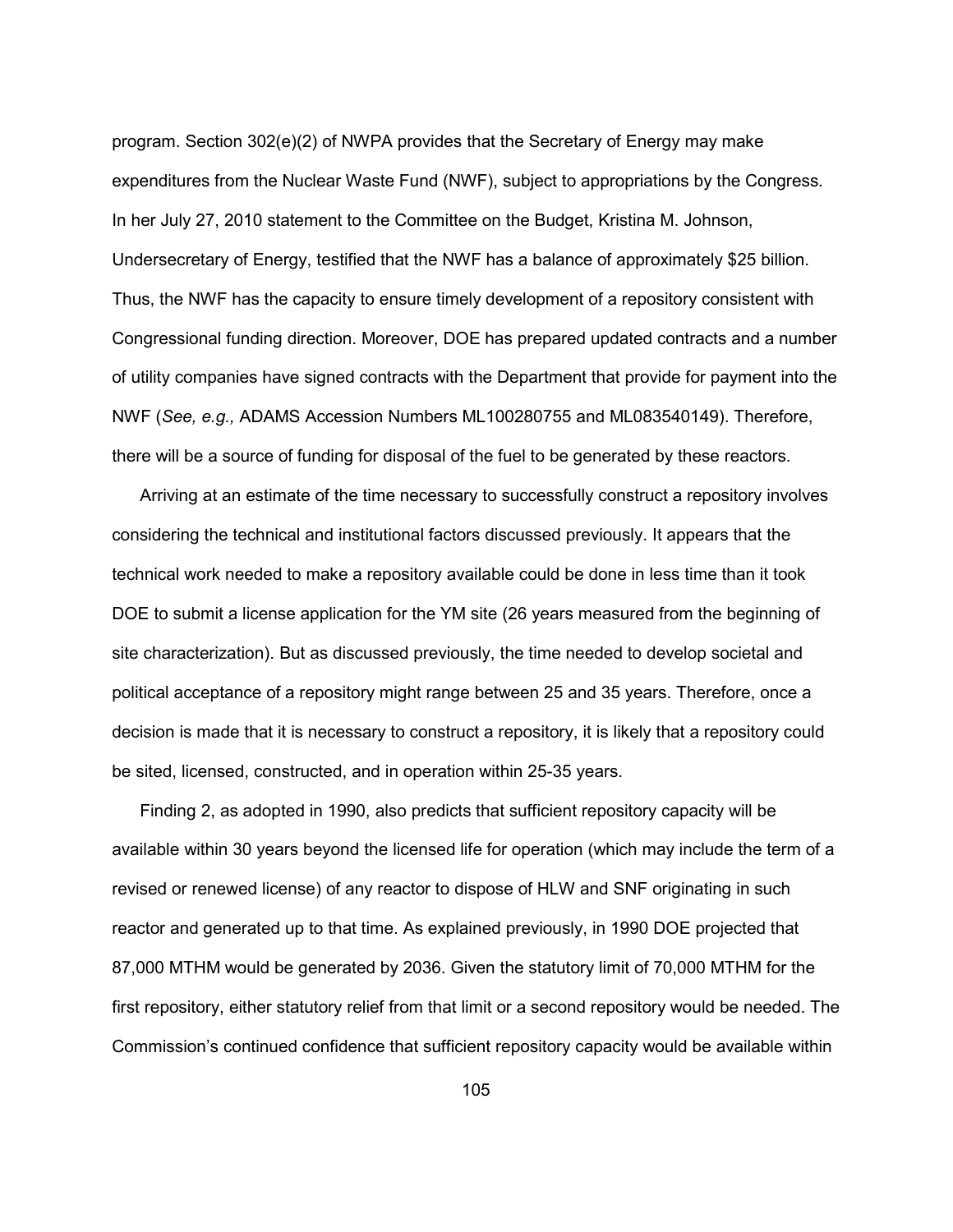program. Section 302(e)(2) of NWPA provides that the Secretary of Energy may make expenditures from the Nuclear Waste Fund (NWF), subject to appropriations by the Congress. In her July 27, 2010 statement to the Committee on the Budget, Kristina M. Johnson, Undersecretary of Energy, testified that the NWF has a balance of approximately $25 billion. Thus, the NWF has the capacity to ensure timely development of a repository consistent with Congressional funding direction. Moreover, DOE has prepared updated contracts and a number of utility companies have signed contracts with the Department that provide for payment into the NWF (*See, e.g.,* ADAMS Accession Numbers ML100280755 and ML083540149). Therefore, there will be a source of funding for disposal of the fuel to be generated by these reactors.

Arriving at an estimate of the time necessary to successfully construct a repository involves considering the technical and institutional factors discussed previously. It appears that the technical work needed to make a repository available could be done in less time than it took DOE to submit a license application for the YM site (26 years measured from the beginning of site characterization). But as discussed previously, the time needed to develop societal and political acceptance of a repository might range between 25 and 35 years. Therefore, once a decision is made that it is necessary to construct a repository, it is likely that a repository could be sited, licensed, constructed, and in operation within 25-35 years.

Finding 2, as adopted in 1990, also predicts that sufficient repository capacity will be available within 30 years beyond the licensed life for operation (which may include the term of a revised or renewed license) of any reactor to dispose of HLW and SNF originating in such reactor and generated up to that time. As explained previously, in 1990 DOE projected that 87,000 MTHM would be generated by 2036. Given the statutory limit of 70,000 MTHM for the first repository, either statutory relief from that limit or a second repository would be needed. The Commission's continued confidence that sufficient repository capacity would be available within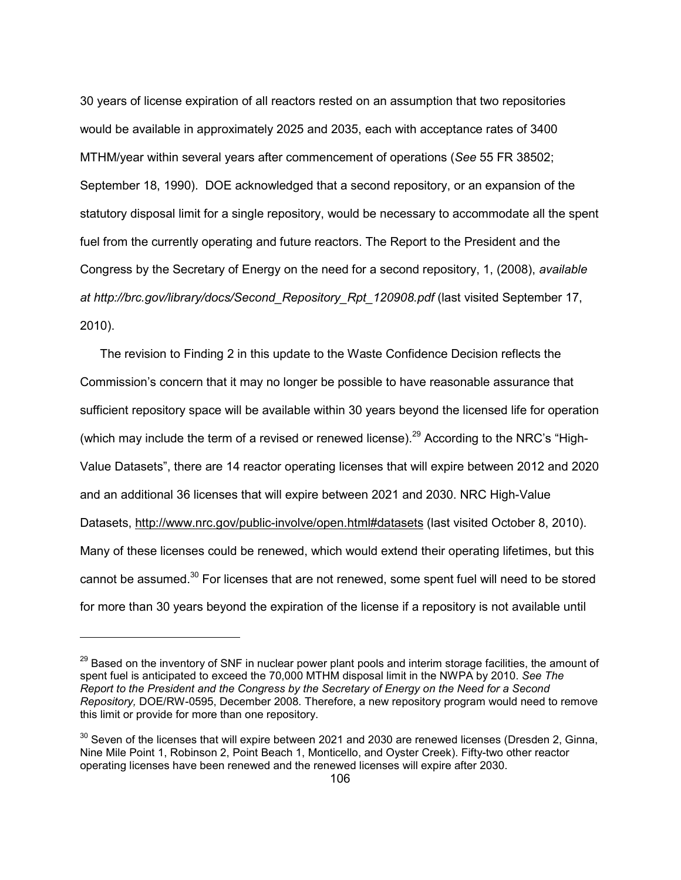30 years of license expiration of all reactors rested on an assumption that two repositories would be available in approximately 2025 and 2035, each with acceptance rates of 3400 MTHM/year within several years after commencement of operations (*See* 55 FR 38502; September 18, 1990). DOE acknowledged that a second repository, or an expansion of the statutory disposal limit for a single repository, would be necessary to accommodate all the spent fuel from the currently operating and future reactors. The Report to the President and the Congress by the Secretary of Energy on the need for a second repository, 1, (2008), *available at http://brc.gov/library/docs/Second_Repository_Rpt_120908.pdf* (last visited September 17, 2010).

The revision to Finding 2 in this update to the Waste Confidence Decision reflects the Commission's concern that it may no longer be possible to have reasonable assurance that sufficient repository space will be available within 30 years beyond the licensed life for operation (which may include the term of a revised or renewed license).[29] According to the NRC's "High-Value Datasets", there are 14 reactor operating licenses that will expire between 2012 and 2020 and an additional 36 licenses that will expire between 2021 and 2030. NRC High-Value Datasets, http://www.nrc.gov/public-involve/open.html#datasets (last visited October 8, 2010). Many of these licenses could be renewed, which would extend their operating lifetimes, but this cannot be assumed.[30] For licenses that are not renewed, some spent fuel will need to be stored for more than 30 years beyond the expiration of the license if a repository is not available until

---

[29] Based on the inventory of SNF in nuclear power plant pools and interim storage facilities, the amount of spent fuel is anticipated to exceed the 70,000 MTHM disposal limit in the NWPA by 2010. *See The Report to the President and the Congress by the Secretary of Energy on the Need for a Second Repository,* DOE/RW-0595, December 2008. Therefore, a new repository program would need to remove this limit or provide for more than one repository.

[30] Seven of the licenses that will expire between 2021 and 2030 are renewed licenses (Dresden 2, Ginna, Nine Mile Point 1, Robinson 2, Point Beach 1, Monticello, and Oyster Creek). Fifty-two other reactor operating licenses have been renewed and the renewed licenses will expire after 2030.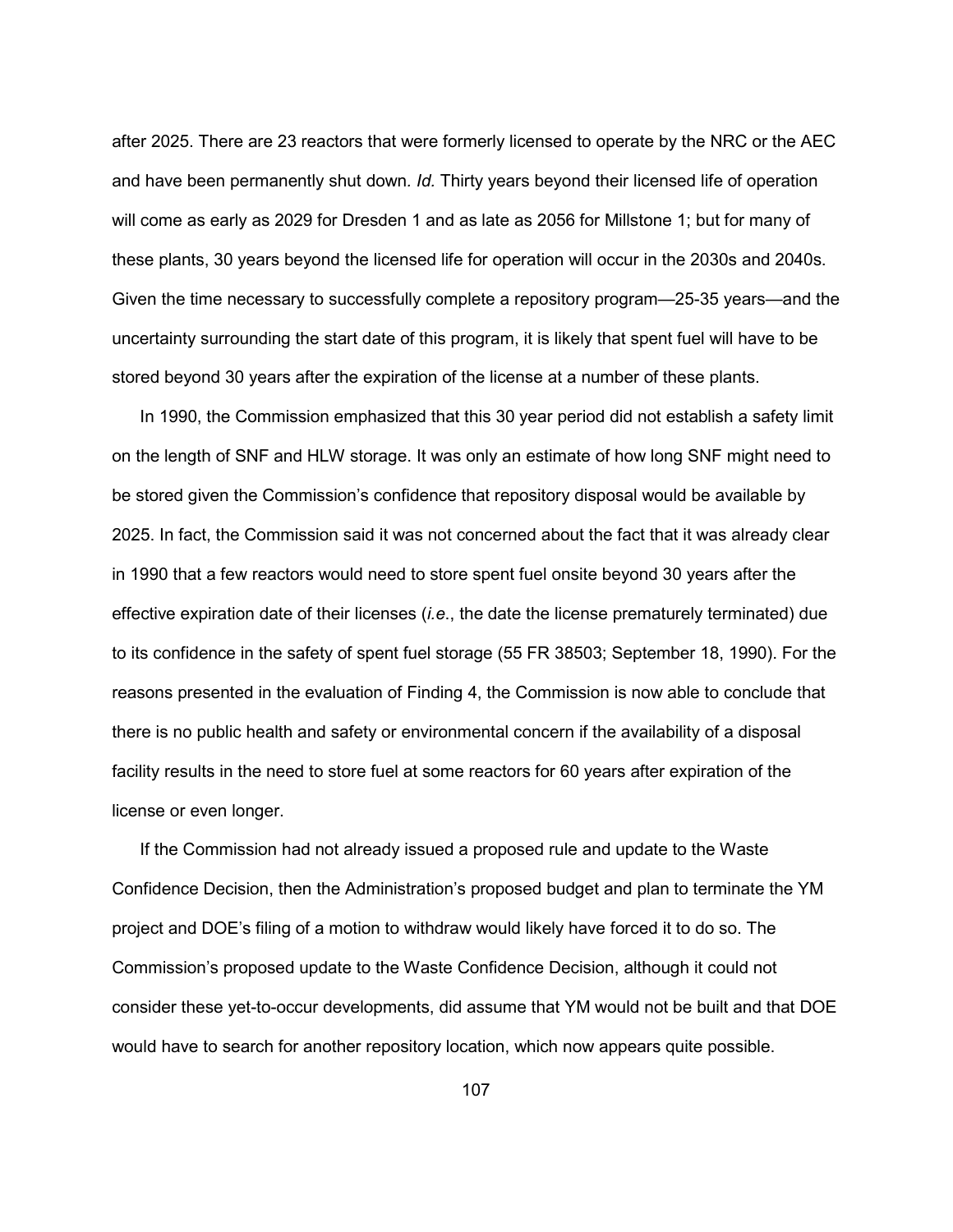after 2025. There are 23 reactors that were formerly licensed to operate by the NRC or the AEC and have been permanently shut down. *Id.* Thirty years beyond their licensed life of operation will come as early as 2029 for Dresden 1 and as late as 2056 for Millstone 1; but for many of these plants, 30 years beyond the licensed life for operation will occur in the 2030s and 2040s. Given the time necessary to successfully complete a repository program—25-35 years—and the uncertainty surrounding the start date of this program, it is likely that spent fuel will have to be stored beyond 30 years after the expiration of the license at a number of these plants.

In 1990, the Commission emphasized that this 30 year period did not establish a safety limit on the length of SNF and HLW storage. It was only an estimate of how long SNF might need to be stored given the Commission's confidence that repository disposal would be available by 2025. In fact, the Commission said it was not concerned about the fact that it was already clear in 1990 that a few reactors would need to store spent fuel onsite beyond 30 years after the effective expiration date of their licenses (*i.e.*, the date the license prematurely terminated) due to its confidence in the safety of spent fuel storage (55 FR 38503; September 18, 1990). For the reasons presented in the evaluation of Finding 4, the Commission is now able to conclude that there is no public health and safety or environmental concern if the availability of a disposal facility results in the need to store fuel at some reactors for 60 years after expiration of the license or even longer.

If the Commission had not already issued a proposed rule and update to the Waste Confidence Decision, then the Administration's proposed budget and plan to terminate the YM project and DOE's filing of a motion to withdraw would likely have forced it to do so. The Commission's proposed update to the Waste Confidence Decision, although it could not consider these yet-to-occur developments, did assume that YM would not be built and that DOE would have to search for another repository location, which now appears quite possible.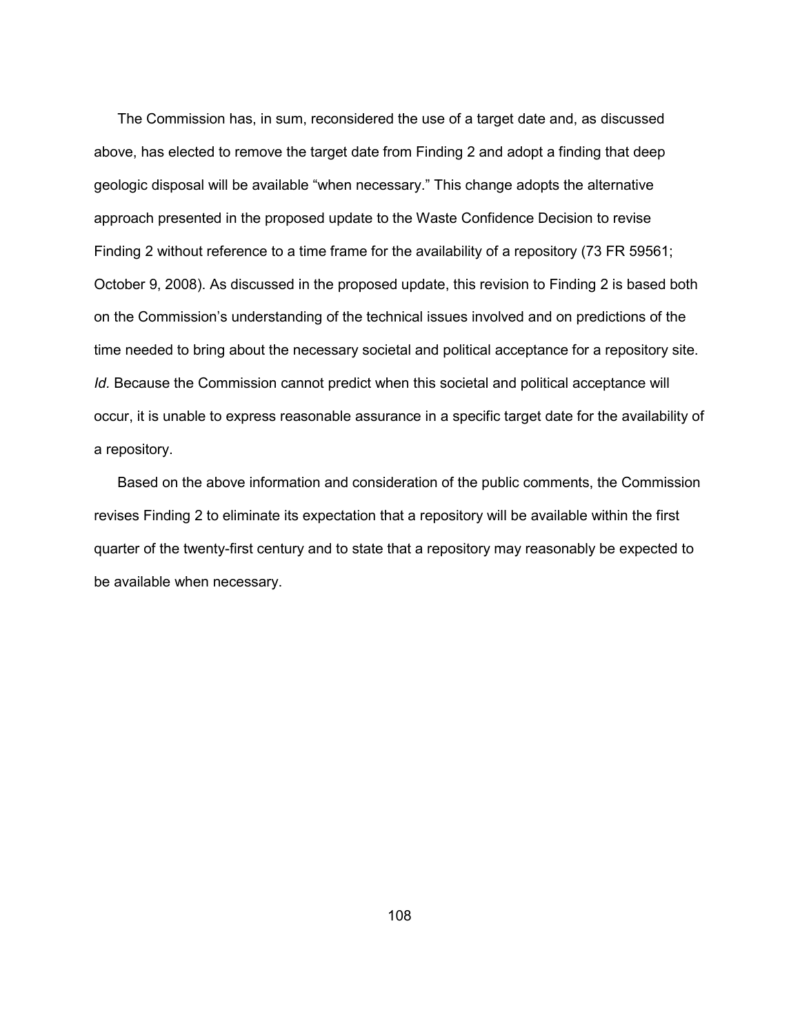The Commission has, in sum, reconsidered the use of a target date and, as discussed above, has elected to remove the target date from Finding 2 and adopt a finding that deep geologic disposal will be available "when necessary." This change adopts the alternative approach presented in the proposed update to the Waste Confidence Decision to revise Finding 2 without reference to a time frame for the availability of a repository (73 FR 59561; October 9, 2008). As discussed in the proposed update, this revision to Finding 2 is based both on the Commission's understanding of the technical issues involved and on predictions of the time needed to bring about the necessary societal and political acceptance for a repository site. *Id.* Because the Commission cannot predict when this societal and political acceptance will occur, it is unable to express reasonable assurance in a specific target date for the availability of a repository.

Based on the above information and consideration of the public comments, the Commission revises Finding 2 to eliminate its expectation that a repository will be available within the first quarter of the twenty-first century and to state that a repository may reasonably be expected to be available when necessary.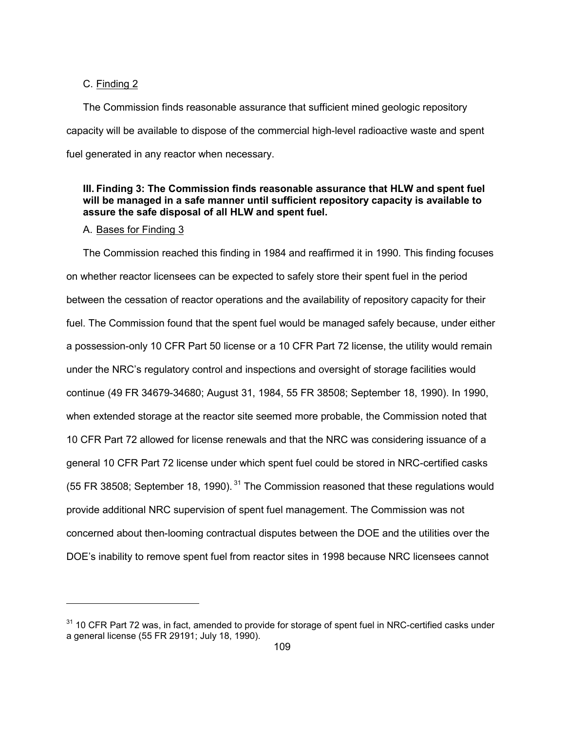C. Finding 2

The Commission finds reasonable assurance that sufficient mined geologic repository capacity will be available to dispose of the commercial high-level radioactive waste and spent fuel generated in any reactor when necessary.

## III. Finding 3: The Commission finds reasonable assurance that HLW and spent fuel will be managed in a safe manner until sufficient repository capacity is available to assure the safe disposal of all HLW and spent fuel.

A. Bases for Finding 3

The Commission reached this finding in 1984 and reaffirmed it in 1990. This finding focuses on whether reactor licensees can be expected to safely store their spent fuel in the period between the cessation of reactor operations and the availability of repository capacity for their fuel. The Commission found that the spent fuel would be managed safely because, under either a possession-only 10 CFR Part 50 license or a 10 CFR Part 72 license, the utility would remain under the NRC's regulatory control and inspections and oversight of storage facilities would continue (49 FR 34679-34680; August 31, 1984, 55 FR 38508; September 18, 1990). In 1990, when extended storage at the reactor site seemed more probable, the Commission noted that 10 CFR Part 72 allowed for license renewals and that the NRC was considering issuance of a general 10 CFR Part 72 license under which spent fuel could be stored in NRC-certified casks (55 FR 38508; September 18, 1990).[31] The Commission reasoned that these regulations would provide additional NRC supervision of spent fuel management. The Commission was not concerned about then-looming contractual disputes between the DOE and the utilities over the DOE's inability to remove spent fuel from reactor sites in 1998 because NRC licensees cannot

[31] 10 CFR Part 72 was, in fact, amended to provide for storage of spent fuel in NRC-certified casks under a general license (55 FR 29191; July 18, 1990).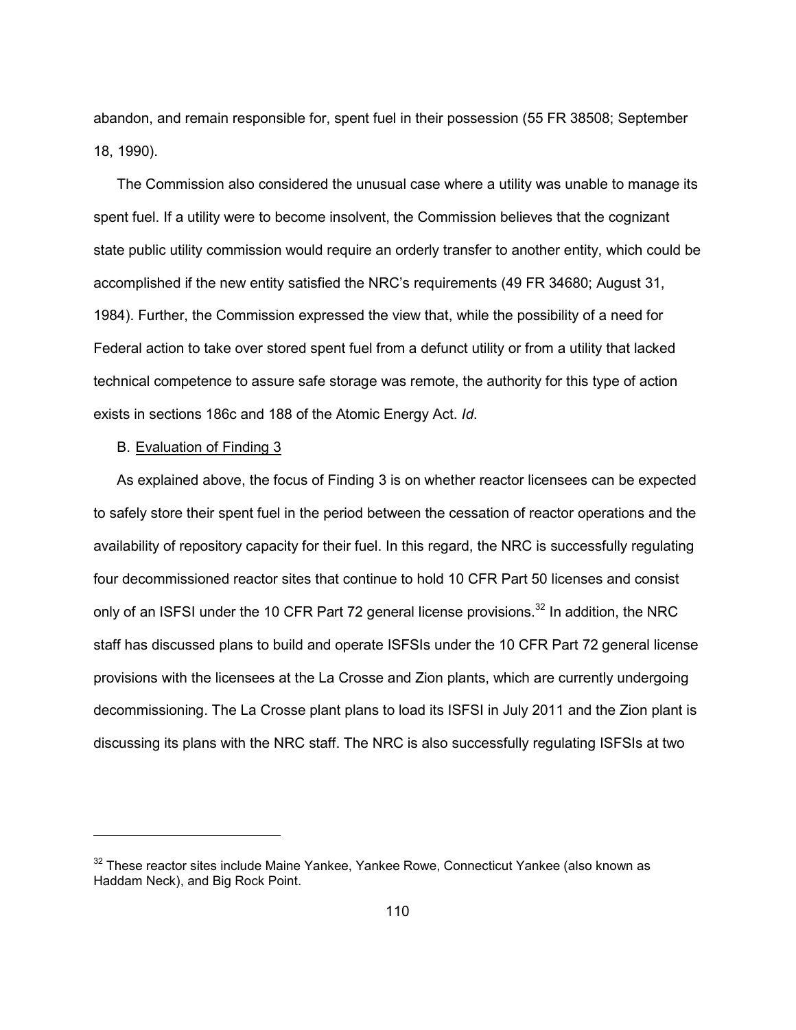abandon, and remain responsible for, spent fuel in their possession (55 FR 38508; September 18, 1990).

The Commission also considered the unusual case where a utility was unable to manage its spent fuel. If a utility were to become insolvent, the Commission believes that the cognizant state public utility commission would require an orderly transfer to another entity, which could be accomplished if the new entity satisfied the NRC's requirements (49 FR 34680; August 31, 1984). Further, the Commission expressed the view that, while the possibility of a need for Federal action to take over stored spent fuel from a defunct utility or from a utility that lacked technical competence to assure safe storage was remote, the authority for this type of action exists in sections 186c and 188 of the Atomic Energy Act. *Id*.

B. Evaluation of Finding 3

As explained above, the focus of Finding 3 is on whether reactor licensees can be expected to safely store their spent fuel in the period between the cessation of reactor operations and the availability of repository capacity for their fuel. In this regard, the NRC is successfully regulating four decommissioned reactor sites that continue to hold 10 CFR Part 50 licenses and consist only of an ISFSI under the 10 CFR Part 72 general license provisions.[32] In addition, the NRC staff has discussed plans to build and operate ISFSIs under the 10 CFR Part 72 general license provisions with the licensees at the La Crosse and Zion plants, which are currently undergoing decommissioning. The La Crosse plant plans to load its ISFSI in July 2011 and the Zion plant is discussing its plans with the NRC staff. The NRC is also successfully regulating ISFSIs at two

---

[32] These reactor sites include Maine Yankee, Yankee Rowe, Connecticut Yankee (also known as Haddam Neck), and Big Rock Point.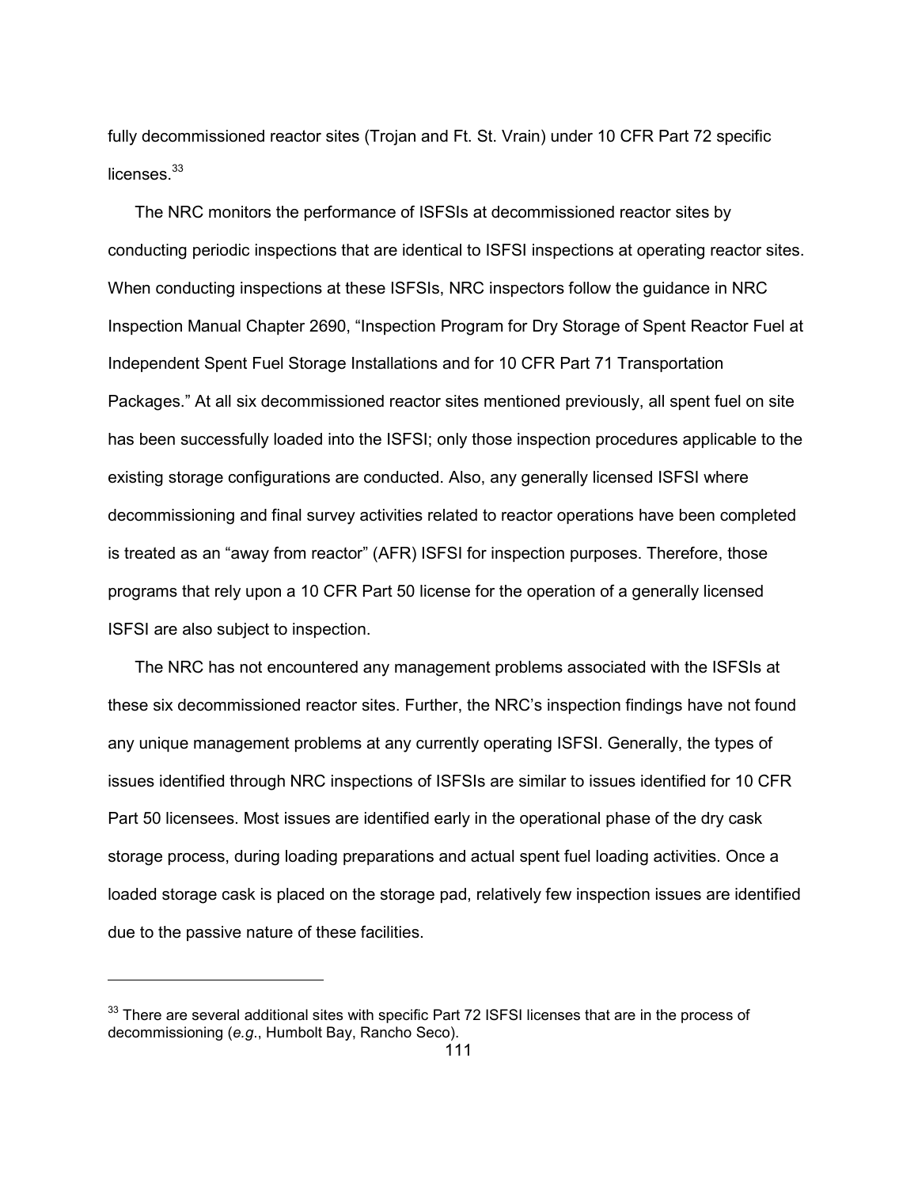fully decommissioned reactor sites (Trojan and Ft. St. Vrain) under 10 CFR Part 72 specific licenses.[33]

The NRC monitors the performance of ISFSIs at decommissioned reactor sites by conducting periodic inspections that are identical to ISFSI inspections at operating reactor sites. When conducting inspections at these ISFSIs, NRC inspectors follow the guidance in NRC Inspection Manual Chapter 2690, "Inspection Program for Dry Storage of Spent Reactor Fuel at Independent Spent Fuel Storage Installations and for 10 CFR Part 71 Transportation Packages." At all six decommissioned reactor sites mentioned previously, all spent fuel on site has been successfully loaded into the ISFSI; only those inspection procedures applicable to the existing storage configurations are conducted. Also, any generally licensed ISFSI where decommissioning and final survey activities related to reactor operations have been completed is treated as an "away from reactor" (AFR) ISFSI for inspection purposes. Therefore, those programs that rely upon a 10 CFR Part 50 license for the operation of a generally licensed ISFSI are also subject to inspection.

The NRC has not encountered any management problems associated with the ISFSIs at these six decommissioned reactor sites. Further, the NRC's inspection findings have not found any unique management problems at any currently operating ISFSI. Generally, the types of issues identified through NRC inspections of ISFSIs are similar to issues identified for 10 CFR Part 50 licensees. Most issues are identified early in the operational phase of the dry cask storage process, during loading preparations and actual spent fuel loading activities. Once a loaded storage cask is placed on the storage pad, relatively few inspection issues are identified due to the passive nature of these facilities.

---

[33] There are several additional sites with specific Part 72 ISFSI licenses that are in the process of decommissioning (*e.g*., Humbolt Bay, Rancho Seco).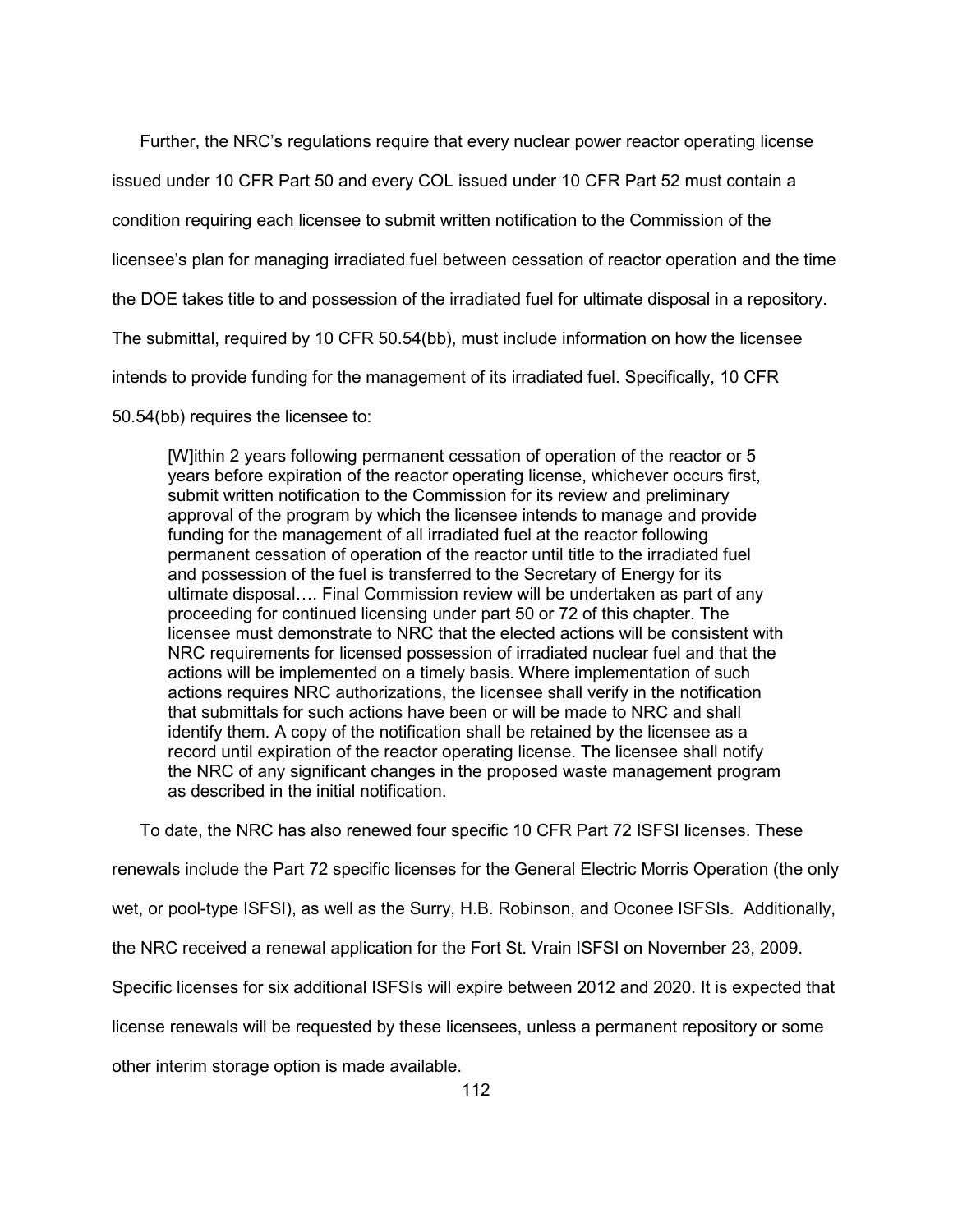Further, the NRC's regulations require that every nuclear power reactor operating license issued under 10 CFR Part 50 and every COL issued under 10 CFR Part 52 must contain a condition requiring each licensee to submit written notification to the Commission of the licensee's plan for managing irradiated fuel between cessation of reactor operation and the time the DOE takes title to and possession of the irradiated fuel for ultimate disposal in a repository. The submittal, required by 10 CFR 50.54(bb), must include information on how the licensee intends to provide funding for the management of its irradiated fuel. Specifically, 10 CFR 50.54(bb) requires the licensee to:

> [W]ithin 2 years following permanent cessation of operation of the reactor or 5 years before expiration of the reactor operating license, whichever occurs first, submit written notification to the Commission for its review and preliminary approval of the program by which the licensee intends to manage and provide funding for the management of all irradiated fuel at the reactor following permanent cessation of operation of the reactor until title to the irradiated fuel and possession of the fuel is transferred to the Secretary of Energy for its ultimate disposal…. Final Commission review will be undertaken as part of any proceeding for continued licensing under part 50 or 72 of this chapter. The licensee must demonstrate to NRC that the elected actions will be consistent with NRC requirements for licensed possession of irradiated nuclear fuel and that the actions will be implemented on a timely basis. Where implementation of such actions requires NRC authorizations, the licensee shall verify in the notification that submittals for such actions have been or will be made to NRC and shall identify them. A copy of the notification shall be retained by the licensee as a record until expiration of the reactor operating license. The licensee shall notify the NRC of any significant changes in the proposed waste management program as described in the initial notification.

To date, the NRC has also renewed four specific 10 CFR Part 72 ISFSI licenses. These renewals include the Part 72 specific licenses for the General Electric Morris Operation (the only wet, or pool-type ISFSI), as well as the Surry, H.B. Robinson, and Oconee ISFSIs. Additionally, the NRC received a renewal application for the Fort St. Vrain ISFSI on November 23, 2009. Specific licenses for six additional ISFSIs will expire between 2012 and 2020. It is expected that license renewals will be requested by these licensees, unless a permanent repository or some other interim storage option is made available.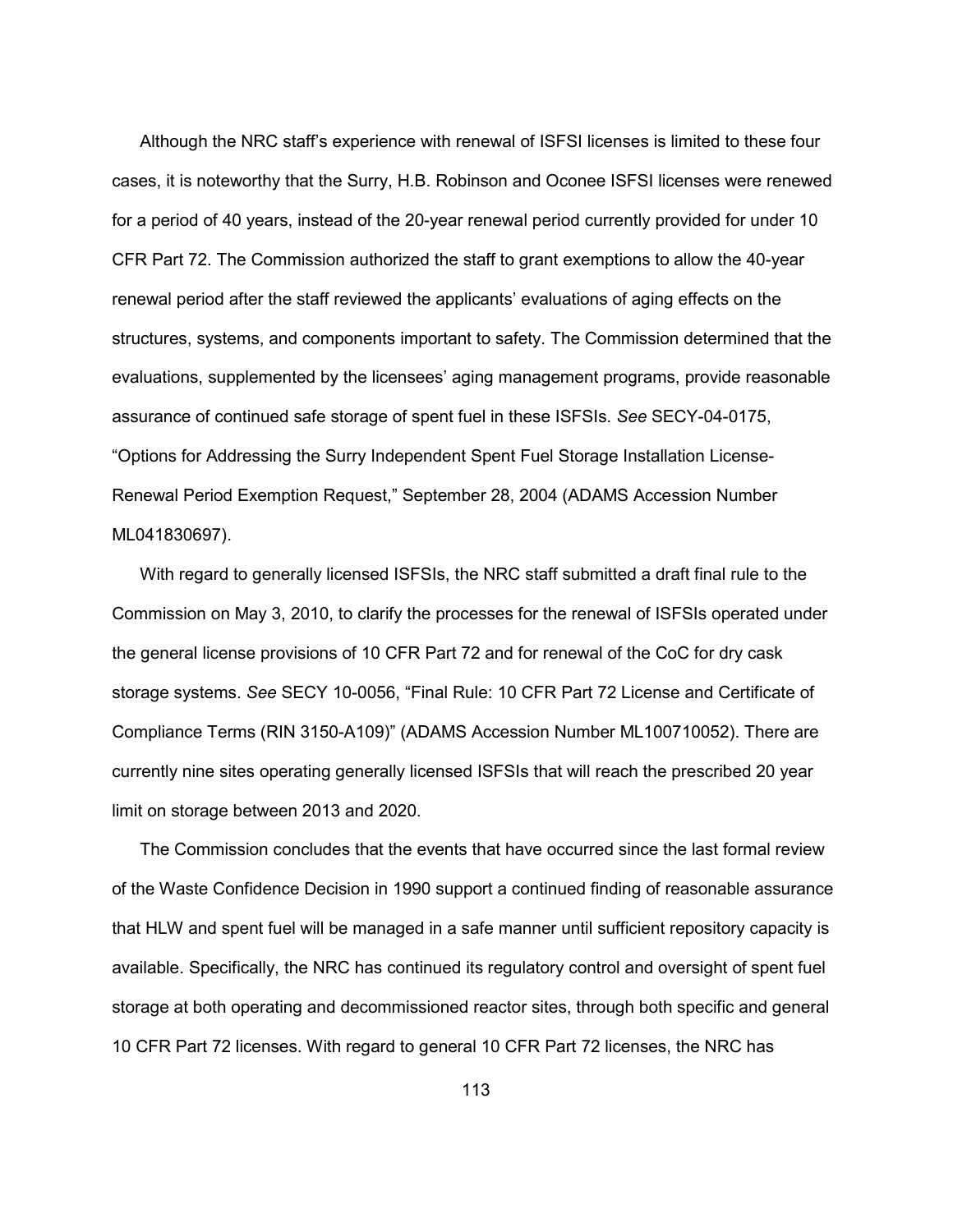Although the NRC staff's experience with renewal of ISFSI licenses is limited to these four cases, it is noteworthy that the Surry, H.B. Robinson and Oconee ISFSI licenses were renewed for a period of 40 years, instead of the 20-year renewal period currently provided for under 10 CFR Part 72. The Commission authorized the staff to grant exemptions to allow the 40-year renewal period after the staff reviewed the applicants' evaluations of aging effects on the structures, systems, and components important to safety. The Commission determined that the evaluations, supplemented by the licensees' aging management programs, provide reasonable assurance of continued safe storage of spent fuel in these ISFSIs. *See* SECY-04-0175, "Options for Addressing the Surry Independent Spent Fuel Storage Installation License-Renewal Period Exemption Request," September 28, 2004 (ADAMS Accession Number ML041830697).

With regard to generally licensed ISFSIs, the NRC staff submitted a draft final rule to the Commission on May 3, 2010, to clarify the processes for the renewal of ISFSIs operated under the general license provisions of 10 CFR Part 72 and for renewal of the CoC for dry cask storage systems. *See* SECY 10-0056, "Final Rule: 10 CFR Part 72 License and Certificate of Compliance Terms (RIN 3150-A109)" (ADAMS Accession Number ML100710052). There are currently nine sites operating generally licensed ISFSIs that will reach the prescribed 20 year limit on storage between 2013 and 2020.

The Commission concludes that the events that have occurred since the last formal review of the Waste Confidence Decision in 1990 support a continued finding of reasonable assurance that HLW and spent fuel will be managed in a safe manner until sufficient repository capacity is available. Specifically, the NRC has continued its regulatory control and oversight of spent fuel storage at both operating and decommissioned reactor sites, through both specific and general 10 CFR Part 72 licenses. With regard to general 10 CFR Part 72 licenses, the NRC has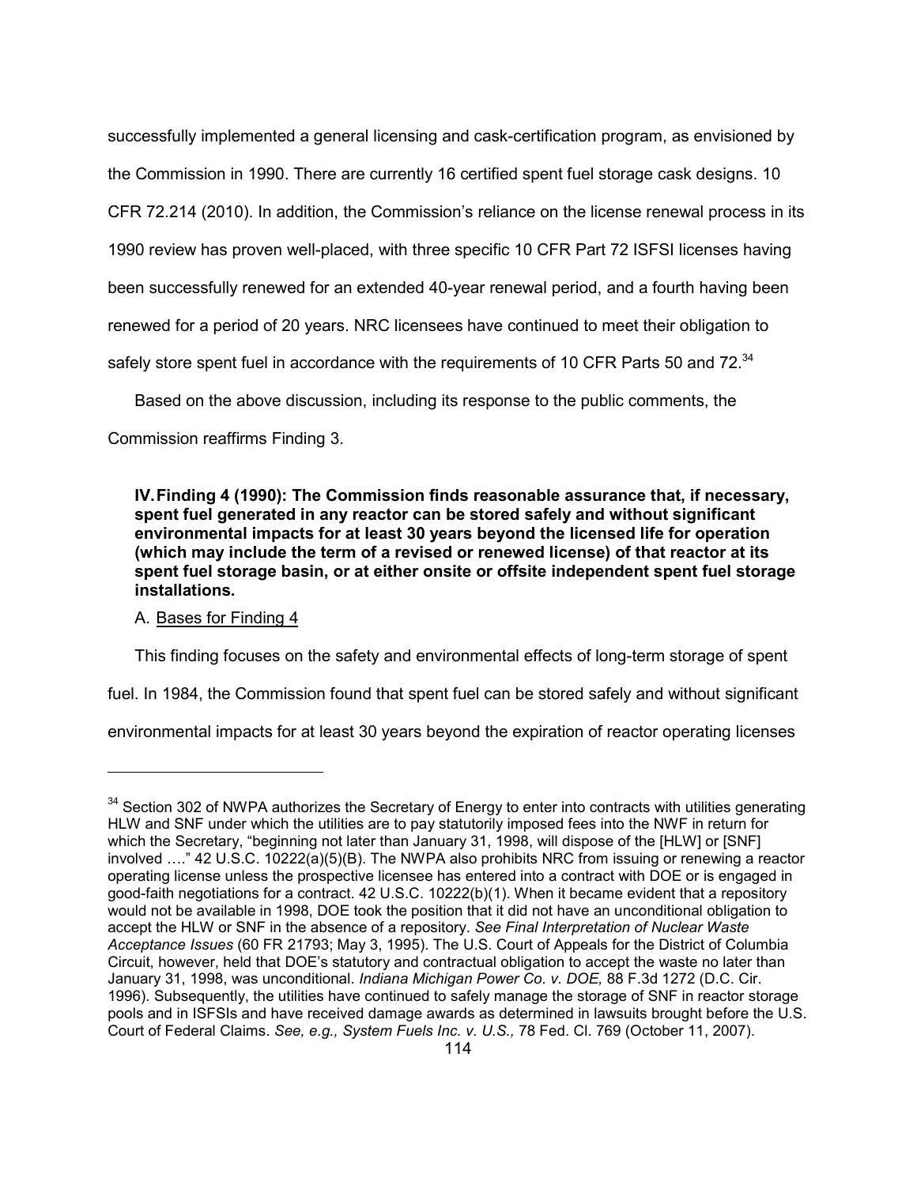successfully implemented a general licensing and cask-certification program, as envisioned by the Commission in 1990. There are currently 16 certified spent fuel storage cask designs. 10 CFR 72.214 (2010). In addition, the Commission's reliance on the license renewal process in its 1990 review has proven well-placed, with three specific 10 CFR Part 72 ISFSI licenses having been successfully renewed for an extended 40-year renewal period, and a fourth having been renewed for a period of 20 years. NRC licensees have continued to meet their obligation to safely store spent fuel in accordance with the requirements of 10 CFR Parts 50 and 72.[34]

Based on the above discussion, including its response to the public comments, the Commission reaffirms Finding 3.

**IV. Finding 4 (1990): The Commission finds reasonable assurance that, if necessary, spent fuel generated in any reactor can be stored safely and without significant environmental impacts for at least 30 years beyond the licensed life for operation (which may include the term of a revised or renewed license) of that reactor at its spent fuel storage basin, or at either onsite or offsite independent spent fuel storage installations.**

A. Bases for Finding 4

This finding focuses on the safety and environmental effects of long-term storage of spent fuel. In 1984, the Commission found that spent fuel can be stored safely and without significant environmental impacts for at least 30 years beyond the expiration of reactor operating licenses

---

[34] Section 302 of NWPA authorizes the Secretary of Energy to enter into contracts with utilities generating HLW and SNF under which the utilities are to pay statutorily imposed fees into the NWF in return for which the Secretary, "beginning not later than January 31, 1998, will dispose of the [HLW] or [SNF] involved …." 42 U.S.C. 10222(a)(5)(B). The NWPA also prohibits NRC from issuing or renewing a reactor operating license unless the prospective licensee has entered into a contract with DOE or is engaged in good-faith negotiations for a contract. 42 U.S.C. 10222(b)(1). When it became evident that a repository would not be available in 1998, DOE took the position that it did not have an unconditional obligation to accept the HLW or SNF in the absence of a repository. *See Final Interpretation of Nuclear Waste Acceptance Issues* (60 FR 21793; May 3, 1995). The U.S. Court of Appeals for the District of Columbia Circuit, however, held that DOE's statutory and contractual obligation to accept the waste no later than January 31, 1998, was unconditional. *Indiana Michigan Power Co. v. DOE,* 88 F.3d 1272 (D.C. Cir. 1996). Subsequently, the utilities have continued to safely manage the storage of SNF in reactor storage pools and in ISFSIs and have received damage awards as determined in lawsuits brought before the U.S. Court of Federal Claims. *See, e.g., System Fuels Inc. v. U.S.,* 78 Fed. Cl. 769 (October 11, 2007).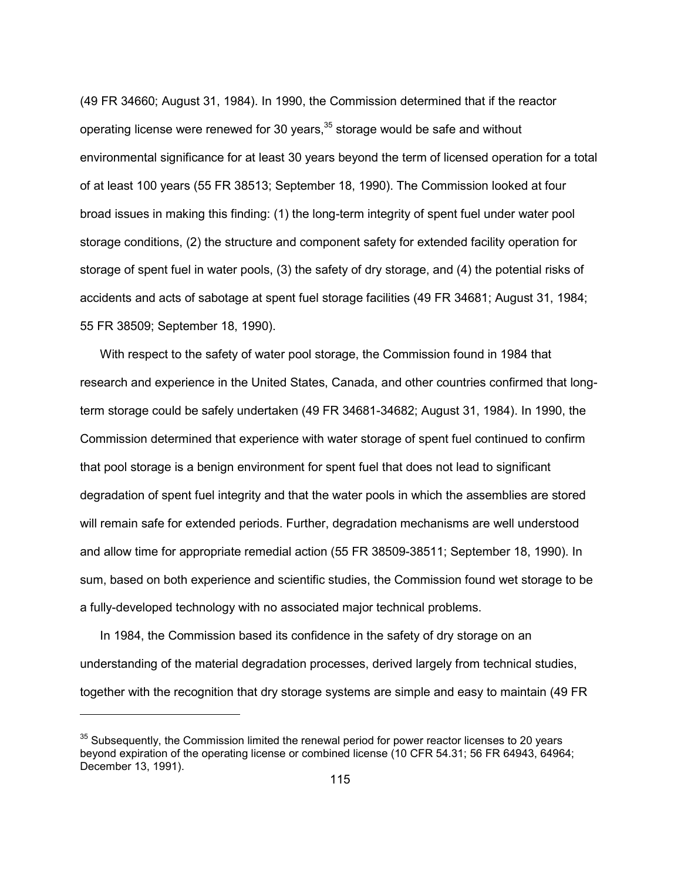(49 FR 34660; August 31, 1984). In 1990, the Commission determined that if the reactor operating license were renewed for 30 years,[35] storage would be safe and without environmental significance for at least 30 years beyond the term of licensed operation for a total of at least 100 years (55 FR 38513; September 18, 1990). The Commission looked at four broad issues in making this finding: (1) the long-term integrity of spent fuel under water pool storage conditions, (2) the structure and component safety for extended facility operation for storage of spent fuel in water pools, (3) the safety of dry storage, and (4) the potential risks of accidents and acts of sabotage at spent fuel storage facilities (49 FR 34681; August 31, 1984; 55 FR 38509; September 18, 1990).

With respect to the safety of water pool storage, the Commission found in 1984 that research and experience in the United States, Canada, and other countries confirmed that long-term storage could be safely undertaken (49 FR 34681-34682; August 31, 1984). In 1990, the Commission determined that experience with water storage of spent fuel continued to confirm that pool storage is a benign environment for spent fuel that does not lead to significant degradation of spent fuel integrity and that the water pools in which the assemblies are stored will remain safe for extended periods. Further, degradation mechanisms are well understood and allow time for appropriate remedial action (55 FR 38509-38511; September 18, 1990). In sum, based on both experience and scientific studies, the Commission found wet storage to be a fully-developed technology with no associated major technical problems.

In 1984, the Commission based its confidence in the safety of dry storage on an understanding of the material degradation processes, derived largely from technical studies, together with the recognition that dry storage systems are simple and easy to maintain (49 FR

---

[35] Subsequently, the Commission limited the renewal period for power reactor licenses to 20 years beyond expiration of the operating license or combined license (10 CFR 54.31; 56 FR 64943, 64964; December 13, 1991).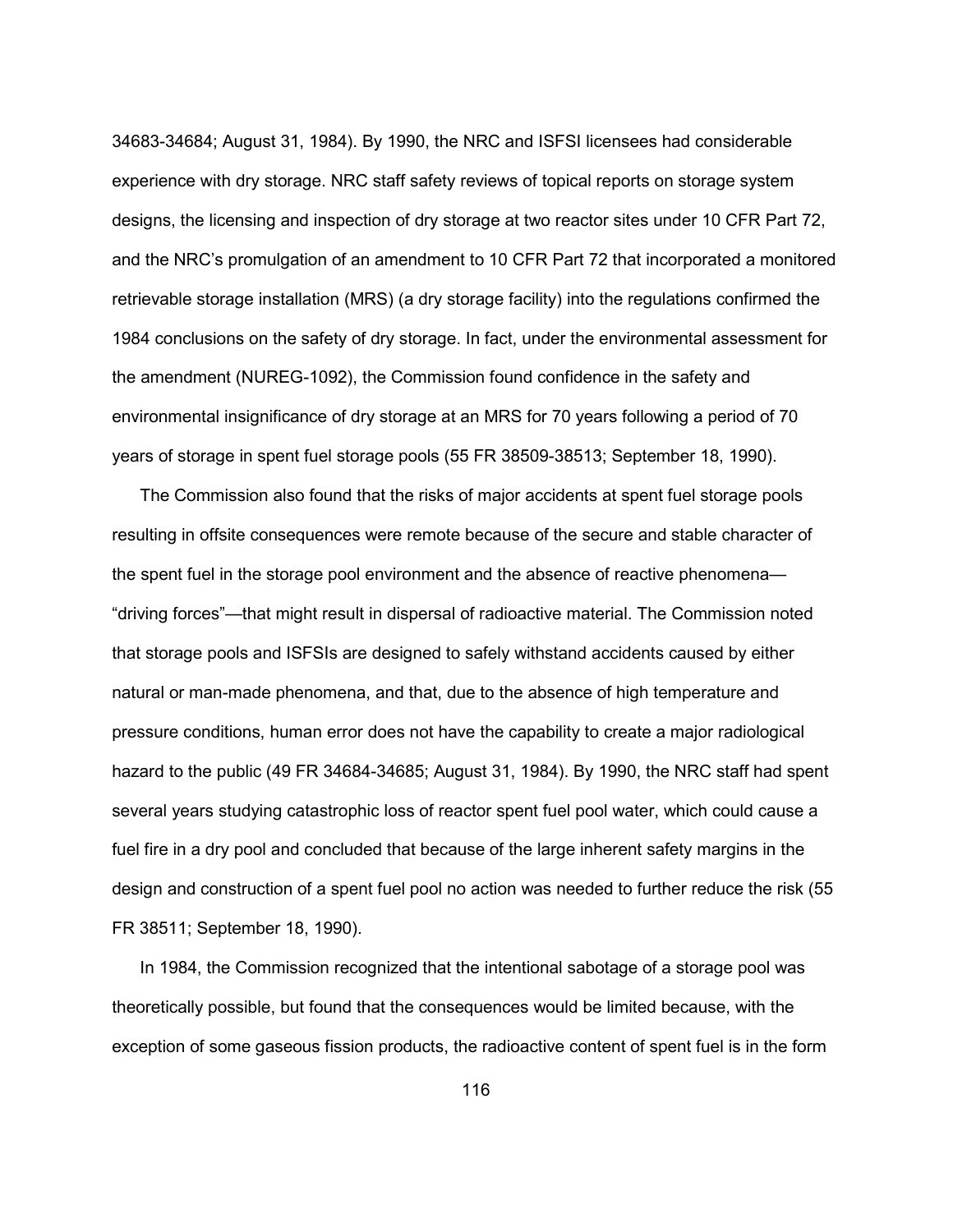34683-34684; August 31, 1984). By 1990, the NRC and ISFSI licensees had considerable experience with dry storage. NRC staff safety reviews of topical reports on storage system designs, the licensing and inspection of dry storage at two reactor sites under 10 CFR Part 72, and the NRC's promulgation of an amendment to 10 CFR Part 72 that incorporated a monitored retrievable storage installation (MRS) (a dry storage facility) into the regulations confirmed the 1984 conclusions on the safety of dry storage. In fact, under the environmental assessment for the amendment (NUREG-1092), the Commission found confidence in the safety and environmental insignificance of dry storage at an MRS for 70 years following a period of 70 years of storage in spent fuel storage pools (55 FR 38509-38513; September 18, 1990).

The Commission also found that the risks of major accidents at spent fuel storage pools resulting in offsite consequences were remote because of the secure and stable character of the spent fuel in the storage pool environment and the absence of reactive phenomena—"driving forces"—that might result in dispersal of radioactive material. The Commission noted that storage pools and ISFSIs are designed to safely withstand accidents caused by either natural or man-made phenomena, and that, due to the absence of high temperature and pressure conditions, human error does not have the capability to create a major radiological hazard to the public (49 FR 34684-34685; August 31, 1984). By 1990, the NRC staff had spent several years studying catastrophic loss of reactor spent fuel pool water, which could cause a fuel fire in a dry pool and concluded that because of the large inherent safety margins in the design and construction of a spent fuel pool no action was needed to further reduce the risk (55 FR 38511; September 18, 1990).

In 1984, the Commission recognized that the intentional sabotage of a storage pool was theoretically possible, but found that the consequences would be limited because, with the exception of some gaseous fission products, the radioactive content of spent fuel is in the form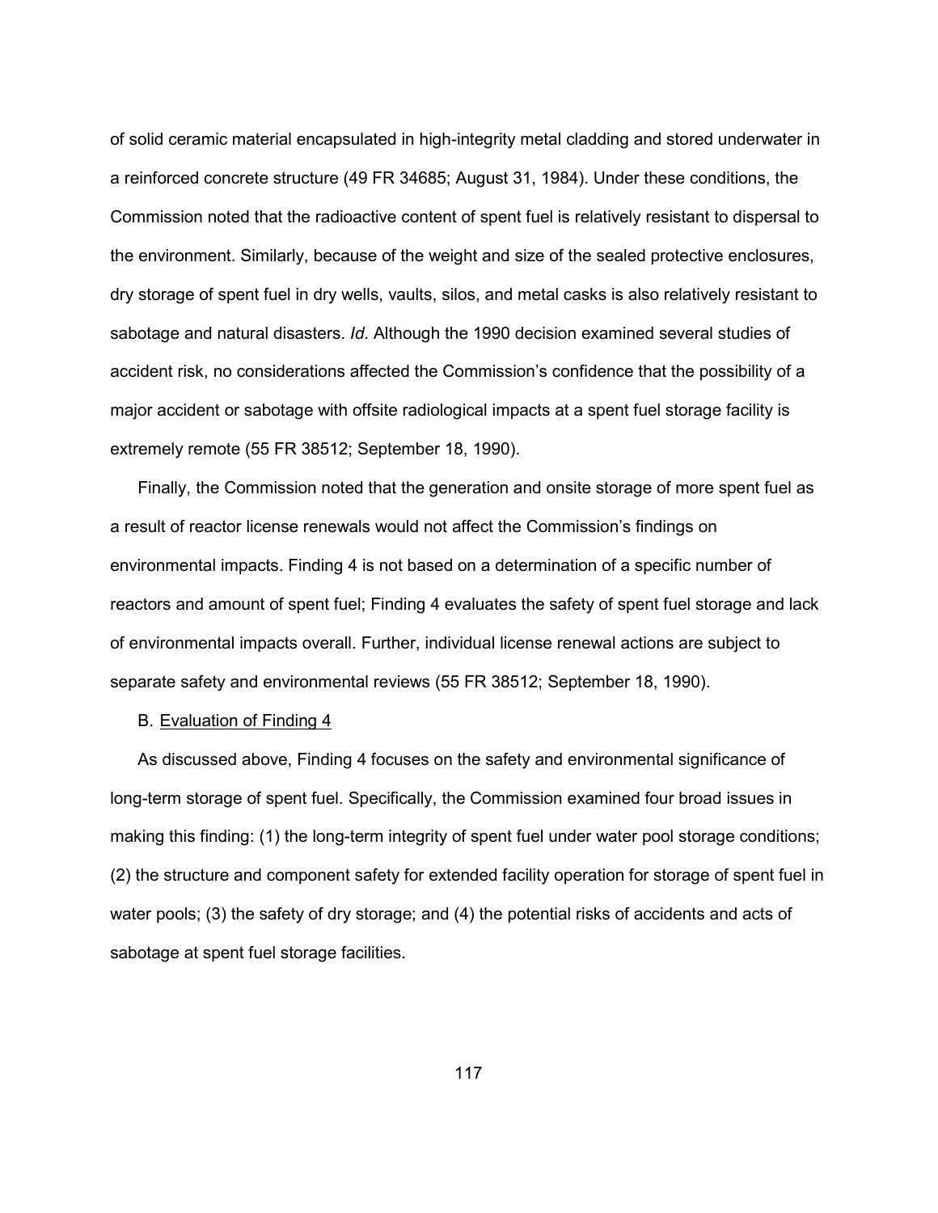of solid ceramic material encapsulated in high-integrity metal cladding and stored underwater in a reinforced concrete structure (49 FR 34685; August 31, 1984). Under these conditions, the Commission noted that the radioactive content of spent fuel is relatively resistant to dispersal to the environment. Similarly, because of the weight and size of the sealed protective enclosures, dry storage of spent fuel in dry wells, vaults, silos, and metal casks is also relatively resistant to sabotage and natural disasters. *Id*. Although the 1990 decision examined several studies of accident risk, no considerations affected the Commission's confidence that the possibility of a major accident or sabotage with offsite radiological impacts at a spent fuel storage facility is extremely remote (55 FR 38512; September 18, 1990).

Finally, the Commission noted that the generation and onsite storage of more spent fuel as a result of reactor license renewals would not affect the Commission's findings on environmental impacts. Finding 4 is not based on a determination of a specific number of reactors and amount of spent fuel; Finding 4 evaluates the safety of spent fuel storage and lack of environmental impacts overall. Further, individual license renewal actions are subject to separate safety and environmental reviews (55 FR 38512; September 18, 1990).

B. Evaluation of Finding 4

As discussed above, Finding 4 focuses on the safety and environmental significance of long-term storage of spent fuel. Specifically, the Commission examined four broad issues in making this finding: (1) the long-term integrity of spent fuel under water pool storage conditions; (2) the structure and component safety for extended facility operation for storage of spent fuel in water pools; (3) the safety of dry storage; and (4) the potential risks of accidents and acts of sabotage at spent fuel storage facilities.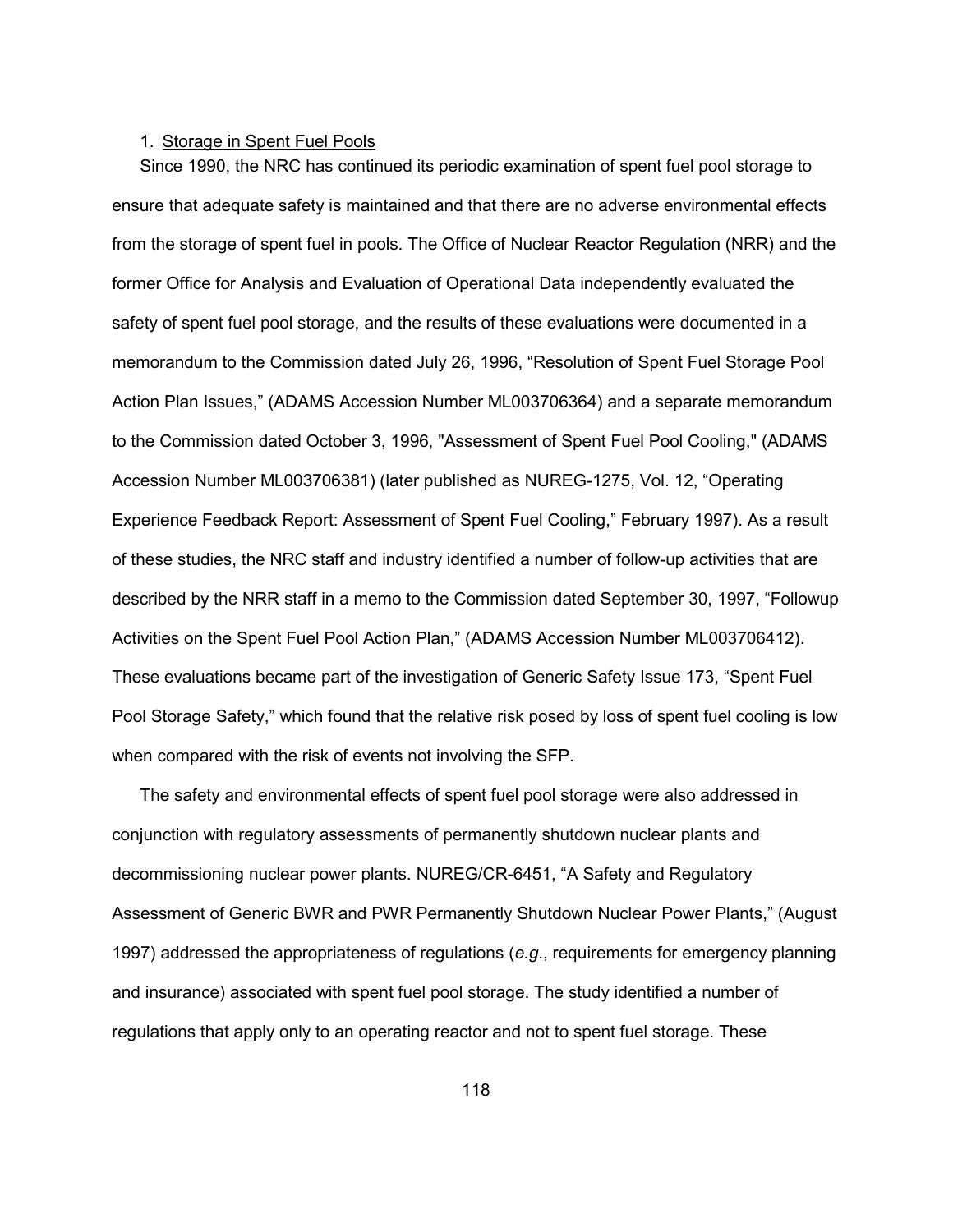1. Storage in Spent Fuel Pools

Since 1990, the NRC has continued its periodic examination of spent fuel pool storage to ensure that adequate safety is maintained and that there are no adverse environmental effects from the storage of spent fuel in pools. The Office of Nuclear Reactor Regulation (NRR) and the former Office for Analysis and Evaluation of Operational Data independently evaluated the safety of spent fuel pool storage, and the results of these evaluations were documented in a memorandum to the Commission dated July 26, 1996, "Resolution of Spent Fuel Storage Pool Action Plan Issues," (ADAMS Accession Number ML003706364) and a separate memorandum to the Commission dated October 3, 1996, "Assessment of Spent Fuel Pool Cooling," (ADAMS Accession Number ML003706381) (later published as NUREG-1275, Vol. 12, "Operating Experience Feedback Report: Assessment of Spent Fuel Cooling," February 1997). As a result of these studies, the NRC staff and industry identified a number of follow-up activities that are described by the NRR staff in a memo to the Commission dated September 30, 1997, "Followup Activities on the Spent Fuel Pool Action Plan," (ADAMS Accession Number ML003706412). These evaluations became part of the investigation of Generic Safety Issue 173, "Spent Fuel Pool Storage Safety," which found that the relative risk posed by loss of spent fuel cooling is low when compared with the risk of events not involving the SFP.

The safety and environmental effects of spent fuel pool storage were also addressed in conjunction with regulatory assessments of permanently shutdown nuclear plants and decommissioning nuclear power plants. NUREG/CR-6451, "A Safety and Regulatory Assessment of Generic BWR and PWR Permanently Shutdown Nuclear Power Plants," (August 1997) addressed the appropriateness of regulations (*e.g.*, requirements for emergency planning and insurance) associated with spent fuel pool storage. The study identified a number of regulations that apply only to an operating reactor and not to spent fuel storage. These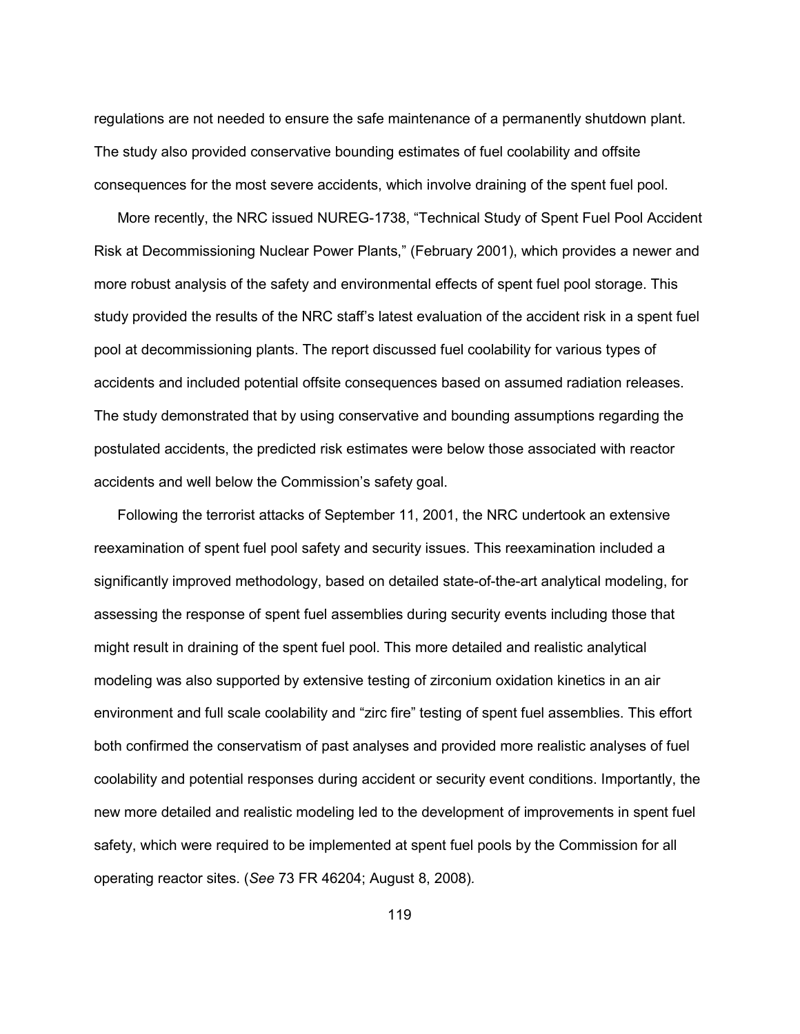regulations are not needed to ensure the safe maintenance of a permanently shutdown plant. The study also provided conservative bounding estimates of fuel coolability and offsite consequences for the most severe accidents, which involve draining of the spent fuel pool.

More recently, the NRC issued NUREG-1738, "Technical Study of Spent Fuel Pool Accident Risk at Decommissioning Nuclear Power Plants," (February 2001), which provides a newer and more robust analysis of the safety and environmental effects of spent fuel pool storage. This study provided the results of the NRC staff's latest evaluation of the accident risk in a spent fuel pool at decommissioning plants. The report discussed fuel coolability for various types of accidents and included potential offsite consequences based on assumed radiation releases. The study demonstrated that by using conservative and bounding assumptions regarding the postulated accidents, the predicted risk estimates were below those associated with reactor accidents and well below the Commission's safety goal.

Following the terrorist attacks of September 11, 2001, the NRC undertook an extensive reexamination of spent fuel pool safety and security issues. This reexamination included a significantly improved methodology, based on detailed state-of-the-art analytical modeling, for assessing the response of spent fuel assemblies during security events including those that might result in draining of the spent fuel pool. This more detailed and realistic analytical modeling was also supported by extensive testing of zirconium oxidation kinetics in an air environment and full scale coolability and "zirc fire" testing of spent fuel assemblies. This effort both confirmed the conservatism of past analyses and provided more realistic analyses of fuel coolability and potential responses during accident or security event conditions. Importantly, the new more detailed and realistic modeling led to the development of improvements in spent fuel safety, which were required to be implemented at spent fuel pools by the Commission for all operating reactor sites. (*See* 73 FR 46204; August 8, 2008).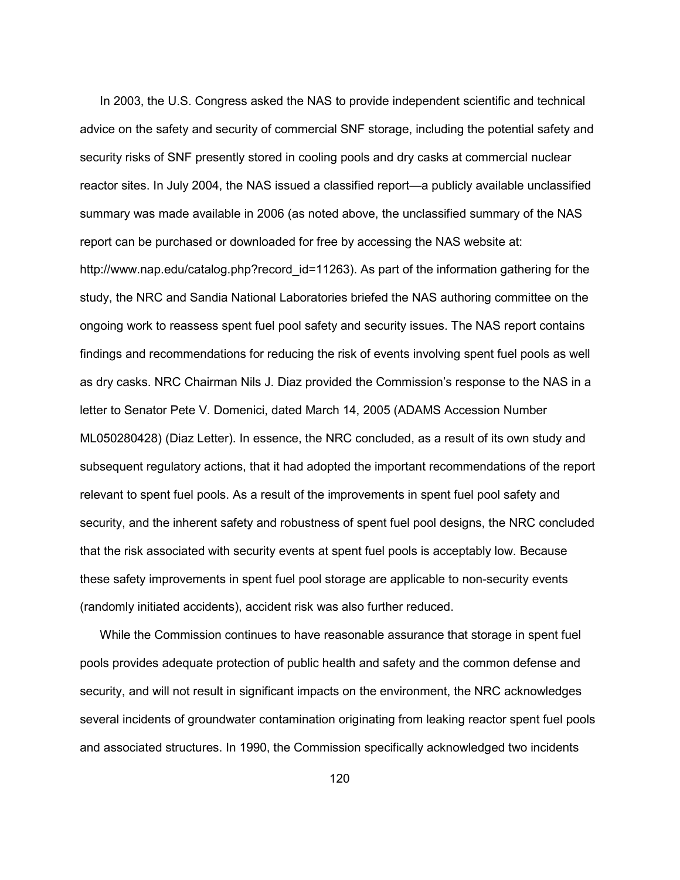In 2003, the U.S. Congress asked the NAS to provide independent scientific and technical advice on the safety and security of commercial SNF storage, including the potential safety and security risks of SNF presently stored in cooling pools and dry casks at commercial nuclear reactor sites. In July 2004, the NAS issued a classified report—a publicly available unclassified summary was made available in 2006 (as noted above, the unclassified summary of the NAS report can be purchased or downloaded for free by accessing the NAS website at: http://www.nap.edu/catalog.php?record_id=11263). As part of the information gathering for the study, the NRC and Sandia National Laboratories briefed the NAS authoring committee on the ongoing work to reassess spent fuel pool safety and security issues. The NAS report contains findings and recommendations for reducing the risk of events involving spent fuel pools as well as dry casks. NRC Chairman Nils J. Diaz provided the Commission's response to the NAS in a letter to Senator Pete V. Domenici, dated March 14, 2005 (ADAMS Accession Number ML050280428) (Diaz Letter). In essence, the NRC concluded, as a result of its own study and subsequent regulatory actions, that it had adopted the important recommendations of the report relevant to spent fuel pools. As a result of the improvements in spent fuel pool safety and security, and the inherent safety and robustness of spent fuel pool designs, the NRC concluded that the risk associated with security events at spent fuel pools is acceptably low. Because these safety improvements in spent fuel pool storage are applicable to non-security events (randomly initiated accidents), accident risk was also further reduced.

While the Commission continues to have reasonable assurance that storage in spent fuel pools provides adequate protection of public health and safety and the common defense and security, and will not result in significant impacts on the environment, the NRC acknowledges several incidents of groundwater contamination originating from leaking reactor spent fuel pools and associated structures. In 1990, the Commission specifically acknowledged two incidents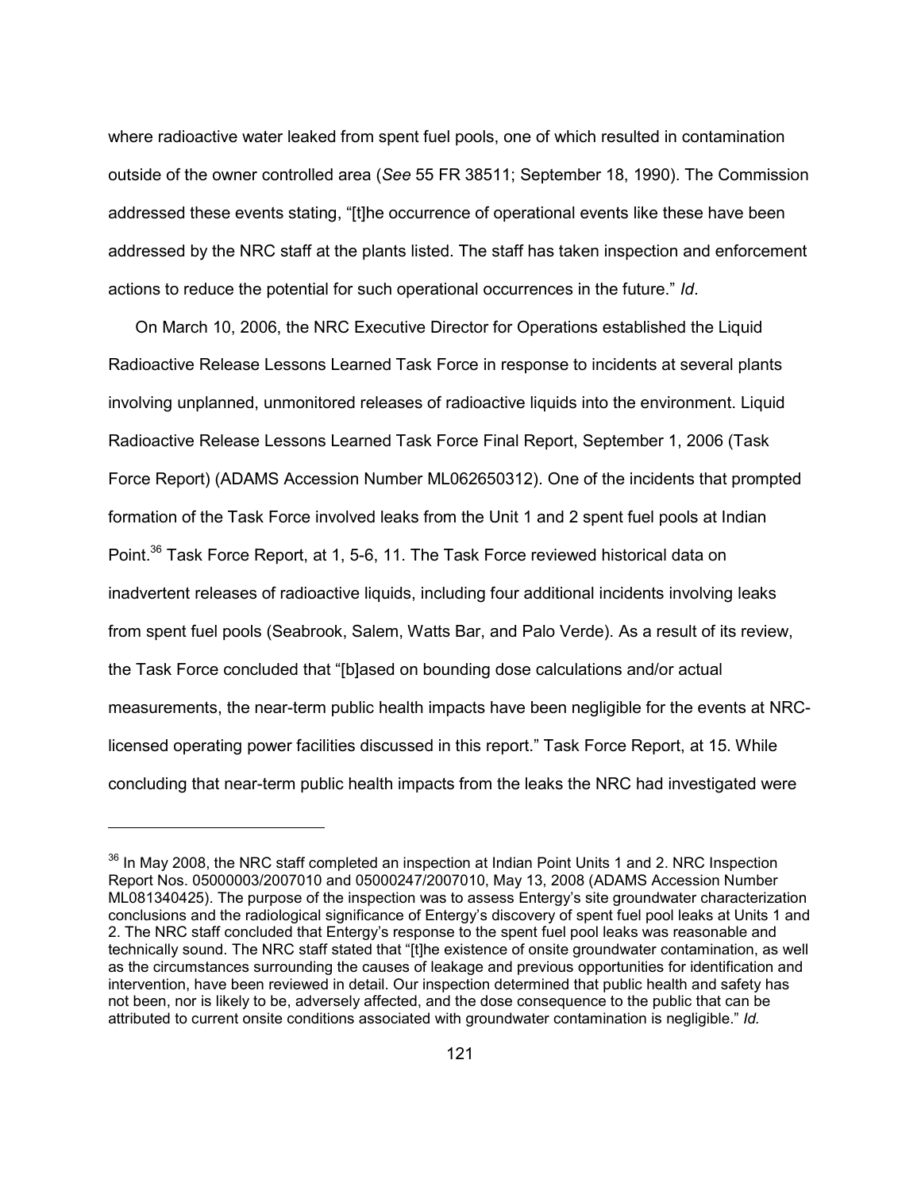where radioactive water leaked from spent fuel pools, one of which resulted in contamination outside of the owner controlled area (*See* 55 FR 38511; September 18, 1990). The Commission addressed these events stating, "[t]he occurrence of operational events like these have been addressed by the NRC staff at the plants listed. The staff has taken inspection and enforcement actions to reduce the potential for such operational occurrences in the future." *Id*.

On March 10, 2006, the NRC Executive Director for Operations established the Liquid Radioactive Release Lessons Learned Task Force in response to incidents at several plants involving unplanned, unmonitored releases of radioactive liquids into the environment. Liquid Radioactive Release Lessons Learned Task Force Final Report, September 1, 2006 (Task Force Report) (ADAMS Accession Number ML062650312). One of the incidents that prompted formation of the Task Force involved leaks from the Unit 1 and 2 spent fuel pools at Indian Point.[36] Task Force Report, at 1, 5-6, 11. The Task Force reviewed historical data on inadvertent releases of radioactive liquids, including four additional incidents involving leaks from spent fuel pools (Seabrook, Salem, Watts Bar, and Palo Verde). As a result of its review, the Task Force concluded that "[b]ased on bounding dose calculations and/or actual measurements, the near-term public health impacts have been negligible for the events at NRC-licensed operating power facilities discussed in this report." Task Force Report, at 15. While concluding that near-term public health impacts from the leaks the NRC had investigated were

---

[36] In May 2008, the NRC staff completed an inspection at Indian Point Units 1 and 2. NRC Inspection Report Nos. 05000003/2007010 and 05000247/2007010, May 13, 2008 (ADAMS Accession Number ML081340425). The purpose of the inspection was to assess Entergy's site groundwater characterization conclusions and the radiological significance of Entergy's discovery of spent fuel pool leaks at Units 1 and 2. The NRC staff concluded that Entergy's response to the spent fuel pool leaks was reasonable and technically sound. The NRC staff stated that "[t]he existence of onsite groundwater contamination, as well as the circumstances surrounding the causes of leakage and previous opportunities for identification and intervention, have been reviewed in detail. Our inspection determined that public health and safety has not been, nor is likely to be, adversely affected, and the dose consequence to the public that can be attributed to current onsite conditions associated with groundwater contamination is negligible." *Id.*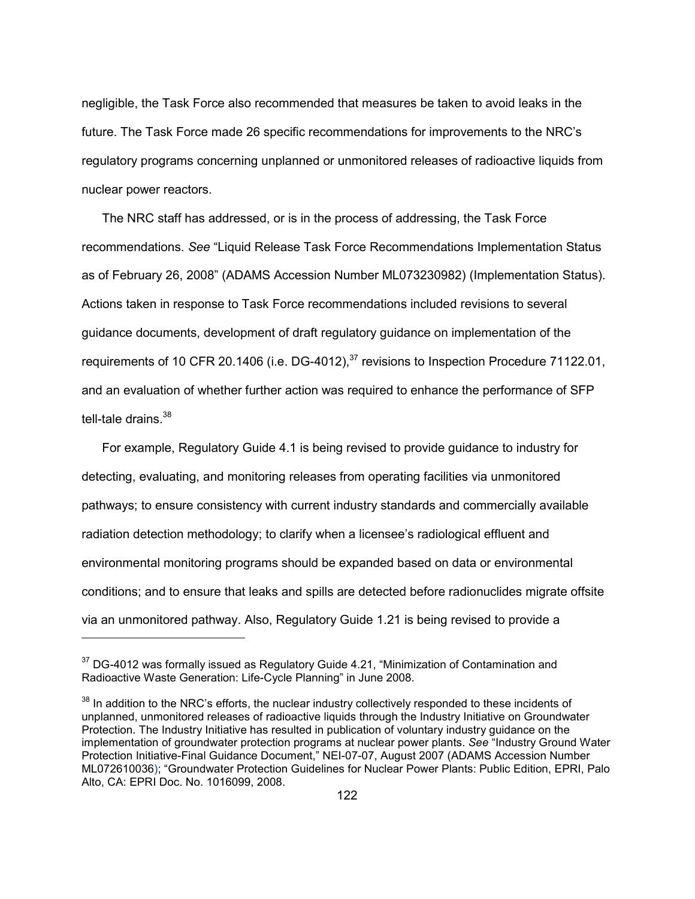negligible, the Task Force also recommended that measures be taken to avoid leaks in the future. The Task Force made 26 specific recommendations for improvements to the NRC's regulatory programs concerning unplanned or unmonitored releases of radioactive liquids from nuclear power reactors.

The NRC staff has addressed, or is in the process of addressing, the Task Force recommendations. *See* "Liquid Release Task Force Recommendations Implementation Status as of February 26, 2008" (ADAMS Accession Number ML073230982) (Implementation Status). Actions taken in response to Task Force recommendations included revisions to several guidance documents, development of draft regulatory guidance on implementation of the requirements of 10 CFR 20.1406 (i.e. DG-4012),[37] revisions to Inspection Procedure 71122.01, and an evaluation of whether further action was required to enhance the performance of SFP tell-tale drains.[38]

For example, Regulatory Guide 4.1 is being revised to provide guidance to industry for detecting, evaluating, and monitoring releases from operating facilities via unmonitored pathways; to ensure consistency with current industry standards and commercially available radiation detection methodology; to clarify when a licensee's radiological effluent and environmental monitoring programs should be expanded based on data or environmental conditions; and to ensure that leaks and spills are detected before radionuclides migrate offsite via an unmonitored pathway. Also, Regulatory Guide 1.21 is being revised to provide a

---

[37] DG-4012 was formally issued as Regulatory Guide 4.21, "Minimization of Contamination and Radioactive Waste Generation: Life-Cycle Planning" in June 2008.

[38] In addition to the NRC's efforts, the nuclear industry collectively responded to these incidents of unplanned, unmonitored releases of radioactive liquids through the Industry Initiative on Groundwater Protection. The Industry Initiative has resulted in publication of voluntary industry guidance on the implementation of groundwater protection programs at nuclear power plants. *See* "Industry Ground Water Protection Initiative-Final Guidance Document," NEI-07-07, August 2007 (ADAMS Accession Number ML072610036); "Groundwater Protection Guidelines for Nuclear Power Plants: Public Edition, EPRI, Palo Alto, CA: EPRI Doc. No. 1016099, 2008.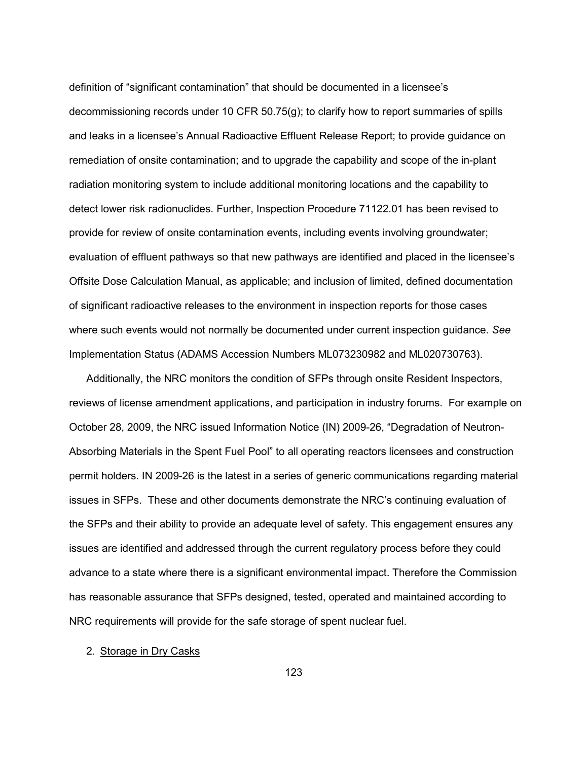definition of "significant contamination" that should be documented in a licensee's decommissioning records under 10 CFR 50.75(g); to clarify how to report summaries of spills and leaks in a licensee's Annual Radioactive Effluent Release Report; to provide guidance on remediation of onsite contamination; and to upgrade the capability and scope of the in-plant radiation monitoring system to include additional monitoring locations and the capability to detect lower risk radionuclides. Further, Inspection Procedure 71122.01 has been revised to provide for review of onsite contamination events, including events involving groundwater; evaluation of effluent pathways so that new pathways are identified and placed in the licensee's Offsite Dose Calculation Manual, as applicable; and inclusion of limited, defined documentation of significant radioactive releases to the environment in inspection reports for those cases where such events would not normally be documented under current inspection guidance. *See* Implementation Status (ADAMS Accession Numbers ML073230982 and ML020730763).

Additionally, the NRC monitors the condition of SFPs through onsite Resident Inspectors, reviews of license amendment applications, and participation in industry forums. For example on October 28, 2009, the NRC issued Information Notice (IN) 2009-26, "Degradation of Neutron-Absorbing Materials in the Spent Fuel Pool" to all operating reactors licensees and construction permit holders. IN 2009-26 is the latest in a series of generic communications regarding material issues in SFPs. These and other documents demonstrate the NRC's continuing evaluation of the SFPs and their ability to provide an adequate level of safety. This engagement ensures any issues are identified and addressed through the current regulatory process before they could advance to a state where there is a significant environmental impact. Therefore the Commission has reasonable assurance that SFPs designed, tested, operated and maintained according to NRC requirements will provide for the safe storage of spent nuclear fuel.

2. Storage in Dry Casks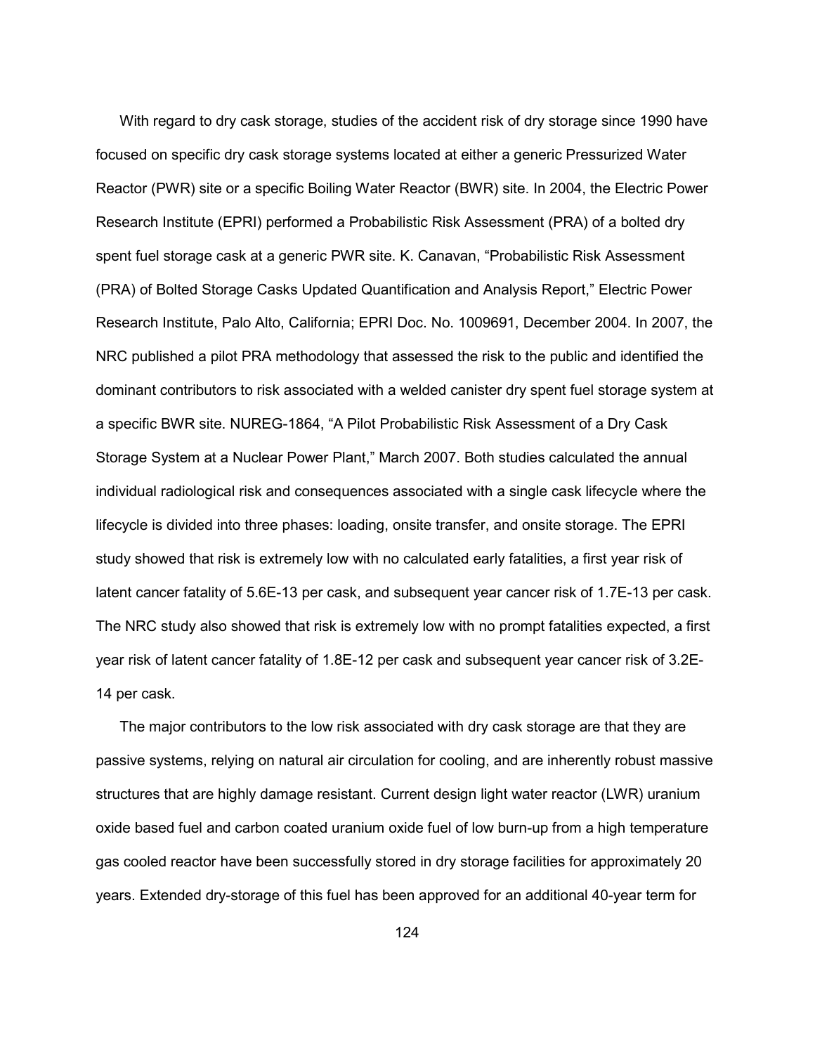With regard to dry cask storage, studies of the accident risk of dry storage since 1990 have focused on specific dry cask storage systems located at either a generic Pressurized Water Reactor (PWR) site or a specific Boiling Water Reactor (BWR) site. In 2004, the Electric Power Research Institute (EPRI) performed a Probabilistic Risk Assessment (PRA) of a bolted dry spent fuel storage cask at a generic PWR site. K. Canavan, "Probabilistic Risk Assessment (PRA) of Bolted Storage Casks Updated Quantification and Analysis Report," Electric Power Research Institute, Palo Alto, California; EPRI Doc. No. 1009691, December 2004. In 2007, the NRC published a pilot PRA methodology that assessed the risk to the public and identified the dominant contributors to risk associated with a welded canister dry spent fuel storage system at a specific BWR site. NUREG-1864, "A Pilot Probabilistic Risk Assessment of a Dry Cask Storage System at a Nuclear Power Plant," March 2007. Both studies calculated the annual individual radiological risk and consequences associated with a single cask lifecycle where the lifecycle is divided into three phases: loading, onsite transfer, and onsite storage. The EPRI study showed that risk is extremely low with no calculated early fatalities, a first year risk of latent cancer fatality of 5.6E-13 per cask, and subsequent year cancer risk of 1.7E-13 per cask. The NRC study also showed that risk is extremely low with no prompt fatalities expected, a first year risk of latent cancer fatality of 1.8E-12 per cask and subsequent year cancer risk of 3.2E-14 per cask.

The major contributors to the low risk associated with dry cask storage are that they are passive systems, relying on natural air circulation for cooling, and are inherently robust massive structures that are highly damage resistant. Current design light water reactor (LWR) uranium oxide based fuel and carbon coated uranium oxide fuel of low burn-up from a high temperature gas cooled reactor have been successfully stored in dry storage facilities for approximately 20 years. Extended dry-storage of this fuel has been approved for an additional 40-year term for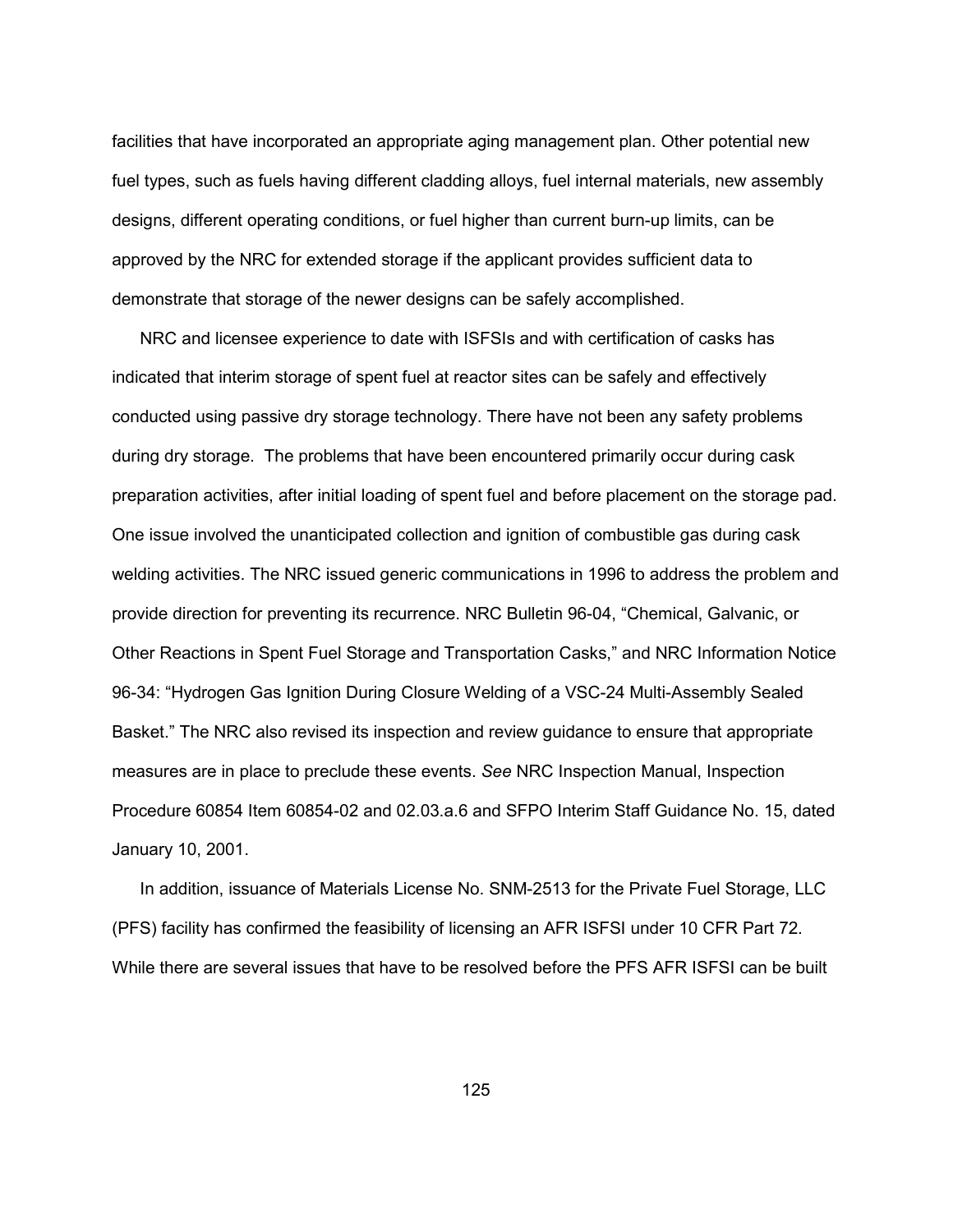facilities that have incorporated an appropriate aging management plan. Other potential new fuel types, such as fuels having different cladding alloys, fuel internal materials, new assembly designs, different operating conditions, or fuel higher than current burn-up limits, can be approved by the NRC for extended storage if the applicant provides sufficient data to demonstrate that storage of the newer designs can be safely accomplished.

NRC and licensee experience to date with ISFSIs and with certification of casks has indicated that interim storage of spent fuel at reactor sites can be safely and effectively conducted using passive dry storage technology. There have not been any safety problems during dry storage. The problems that have been encountered primarily occur during cask preparation activities, after initial loading of spent fuel and before placement on the storage pad. One issue involved the unanticipated collection and ignition of combustible gas during cask welding activities. The NRC issued generic communications in 1996 to address the problem and provide direction for preventing its recurrence. NRC Bulletin 96-04, "Chemical, Galvanic, or Other Reactions in Spent Fuel Storage and Transportation Casks," and NRC Information Notice 96-34: "Hydrogen Gas Ignition During Closure Welding of a VSC-24 Multi-Assembly Sealed Basket." The NRC also revised its inspection and review guidance to ensure that appropriate measures are in place to preclude these events. *See* NRC Inspection Manual, Inspection Procedure 60854 Item 60854-02 and 02.03.a.6 and SFPO Interim Staff Guidance No. 15, dated January 10, 2001.

In addition, issuance of Materials License No. SNM-2513 for the Private Fuel Storage, LLC (PFS) facility has confirmed the feasibility of licensing an AFR ISFSI under 10 CFR Part 72. While there are several issues that have to be resolved before the PFS AFR ISFSI can be built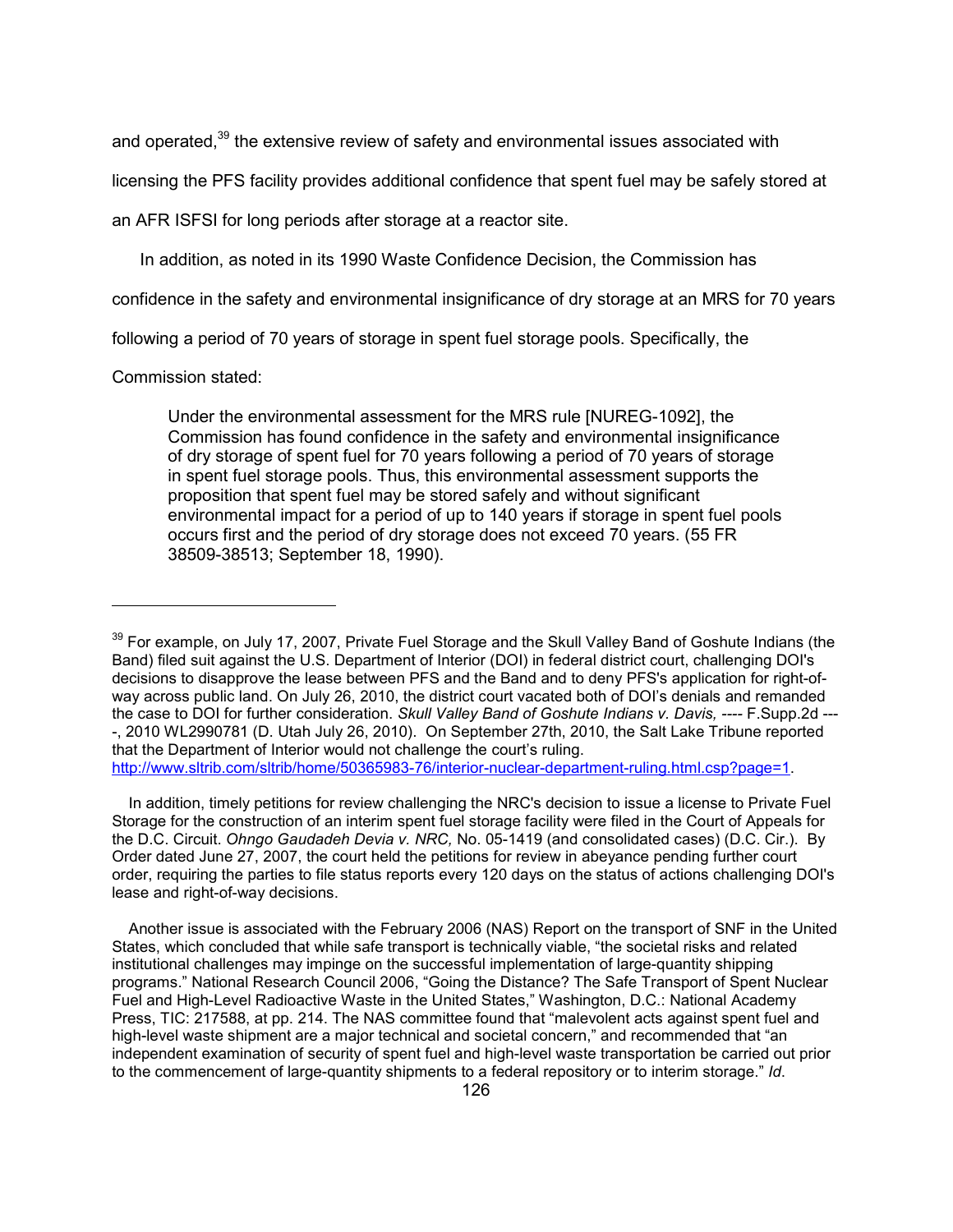and operated,[39] the extensive review of safety and environmental issues associated with licensing the PFS facility provides additional confidence that spent fuel may be safely stored at an AFR ISFSI for long periods after storage at a reactor site.

In addition, as noted in its 1990 Waste Confidence Decision, the Commission has confidence in the safety and environmental insignificance of dry storage at an MRS for 70 years following a period of 70 years of storage in spent fuel storage pools. Specifically, the Commission stated:

> Under the environmental assessment for the MRS rule [NUREG-1092], the Commission has found confidence in the safety and environmental insignificance of dry storage of spent fuel for 70 years following a period of 70 years of storage in spent fuel storage pools. Thus, this environmental assessment supports the proposition that spent fuel may be stored safely and without significant environmental impact for a period of up to 140 years if storage in spent fuel pools occurs first and the period of dry storage does not exceed 70 years. (55 FR 38509-38513; September 18, 1990).

---

[39] For example, on July 17, 2007, Private Fuel Storage and the Skull Valley Band of Goshute Indians (the Band) filed suit against the U.S. Department of Interior (DOI) in federal district court, challenging DOI's decisions to disapprove the lease between PFS and the Band and to deny PFS's application for right-of-way across public land. On July 26, 2010, the district court vacated both of DOI's denials and remanded the case to DOI for further consideration. *Skull Valley Band of Goshute Indians v. Davis,* ---- F.Supp.2d ----, 2010 WL2990781 (D. Utah July 26, 2010). On September 27th, 2010, the Salt Lake Tribune reported that the Department of Interior would not challenge the court's ruling. http://www.sltrib.com/sltrib/home/50365983-76/interior-nuclear-department-ruling.html.csp?page=1.

In addition, timely petitions for review challenging the NRC's decision to issue a license to Private Fuel Storage for the construction of an interim spent fuel storage facility were filed in the Court of Appeals for the D.C. Circuit. *Ohngo Gaudadeh Devia v. NRC,* No. 05-1419 (and consolidated cases) (D.C. Cir.). By Order dated June 27, 2007, the court held the petitions for review in abeyance pending further court order, requiring the parties to file status reports every 120 days on the status of actions challenging DOI's lease and right-of-way decisions.

Another issue is associated with the February 2006 (NAS) Report on the transport of SNF in the United States, which concluded that while safe transport is technically viable, "the societal risks and related institutional challenges may impinge on the successful implementation of large-quantity shipping programs." National Research Council 2006, "Going the Distance? The Safe Transport of Spent Nuclear Fuel and High-Level Radioactive Waste in the United States," Washington, D.C.: National Academy Press, TIC: 217588, at pp. 214. The NAS committee found that "malevolent acts against spent fuel and high-level waste shipment are a major technical and societal concern," and recommended that "an independent examination of security of spent fuel and high-level waste transportation be carried out prior to the commencement of large-quantity shipments to a federal repository or to interim storage." *Id*.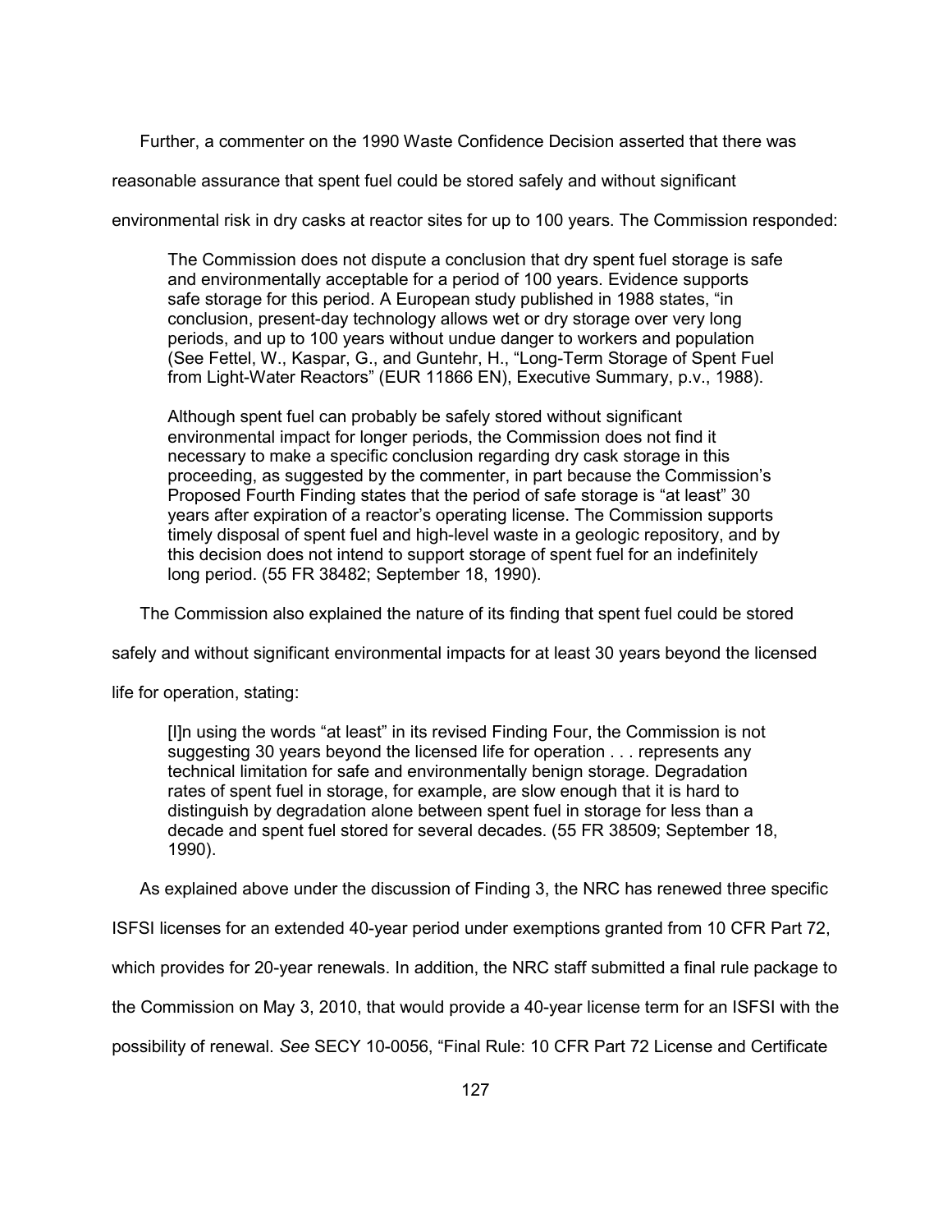Further, a commenter on the 1990 Waste Confidence Decision asserted that there was reasonable assurance that spent fuel could be stored safely and without significant environmental risk in dry casks at reactor sites for up to 100 years. The Commission responded:

> The Commission does not dispute a conclusion that dry spent fuel storage is safe and environmentally acceptable for a period of 100 years. Evidence supports safe storage for this period. A European study published in 1988 states, "in conclusion, present-day technology allows wet or dry storage over very long periods, and up to 100 years without undue danger to workers and population (See Fettel, W., Kaspar, G., and Guntehr, H., "Long-Term Storage of Spent Fuel from Light-Water Reactors" (EUR 11866 EN), Executive Summary, p.v., 1988).
>
> Although spent fuel can probably be safely stored without significant environmental impact for longer periods, the Commission does not find it necessary to make a specific conclusion regarding dry cask storage in this proceeding, as suggested by the commenter, in part because the Commission's Proposed Fourth Finding states that the period of safe storage is "at least" 30 years after expiration of a reactor's operating license. The Commission supports timely disposal of spent fuel and high-level waste in a geologic repository, and by this decision does not intend to support storage of spent fuel for an indefinitely long period. (55 FR 38482; September 18, 1990).

The Commission also explained the nature of its finding that spent fuel could be stored safely and without significant environmental impacts for at least 30 years beyond the licensed life for operation, stating:

> [I]n using the words "at least" in its revised Finding Four, the Commission is not suggesting 30 years beyond the licensed life for operation . . . represents any technical limitation for safe and environmentally benign storage. Degradation rates of spent fuel in storage, for example, are slow enough that it is hard to distinguish by degradation alone between spent fuel in storage for less than a decade and spent fuel stored for several decades. (55 FR 38509; September 18, 1990).

As explained above under the discussion of Finding 3, the NRC has renewed three specific ISFSI licenses for an extended 40-year period under exemptions granted from 10 CFR Part 72, which provides for 20-year renewals. In addition, the NRC staff submitted a final rule package to the Commission on May 3, 2010, that would provide a 40-year license term for an ISFSI with the possibility of renewal. *See* SECY 10-0056, "Final Rule: 10 CFR Part 72 License and Certificate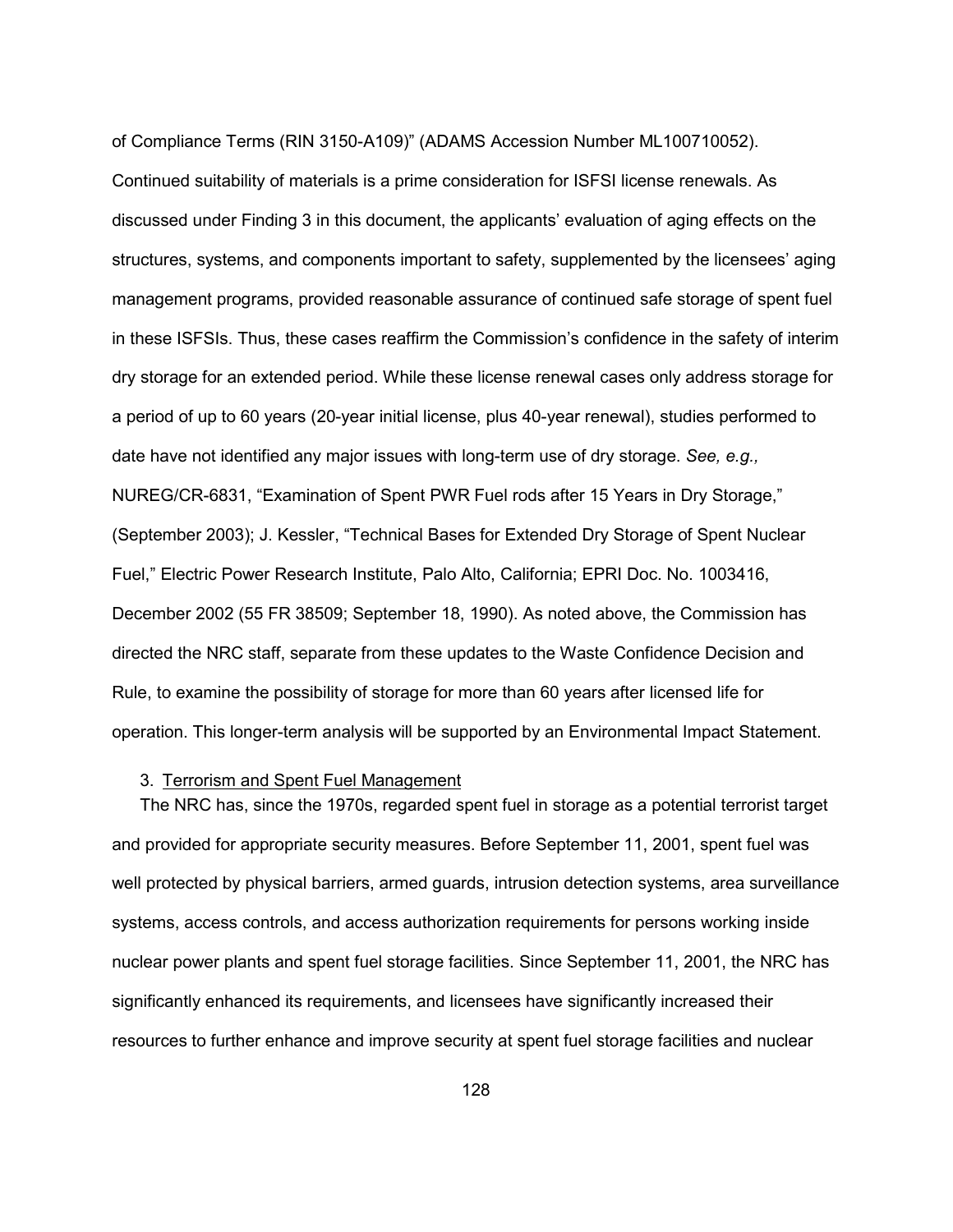of Compliance Terms (RIN 3150-A109)" (ADAMS Accession Number ML100710052). Continued suitability of materials is a prime consideration for ISFSI license renewals. As discussed under Finding 3 in this document, the applicants' evaluation of aging effects on the structures, systems, and components important to safety, supplemented by the licensees' aging management programs, provided reasonable assurance of continued safe storage of spent fuel in these ISFSIs. Thus, these cases reaffirm the Commission's confidence in the safety of interim dry storage for an extended period. While these license renewal cases only address storage for a period of up to 60 years (20-year initial license, plus 40-year renewal), studies performed to date have not identified any major issues with long-term use of dry storage. *See, e.g.,* NUREG/CR-6831, "Examination of Spent PWR Fuel rods after 15 Years in Dry Storage," (September 2003); J. Kessler, "Technical Bases for Extended Dry Storage of Spent Nuclear Fuel," Electric Power Research Institute, Palo Alto, California; EPRI Doc. No. 1003416, December 2002 (55 FR 38509; September 18, 1990). As noted above, the Commission has directed the NRC staff, separate from these updates to the Waste Confidence Decision and Rule, to examine the possibility of storage for more than 60 years after licensed life for operation. This longer-term analysis will be supported by an Environmental Impact Statement.

3. Terrorism and Spent Fuel Management

The NRC has, since the 1970s, regarded spent fuel in storage as a potential terrorist target and provided for appropriate security measures. Before September 11, 2001, spent fuel was well protected by physical barriers, armed guards, intrusion detection systems, area surveillance systems, access controls, and access authorization requirements for persons working inside nuclear power plants and spent fuel storage facilities. Since September 11, 2001, the NRC has significantly enhanced its requirements, and licensees have significantly increased their resources to further enhance and improve security at spent fuel storage facilities and nuclear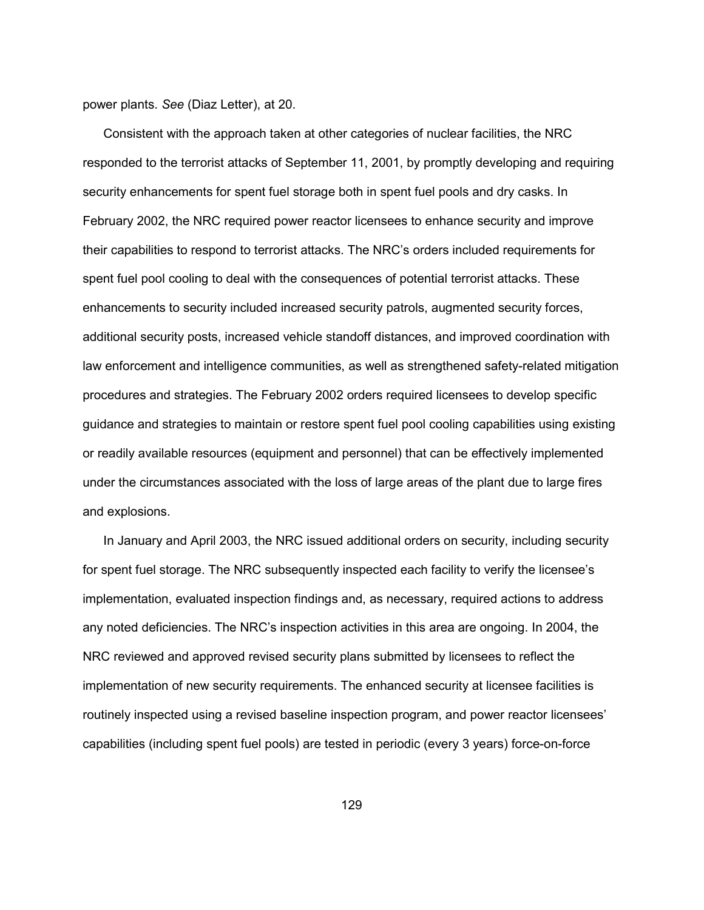power plants. *See* (Diaz Letter), at 20.

Consistent with the approach taken at other categories of nuclear facilities, the NRC responded to the terrorist attacks of September 11, 2001, by promptly developing and requiring security enhancements for spent fuel storage both in spent fuel pools and dry casks. In February 2002, the NRC required power reactor licensees to enhance security and improve their capabilities to respond to terrorist attacks. The NRC's orders included requirements for spent fuel pool cooling to deal with the consequences of potential terrorist attacks. These enhancements to security included increased security patrols, augmented security forces, additional security posts, increased vehicle standoff distances, and improved coordination with law enforcement and intelligence communities, as well as strengthened safety-related mitigation procedures and strategies. The February 2002 orders required licensees to develop specific guidance and strategies to maintain or restore spent fuel pool cooling capabilities using existing or readily available resources (equipment and personnel) that can be effectively implemented under the circumstances associated with the loss of large areas of the plant due to large fires and explosions.

In January and April 2003, the NRC issued additional orders on security, including security for spent fuel storage. The NRC subsequently inspected each facility to verify the licensee's implementation, evaluated inspection findings and, as necessary, required actions to address any noted deficiencies. The NRC's inspection activities in this area are ongoing. In 2004, the NRC reviewed and approved revised security plans submitted by licensees to reflect the implementation of new security requirements. The enhanced security at licensee facilities is routinely inspected using a revised baseline inspection program, and power reactor licensees' capabilities (including spent fuel pools) are tested in periodic (every 3 years) force-on-force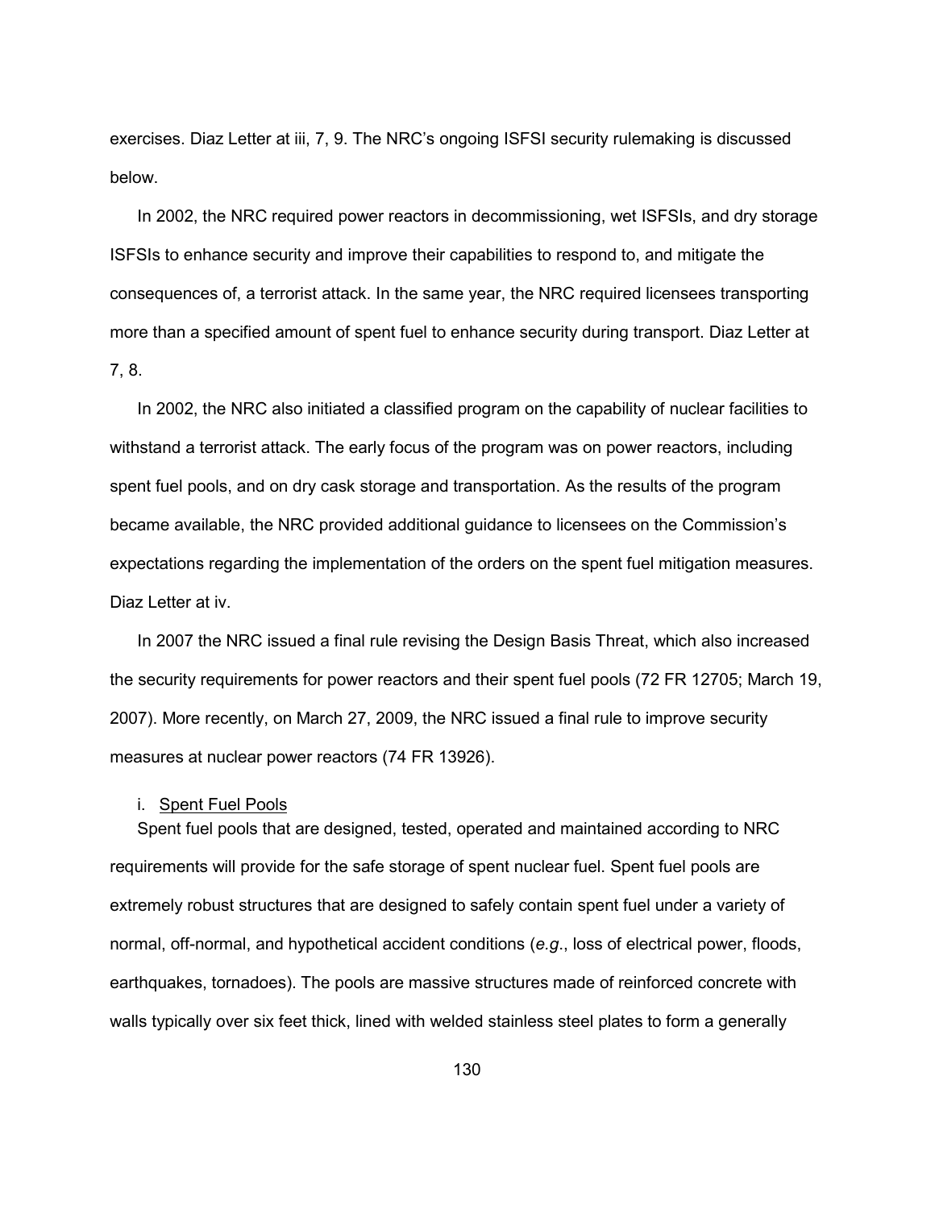exercises. Diaz Letter at iii, 7, 9. The NRC's ongoing ISFSI security rulemaking is discussed below.

In 2002, the NRC required power reactors in decommissioning, wet ISFSIs, and dry storage ISFSIs to enhance security and improve their capabilities to respond to, and mitigate the consequences of, a terrorist attack. In the same year, the NRC required licensees transporting more than a specified amount of spent fuel to enhance security during transport. Diaz Letter at 7, 8.

In 2002, the NRC also initiated a classified program on the capability of nuclear facilities to withstand a terrorist attack. The early focus of the program was on power reactors, including spent fuel pools, and on dry cask storage and transportation. As the results of the program became available, the NRC provided additional guidance to licensees on the Commission's expectations regarding the implementation of the orders on the spent fuel mitigation measures. Diaz Letter at iv.

In 2007 the NRC issued a final rule revising the Design Basis Threat, which also increased the security requirements for power reactors and their spent fuel pools (72 FR 12705; March 19, 2007). More recently, on March 27, 2009, the NRC issued a final rule to improve security measures at nuclear power reactors (74 FR 13926).

i. Spent Fuel Pools

Spent fuel pools that are designed, tested, operated and maintained according to NRC requirements will provide for the safe storage of spent nuclear fuel. Spent fuel pools are extremely robust structures that are designed to safely contain spent fuel under a variety of normal, off-normal, and hypothetical accident conditions (*e.g.*, loss of electrical power, floods, earthquakes, tornadoes). The pools are massive structures made of reinforced concrete with walls typically over six feet thick, lined with welded stainless steel plates to form a generally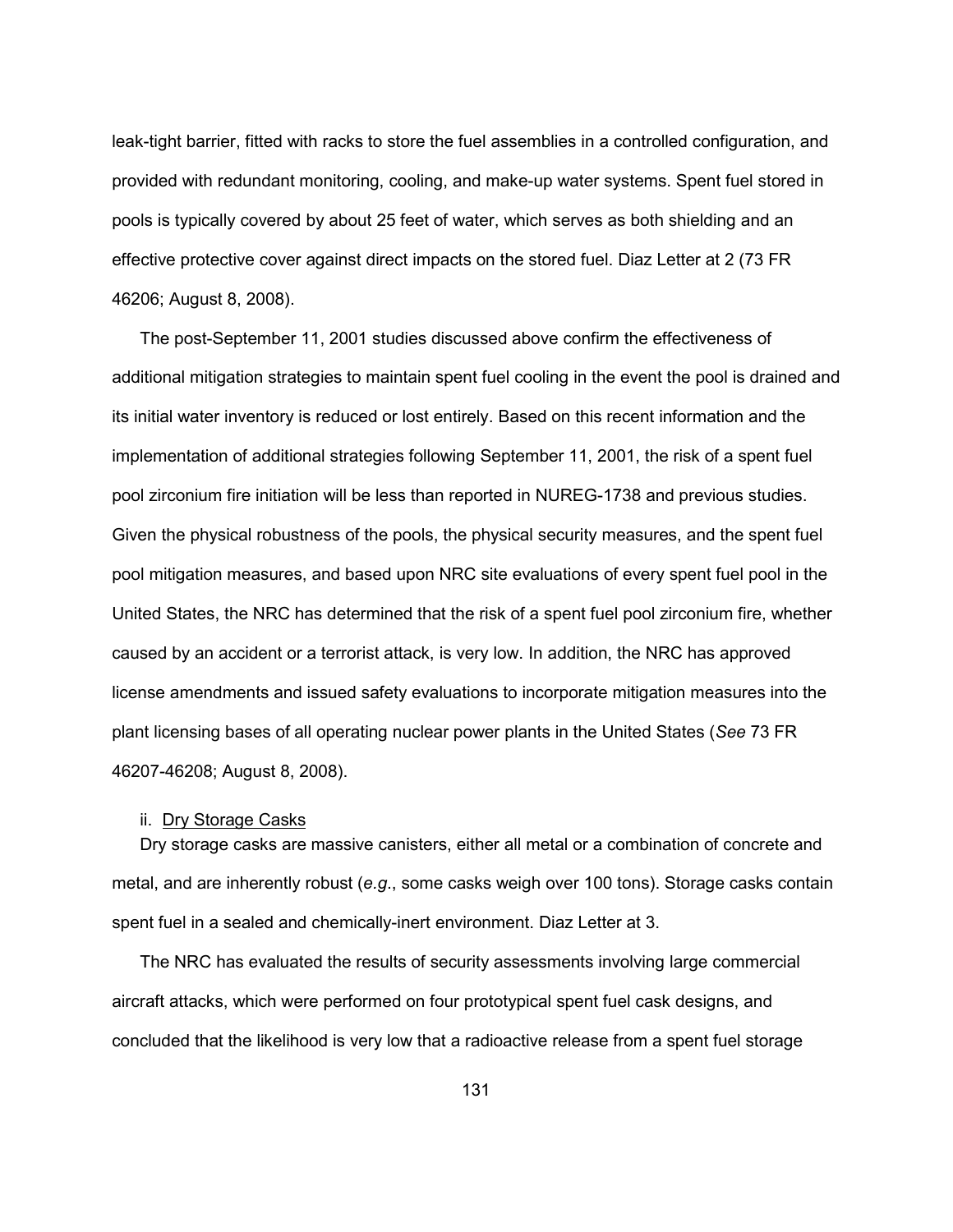leak-tight barrier, fitted with racks to store the fuel assemblies in a controlled configuration, and provided with redundant monitoring, cooling, and make-up water systems. Spent fuel stored in pools is typically covered by about 25 feet of water, which serves as both shielding and an effective protective cover against direct impacts on the stored fuel. Diaz Letter at 2 (73 FR 46206; August 8, 2008).

The post-September 11, 2001 studies discussed above confirm the effectiveness of additional mitigation strategies to maintain spent fuel cooling in the event the pool is drained and its initial water inventory is reduced or lost entirely. Based on this recent information and the implementation of additional strategies following September 11, 2001, the risk of a spent fuel pool zirconium fire initiation will be less than reported in NUREG-1738 and previous studies. Given the physical robustness of the pools, the physical security measures, and the spent fuel pool mitigation measures, and based upon NRC site evaluations of every spent fuel pool in the United States, the NRC has determined that the risk of a spent fuel pool zirconium fire, whether caused by an accident or a terrorist attack, is very low. In addition, the NRC has approved license amendments and issued safety evaluations to incorporate mitigation measures into the plant licensing bases of all operating nuclear power plants in the United States (*See* 73 FR 46207-46208; August 8, 2008).

ii. Dry Storage Casks

Dry storage casks are massive canisters, either all metal or a combination of concrete and metal, and are inherently robust (*e.g.*, some casks weigh over 100 tons). Storage casks contain spent fuel in a sealed and chemically-inert environment. Diaz Letter at 3.

The NRC has evaluated the results of security assessments involving large commercial aircraft attacks, which were performed on four prototypical spent fuel cask designs, and concluded that the likelihood is very low that a radioactive release from a spent fuel storage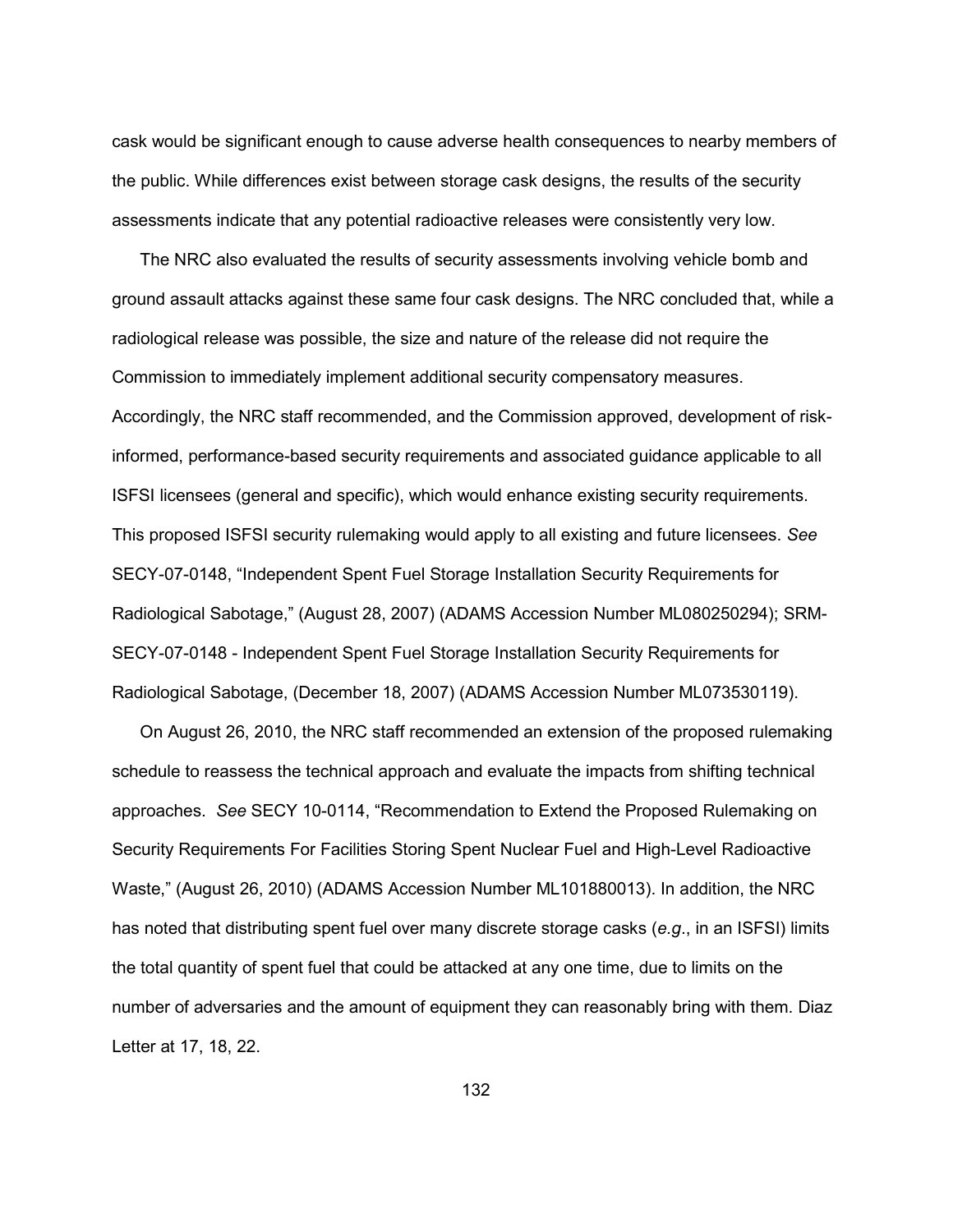cask would be significant enough to cause adverse health consequences to nearby members of the public. While differences exist between storage cask designs, the results of the security assessments indicate that any potential radioactive releases were consistently very low.

The NRC also evaluated the results of security assessments involving vehicle bomb and ground assault attacks against these same four cask designs. The NRC concluded that, while a radiological release was possible, the size and nature of the release did not require the Commission to immediately implement additional security compensatory measures. Accordingly, the NRC staff recommended, and the Commission approved, development of risk-informed, performance-based security requirements and associated guidance applicable to all ISFSI licensees (general and specific), which would enhance existing security requirements. This proposed ISFSI security rulemaking would apply to all existing and future licensees. *See* SECY-07-0148, "Independent Spent Fuel Storage Installation Security Requirements for Radiological Sabotage," (August 28, 2007) (ADAMS Accession Number ML080250294); SRM-SECY-07-0148 - Independent Spent Fuel Storage Installation Security Requirements for Radiological Sabotage, (December 18, 2007) (ADAMS Accession Number ML073530119).

On August 26, 2010, the NRC staff recommended an extension of the proposed rulemaking schedule to reassess the technical approach and evaluate the impacts from shifting technical approaches. *See* SECY 10-0114, "Recommendation to Extend the Proposed Rulemaking on Security Requirements For Facilities Storing Spent Nuclear Fuel and High-Level Radioactive Waste," (August 26, 2010) (ADAMS Accession Number ML101880013). In addition, the NRC has noted that distributing spent fuel over many discrete storage casks (*e.g*., in an ISFSI) limits the total quantity of spent fuel that could be attacked at any one time, due to limits on the number of adversaries and the amount of equipment they can reasonably bring with them. Diaz Letter at 17, 18, 22.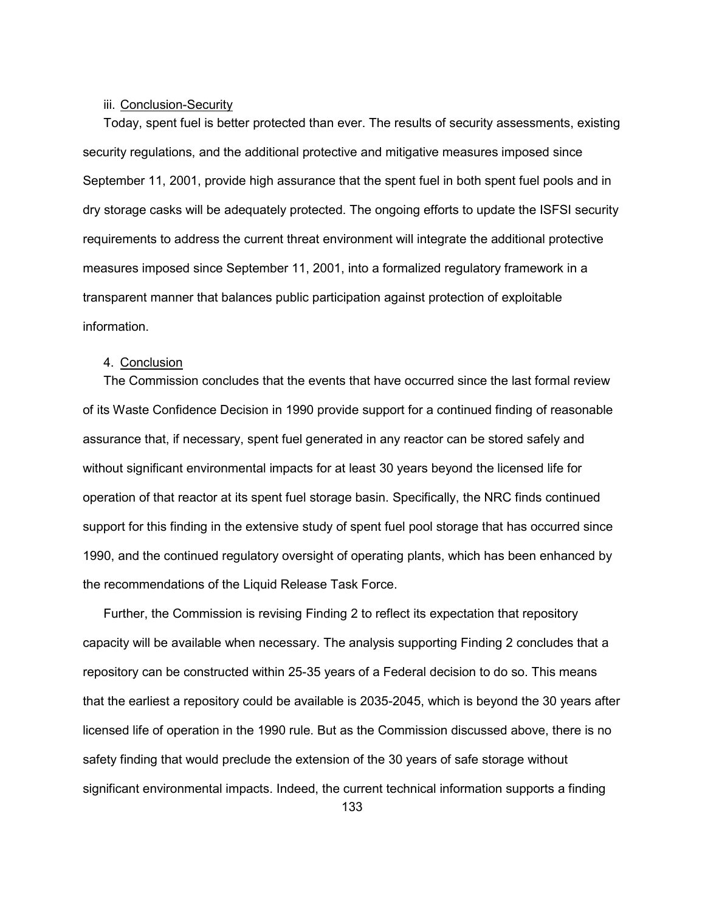iii. Conclusion-Security

Today, spent fuel is better protected than ever. The results of security assessments, existing security regulations, and the additional protective and mitigative measures imposed since September 11, 2001, provide high assurance that the spent fuel in both spent fuel pools and in dry storage casks will be adequately protected. The ongoing efforts to update the ISFSI security requirements to address the current threat environment will integrate the additional protective measures imposed since September 11, 2001, into a formalized regulatory framework in a transparent manner that balances public participation against protection of exploitable information.

4. Conclusion

The Commission concludes that the events that have occurred since the last formal review of its Waste Confidence Decision in 1990 provide support for a continued finding of reasonable assurance that, if necessary, spent fuel generated in any reactor can be stored safely and without significant environmental impacts for at least 30 years beyond the licensed life for operation of that reactor at its spent fuel storage basin. Specifically, the NRC finds continued support for this finding in the extensive study of spent fuel pool storage that has occurred since 1990, and the continued regulatory oversight of operating plants, which has been enhanced by the recommendations of the Liquid Release Task Force.

Further, the Commission is revising Finding 2 to reflect its expectation that repository capacity will be available when necessary. The analysis supporting Finding 2 concludes that a repository can be constructed within 25-35 years of a Federal decision to do so. This means that the earliest a repository could be available is 2035-2045, which is beyond the 30 years after licensed life of operation in the 1990 rule. But as the Commission discussed above, there is no safety finding that would preclude the extension of the 30 years of safe storage without significant environmental impacts. Indeed, the current technical information supports a finding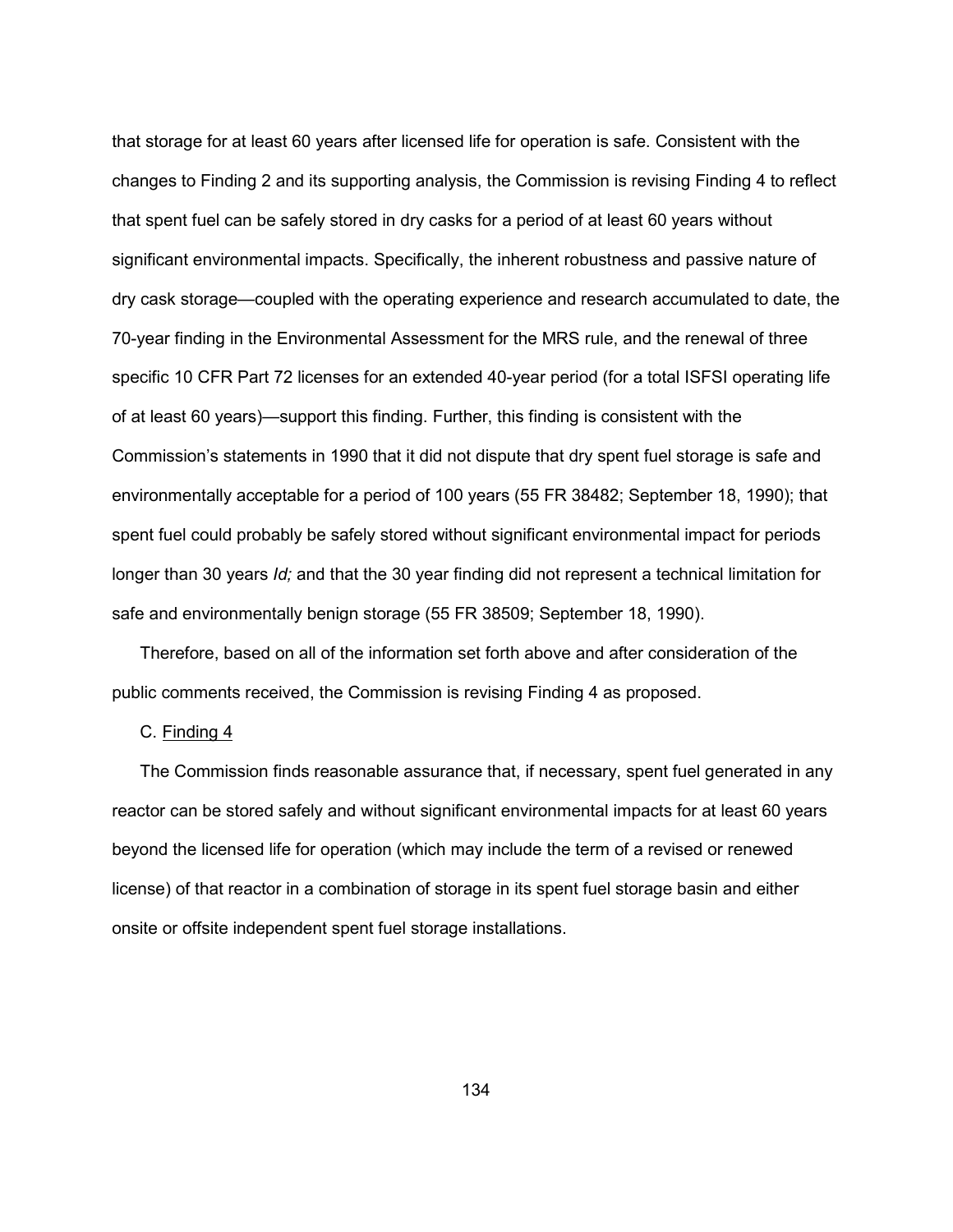that storage for at least 60 years after licensed life for operation is safe. Consistent with the changes to Finding 2 and its supporting analysis, the Commission is revising Finding 4 to reflect that spent fuel can be safely stored in dry casks for a period of at least 60 years without significant environmental impacts. Specifically, the inherent robustness and passive nature of dry cask storage—coupled with the operating experience and research accumulated to date, the 70-year finding in the Environmental Assessment for the MRS rule, and the renewal of three specific 10 CFR Part 72 licenses for an extended 40-year period (for a total ISFSI operating life of at least 60 years)—support this finding. Further, this finding is consistent with the Commission's statements in 1990 that it did not dispute that dry spent fuel storage is safe and environmentally acceptable for a period of 100 years (55 FR 38482; September 18, 1990); that spent fuel could probably be safely stored without significant environmental impact for periods longer than 30 years *Id;* and that the 30 year finding did not represent a technical limitation for safe and environmentally benign storage (55 FR 38509; September 18, 1990).

Therefore, based on all of the information set forth above and after consideration of the public comments received, the Commission is revising Finding 4 as proposed.

C. Finding 4

The Commission finds reasonable assurance that, if necessary, spent fuel generated in any reactor can be stored safely and without significant environmental impacts for at least 60 years beyond the licensed life for operation (which may include the term of a revised or renewed license) of that reactor in a combination of storage in its spent fuel storage basin and either onsite or offsite independent spent fuel storage installations.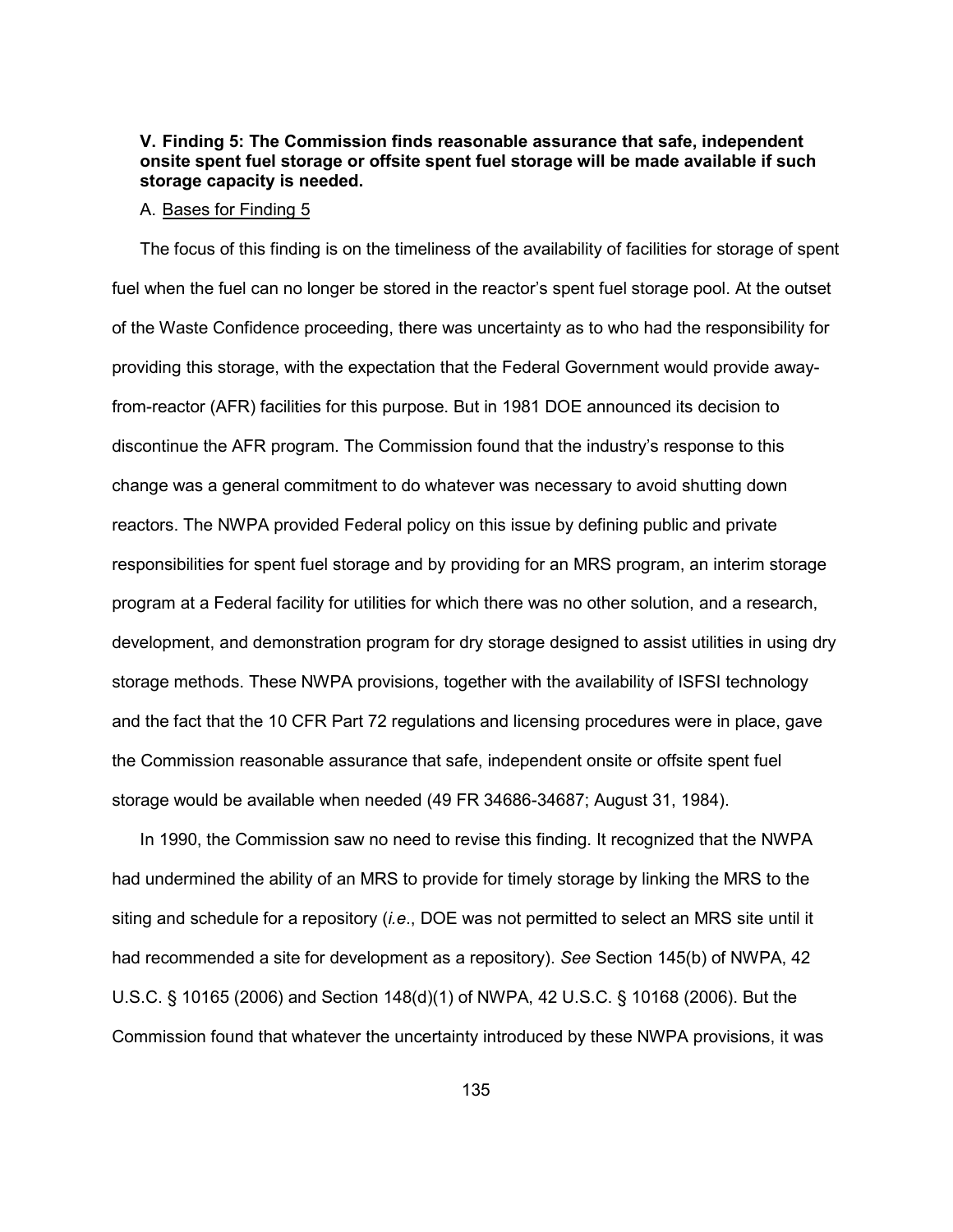## V. Finding 5: The Commission finds reasonable assurance that safe, independent onsite spent fuel storage or offsite spent fuel storage will be made available if such storage capacity is needed.

### A. Bases for Finding 5

The focus of this finding is on the timeliness of the availability of facilities for storage of spent fuel when the fuel can no longer be stored in the reactor's spent fuel storage pool. At the outset of the Waste Confidence proceeding, there was uncertainty as to who had the responsibility for providing this storage, with the expectation that the Federal Government would provide away-from-reactor (AFR) facilities for this purpose. But in 1981 DOE announced its decision to discontinue the AFR program. The Commission found that the industry's response to this change was a general commitment to do whatever was necessary to avoid shutting down reactors. The NWPA provided Federal policy on this issue by defining public and private responsibilities for spent fuel storage and by providing for an MRS program, an interim storage program at a Federal facility for utilities for which there was no other solution, and a research, development, and demonstration program for dry storage designed to assist utilities in using dry storage methods. These NWPA provisions, together with the availability of ISFSI technology and the fact that the 10 CFR Part 72 regulations and licensing procedures were in place, gave the Commission reasonable assurance that safe, independent onsite or offsite spent fuel storage would be available when needed (49 FR 34686-34687; August 31, 1984).

In 1990, the Commission saw no need to revise this finding. It recognized that the NWPA had undermined the ability of an MRS to provide for timely storage by linking the MRS to the siting and schedule for a repository (*i.e.*, DOE was not permitted to select an MRS site until it had recommended a site for development as a repository). *See* Section 145(b) of NWPA, 42 U.S.C. § 10165 (2006) and Section 148(d)(1) of NWPA, 42 U.S.C. § 10168 (2006). But the Commission found that whatever the uncertainty introduced by these NWPA provisions, it was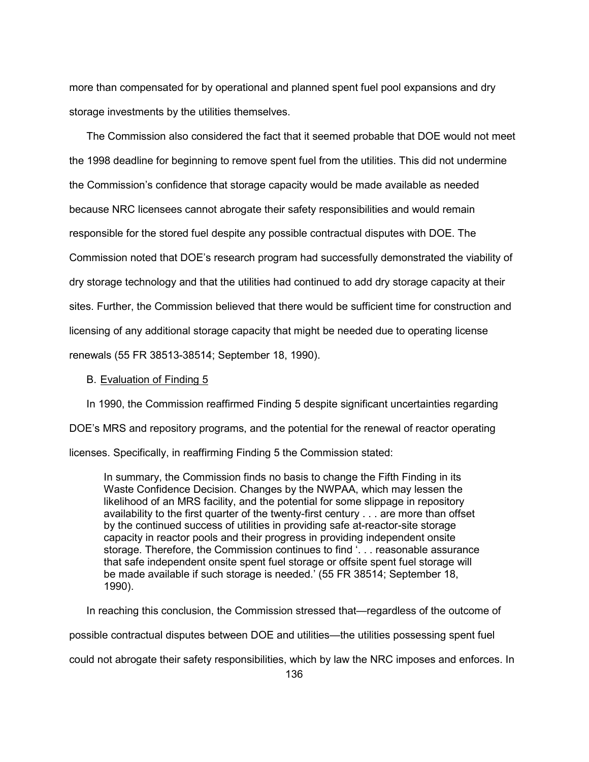more than compensated for by operational and planned spent fuel pool expansions and dry storage investments by the utilities themselves.

The Commission also considered the fact that it seemed probable that DOE would not meet the 1998 deadline for beginning to remove spent fuel from the utilities. This did not undermine the Commission's confidence that storage capacity would be made available as needed because NRC licensees cannot abrogate their safety responsibilities and would remain responsible for the stored fuel despite any possible contractual disputes with DOE. The Commission noted that DOE's research program had successfully demonstrated the viability of dry storage technology and that the utilities had continued to add dry storage capacity at their sites. Further, the Commission believed that there would be sufficient time for construction and licensing of any additional storage capacity that might be needed due to operating license renewals (55 FR 38513-38514; September 18, 1990).

B. <u>Evaluation of Finding 5</u>

In 1990, the Commission reaffirmed Finding 5 despite significant uncertainties regarding DOE's MRS and repository programs, and the potential for the renewal of reactor operating licenses. Specifically, in reaffirming Finding 5 the Commission stated:

> In summary, the Commission finds no basis to change the Fifth Finding in its Waste Confidence Decision. Changes by the NWPAA, which may lessen the likelihood of an MRS facility, and the potential for some slippage in repository availability to the first quarter of the twenty-first century . . . are more than offset by the continued success of utilities in providing safe at-reactor-site storage capacity in reactor pools and their progress in providing independent onsite storage. Therefore, the Commission continues to find '. . . reasonable assurance that safe independent onsite spent fuel storage or offsite spent fuel storage will be made available if such storage is needed.' (55 FR 38514; September 18, 1990).

In reaching this conclusion, the Commission stressed that—regardless of the outcome of possible contractual disputes between DOE and utilities—the utilities possessing spent fuel could not abrogate their safety responsibilities, which by law the NRC imposes and enforces. In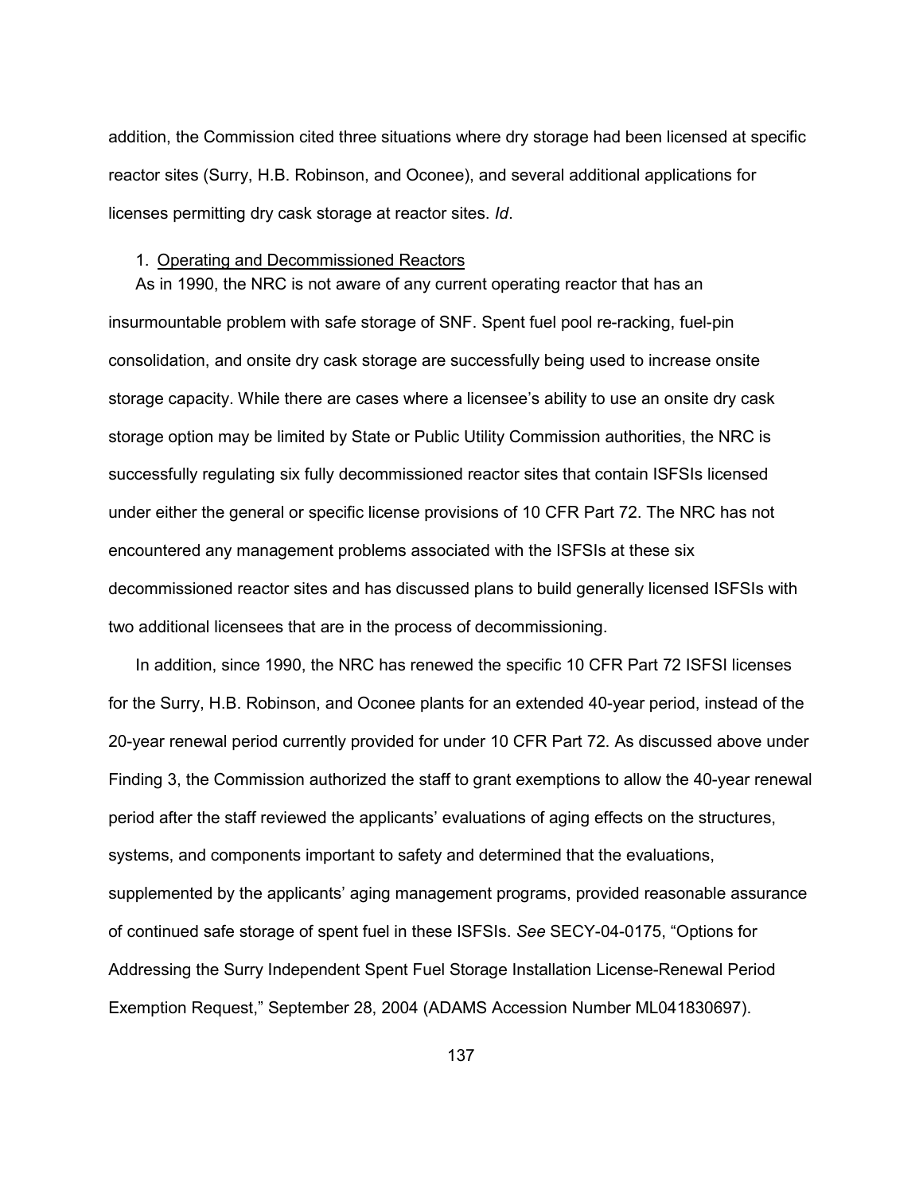addition, the Commission cited three situations where dry storage had been licensed at specific reactor sites (Surry, H.B. Robinson, and Oconee), and several additional applications for licenses permitting dry cask storage at reactor sites. *Id*.

1. <u>Operating and Decommissioned Reactors</u>

As in 1990, the NRC is not aware of any current operating reactor that has an insurmountable problem with safe storage of SNF. Spent fuel pool re-racking, fuel-pin consolidation, and onsite dry cask storage are successfully being used to increase onsite storage capacity. While there are cases where a licensee's ability to use an onsite dry cask storage option may be limited by State or Public Utility Commission authorities, the NRC is successfully regulating six fully decommissioned reactor sites that contain ISFSIs licensed under either the general or specific license provisions of 10 CFR Part 72. The NRC has not encountered any management problems associated with the ISFSIs at these six decommissioned reactor sites and has discussed plans to build generally licensed ISFSIs with two additional licensees that are in the process of decommissioning.

In addition, since 1990, the NRC has renewed the specific 10 CFR Part 72 ISFSI licenses for the Surry, H.B. Robinson, and Oconee plants for an extended 40-year period, instead of the 20-year renewal period currently provided for under 10 CFR Part 72. As discussed above under Finding 3, the Commission authorized the staff to grant exemptions to allow the 40-year renewal period after the staff reviewed the applicants' evaluations of aging effects on the structures, systems, and components important to safety and determined that the evaluations, supplemented by the applicants' aging management programs, provided reasonable assurance of continued safe storage of spent fuel in these ISFSIs. *See* SECY-04-0175, "Options for Addressing the Surry Independent Spent Fuel Storage Installation License-Renewal Period Exemption Request," September 28, 2004 (ADAMS Accession Number ML041830697).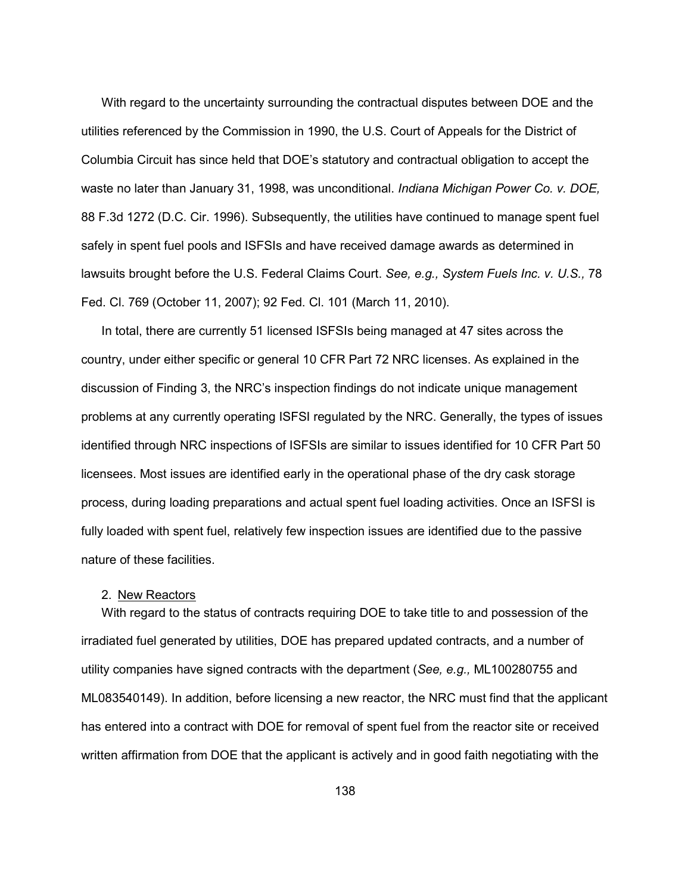With regard to the uncertainty surrounding the contractual disputes between DOE and the utilities referenced by the Commission in 1990, the U.S. Court of Appeals for the District of Columbia Circuit has since held that DOE's statutory and contractual obligation to accept the waste no later than January 31, 1998, was unconditional. *Indiana Michigan Power Co. v. DOE,* 88 F.3d 1272 (D.C. Cir. 1996). Subsequently, the utilities have continued to manage spent fuel safely in spent fuel pools and ISFSIs and have received damage awards as determined in lawsuits brought before the U.S. Federal Claims Court. *See, e.g., System Fuels Inc. v. U.S.,* 78 Fed. Cl. 769 (October 11, 2007); 92 Fed. Cl. 101 (March 11, 2010).

In total, there are currently 51 licensed ISFSIs being managed at 47 sites across the country, under either specific or general 10 CFR Part 72 NRC licenses. As explained in the discussion of Finding 3, the NRC's inspection findings do not indicate unique management problems at any currently operating ISFSI regulated by the NRC. Generally, the types of issues identified through NRC inspections of ISFSIs are similar to issues identified for 10 CFR Part 50 licensees. Most issues are identified early in the operational phase of the dry cask storage process, during loading preparations and actual spent fuel loading activities. Once an ISFSI is fully loaded with spent fuel, relatively few inspection issues are identified due to the passive nature of these facilities.

2. <u>New Reactors</u>

With regard to the status of contracts requiring DOE to take title to and possession of the irradiated fuel generated by utilities, DOE has prepared updated contracts, and a number of utility companies have signed contracts with the department (*See, e.g.,* ML100280755 and ML083540149). In addition, before licensing a new reactor, the NRC must find that the applicant has entered into a contract with DOE for removal of spent fuel from the reactor site or received written affirmation from DOE that the applicant is actively and in good faith negotiating with the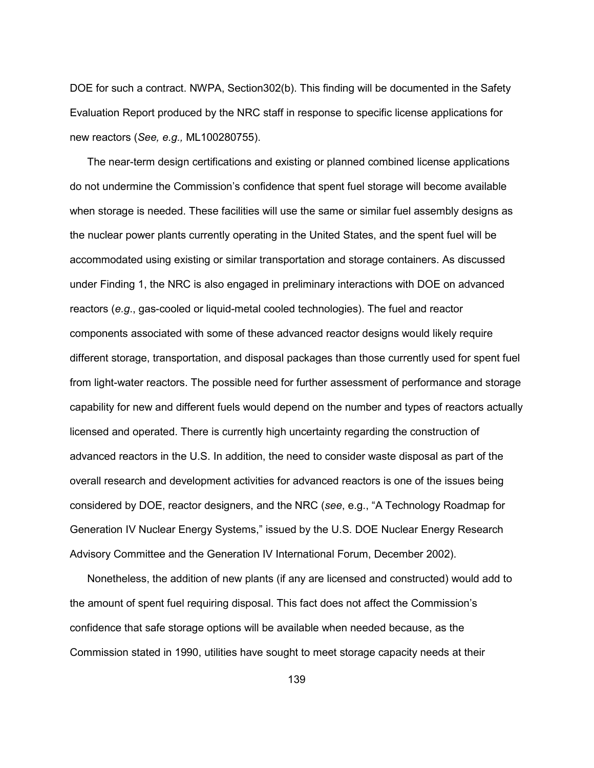DOE for such a contract. NWPA, Section302(b). This finding will be documented in the Safety Evaluation Report produced by the NRC staff in response to specific license applications for new reactors (*See, e.g.,* ML100280755).

The near-term design certifications and existing or planned combined license applications do not undermine the Commission's confidence that spent fuel storage will become available when storage is needed. These facilities will use the same or similar fuel assembly designs as the nuclear power plants currently operating in the United States, and the spent fuel will be accommodated using existing or similar transportation and storage containers. As discussed under Finding 1, the NRC is also engaged in preliminary interactions with DOE on advanced reactors (*e.g*., gas-cooled or liquid-metal cooled technologies). The fuel and reactor components associated with some of these advanced reactor designs would likely require different storage, transportation, and disposal packages than those currently used for spent fuel from light-water reactors. The possible need for further assessment of performance and storage capability for new and different fuels would depend on the number and types of reactors actually licensed and operated. There is currently high uncertainty regarding the construction of advanced reactors in the U.S. In addition, the need to consider waste disposal as part of the overall research and development activities for advanced reactors is one of the issues being considered by DOE, reactor designers, and the NRC (*see*, e.g., "A Technology Roadmap for Generation IV Nuclear Energy Systems," issued by the U.S. DOE Nuclear Energy Research Advisory Committee and the Generation IV International Forum, December 2002).

Nonetheless, the addition of new plants (if any are licensed and constructed) would add to the amount of spent fuel requiring disposal. This fact does not affect the Commission's confidence that safe storage options will be available when needed because, as the Commission stated in 1990, utilities have sought to meet storage capacity needs at their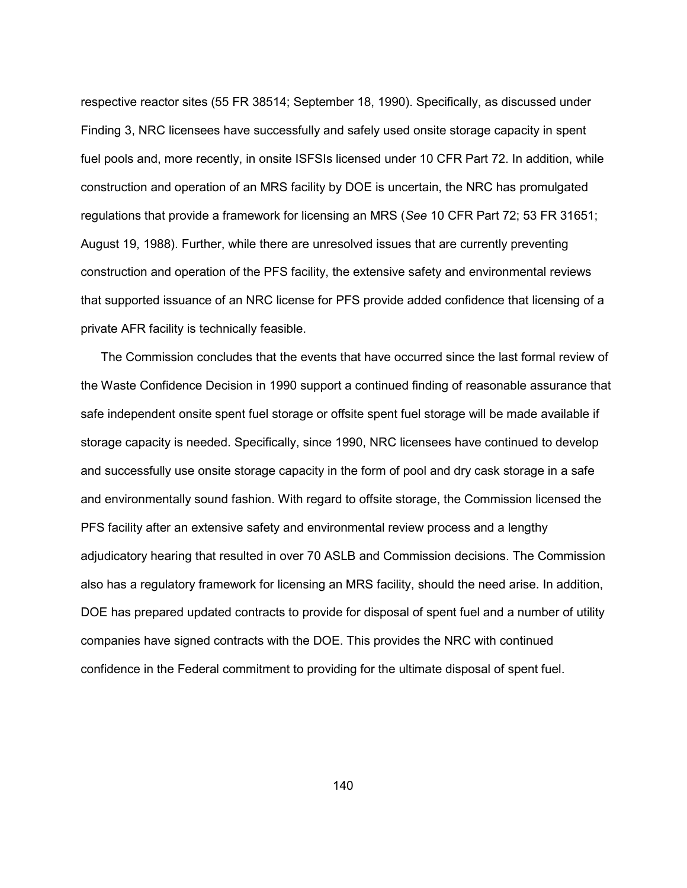respective reactor sites (55 FR 38514; September 18, 1990). Specifically, as discussed under Finding 3, NRC licensees have successfully and safely used onsite storage capacity in spent fuel pools and, more recently, in onsite ISFSIs licensed under 10 CFR Part 72. In addition, while construction and operation of an MRS facility by DOE is uncertain, the NRC has promulgated regulations that provide a framework for licensing an MRS (*See* 10 CFR Part 72; 53 FR 31651; August 19, 1988). Further, while there are unresolved issues that are currently preventing construction and operation of the PFS facility, the extensive safety and environmental reviews that supported issuance of an NRC license for PFS provide added confidence that licensing of a private AFR facility is technically feasible.

The Commission concludes that the events that have occurred since the last formal review of the Waste Confidence Decision in 1990 support a continued finding of reasonable assurance that safe independent onsite spent fuel storage or offsite spent fuel storage will be made available if storage capacity is needed. Specifically, since 1990, NRC licensees have continued to develop and successfully use onsite storage capacity in the form of pool and dry cask storage in a safe and environmentally sound fashion. With regard to offsite storage, the Commission licensed the PFS facility after an extensive safety and environmental review process and a lengthy adjudicatory hearing that resulted in over 70 ASLB and Commission decisions. The Commission also has a regulatory framework for licensing an MRS facility, should the need arise. In addition, DOE has prepared updated contracts to provide for disposal of spent fuel and a number of utility companies have signed contracts with the DOE. This provides the NRC with continued confidence in the Federal commitment to providing for the ultimate disposal of spent fuel.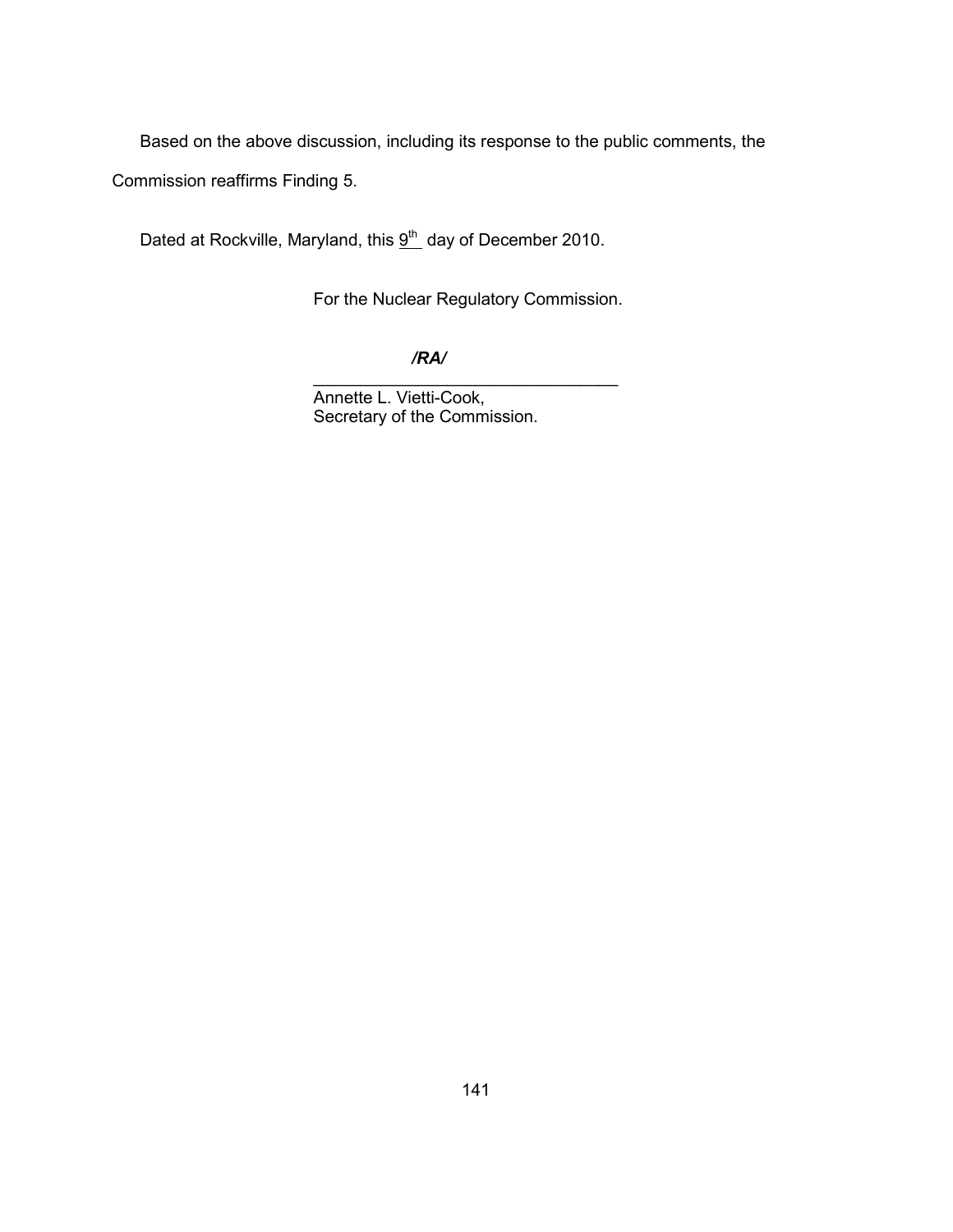Based on the above discussion, including its response to the public comments, the Commission reaffirms Finding 5.

Dated at Rockville, Maryland, this 9th day of December 2010.

For the Nuclear Regulatory Commission.

*/RA/*

\_\_\_\_\_\_\_\_\_\_\_\_\_\_\_\_\_\_\_\_\_\_\_\_\_\_\_\_\_\_\_\_

Annette L. Vietti-Cook,
Secretary of the Commission.